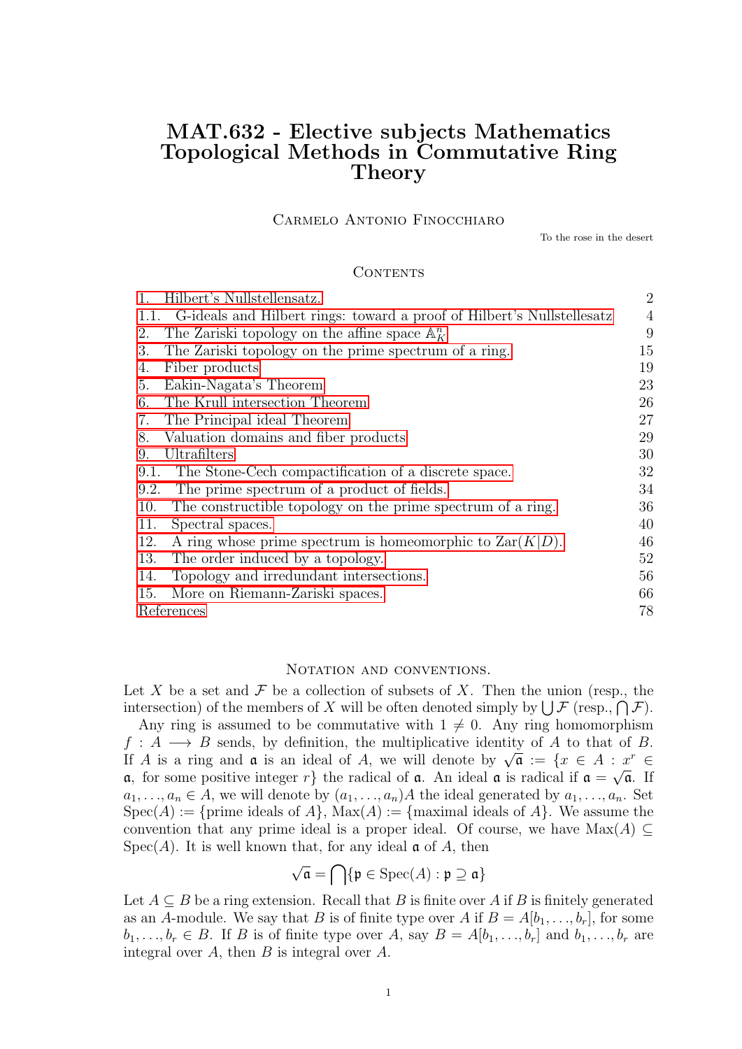# MAT.632 - Elective subjects Mathematics Topological Methods in Commutative Ring Theory

Carmelo Antonio Finocchiaro

To the rose in the desert

## Contents

| | |
|---|---|
| 1. Hilbert's Nullstellensatz. | 2 |
| 1.1. G-ideals and Hilbert rings: toward a proof of Hilbert's Nullstellesatz | 4 |
| 2. The Zariski topology on the affine space $\mathbb{A}^n_K$ | 9 |
| 3. The Zariski topology on the prime spectrum of a ring. | 15 |
| 4. Fiber products | 19 |
| 5. Eakin-Nagata's Theorem | 23 |
| 6. The Krull intersection Theorem | 26 |
| 7. The Principal ideal Theorem | 27 |
| 8. Valuation domains and fiber products | 29 |
| 9. Ultrafilters | 30 |
| 9.1. The Stone-Cech compactification of a discrete space. | 32 |
| 9.2. The prime spectrum of a product of fields. | 34 |
| 10. The constructible topology on the prime spectrum of a ring. | 36 |
| 11. Spectral spaces. | 40 |
| 12. A ring whose prime spectrum is homeomorphic to $\mathrm{Zar}(K\|D)$. | 46 |
| 13. The order induced by a topology. | 52 |
| 14. Topology and irredundant intersections. | 56 |
| 15. More on Riemann-Zariski spaces. | 66 |
| References | 78 |

## Notation and conventions.

Let $X$ be a set and $\mathcal{F}$ be a collection of subsets of $X$. Then the union (resp., the intersection) of the members of $X$ will be often denoted simply by $\bigcup \mathcal{F}$ (resp., $\bigcap \mathcal{F}$).

Any ring is assumed to be commutative with $1 \neq 0$. Any ring homomorphism $f : A \longrightarrow B$ sends, by definition, the multiplicative identity of $A$ to that of $B$. If $A$ is a ring and $\mathfrak{a}$ is an ideal of $A$, we will denote by $\sqrt{\mathfrak{a}} := \{x \in A : x^r \in \mathfrak{a}$, for some positive integer $r\}$ the radical of $\mathfrak{a}$. An ideal $\mathfrak{a}$ is radical if $\mathfrak{a} = \sqrt{\mathfrak{a}}$. If $a_1, \ldots, a_n \in A$, we will denote by $(a_1, \ldots, a_n)A$ the ideal generated by $a_1, \ldots, a_n$. Set $\mathrm{Spec}(A) := \{$prime ideals of $A\}$, $\mathrm{Max}(A) := \{$maximal ideals of $A\}$. We assume the convention that any prime ideal is a proper ideal. Of course, we have $\mathrm{Max}(A) \subseteq \mathrm{Spec}(A)$. It is well known that, for any ideal $\mathfrak{a}$ of $A$, then

$$\sqrt{\mathfrak{a}} = \bigcap \{\mathfrak{p} \in \mathrm{Spec}(A) : \mathfrak{p} \supseteq \mathfrak{a}\}$$

Let $A \subseteq B$ be a ring extension. Recall that $B$ is finite over $A$ if $B$ is finitely generated as an $A$-module. We say that $B$ is of finite type over $A$ if $B = A[b_1, \ldots, b_r]$, for some $b_1, \ldots, b_r \in B$. If $B$ is of finite type over $A$, say $B = A[b_1, \ldots, b_r]$ and $b_1, \ldots, b_r$ are integral over $A$, then $B$ is integral over $A$.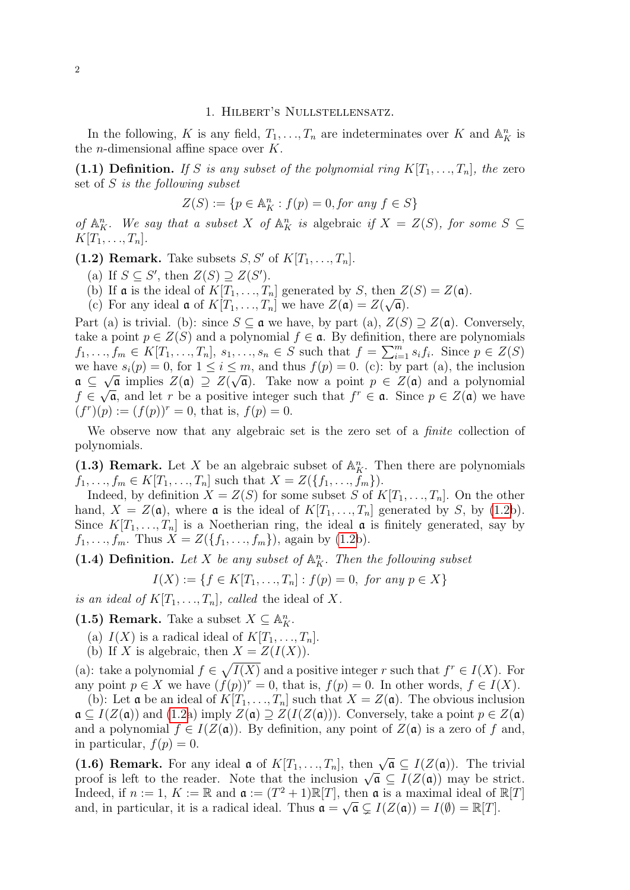## 1. Hilbert's Nullstellensatz.

In the following, $K$ is any field, $T_1, \ldots, T_n$ are indeterminates over $K$ and $\mathbb{A}^n_K$ is the $n$-dimensional affine space over $K$.

**(1.1) Definition.** *If $S$ is any subset of the polynomial ring $K[T_1, \ldots, T_n]$, the* zero set of $S$ *is the following subset*

$$Z(S) := \{p \in \mathbb{A}^n_K : f(p) = 0, \textit{for any } f \in S\}$$

*of $\mathbb{A}^n_K$. We say that a subset $X$ of $\mathbb{A}^n_K$ is* algebraic *if $X = Z(S)$, for some $S \subseteq K[T_1, \ldots, T_n]$.*

**(1.2) Remark.** Take subsets $S, S'$ of $K[T_1, \ldots, T_n]$.

(a) If $S \subseteq S'$, then $Z(S) \supseteq Z(S')$.
(b) If $\mathfrak{a}$ is the ideal of $K[T_1, \ldots, T_n]$ generated by $S$, then $Z(S) = Z(\mathfrak{a})$.
(c) For any ideal $\mathfrak{a}$ of $K[T_1, \ldots, T_n]$ we have $Z(\mathfrak{a}) = Z(\sqrt{\mathfrak{a}})$.

Part (a) is trivial. (b): since $S \subseteq \mathfrak{a}$ we have, by part (a), $Z(S) \supseteq Z(\mathfrak{a})$. Conversely, take a point $p \in Z(S)$ and a polynomial $f \in \mathfrak{a}$. By definition, there are polynomials $f_1, \ldots, f_m \in K[T_1, \ldots, T_n]$, $s_1, \ldots, s_n \in S$ such that $f = \sum_{i=1}^m s_i f_i$. Since $p \in Z(S)$ we have $s_i(p) = 0$, for $1 \leq i \leq m$, and thus $f(p) = 0$. (c): by part (a), the inclusion $\mathfrak{a} \subseteq \sqrt{\mathfrak{a}}$ implies $Z(\mathfrak{a}) \supseteq Z(\sqrt{\mathfrak{a}})$. Take now a point $p \in Z(\mathfrak{a})$ and a polynomial $f \in \sqrt{\mathfrak{a}}$, and let $r$ be a positive integer such that $f^r \in \mathfrak{a}$. Since $p \in Z(\mathfrak{a})$ we have $(f^r)(p) := (f(p))^r = 0$, that is, $f(p) = 0$.

We observe now that any algebraic set is the zero set of a *finite* collection of polynomials.

**(1.3) Remark.** Let $X$ be an algebraic subset of $\mathbb{A}^n_K$. Then there are polynomials $f_1, \ldots, f_m \in K[T_1, \ldots, T_n]$ such that $X = Z(\{f_1, \ldots, f_m\})$.

Indeed, by definition $X = Z(S)$ for some subset $S$ of $K[T_1, \ldots, T_n]$. On the other hand, $X = Z(\mathfrak{a})$, where $\mathfrak{a}$ is the ideal of $K[T_1, \ldots, T_n]$ generated by $S$, by (1.2b). Since $K[T_1, \ldots, T_n]$ is a Noetherian ring, the ideal $\mathfrak{a}$ is finitely generated, say by $f_1, \ldots, f_m$. Thus $X = Z(\{f_1, \ldots, f_m\})$, again by (1.2b).

**(1.4) Definition.** *Let $X$ be any subset of $\mathbb{A}^n_K$. Then the following subset*

$$I(X) := \{f \in K[T_1, \ldots, T_n] : f(p) = 0, \textit{ for any } p \in X\}$$

*is an ideal of $K[T_1, \ldots, T_n]$, called* the ideal of $X$.

**(1.5) Remark.** Take a subset $X \subseteq \mathbb{A}^n_K$.

(a) $I(X)$ is a radical ideal of $K[T_1, \ldots, T_n]$.
(b) If $X$ is algebraic, then $X = Z(I(X))$.

(a): take a polynomial $f \in \sqrt{I(X)}$ and a positive integer $r$ such that $f^r \in I(X)$. For any point $p \in X$ we have $(f(p))^r = 0$, that is, $f(p) = 0$. In other words, $f \in I(X)$.

(b): Let $\mathfrak{a}$ be an ideal of $K[T_1, \ldots, T_n]$ such that $X = Z(\mathfrak{a})$. The obvious inclusion $\mathfrak{a} \subseteq I(Z(\mathfrak{a}))$ and (1.2a) imply $Z(\mathfrak{a}) \supseteq Z(I(Z(\mathfrak{a})))$. Conversely, take a point $p \in Z(\mathfrak{a})$ and a polynomial $f \in I(Z(\mathfrak{a}))$. By definition, any point of $Z(\mathfrak{a})$ is a zero of $f$ and, in particular, $f(p) = 0$.

**(1.6) Remark.** For any ideal $\mathfrak{a}$ of $K[T_1, \ldots, T_n]$, then $\sqrt{\mathfrak{a}} \subseteq I(Z(\mathfrak{a}))$. The trivial proof is left to the reader. Note that the inclusion $\sqrt{\mathfrak{a}} \subseteq I(Z(\mathfrak{a}))$ may be strict. Indeed, if $n := 1$, $K := \mathbb{R}$ and $\mathfrak{a} := (T^2 + 1)\mathbb{R}[T]$, then $\mathfrak{a}$ is a maximal ideal of $\mathbb{R}[T]$ and, in particular, it is a radical ideal. Thus $\mathfrak{a} = \sqrt{\mathfrak{a}} \subsetneq I(Z(\mathfrak{a})) = I(\emptyset) = \mathbb{R}[T]$.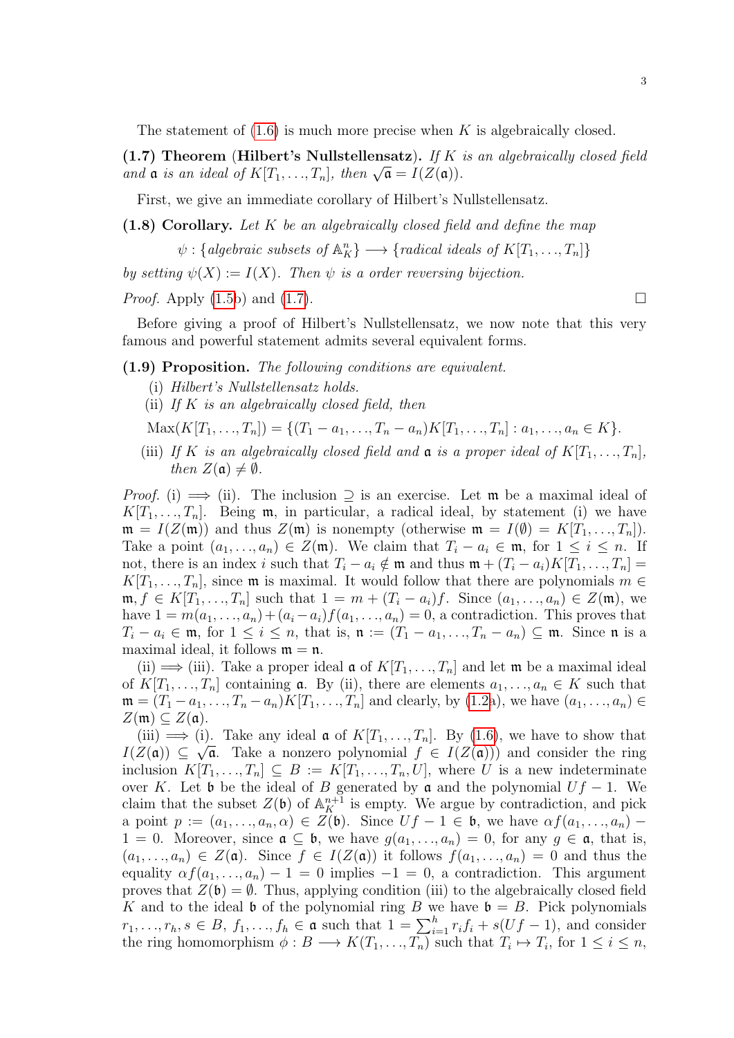The statement of (1.6) is much more precise when $K$ is algebraically closed.

**(1.7) Theorem (Hilbert's Nullstellensatz).** *If $K$ is an algebraically closed field and $\mathfrak{a}$ is an ideal of $K[T_1, \ldots, T_n]$, then $\sqrt{\mathfrak{a}} = I(Z(\mathfrak{a}))$.*

First, we give an immediate corollary of Hilbert's Nullstellensatz.

**(1.8) Corollary.** *Let $K$ be an algebraically closed field and define the map*

$$\psi : \{\textit{algebraic subsets of } \mathbb{A}^n_K\} \longrightarrow \{\textit{radical ideals of } K[T_1, \ldots, T_n]\}$$

*by setting $\psi(X) := I(X)$. Then $\psi$ is a order reversing bijection.*

*Proof.* Apply (1.5b) and (1.7). $\square$

Before giving a proof of Hilbert's Nullstellensatz, we now note that this very famous and powerful statement admits several equivalent forms.

**(1.9) Proposition.** *The following conditions are equivalent.*

(i) *Hilbert's Nullstellensatz holds.*

(ii) *If $K$ is an algebraically closed field, then*

$$\operatorname{Max}(K[T_1, \ldots, T_n]) = \{(T_1 - a_1, \ldots, T_n - a_n)K[T_1, \ldots, T_n] : a_1, \ldots, a_n \in K\}.$$

(iii) *If $K$ is an algebraically closed field and $\mathfrak{a}$ is a proper ideal of $K[T_1, \ldots, T_n]$, then $Z(\mathfrak{a}) \neq \emptyset$.*

*Proof.* (i) $\implies$ (ii). The inclusion $\supseteq$ is an exercise. Let $\mathfrak{m}$ be a maximal ideal of $K[T_1, \ldots, T_n]$. Being $\mathfrak{m}$, in particular, a radical ideal, by statement (i) we have $\mathfrak{m} = I(Z(\mathfrak{m}))$ and thus $Z(\mathfrak{m})$ is nonempty (otherwise $\mathfrak{m} = I(\emptyset) = K[T_1, \ldots, T_n]$). Take a point $(a_1, \ldots, a_n) \in Z(\mathfrak{m})$. We claim that $T_i - a_i \in \mathfrak{m}$, for $1 \leq i \leq n$. If not, there is an index $i$ such that $T_i - a_i \notin \mathfrak{m}$ and thus $\mathfrak{m} + (T_i - a_i)K[T_1, \ldots, T_n] = K[T_1, \ldots, T_n]$, since $\mathfrak{m}$ is maximal. It would follow that there are polynomials $m \in \mathfrak{m}, f \in K[T_1, \ldots, T_n]$ such that $1 = m + (T_i - a_i)f$. Since $(a_1, \ldots, a_n) \in Z(\mathfrak{m})$, we have $1 = m(a_1, \ldots, a_n) + (a_i - a_i)f(a_1, \ldots, a_n) = 0$, a contradiction. This proves that $T_i - a_i \in \mathfrak{m}$, for $1 \leq i \leq n$, that is, $\mathfrak{n} := (T_1 - a_1, \ldots, T_n - a_n) \subseteq \mathfrak{m}$. Since $\mathfrak{n}$ is a maximal ideal, it follows $\mathfrak{m} = \mathfrak{n}$.

(ii) $\implies$ (iii). Take a proper ideal $\mathfrak{a}$ of $K[T_1, \ldots, T_n]$ and let $\mathfrak{m}$ be a maximal ideal of $K[T_1, \ldots, T_n]$ containing $\mathfrak{a}$. By (ii), there are elements $a_1, \ldots, a_n \in K$ such that $\mathfrak{m} = (T_1 - a_1, \ldots, T_n - a_n)K[T_1, \ldots, T_n]$ and clearly, by (1.2a), we have $(a_1, \ldots, a_n) \in Z(\mathfrak{m}) \subseteq Z(\mathfrak{a})$.

(iii) $\implies$ (i). Take any ideal $\mathfrak{a}$ of $K[T_1, \ldots, T_n]$. By (1.6), we have to show that $I(Z(\mathfrak{a})) \subseteq \sqrt{\mathfrak{a}}$. Take a nonzero polynomial $f \in I(Z(\mathfrak{a})))$ and consider the ring inclusion $K[T_1, \ldots, T_n] \subseteq B := K[T_1, \ldots, T_n, U]$, where $U$ is a new indeterminate over $K$. Let $\mathfrak{b}$ be the ideal of $B$ generated by $\mathfrak{a}$ and the polynomial $Uf - 1$. We claim that the subset $Z(\mathfrak{b})$ of $\mathbb{A}^{n+1}_K$ is empty. We argue by contradiction, and pick a point $p := (a_1, \ldots, a_n, \alpha) \in Z(\mathfrak{b})$. Since $Uf - 1 \in \mathfrak{b}$, we have $\alpha f(a_1, \ldots, a_n) - 1 = 0$. Moreover, since $\mathfrak{a} \subseteq \mathfrak{b}$, we have $g(a_1, \ldots, a_n) = 0$, for any $g \in \mathfrak{a}$, that is, $(a_1, \ldots, a_n) \in Z(\mathfrak{a})$. Since $f \in I(Z(\mathfrak{a}))$ it follows $f(a_1, \ldots, a_n) = 0$ and thus the equality $\alpha f(a_1, \ldots, a_n) - 1 = 0$ implies $-1 = 0$, a contradiction. This argument proves that $Z(\mathfrak{b}) = \emptyset$. Thus, applying condition (iii) to the algebraically closed field $K$ and to the ideal $\mathfrak{b}$ of the polynomial ring $B$ we have $\mathfrak{b} = B$. Pick polynomials $r_1, \ldots, r_h, s \in B$, $f_1, \ldots, f_h \in \mathfrak{a}$ such that $1 = \sum_{i=1}^{h} r_i f_i + s(Uf - 1)$, and consider the ring homomorphism $\phi : B \longrightarrow K(T_1, \ldots, T_n)$ such that $T_i \mapsto T_i$, for $1 \leq i \leq n$,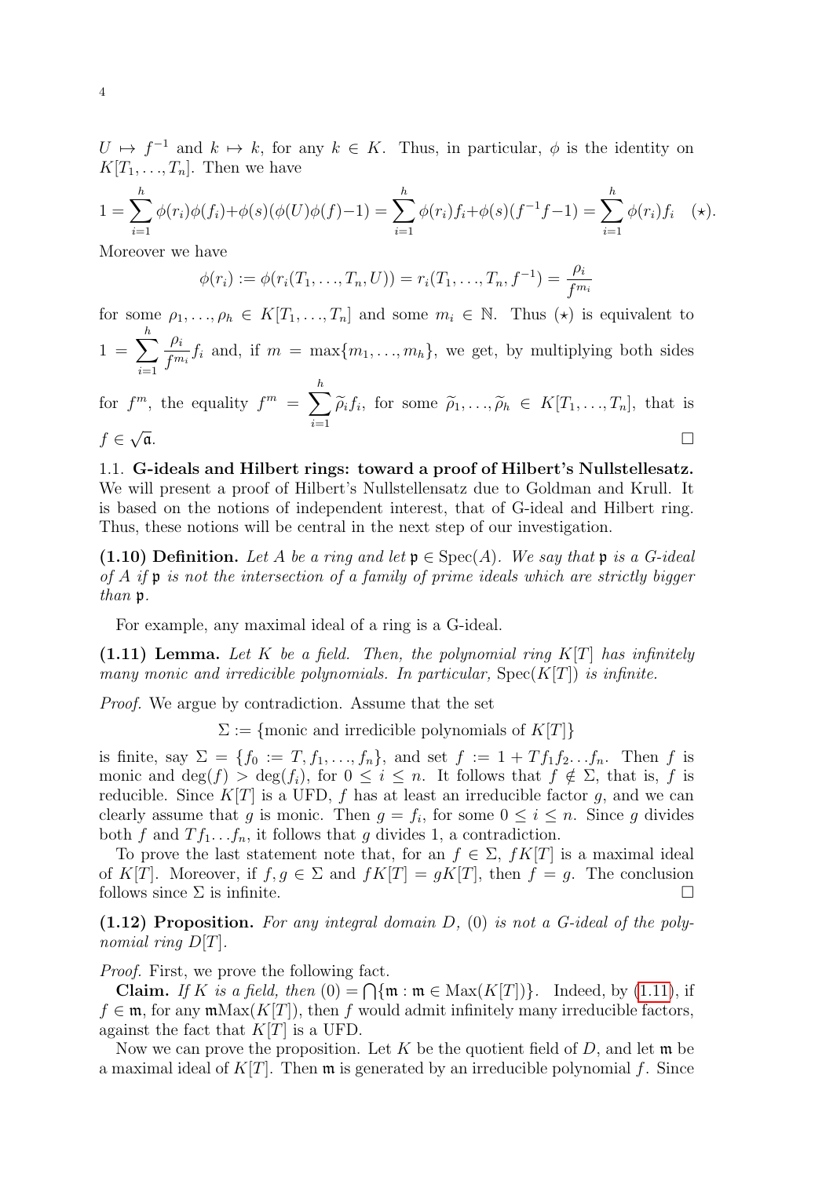$U \mapsto f^{-1}$ and $k \mapsto k$, for any $k \in K$. Thus, in particular, $\phi$ is the identity on $K[T_1, \ldots, T_n]$. Then we have

$$1 = \sum_{i=1}^{h} \phi(r_i)\phi(f_i) + \phi(s)(\phi(U)\phi(f) - 1) = \sum_{i=1}^{h} \phi(r_i) f_i + \phi(s)(f^{-1}f - 1) = \sum_{i=1}^{h} \phi(r_i) f_i \quad (\star).$$

Moreover we have

$$\phi(r_i) := \phi(r_i(T_1, \ldots, T_n, U)) = r_i(T_1, \ldots, T_n, f^{-1}) = \frac{\rho_i}{f^{m_i}}$$

for some $\rho_1, \ldots, \rho_h \in K[T_1, \ldots, T_n]$ and some $m_i \in \mathbb{N}$. Thus $(\star)$ is equivalent to $1 = \sum_{i=1}^{h} \frac{\rho_i}{f^{m_i}} f_i$ and, if $m = \max\{m_1, \ldots, m_h\}$, we get, by multiplying both sides for $f^m$, the equality $f^m = \sum_{i=1}^{h} \widetilde{\rho}_i f_i$, for some $\widetilde{\rho}_1, \ldots, \widetilde{\rho}_h \in K[T_1, \ldots, T_n]$, that is $f \in \sqrt{\mathfrak{a}}$. □

1.1. **G-ideals and Hilbert rings: toward a proof of Hilbert's Nullstellesatz.** We will present a proof of Hilbert's Nullstellesatz due to Goldman and Krull. It is based on the notions of independent interest, that of G-ideal and Hilbert ring. Thus, these notions will be central in the next step of our investigation.

**(1.10) Definition.** *Let $A$ be a ring and let $\mathfrak{p} \in \operatorname{Spec}(A)$. We say that $\mathfrak{p}$ is a G-ideal of $A$ if $\mathfrak{p}$ is not the intersection of a family of prime ideals which are strictly bigger than $\mathfrak{p}$.*

For example, any maximal ideal of a ring is a G-ideal.

**(1.11) Lemma.** *Let $K$ be a field. Then, the polynomial ring $K[T]$ has infinitely many monic and irredicible polynomials. In particular, $\operatorname{Spec}(K[T])$ is infinite.*

*Proof.* We argue by contradiction. Assume that the set

$$\Sigma := \{\text{monic and irredicible polynomials of } K[T]\}$$

is finite, say $\Sigma = \{f_0 := T, f_1, \ldots, f_n\}$, and set $f := 1 + Tf_1 f_2 \ldots f_n$. Then $f$ is monic and $\deg(f) > \deg(f_i)$, for $0 \leq i \leq n$. It follows that $f \notin \Sigma$, that is, $f$ is reducible. Since $K[T]$ is a UFD, $f$ has at least an irreducible factor $g$, and we can clearly assume that $g$ is monic. Then $g = f_i$, for some $0 \leq i \leq n$. Since $g$ divides both $f$ and $Tf_1 \ldots f_n$, it follows that $g$ divides 1, a contradiction.

To prove the last statement note that, for an $f \in \Sigma$, $fK[T]$ is a maximal ideal of $K[T]$. Moreover, if $f, g \in \Sigma$ and $fK[T] = gK[T]$, then $f = g$. The conclusion follows since $\Sigma$ is infinite. □

**(1.12) Proposition.** *For any integral domain $D$, $(0)$ is not a G-ideal of the polynomial ring $D[T]$.*

*Proof.* First, we prove the following fact.

**Claim.** *If $K$ is a field, then $(0) = \bigcap\{\mathfrak{m} : \mathfrak{m} \in \operatorname{Max}(K[T])\}$.* Indeed, by (1.11), if $f \in \mathfrak{m}$, for any $\mathfrak{m}\operatorname{Max}(K[T])$, then $f$ would admit infinitely many irreducible factors, against the fact that $K[T]$ is a UFD.

Now we can prove the proposition. Let $K$ be the quotient field of $D$, and let $\mathfrak{m}$ be a maximal ideal of $K[T]$. Then $\mathfrak{m}$ is generated by an irreducible polynomial $f$. Since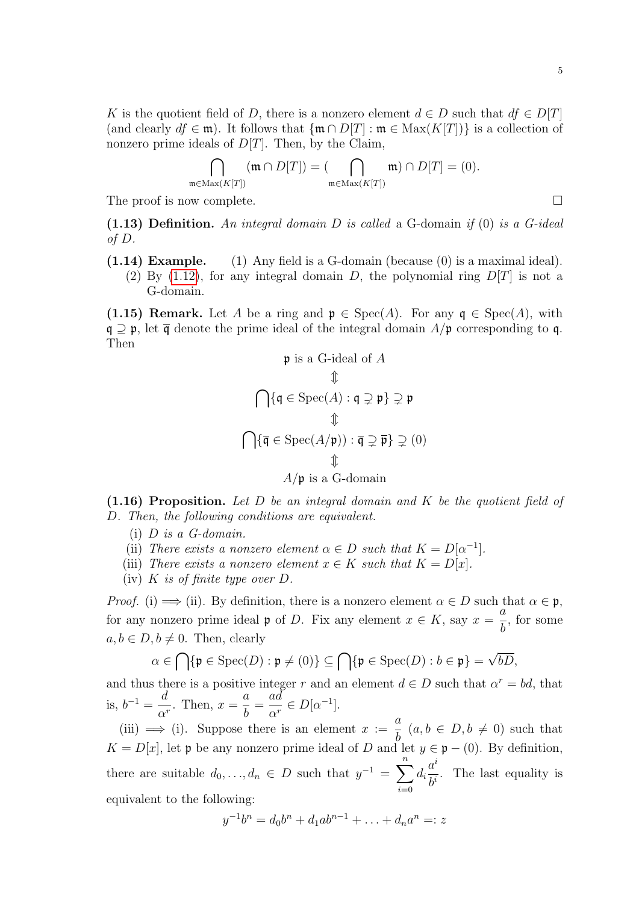$K$ is the quotient field of $D$, there is a nonzero element $d \in D$ such that $df \in D[T]$ (and clearly $df \in \mathfrak{m}$). It follows that $\{\mathfrak{m} \cap D[T] : \mathfrak{m} \in \text{Max}(K[T])\}$ is a collection of nonzero prime ideals of $D[T]$. Then, by the Claim,

$$\bigcap_{\mathfrak{m} \in \text{Max}(K[T])} (\mathfrak{m} \cap D[T]) = (\bigcap_{\mathfrak{m} \in \text{Max}(K[T])} \mathfrak{m}) \cap D[T] = (0).$$

The proof is now complete. □

**(1.13) Definition.** *An integral domain $D$ is called* a G-domain *if $(0)$ is a G-ideal of $D$.*

**(1.14) Example.** (1) Any field is a G-domain (because $(0)$ is a maximal ideal).
(2) By (1.12), for any integral domain $D$, the polynomial ring $D[T]$ is not a G-domain.

**(1.15) Remark.** Let $A$ be a ring and $\mathfrak{p} \in \text{Spec}(A)$. For any $\mathfrak{q} \in \text{Spec}(A)$, with $\mathfrak{q} \supseteq \mathfrak{p}$, let $\overline{\mathfrak{q}}$ denote the prime ideal of the integral domain $A/\mathfrak{p}$ corresponding to $\mathfrak{q}$. Then

$$\mathfrak{p} \text{ is a G-ideal of } A$$
$$\Updownarrow$$
$$\bigcap\{\mathfrak{q} \in \text{Spec}(A) : \mathfrak{q} \supsetneq \mathfrak{p}\} \supsetneq \mathfrak{p}$$
$$\Updownarrow$$
$$\bigcap\{\overline{\mathfrak{q}} \in \text{Spec}(A/\mathfrak{p})) : \overline{\mathfrak{q}} \supsetneq \overline{\mathfrak{p}}\} \supsetneq (0)$$
$$\Updownarrow$$
$$A/\mathfrak{p} \text{ is a G-domain}$$

**(1.16) Proposition.** *Let $D$ be an integral domain and $K$ be the quotient field of $D$. Then, the following conditions are equivalent.*

(i) *$D$ is a G-domain.*
(ii) *There exists a nonzero element $\alpha \in D$ such that $K = D[\alpha^{-1}]$.*
(iii) *There exists a nonzero element $x \in K$ such that $K = D[x]$.*
(iv) *$K$ is of finite type over $D$.*

*Proof.* (i) $\Longrightarrow$ (ii). By definition, there is a nonzero element $\alpha \in D$ such that $\alpha \in \mathfrak{p}$, for any nonzero prime ideal $\mathfrak{p}$ of $D$. Fix any element $x \in K$, say $x = \dfrac{a}{b}$, for some $a, b \in D, b \neq 0$. Then, clearly

$$\alpha \in \bigcap\{\mathfrak{p} \in \text{Spec}(D) : \mathfrak{p} \neq (0)\} \subseteq \bigcap\{\mathfrak{p} \in \text{Spec}(D) : b \in \mathfrak{p}\} = \sqrt{bD},$$

and thus there is a positive integer $r$ and an element $d \in D$ such that $\alpha^r = bd$, that is, $b^{-1} = \dfrac{d}{\alpha^r}$. Then, $x = \dfrac{a}{b} = \dfrac{ad}{\alpha^r} \in D[\alpha^{-1}]$.

(iii) $\Longrightarrow$ (i). Suppose there is an element $x := \dfrac{a}{b}$ $(a, b \in D, b \neq 0)$ such that $K = D[x]$, let $\mathfrak{p}$ be any nonzero prime ideal of $D$ and let $y \in \mathfrak{p} - (0)$. By definition, there are suitable $d_0, \ldots, d_n \in D$ such that $y^{-1} = \displaystyle\sum_{i=0}^{n} d_i \frac{a^i}{b^i}$. The last equality is equivalent to the following:

$$y^{-1}b^n = d_0 b^n + d_1 a b^{n-1} + \ldots + d_n a^n =: z$$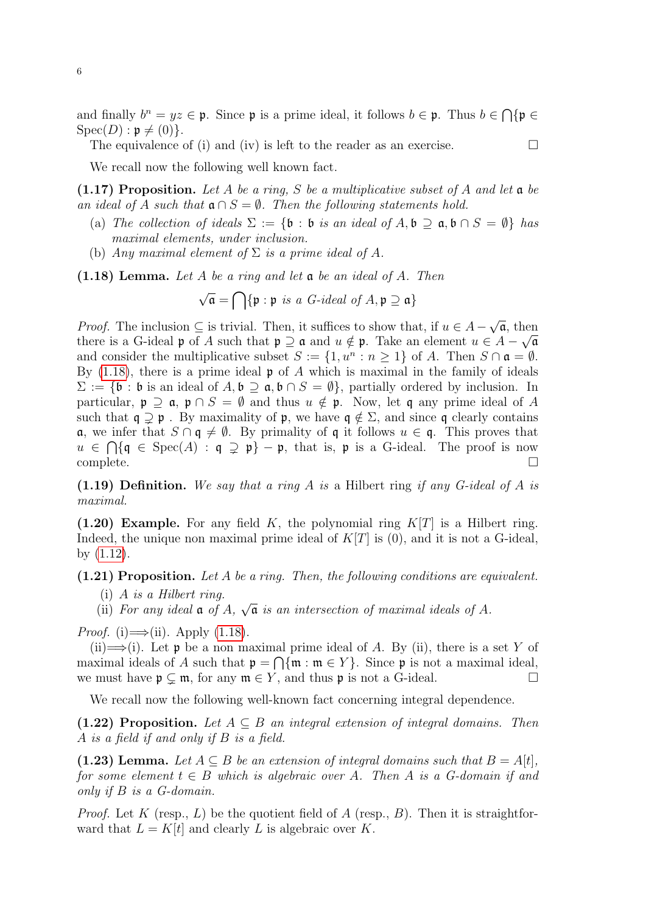and finally $b^n = yz \in \mathfrak{p}$. Since $\mathfrak{p}$ is a prime ideal, it follows $b \in \mathfrak{p}$. Thus $b \in \bigcap\{\mathfrak{p} \in \mathrm{Spec}(D) : \mathfrak{p} \neq (0)\}$.

The equivalence of (i) and (iv) is left to the reader as an exercise. □

We recall now the following well known fact.

**(1.17) Proposition.** *Let $A$ be a ring, $S$ be a multiplicative subset of $A$ and let $\mathfrak{a}$ be an ideal of $A$ such that $\mathfrak{a} \cap S = \emptyset$. Then the following statements hold.*

- (a) *The collection of ideals $\Sigma := \{\mathfrak{b} : \mathfrak{b}$ is an ideal of $A, \mathfrak{b} \supseteq \mathfrak{a}, \mathfrak{b} \cap S = \emptyset\}$ has maximal elements, under inclusion.*
- (b) *Any maximal element of $\Sigma$ is a prime ideal of $A$.*

**(1.18) Lemma.** *Let $A$ be a ring and let $\mathfrak{a}$ be an ideal of $A$. Then*

$$\sqrt{\mathfrak{a}} = \bigcap\{\mathfrak{p} : \mathfrak{p} \text{ is a G-ideal of } A, \mathfrak{p} \supseteq \mathfrak{a}\}$$

*Proof.* The inclusion $\subseteq$ is trivial. Then, it suffices to show that, if $u \in A - \sqrt{\mathfrak{a}}$, then there is a G-ideal $\mathfrak{p}$ of $A$ such that $\mathfrak{p} \supseteq \mathfrak{a}$ and $u \notin \mathfrak{p}$. Take an element $u \in A - \sqrt{\mathfrak{a}}$ and consider the multiplicative subset $S := \{1, u^n : n \geq 1\}$ of $A$. Then $S \cap \mathfrak{a} = \emptyset$. By (1.18), there is a prime ideal $\mathfrak{p}$ of $A$ which is maximal in the family of ideals $\Sigma := \{\mathfrak{b} : \mathfrak{b}$ is an ideal of $A, \mathfrak{b} \supseteq \mathfrak{a}, \mathfrak{b} \cap S = \emptyset\}$, partially ordered by inclusion. In particular, $\mathfrak{p} \supseteq \mathfrak{a}$, $\mathfrak{p} \cap S = \emptyset$ and thus $u \notin \mathfrak{p}$. Now, let $\mathfrak{q}$ any prime ideal of $A$ such that $\mathfrak{q} \supsetneq \mathfrak{p}$ . By maximality of $\mathfrak{p}$, we have $\mathfrak{q} \notin \Sigma$, and since $\mathfrak{q}$ clearly contains $\mathfrak{a}$, we infer that $S \cap \mathfrak{q} \neq \emptyset$. By primality of $\mathfrak{q}$ it follows $u \in \mathfrak{q}$. This proves that $u \in \bigcap\{\mathfrak{q} \in \mathrm{Spec}(A) : \mathfrak{q} \supsetneq \mathfrak{p}\} - \mathfrak{p}$, that is, $\mathfrak{p}$ is a G-ideal. The proof is now complete. □

**(1.19) Definition.** *We say that a ring $A$ is* a Hilbert ring *if any G-ideal of $A$ is maximal.*

**(1.20) Example.** For any field $K$, the polynomial ring $K[T]$ is a Hilbert ring. Indeed, the unique non maximal prime ideal of $K[T]$ is $(0)$, and it is not a G-ideal, by (1.12).

**(1.21) Proposition.** *Let $A$ be a ring. Then, the following conditions are equivalent.*

- (i) *$A$ is a Hilbert ring.*
- (ii) *For any ideal $\mathfrak{a}$ of $A$, $\sqrt{\mathfrak{a}}$ is an intersection of maximal ideals of $A$.*

*Proof.* (i)$\Longrightarrow$(ii). Apply (1.18).

(ii)$\Longrightarrow$(i). Let $\mathfrak{p}$ be a non maximal prime ideal of $A$. By (ii), there is a set $Y$ of maximal ideals of $A$ such that $\mathfrak{p} = \bigcap\{\mathfrak{m} : \mathfrak{m} \in Y\}$. Since $\mathfrak{p}$ is not a maximal ideal, we must have $\mathfrak{p} \subsetneq \mathfrak{m}$, for any $\mathfrak{m} \in Y$, and thus $\mathfrak{p}$ is not a G-ideal. □

We recall now the following well-known fact concerning integral dependence.

**(1.22) Proposition.** *Let $A \subseteq B$ an integral extension of integral domains. Then $A$ is a field if and only if $B$ is a field.*

**(1.23) Lemma.** *Let $A \subseteq B$ be an extension of integral domains such that $B = A[t]$, for some element $t \in B$ which is algebraic over $A$. Then $A$ is a G-domain if and only if $B$ is a G-domain.*

*Proof.* Let $K$ (resp., $L$) be the quotient field of $A$ (resp., $B$). Then it is straightforward that $L = K[t]$ and clearly $L$ is algebraic over $K$.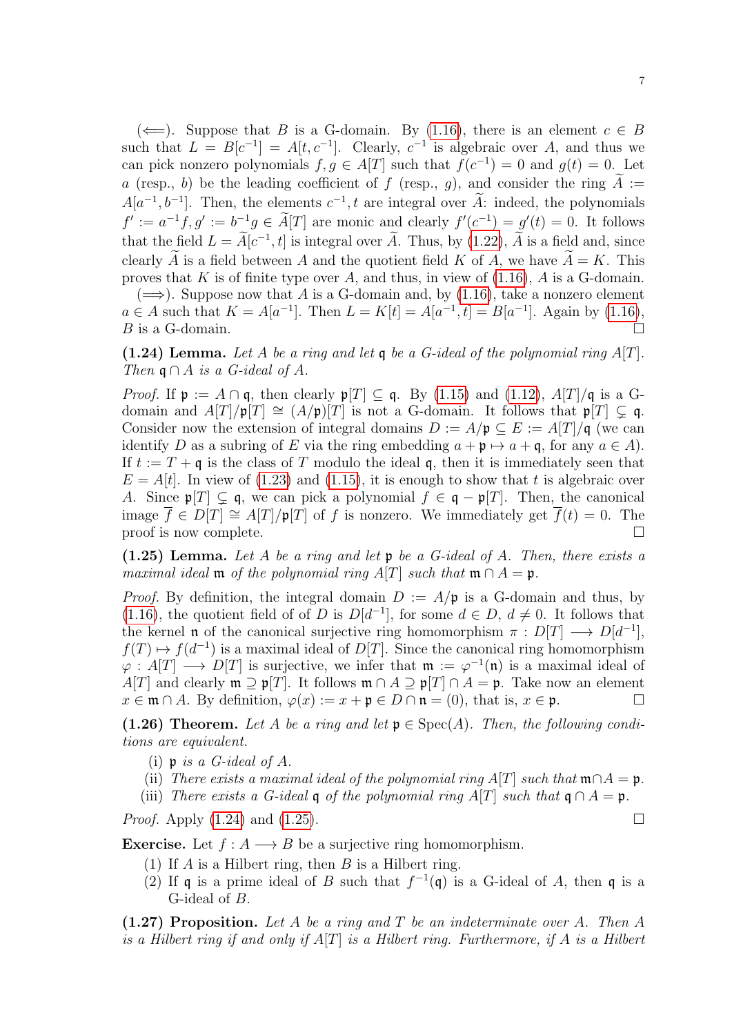($\Longleftarrow$). Suppose that $B$ is a G-domain. By (1.16), there is an element $c \in B$ such that $L = B[c^{-1}] = A[t, c^{-1}]$. Clearly, $c^{-1}$ is algebraic over $A$, and thus we can pick nonzero polynomials $f, g \in A[T]$ such that $f(c^{-1}) = 0$ and $g(t) = 0$. Let $a$ (resp., $b$) be the leading coefficient of $f$ (resp., $g$), and consider the ring $\widetilde{A} := A[a^{-1}, b^{-1}]$. Then, the elements $c^{-1}, t$ are integral over $\widetilde{A}$: indeed, the polynomials $f' := a^{-1}f, g' := b^{-1}g \in \widetilde{A}[T]$ are monic and clearly $f'(c^{-1}) = g'(t) = 0$. It follows that the field $L = \widetilde{A}[c^{-1}, t]$ is integral over $\widetilde{A}$. Thus, by (1.22), $\widetilde{A}$ is a field and, since clearly $\widetilde{A}$ is a field between $A$ and the quotient field $K$ of $A$, we have $\widetilde{A} = K$. This proves that $K$ is of finite type over $A$, and thus, in view of (1.16), $A$ is a G-domain.

($\Longrightarrow$). Suppose now that $A$ is a G-domain and, by (1.16), take a nonzero element $a \in A$ such that $K = A[a^{-1}]$. Then $L = K[t] = A[a^{-1}, t] = B[a^{-1}]$. Again by (1.16), $B$ is a G-domain. $\square$

**(1.24) Lemma.** *Let $A$ be a ring and let $\mathfrak{q}$ be a G-ideal of the polynomial ring $A[T]$. Then $\mathfrak{q} \cap A$ is a G-ideal of $A$.*

*Proof.* If $\mathfrak{p} := A \cap \mathfrak{q}$, then clearly $\mathfrak{p}[T] \subseteq \mathfrak{q}$. By (1.15) and (1.12), $A[T]/\mathfrak{q}$ is a G-domain and $A[T]/\mathfrak{p}[T] \cong (A/\mathfrak{p})[T]$ is not a G-domain. It follows that $\mathfrak{p}[T] \subsetneq \mathfrak{q}$. Consider now the extension of integral domains $D := A/\mathfrak{p} \subseteq E := A[T]/\mathfrak{q}$ (we can identify $D$ as a subring of $E$ via the ring embedding $a + \mathfrak{p} \mapsto a + \mathfrak{q}$, for any $a \in A$). If $t := T + \mathfrak{q}$ is the class of $T$ modulo the ideal $\mathfrak{q}$, then it is immediately seen that $E = A[t]$. In view of (1.23) and (1.15), it is enough to show that $t$ is algebraic over $A$. Since $\mathfrak{p}[T] \subsetneq \mathfrak{q}$, we can pick a polynomial $f \in \mathfrak{q} - \mathfrak{p}[T]$. Then, the canonical image $\overline{f} \in D[T] \cong A[T]/\mathfrak{p}[T]$ of $f$ is nonzero. We immediately get $\overline{f}(t) = 0$. The proof is now complete. $\square$

**(1.25) Lemma.** *Let $A$ be a ring and let $\mathfrak{p}$ be a G-ideal of $A$. Then, there exists a maximal ideal $\mathfrak{m}$ of the polynomial ring $A[T]$ such that $\mathfrak{m} \cap A = \mathfrak{p}$.*

*Proof.* By definition, the integral domain $D := A/\mathfrak{p}$ is a G-domain and thus, by (1.16), the quotient field of of $D$ is $D[d^{-1}]$, for some $d \in D$, $d \neq 0$. It follows that the kernel $\mathfrak{n}$ of the canonical surjective ring homomorphism $\pi : D[T] \longrightarrow D[d^{-1}]$, $f(T) \mapsto f(d^{-1})$ is a maximal ideal of $D[T]$. Since the canonical ring homomorphism $\varphi : A[T] \longrightarrow D[T]$ is surjective, we infer that $\mathfrak{m} := \varphi^{-1}(\mathfrak{n})$ is a maximal ideal of $A[T]$ and clearly $\mathfrak{m} \supseteq \mathfrak{p}[T]$. It follows $\mathfrak{m} \cap A \supseteq \mathfrak{p}[T] \cap A = \mathfrak{p}$. Take now an element $x \in \mathfrak{m} \cap A$. By definition, $\varphi(x) := x + \mathfrak{p} \in D \cap \mathfrak{n} = (0)$, that is, $x \in \mathfrak{p}$. $\square$

**(1.26) Theorem.** *Let $A$ be a ring and let $\mathfrak{p} \in \operatorname{Spec}(A)$. Then, the following conditions are equivalent.*

- (i) *$\mathfrak{p}$ is a G-ideal of $A$.*
- (ii) *There exists a maximal ideal of the polynomial ring $A[T]$ such that $\mathfrak{m} \cap A = \mathfrak{p}$.*
- (iii) *There exists a G-ideal $\mathfrak{q}$ of the polynomial ring $A[T]$ such that $\mathfrak{q} \cap A = \mathfrak{p}$.*

*Proof.* Apply (1.24) and (1.25). $\square$

**Exercise.** Let $f : A \longrightarrow B$ be a surjective ring homomorphism.

1. If $A$ is a Hilbert ring, then $B$ is a Hilbert ring.
2. If $\mathfrak{q}$ is a prime ideal of $B$ such that $f^{-1}(\mathfrak{q})$ is a G-ideal of $A$, then $\mathfrak{q}$ is a G-ideal of $B$.

**(1.27) Proposition.** *Let $A$ be a ring and $T$ be an indeterminate over $A$. Then $A$ is a Hilbert ring if and only if $A[T]$ is a Hilbert ring. Furthermore, if $A$ is a Hilbert*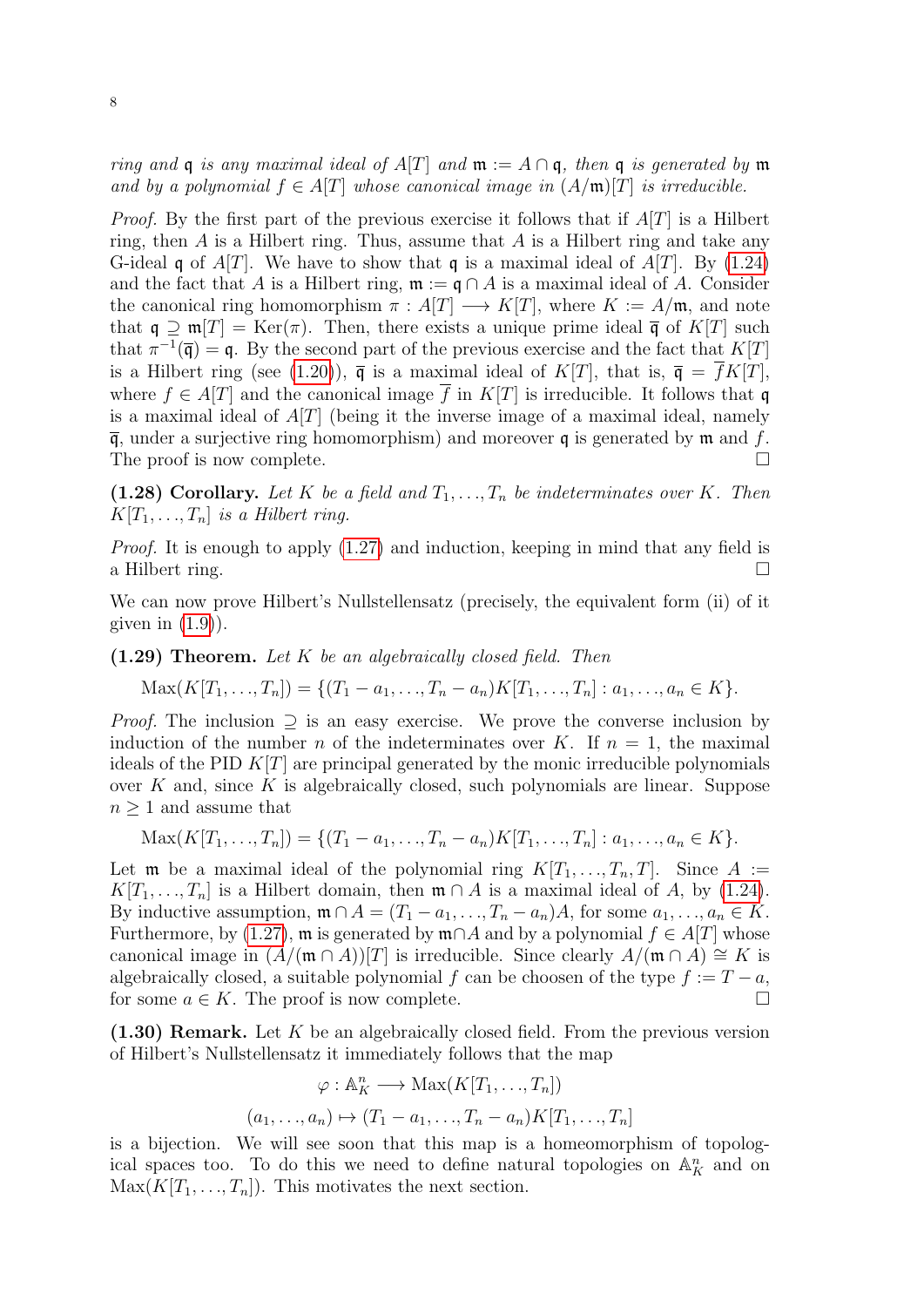*ring and $\mathfrak{q}$ is any maximal ideal of $A[T]$ and $\mathfrak{m} := A \cap \mathfrak{q}$, then $\mathfrak{q}$ is generated by $\mathfrak{m}$ and by a polynomial $f \in A[T]$ whose canonical image in $(A/\mathfrak{m})[T]$ is irreducible.*

*Proof.* By the first part of the previous exercise it follows that if $A[T]$ is a Hilbert ring, then $A$ is a Hilbert ring. Thus, assume that $A$ is a Hilbert ring and take any G-ideal $\mathfrak{q}$ of $A[T]$. We have to show that $\mathfrak{q}$ is a maximal ideal of $A[T]$. By (1.24) and the fact that $A$ is a Hilbert ring, $\mathfrak{m} := \mathfrak{q} \cap A$ is a maximal ideal of $A$. Consider the canonical ring homomorphism $\pi : A[T] \longrightarrow K[T]$, where $K := A/\mathfrak{m}$, and note that $\mathfrak{q} \supseteq \mathfrak{m}[T] = \mathrm{Ker}(\pi)$. Then, there exists a unique prime ideal $\overline{\mathfrak{q}}$ of $K[T]$ such that $\pi^{-1}(\overline{\mathfrak{q}}) = \mathfrak{q}$. By the second part of the previous exercise and the fact that $K[T]$ is a Hilbert ring (see (1.20)), $\overline{\mathfrak{q}}$ is a maximal ideal of $K[T]$, that is, $\overline{\mathfrak{q}} = \overline{f}K[T]$, where $f \in A[T]$ and the canonical image $\overline{f}$ in $K[T]$ is irreducible. It follows that $\mathfrak{q}$ is a maximal ideal of $A[T]$ (being it the inverse image of a maximal ideal, namely $\overline{\mathfrak{q}}$, under a surjective ring homomorphism) and moreover $\mathfrak{q}$ is generated by $\mathfrak{m}$ and $f$. The proof is now complete. □

**(1.28) Corollary.** *Let $K$ be a field and $T_1, \ldots, T_n$ be indeterminates over $K$. Then $K[T_1, \ldots, T_n]$ is a Hilbert ring.*

*Proof.* It is enough to apply (1.27) and induction, keeping in mind that any field is a Hilbert ring. □

We can now prove Hilbert's Nullstellensatz (precisely, the equivalent form (ii) of it given in (1.9)).

**(1.29) Theorem.** *Let $K$ be an algebraically closed field. Then*

$$\mathrm{Max}(K[T_1, \ldots, T_n]) = \{(T_1 - a_1, \ldots, T_n - a_n)K[T_1, \ldots, T_n] : a_1, \ldots, a_n \in K\}.$$

*Proof.* The inclusion $\supseteq$ is an easy exercise. We prove the converse inclusion by induction of the number $n$ of the indeterminates over $K$. If $n = 1$, the maximal ideals of the PID $K[T]$ are principal generated by the monic irreducible polynomials over $K$ and, since $K$ is algebraically closed, such polynomials are linear. Suppose $n \geq 1$ and assume that

$$\mathrm{Max}(K[T_1, \ldots, T_n]) = \{(T_1 - a_1, \ldots, T_n - a_n)K[T_1, \ldots, T_n] : a_1, \ldots, a_n \in K\}.$$

Let $\mathfrak{m}$ be a maximal ideal of the polynomial ring $K[T_1, \ldots, T_n, T]$. Since $A := K[T_1, \ldots, T_n]$ is a Hilbert domain, then $\mathfrak{m} \cap A$ is a maximal ideal of $A$, by (1.24). By inductive assumption, $\mathfrak{m} \cap A = (T_1 - a_1, \ldots, T_n - a_n)A$, for some $a_1, \ldots, a_n \in K$. Furthermore, by (1.27), $\mathfrak{m}$ is generated by $\mathfrak{m} \cap A$ and by a polynomial $f \in A[T]$ whose canonical image in $(A/(\mathfrak{m} \cap A))[T]$ is irreducible. Since clearly $A/(\mathfrak{m} \cap A) \cong K$ is algebraically closed, a suitable polynomial $f$ can be choosen of the type $f := T - a$, for some $a \in K$. The proof is now complete. □

**(1.30) Remark.** Let $K$ be an algebraically closed field. From the previous version of Hilbert's Nullstellensatz it immediately follows that the map

$$\varphi : \mathbb{A}^n_K \longrightarrow \mathrm{Max}(K[T_1, \ldots, T_n])$$

$$(a_1, \ldots, a_n) \mapsto (T_1 - a_1, \ldots, T_n - a_n)K[T_1, \ldots, T_n]$$

is a bijection. We will see soon that this map is a homeomorphism of topological spaces too. To do this we need to define natural topologies on $\mathbb{A}^n_K$ and on $\mathrm{Max}(K[T_1, \ldots, T_n])$. This motivates the next section.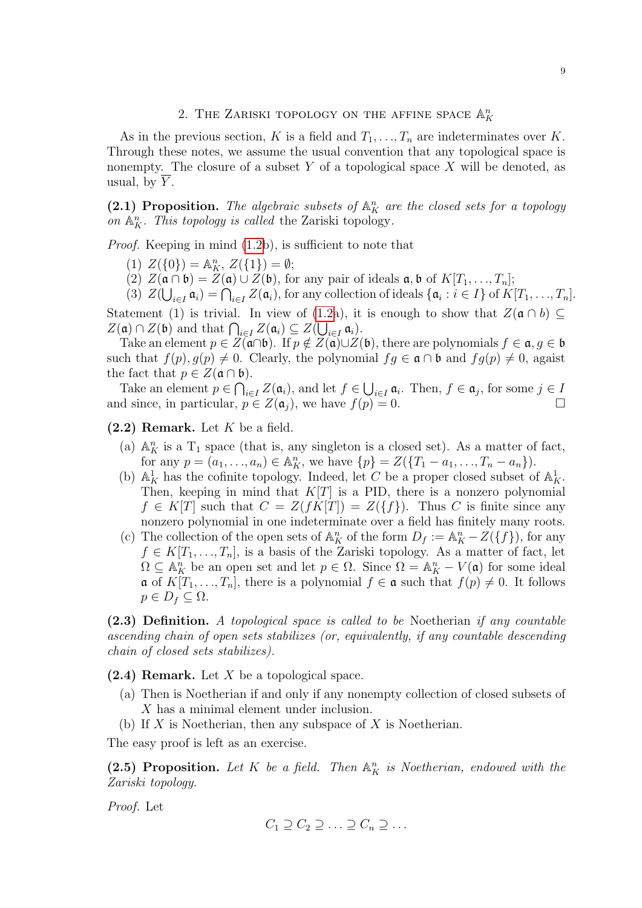## 2. The Zariski topology on the affine space $\mathbb{A}^n_K$

As in the previous section, $K$ is a field and $T_1, \ldots, T_n$ are indeterminates over $K$. Through these notes, we assume the usual convention that any topological space is nonempty. The closure of a subset $Y$ of a topological space $X$ will be denoted, as usual, by $\overline{Y}$.

**(2.1) Proposition.** *The algebraic subsets of $\mathbb{A}^n_K$ are the closed sets for a topology on $\mathbb{A}^n_K$. This topology is called* the Zariski topology.

*Proof.* Keeping in mind (1.2b), is sufficient to note that

(1) $Z(\{0\}) = \mathbb{A}^n_K$, $Z(\{1\}) = \emptyset$;
(2) $Z(\mathfrak{a} \cap \mathfrak{b}) = Z(\mathfrak{a}) \cup Z(\mathfrak{b})$, for any pair of ideals $\mathfrak{a}, \mathfrak{b}$ of $K[T_1, \ldots, T_n]$;
(3) $Z(\bigcup_{i \in I} \mathfrak{a}_i) = \bigcap_{i \in I} Z(\mathfrak{a}_i)$, for any collection of ideals $\{\mathfrak{a}_i : i \in I\}$ of $K[T_1, \ldots, T_n]$.

Statement (1) is trivial. In view of (1.2a), it is enough to show that $Z(\mathfrak{a} \cap b) \subseteq Z(\mathfrak{a}) \cap Z(\mathfrak{b})$ and that $\bigcap_{i \in I} Z(\mathfrak{a}_i) \subseteq Z(\bigcup_{i \in I} \mathfrak{a}_i)$.

Take an element $p \in Z(\mathfrak{a} \cap \mathfrak{b})$. If $p \notin Z(\mathfrak{a}) \cup Z(\mathfrak{b})$, there are polynomials $f \in \mathfrak{a}, g \in \mathfrak{b}$ such that $f(p), g(p) \neq 0$. Clearly, the polynomial $fg \in \mathfrak{a} \cap \mathfrak{b}$ and $fg(p) \neq 0$, agaist the fact that $p \in Z(\mathfrak{a} \cap \mathfrak{b})$.

Take an element $p \in \bigcap_{i \in I} Z(\mathfrak{a}_i)$, and let $f \in \bigcup_{i \in I} \mathfrak{a}_i$. Then, $f \in \mathfrak{a}_j$, for some $j \in I$ and since, in particular, $p \in Z(\mathfrak{a}_j)$, we have $f(p) = 0$. $\square$

**(2.2) Remark.** Let $K$ be a field.

(a) $\mathbb{A}^n_K$ is a $\mathrm{T}_1$ space (that is, any singleton is a closed set). As a matter of fact, for any $p = (a_1, \ldots, a_n) \in \mathbb{A}^n_K$, we have $\{p\} = Z(\{T_1 - a_1, \ldots, T_n - a_n\})$.
(b) $\mathbb{A}^1_K$ has the cofinite topology. Indeed, let $C$ be a proper closed subset of $\mathbb{A}^1_K$. Then, keeping in mind that $K[T]$ is a PID, there is a nonzero polynomial $f \in K[T]$ such that $C = Z(fK[T]) = Z(\{f\})$. Thus $C$ is finite since any nonzero polynomial in one indeterminate over a field has finitely many roots.
(c) The collection of the open sets of $\mathbb{A}^n_K$ of the form $D_f := \mathbb{A}^n_K - Z(\{f\})$, for any $f \in K[T_1, \ldots, T_n]$, is a basis of the Zariski topology. As a matter of fact, let $\Omega \subseteq \mathbb{A}^n_K$ be an open set and let $p \in \Omega$. Since $\Omega = \mathbb{A}^n_K - V(\mathfrak{a})$ for some ideal $\mathfrak{a}$ of $K[T_1, \ldots, T_n]$, there is a polynomial $f \in \mathfrak{a}$ such that $f(p) \neq 0$. It follows $p \in D_f \subseteq \Omega$.

**(2.3) Definition.** *A topological space is called to be* Noetherian *if any countable ascending chain of open sets stabilizes (or, equivalently, if any countable descending chain of closed sets stabilizes).*

**(2.4) Remark.** Let $X$ be a topological space.

(a) Then is Noetherian if and only if any nonempty collection of closed subsets of $X$ has a minimal element under inclusion.
(b) If $X$ is Noetherian, then any subspace of $X$ is Noetherian.

The easy proof is left as an exercise.

**(2.5) Proposition.** *Let $K$ be a field. Then $\mathbb{A}^n_K$ is Noetherian, endowed with the Zariski topology.*

*Proof.* Let

$$C_1 \supseteq C_2 \supseteq \ldots \supseteq C_n \supseteq \ldots$$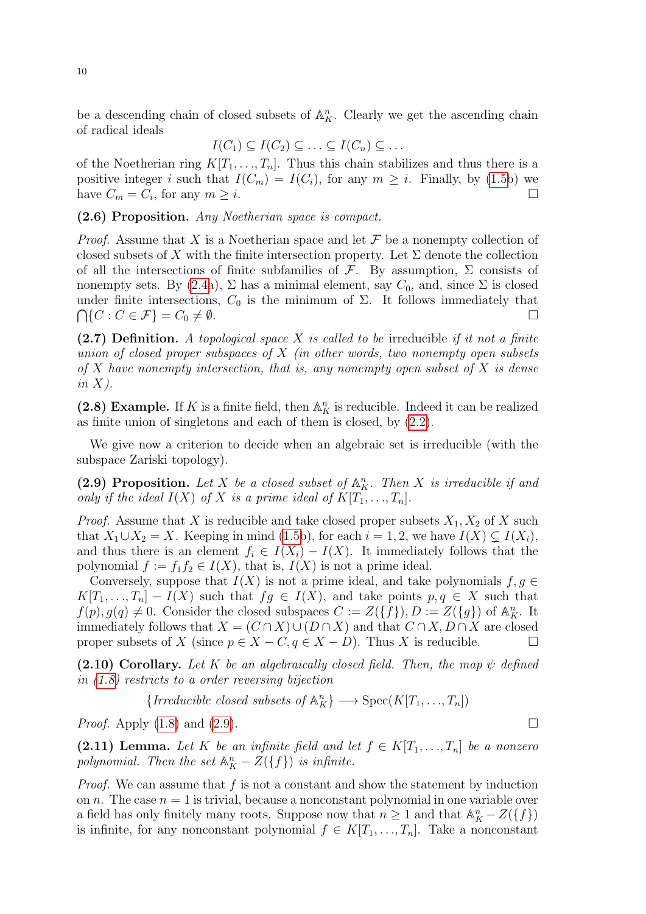be a descending chain of closed subsets of $\mathbb{A}^n_K$. Clearly we get the ascending chain of radical ideals

$$I(C_1) \subseteq I(C_2) \subseteq \ldots \subseteq I(C_n) \subseteq \ldots$$

of the Noetherian ring $K[T_1, \ldots, T_n]$. Thus this chain stabilizes and thus there is a positive integer $i$ such that $I(C_m) = I(C_i)$, for any $m \geq i$. Finally, by (1.5b) we have $C_m = C_i$, for any $m \geq i$. $\square$

**(2.6) Proposition.** *Any Noetherian space is compact.*

*Proof.* Assume that $X$ is a Noetherian space and let $\mathcal{F}$ be a nonempty collection of closed subsets of $X$ with the finite intersection property. Let $\Sigma$ denote the collection of all the intersections of finite subfamilies of $\mathcal{F}$. By assumption, $\Sigma$ consists of nonempty sets. By (2.4a), $\Sigma$ has a minimal element, say $C_0$, and, since $\Sigma$ is closed under finite intersections, $C_0$ is the minimum of $\Sigma$. It follows immediately that $\bigcap\{C : C \in \mathcal{F}\} = C_0 \neq \emptyset$. $\square$

**(2.7) Definition.** *A topological space $X$ is called to be* irreducible *if it not a finite union of closed proper subspaces of $X$ (in other words, two nonempty open subsets of $X$ have nonempty intersection, that is, any nonempty open subset of $X$ is dense in $X$).*

**(2.8) Example.** If $K$ is a finite field, then $\mathbb{A}^n_K$ is reducible. Indeed it can be realized as finite union of singletons and each of them is closed, by (2.2).

We give now a criterion to decide when an algebraic set is irreducible (with the subspace Zariski topology).

**(2.9) Proposition.** *Let $X$ be a closed subset of $\mathbb{A}^n_K$. Then $X$ is irreducible if and only if the ideal $I(X)$ of $X$ is a prime ideal of $K[T_1, \ldots, T_n]$.*

*Proof.* Assume that $X$ is reducible and take closed proper subsets $X_1, X_2$ of $X$ such that $X_1 \cup X_2 = X$. Keeping in mind (1.5b), for each $i = 1, 2$, we have $I(X) \subsetneq I(X_i)$, and thus there is an element $f_i \in I(X_i) - I(X)$. It immediately follows that the polynomial $f := f_1 f_2 \in I(X)$, that is, $I(X)$ is not a prime ideal.

Conversely, suppose that $I(X)$ is not a prime ideal, and take polynomials $f, g \in K[T_1, \ldots, T_n] - I(X)$ such that $fg \in I(X)$, and take points $p, q \in X$ such that $f(p), g(q) \neq 0$. Consider the closed subspaces $C := Z(\{f\}), D := Z(\{g\})$ of $\mathbb{A}^n_K$. It immediately follows that $X = (C \cap X) \cup (D \cap X)$ and that $C \cap X, D \cap X$ are closed proper subsets of $X$ (since $p \in X - C, q \in X - D$). Thus $X$ is reducible. $\square$

**(2.10) Corollary.** *Let $K$ be an algebraically closed field. Then, the map $\psi$ defined in (1.8) restricts to a order reversing bijection*

$$\{\textit{Irreducible closed subsets of } \mathbb{A}^n_K\} \longrightarrow \operatorname{Spec}(K[T_1, \ldots, T_n])$$

*Proof.* Apply (1.8) and (2.9). $\square$

**(2.11) Lemma.** *Let $K$ be an infinite field and let $f \in K[T_1, \ldots, T_n]$ be a nonzero polynomial. Then the set $\mathbb{A}^n_K - Z(\{f\})$ is infinite.*

*Proof.* We can assume that $f$ is not a constant and show the statement by induction on $n$. The case $n = 1$ is trivial, because a nonconstant polynomial in one variable over a field has only finitely many roots. Suppose now that $n \geq 1$ and that $\mathbb{A}^n_K - Z(\{f\})$ is infinite, for any nonconstant polynomial $f \in K[T_1, \ldots, T_n]$. Take a nonconstant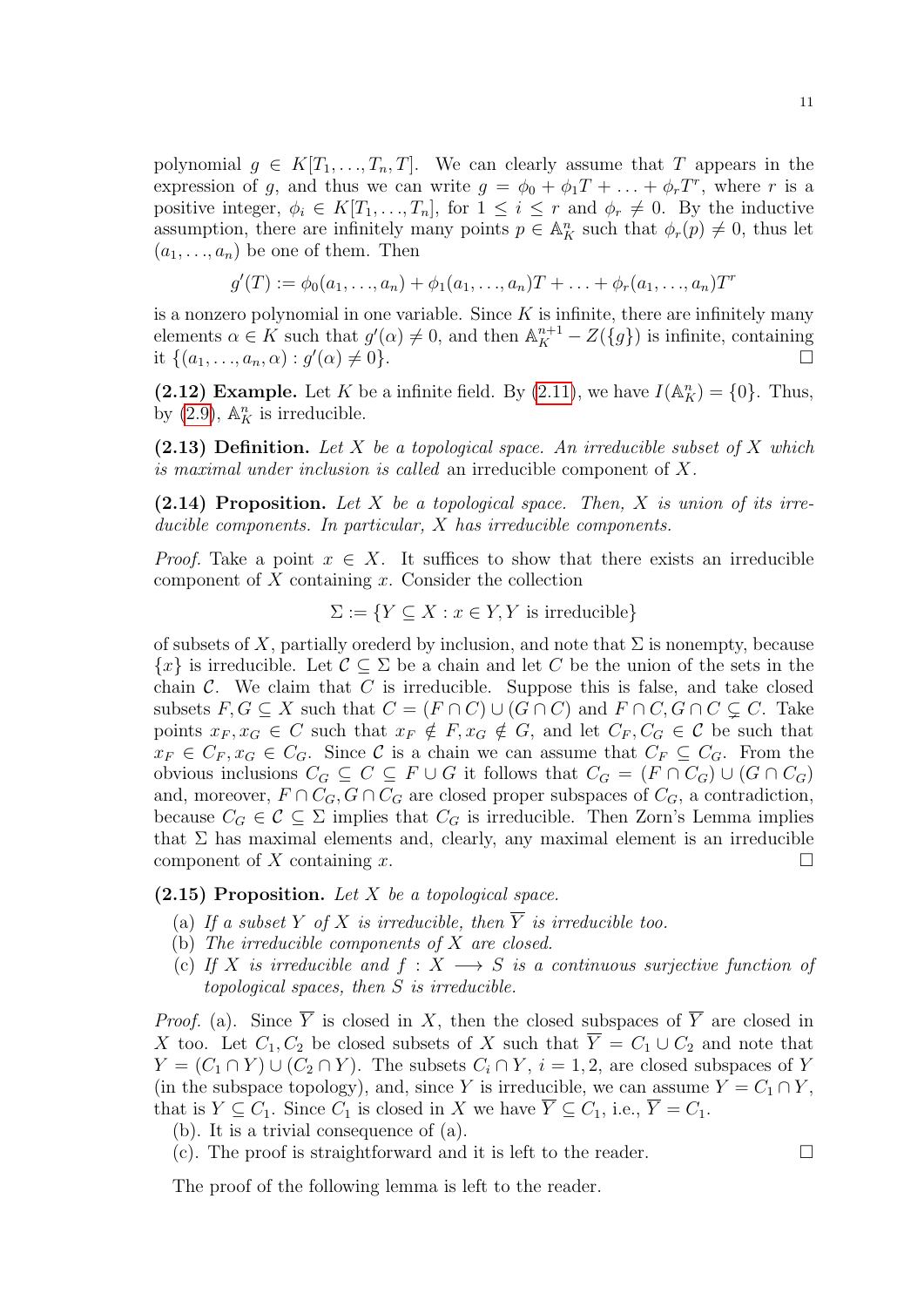polynomial $g \in K[T_1, \ldots, T_n, T]$. We can clearly assume that $T$ appears in the expression of $g$, and thus we can write $g = \phi_0 + \phi_1 T + \ldots + \phi_r T^r$, where $r$ is a positive integer, $\phi_i \in K[T_1, \ldots, T_n]$, for $1 \leq i \leq r$ and $\phi_r \neq 0$. By the inductive assumption, there are infinitely many points $p \in \mathbb{A}^n_K$ such that $\phi_r(p) \neq 0$, thus let $(a_1, \ldots, a_n)$ be one of them. Then

$$g'(T) := \phi_0(a_1, \ldots, a_n) + \phi_1(a_1, \ldots, a_n)T + \ldots + \phi_r(a_1, \ldots, a_n)T^r$$

is a nonzero polynomial in one variable. Since $K$ is infinite, there are infinitely many elements $\alpha \in K$ such that $g'(\alpha) \neq 0$, and then $\mathbb{A}^{n+1}_K - Z(\{g\})$ is infinite, containing it $\{(a_1, \ldots, a_n, \alpha) : g'(\alpha) \neq 0\}$. □

**(2.12) Example.** Let $K$ be a infinite field. By (2.11), we have $I(\mathbb{A}^n_K) = \{0\}$. Thus, by (2.9), $\mathbb{A}^n_K$ is irreducible.

**(2.13) Definition.** *Let $X$ be a topological space. An irreducible subset of $X$ which is maximal under inclusion is called* an irreducible component of $X$.

**(2.14) Proposition.** *Let $X$ be a topological space. Then, $X$ is union of its irreducible components. In particular, $X$ has irreducible components.*

*Proof.* Take a point $x \in X$. It suffices to show that there exists an irreducible component of $X$ containing $x$. Consider the collection

$$\Sigma := \{Y \subseteq X : x \in Y, Y \text{ is irreducible}\}$$

of subsets of $X$, partially orederd by inclusion, and note that $\Sigma$ is nonempty, because $\{x\}$ is irreducible. Let $\mathcal{C} \subseteq \Sigma$ be a chain and let $C$ be the union of the sets in the chain $\mathcal{C}$. We claim that $C$ is irreducible. Suppose this is false, and take closed subsets $F, G \subseteq X$ such that $C = (F \cap C) \cup (G \cap C)$ and $F \cap C, G \cap C \subsetneq C$. Take points $x_F, x_G \in C$ such that $x_F \notin F, x_G \notin G$, and let $C_F, C_G \in \mathcal{C}$ be such that $x_F \in C_F, x_G \in C_G$. Since $\mathcal{C}$ is a chain we can assume that $C_F \subseteq C_G$. From the obvious inclusions $C_G \subseteq C \subseteq F \cup G$ it follows that $C_G = (F \cap C_G) \cup (G \cap C_G)$ and, moreover, $F \cap C_G, G \cap C_G$ are closed proper subspaces of $C_G$, a contradiction, because $C_G \in \mathcal{C} \subseteq \Sigma$ implies that $C_G$ is irreducible. Then Zorn's Lemma implies that $\Sigma$ has maximal elements and, clearly, any maximal element is an irreducible component of $X$ containing $x$. □

**(2.15) Proposition.** *Let $X$ be a topological space.*

(a) *If a subset $Y$ of $X$ is irreducible, then $\overline{Y}$ is irreducible too.*
(b) *The irreducible components of $X$ are closed.*
(c) *If $X$ is irreducible and $f : X \longrightarrow S$ is a continuous surjective function of topological spaces, then $S$ is irreducible.*

*Proof.* (a). Since $\overline{Y}$ is closed in $X$, then the closed subspaces of $\overline{Y}$ are closed in $X$ too. Let $C_1, C_2$ be closed subsets of $X$ such that $\overline{Y} = C_1 \cup C_2$ and note that $Y = (C_1 \cap Y) \cup (C_2 \cap Y)$. The subsets $C_i \cap Y$, $i = 1, 2$, are closed subspaces of $Y$ (in the subspace topology), and, since $Y$ is irreducible, we can assume $Y = C_1 \cap Y$, that is $Y \subseteq C_1$. Since $C_1$ is closed in $X$ we have $\overline{Y} \subseteq C_1$, i.e., $\overline{Y} = C_1$.

(b). It is a trivial consequence of (a).

(c). The proof is straightforward and it is left to the reader. □

The proof of the following lemma is left to the reader.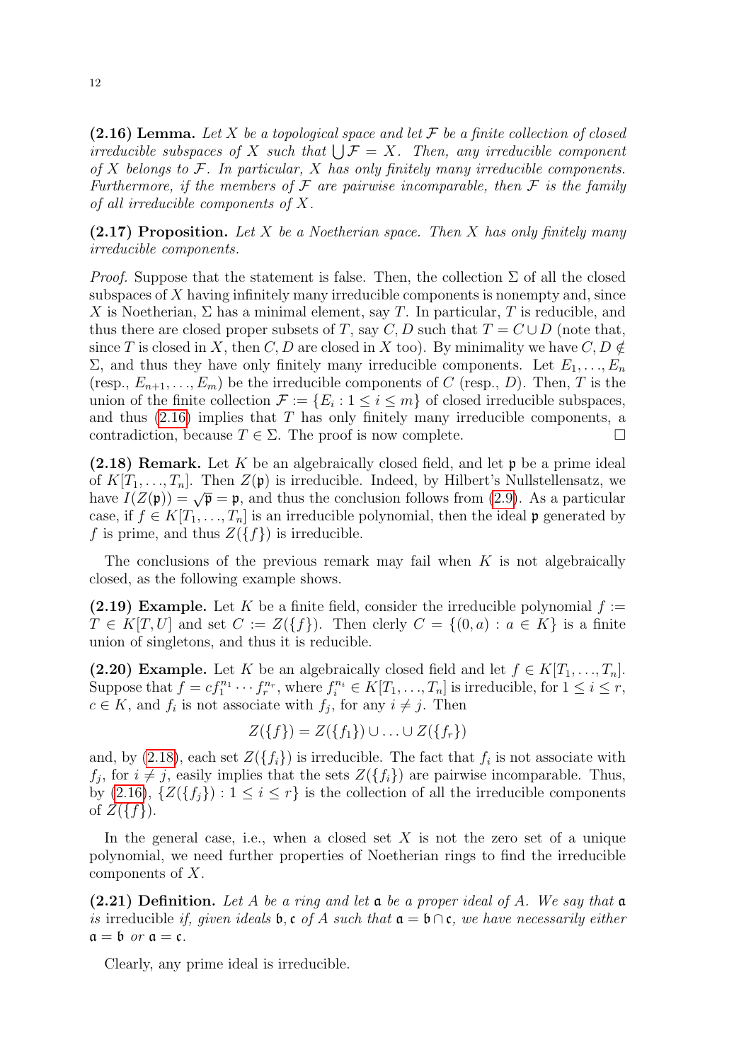**(2.16) Lemma.** *Let $X$ be a topological space and let $\mathcal{F}$ be a finite collection of closed irreducible subspaces of $X$ such that $\bigcup \mathcal{F} = X$. Then, any irreducible component of $X$ belongs to $\mathcal{F}$. In particular, $X$ has only finitely many irreducible components. Furthermore, if the members of $\mathcal{F}$ are pairwise incomparable, then $\mathcal{F}$ is the family of all irreducible components of $X$.*

**(2.17) Proposition.** *Let $X$ be a Noetherian space. Then $X$ has only finitely many irreducible components.*

*Proof.* Suppose that the statement is false. Then, the collection $\Sigma$ of all the closed subspaces of $X$ having infinitely many irreducible components is nonempty and, since $X$ is Noetherian, $\Sigma$ has a minimal element, say $T$. In particular, $T$ is reducible, and thus there are closed proper subsets of $T$, say $C, D$ such that $T = C \cup D$ (note that, since $T$ is closed in $X$, then $C, D$ are closed in $X$ too). By minimality we have $C, D \notin \Sigma$, and thus they have only finitely many irreducible components. Let $E_1, \ldots, E_n$ (resp., $E_{n+1}, \ldots, E_m$) be the irreducible components of $C$ (resp., $D$). Then, $T$ is the union of the finite collection $\mathcal{F} := \{E_i : 1 \leq i \leq m\}$ of closed irreducible subspaces, and thus (2.16) implies that $T$ has only finitely many irreducible components, a contradiction, because $T \in \Sigma$. The proof is now complete. $\square$

**(2.18) Remark.** Let $K$ be an algebraically closed field, and let $\mathfrak{p}$ be a prime ideal of $K[T_1, \ldots, T_n]$. Then $Z(\mathfrak{p})$ is irreducible. Indeed, by Hilbert's Nullstellensatz, we have $I(Z(\mathfrak{p})) = \sqrt{\mathfrak{p}} = \mathfrak{p}$, and thus the conclusion follows from (2.9). As a particular case, if $f \in K[T_1, \ldots, T_n]$ is an irreducible polynomial, then the ideal $\mathfrak{p}$ generated by $f$ is prime, and thus $Z(\{f\})$ is irreducible.

The conclusions of the previous remark may fail when $K$ is not algebraically closed, as the following example shows.

**(2.19) Example.** Let $K$ be a finite field, consider the irreducible polynomial $f := T \in K[T, U]$ and set $C := Z(\{f\})$. Then clerly $C = \{(0, a) : a \in K\}$ is a finite union of singletons, and thus it is reducible.

**(2.20) Example.** Let $K$ be an algebraically closed field and let $f \in K[T_1, \ldots, T_n]$. Suppose that $f = cf_1^{n_1} \cdots f_r^{n_r}$, where $f_i^{n_i} \in K[T_1, \ldots, T_n]$ is irreducible, for $1 \leq i \leq r$, $c \in K$, and $f_i$ is not associate with $f_j$, for any $i \neq j$. Then

$$Z(\{f\}) = Z(\{f_1\}) \cup \ldots \cup Z(\{f_r\})$$

and, by (2.18), each set $Z(\{f_i\})$ is irreducible. The fact that $f_i$ is not associate with $f_j$, for $i \neq j$, easily implies that the sets $Z(\{f_i\})$ are pairwise incomparable. Thus, by (2.16), $\{Z(\{f_j\}) : 1 \leq i \leq r\}$ is the collection of all the irreducible components of $Z(\{f\})$.

In the general case, i.e., when a closed set $X$ is not the zero set of a unique polynomial, we need further properties of Noetherian rings to find the irreducible components of $X$.

**(2.21) Definition.** *Let $A$ be a ring and let $\mathfrak{a}$ be a proper ideal of $A$. We say that $\mathfrak{a}$ is* irreducible *if, given ideals $\mathfrak{b}, \mathfrak{c}$ of $A$ such that $\mathfrak{a} = \mathfrak{b} \cap \mathfrak{c}$, we have necessarily either $\mathfrak{a} = \mathfrak{b}$ or $\mathfrak{a} = \mathfrak{c}$.*

Clearly, any prime ideal is irreducible.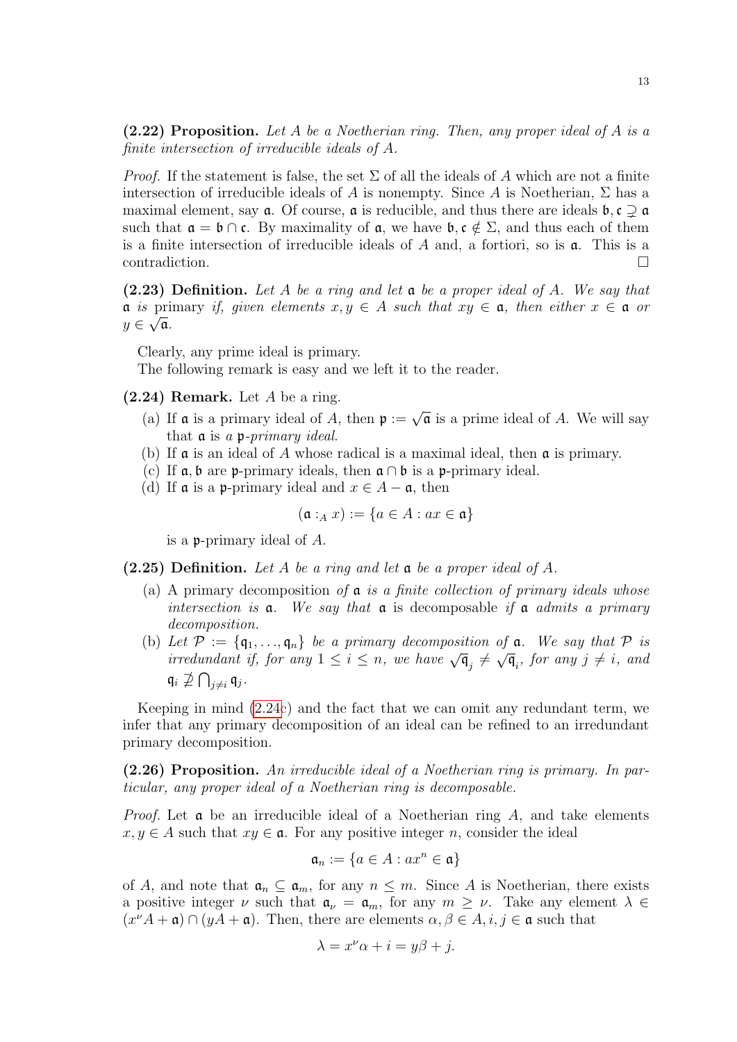**(2.22) Proposition.** *Let $A$ be a Noetherian ring. Then, any proper ideal of $A$ is a finite intersection of irreducible ideals of $A$.*

*Proof.* If the statement is false, the set $\Sigma$ of all the ideals of $A$ which are not a finite intersection of irreducible ideals of $A$ is nonempty. Since $A$ is Noetherian, $\Sigma$ has a maximal element, say $\mathfrak{a}$. Of course, $\mathfrak{a}$ is reducible, and thus there are ideals $\mathfrak{b}, \mathfrak{c} \supsetneq \mathfrak{a}$ such that $\mathfrak{a} = \mathfrak{b} \cap \mathfrak{c}$. By maximality of $\mathfrak{a}$, we have $\mathfrak{b}, \mathfrak{c} \notin \Sigma$, and thus each of them is a finite intersection of irreducible ideals of $A$ and, a fortiori, so is $\mathfrak{a}$. This is a contradiction. $\square$

**(2.23) Definition.** *Let $A$ be a ring and let $\mathfrak{a}$ be a proper ideal of $A$. We say that $\mathfrak{a}$ is* primary *if, given elements $x, y \in A$ such that $xy \in \mathfrak{a}$, then either $x \in \mathfrak{a}$ or $y \in \sqrt{\mathfrak{a}}$.*

Clearly, any prime ideal is primary.

The following remark is easy and we left it to the reader.

**(2.24) Remark.** Let $A$ be a ring.

(a) If $\mathfrak{a}$ is a primary ideal of $A$, then $\mathfrak{p} := \sqrt{\mathfrak{a}}$ is a prime ideal of $A$. We will say that $\mathfrak{a}$ is *a $\mathfrak{p}$-primary ideal*.

(b) If $\mathfrak{a}$ is an ideal of $A$ whose radical is a maximal ideal, then $\mathfrak{a}$ is primary.

(c) If $\mathfrak{a}, \mathfrak{b}$ are $\mathfrak{p}$-primary ideals, then $\mathfrak{a} \cap \mathfrak{b}$ is a $\mathfrak{p}$-primary ideal.

(d) If $\mathfrak{a}$ is a $\mathfrak{p}$-primary ideal and $x \in A - \mathfrak{a}$, then

$$(\mathfrak{a} :_A x) := \{a \in A : ax \in \mathfrak{a}\}$$

is a $\mathfrak{p}$-primary ideal of $A$.

**(2.25) Definition.** *Let $A$ be a ring and let $\mathfrak{a}$ be a proper ideal of $A$.*

(a) *A* primary decomposition *of $\mathfrak{a}$ is a finite collection of primary ideals whose intersection is $\mathfrak{a}$. We say that $\mathfrak{a}$* is decomposable *if $\mathfrak{a}$ admits a primary decomposition.*

(b) *Let $\mathcal{P} := \{\mathfrak{q}_1, \ldots, \mathfrak{q}_n\}$ be a primary decomposition of $\mathfrak{a}$. We say that $\mathcal{P}$ is irredundant if, for any $1 \leq i \leq n$, we have $\sqrt{\mathfrak{q}_j} \neq \sqrt{\mathfrak{q}_i}$, for any $j \neq i$, and $\mathfrak{q}_i \not\supseteq \bigcap_{j \neq i} \mathfrak{q}_j$.*

Keeping in mind (2.24c) and the fact that we can omit any redundant term, we infer that any primary decomposition of an ideal can be refined to an irredundant primary decomposition.

**(2.26) Proposition.** *An irreducible ideal of a Noetherian ring is primary. In particular, any proper ideal of a Noetherian ring is decomposable.*

*Proof.* Let $\mathfrak{a}$ be an irreducible ideal of a Noetherian ring $A$, and take elements $x, y \in A$ such that $xy \in \mathfrak{a}$. For any positive integer $n$, consider the ideal

$$\mathfrak{a}_n := \{a \in A : ax^n \in \mathfrak{a}\}$$

of $A$, and note that $\mathfrak{a}_n \subseteq \mathfrak{a}_m$, for any $n \leq m$. Since $A$ is Noetherian, there exists a positive integer $\nu$ such that $\mathfrak{a}_\nu = \mathfrak{a}_m$, for any $m \geq \nu$. Take any element $\lambda \in (x^\nu A + \mathfrak{a}) \cap (yA + \mathfrak{a})$. Then, there are elements $\alpha, \beta \in A, i, j \in \mathfrak{a}$ such that

$$\lambda = x^\nu \alpha + i = y\beta + j.$$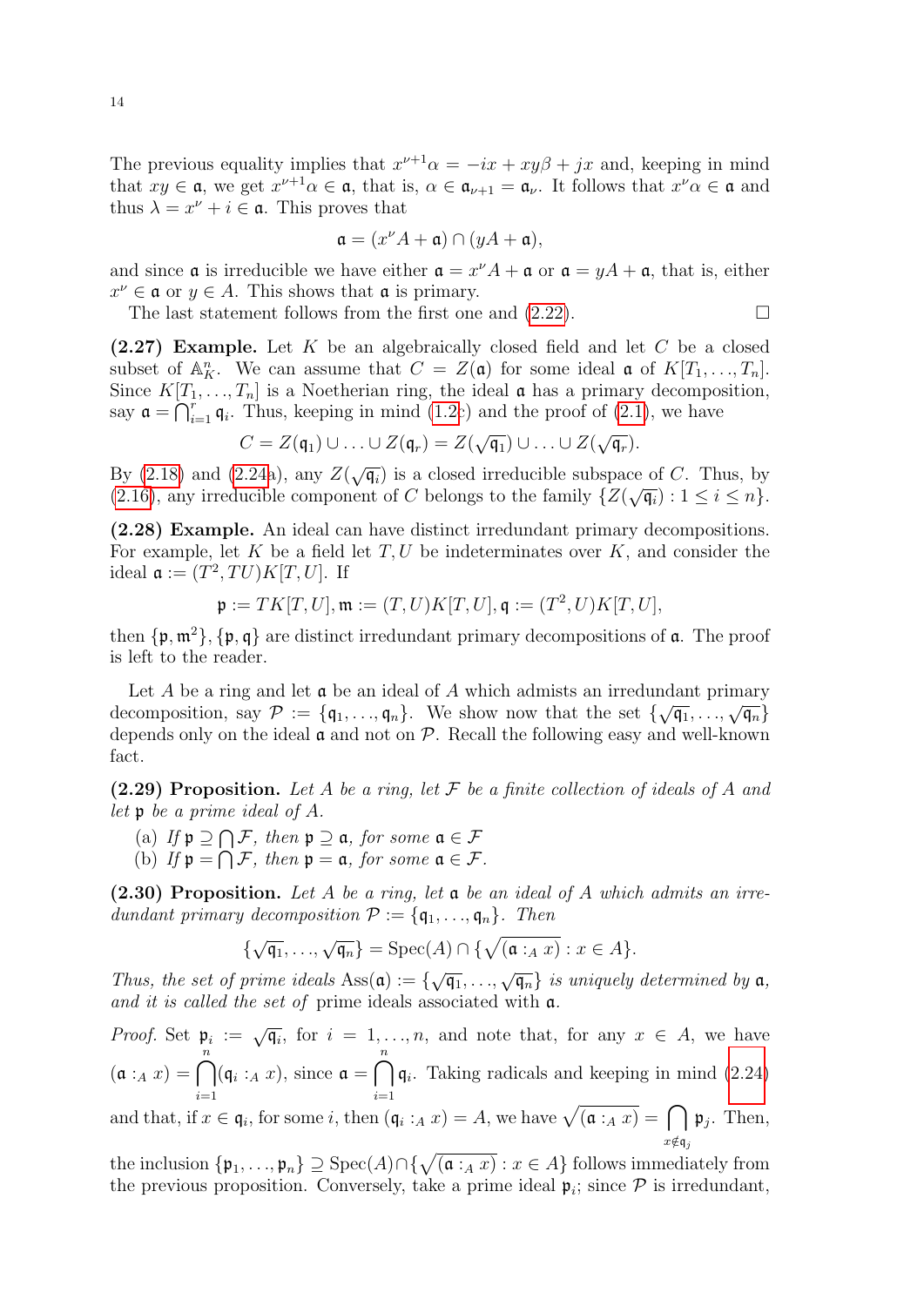The previous equality implies that $x^{\nu+1}\alpha = -ix + xy\beta + jx$ and, keeping in mind that $xy \in \mathfrak{a}$, we get $x^{\nu+1}\alpha \in \mathfrak{a}$, that is, $\alpha \in \mathfrak{a}_{\nu+1} = \mathfrak{a}_\nu$. It follows that $x^\nu\alpha \in \mathfrak{a}$ and thus $\lambda = x^\nu + i \in \mathfrak{a}$. This proves that

$$\mathfrak{a} = (x^\nu A + \mathfrak{a}) \cap (yA + \mathfrak{a}),$$

and since $\mathfrak{a}$ is irreducible we have either $\mathfrak{a} = x^\nu A + \mathfrak{a}$ or $\mathfrak{a} = yA + \mathfrak{a}$, that is, either $x^\nu \in \mathfrak{a}$ or $y \in A$. This shows that $\mathfrak{a}$ is primary.

The last statement follows from the first one and (2.22). $\square$

**(2.27) Example.** Let $K$ be an algebraically closed field and let $C$ be a closed subset of $\mathbb{A}^n_K$. We can assume that $C = Z(\mathfrak{a})$ for some ideal $\mathfrak{a}$ of $K[T_1, \ldots, T_n]$. Since $K[T_1, \ldots, T_n]$ is a Noetherian ring, the ideal $\mathfrak{a}$ has a primary decomposition, say $\mathfrak{a} = \bigcap_{i=1}^r \mathfrak{q}_i$. Thus, keeping in mind (1.2c) and the proof of (2.1), we have

$$C = Z(\mathfrak{q}_1) \cup \ldots \cup Z(\mathfrak{q}_r) = Z(\sqrt{\mathfrak{q}_1}) \cup \ldots \cup Z(\sqrt{\mathfrak{q}_r}).$$

By (2.18) and (2.24a), any $Z(\sqrt{\mathfrak{q}_i})$ is a closed irreducible subspace of $C$. Thus, by (2.16), any irreducible component of $C$ belongs to the family $\{Z(\sqrt{\mathfrak{q}_i}) : 1 \le i \le n\}$.

**(2.28) Example.** An ideal can have distinct irredundant primary decompositions. For example, let $K$ be a field let $T, U$ be indeterminates over $K$, and consider the ideal $\mathfrak{a} := (T^2, TU)K[T, U]$. If

$$\mathfrak{p} := TK[T, U], \mathfrak{m} := (T, U)K[T, U], \mathfrak{q} := (T^2, U)K[T, U],$$

then $\{\mathfrak{p}, \mathfrak{m}^2\}, \{\mathfrak{p}, \mathfrak{q}\}$ are distinct irredundant primary decompositions of $\mathfrak{a}$. The proof is left to the reader.

Let $A$ be a ring and let $\mathfrak{a}$ be an ideal of $A$ which admits an irredundant primary decomposition, say $\mathcal{P} := \{\mathfrak{q}_1, \ldots, \mathfrak{q}_n\}$. We show now that the set $\{\sqrt{\mathfrak{q}_1}, \ldots, \sqrt{\mathfrak{q}_n}\}$ depends only on the ideal $\mathfrak{a}$ and not on $\mathcal{P}$. Recall the following easy and well-known fact.

**(2.29) Proposition.** *Let $A$ be a ring, let $\mathcal{F}$ be a finite collection of ideals of $A$ and let $\mathfrak{p}$ be a prime ideal of $A$.*

(a) *If $\mathfrak{p} \supseteq \bigcap \mathcal{F}$, then $\mathfrak{p} \supseteq \mathfrak{a}$, for some $\mathfrak{a} \in \mathcal{F}$*
(b) *If $\mathfrak{p} = \bigcap \mathcal{F}$, then $\mathfrak{p} = \mathfrak{a}$, for some $\mathfrak{a} \in \mathcal{F}$.*

**(2.30) Proposition.** *Let $A$ be a ring, let $\mathfrak{a}$ be an ideal of $A$ which admits an irredundant primary decomposition $\mathcal{P} := \{\mathfrak{q}_1, \ldots, \mathfrak{q}_n\}$. Then*

$$\{\sqrt{\mathfrak{q}_1}, \ldots, \sqrt{\mathfrak{q}_n}\} = \operatorname{Spec}(A) \cap \{\sqrt{(\mathfrak{a} :_A x)} : x \in A\}.$$

*Thus, the set of prime ideals $\operatorname{Ass}(\mathfrak{a}) := \{\sqrt{\mathfrak{q}_1}, \ldots, \sqrt{\mathfrak{q}_n}\}$ is uniquely determined by $\mathfrak{a}$, and it is called the set of* prime ideals associated *with $\mathfrak{a}$.*

*Proof.* Set $\mathfrak{p}_i := \sqrt{\mathfrak{q}_i}$, for $i = 1, \ldots, n$, and note that, for any $x \in A$, we have $(\mathfrak{a} :_A x) = \bigcap_{i=1}^{n} (\mathfrak{q}_i :_A x)$, since $\mathfrak{a} = \bigcap_{i=1}^{n} \mathfrak{q}_i$. Taking radicals and keeping in mind (2.24) and that, if $x \in \mathfrak{q}_i$, for some $i$, then $(\mathfrak{q}_i :_A x) = A$, we have $\sqrt{(\mathfrak{a} :_A x)} = \bigcap_{x \notin \mathfrak{q}_j} \mathfrak{p}_j$. Then, the inclusion $\{\mathfrak{p}_1, \ldots, \mathfrak{p}_n\} \supseteq \operatorname{Spec}(A) \cap \{\sqrt{(\mathfrak{a} :_A x)} : x \in A\}$ follows immediately from the previous proposition. Conversely, take a prime ideal $\mathfrak{p}_i$; since $\mathcal{P}$ is irredundant,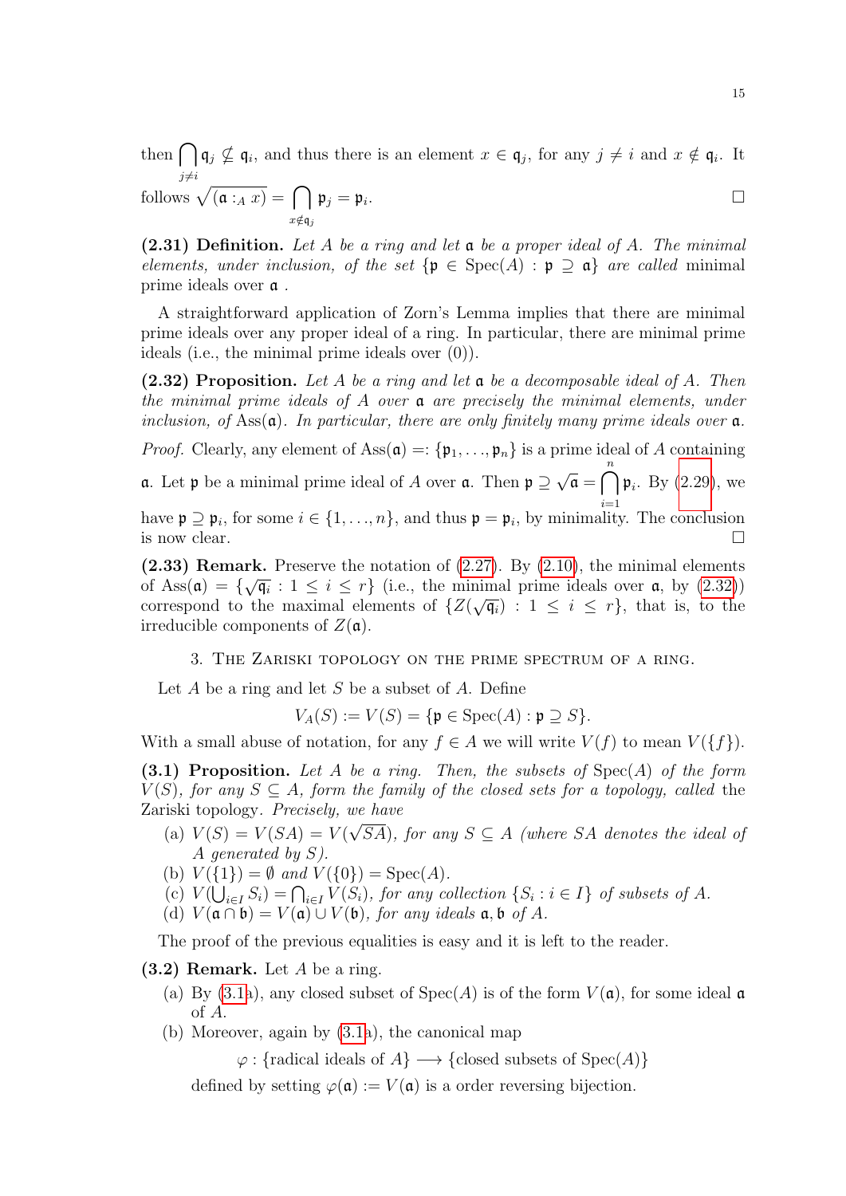then $\bigcap_{j\neq i} \mathfrak{q}_j \nsubseteq \mathfrak{q}_i$, and thus there is an element $x \in \mathfrak{q}_j$, for any $j \neq i$ and $x \notin \mathfrak{q}_i$. It follows $\sqrt{(\mathfrak{a} :_A x)} = \bigcap_{x \notin \mathfrak{q}_j} \mathfrak{p}_j = \mathfrak{p}_i$. $\square$

**(2.31) Definition.** *Let $A$ be a ring and let $\mathfrak{a}$ be a proper ideal of $A$. The minimal elements, under inclusion, of the set $\{\mathfrak{p} \in \operatorname{Spec}(A) : \mathfrak{p} \supseteq \mathfrak{a}\}$ are called* minimal prime ideals over $\mathfrak{a}$ .

A straightforward application of Zorn's Lemma implies that there are minimal prime ideals over any proper ideal of a ring. In particular, there are minimal prime ideals (i.e., the minimal prime ideals over $(0)$).

**(2.32) Proposition.** *Let $A$ be a ring and let $\mathfrak{a}$ be a decomposable ideal of $A$. Then the minimal prime ideals of $A$ over $\mathfrak{a}$ are precisely the minimal elements, under inclusion, of $\operatorname{Ass}(\mathfrak{a})$. In particular, there are only finitely many prime ideals over $\mathfrak{a}$.*

*Proof.* Clearly, any element of $\operatorname{Ass}(\mathfrak{a}) =: \{\mathfrak{p}_1, \dots, \mathfrak{p}_n\}$ is a prime ideal of $A$ containing $\mathfrak{a}$. Let $\mathfrak{p}$ be a minimal prime ideal of $A$ over $\mathfrak{a}$. Then $\mathfrak{p} \supseteq \sqrt{\mathfrak{a}} = \bigcap_{i=1}^{n} \mathfrak{p}_i$. By (2.29), we have $\mathfrak{p} \supseteq \mathfrak{p}_i$, for some $i \in \{1, \dots, n\}$, and thus $\mathfrak{p} = \mathfrak{p}_i$, by minimality. The conclusion is now clear. $\square$

**(2.33) Remark.** Preserve the notation of (2.27). By (2.10), the minimal elements of $\operatorname{Ass}(\mathfrak{a}) = \{\sqrt{\mathfrak{q}_i} : 1 \leq i \leq r\}$ (i.e., the minimal prime ideals over $\mathfrak{a}$, by (2.32)) correspond to the maximal elements of $\{Z(\sqrt{\mathfrak{q}_i}) : 1 \leq i \leq r\}$, that is, to the irreducible components of $Z(\mathfrak{a})$.

## 3. The Zariski topology on the prime spectrum of a ring.

Let $A$ be a ring and let $S$ be a subset of $A$. Define

$$V_A(S) := V(S) = \{\mathfrak{p} \in \operatorname{Spec}(A) : \mathfrak{p} \supseteq S\}.$$

With a small abuse of notation, for any $f \in A$ we will write $V(f)$ to mean $V(\{f\})$.

**(3.1) Proposition.** *Let $A$ be a ring. Then, the subsets of $\operatorname{Spec}(A)$ of the form $V(S)$, for any $S \subseteq A$, form the family of the closed sets for a topology, called* the Zariski topology. *Precisely, we have*

- (a) *$V(S) = V(SA) = V(\sqrt{SA})$, for any $S \subseteq A$ (where $SA$ denotes the ideal of $A$ generated by $S$).*
- (b) *$V(\{1\}) = \emptyset$ and $V(\{0\}) = \operatorname{Spec}(A)$.*
- (c) *$V(\bigcup_{i\in I} S_i) = \bigcap_{i\in I} V(S_i)$, for any collection $\{S_i : i \in I\}$ of subsets of $A$.*
- (d) *$V(\mathfrak{a} \cap \mathfrak{b}) = V(\mathfrak{a}) \cup V(\mathfrak{b})$, for any ideals $\mathfrak{a}, \mathfrak{b}$ of $A$.*

The proof of the previous equalities is easy and it is left to the reader.

**(3.2) Remark.** Let $A$ be a ring.

- (a) By (3.1a), any closed subset of $\operatorname{Spec}(A)$ is of the form $V(\mathfrak{a})$, for some ideal $\mathfrak{a}$ of $A$.
- (b) Moreover, again by (3.1a), the canonical map

  $$\varphi : \{\text{radical ideals of } A\} \longrightarrow \{\text{closed subsets of } \operatorname{Spec}(A)\}$$

  defined by setting $\varphi(\mathfrak{a}) := V(\mathfrak{a})$ is a order reversing bijection.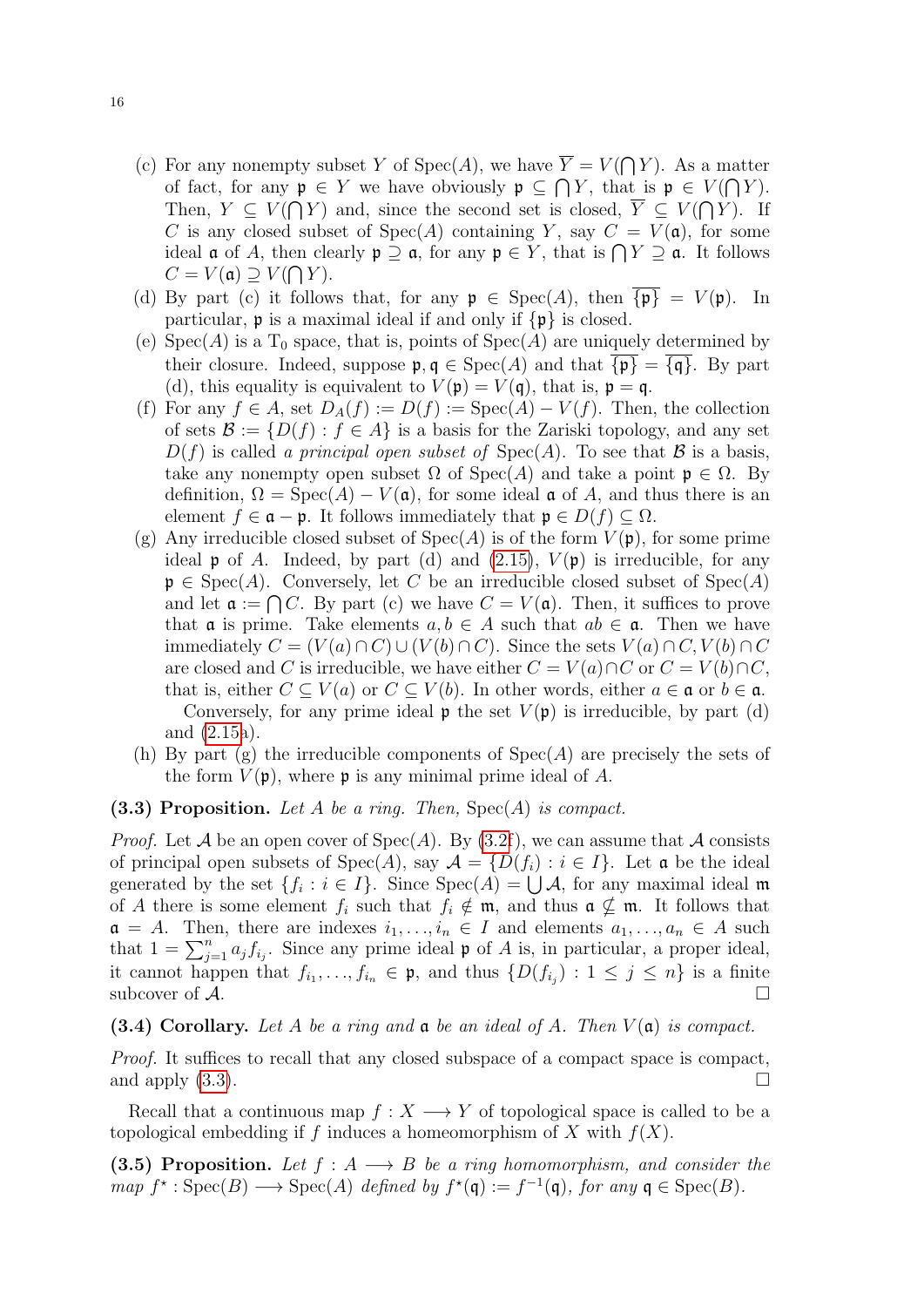(c) For any nonempty subset $Y$ of $\mathrm{Spec}(A)$, we have $\overline{Y} = V(\bigcap Y)$. As a matter of fact, for any $\mathfrak{p} \in Y$ we have obviously $\mathfrak{p} \subseteq \bigcap Y$, that is $\mathfrak{p} \in V(\bigcap Y)$. Then, $Y \subseteq V(\bigcap Y)$ and, since the second set is closed, $\overline{Y} \subseteq V(\bigcap Y)$. If $C$ is any closed subset of $\mathrm{Spec}(A)$ containing $Y$, say $C = V(\mathfrak{a})$, for some ideal $\mathfrak{a}$ of $A$, then clearly $\mathfrak{p} \supseteq \mathfrak{a}$, for any $\mathfrak{p} \in Y$, that is $\bigcap Y \supseteq \mathfrak{a}$. It follows $C = V(\mathfrak{a}) \supseteq V(\bigcap Y)$.

(d) By part (c) it follows that, for any $\mathfrak{p} \in \mathrm{Spec}(A)$, then $\overline{\{\mathfrak{p}\}} = V(\mathfrak{p})$. In particular, $\mathfrak{p}$ is a maximal ideal if and only if $\{\mathfrak{p}\}$ is closed.

(e) $\mathrm{Spec}(A)$ is a $\mathrm{T}_0$ space, that is, points of $\mathrm{Spec}(A)$ are uniquely determined by their closure. Indeed, suppose $\mathfrak{p}, \mathfrak{q} \in \mathrm{Spec}(A)$ and that $\overline{\{\mathfrak{p}\}} = \overline{\{\mathfrak{q}\}}$. By part (d), this equality is equivalent to $V(\mathfrak{p}) = V(\mathfrak{q})$, that is, $\mathfrak{p} = \mathfrak{q}$.

(f) For any $f \in A$, set $D_A(f) := D(f) := \mathrm{Spec}(A) - V(f)$. Then, the collection of sets $\mathcal{B} := \{D(f) : f \in A\}$ is a basis for the Zariski topology, and any set $D(f)$ is called *a principal open subset of* $\mathrm{Spec}(A)$. To see that $\mathcal{B}$ is a basis, take any nonempty open subset $\Omega$ of $\mathrm{Spec}(A)$ and take a point $\mathfrak{p} \in \Omega$. By definition, $\Omega = \mathrm{Spec}(A) - V(\mathfrak{a})$, for some ideal $\mathfrak{a}$ of $A$, and thus there is an element $f \in \mathfrak{a} - \mathfrak{p}$. It follows immediately that $\mathfrak{p} \in D(f) \subseteq \Omega$.

(g) Any irreducible closed subset of $\mathrm{Spec}(A)$ is of the form $V(\mathfrak{p})$, for some prime ideal $\mathfrak{p}$ of $A$. Indeed, by part (d) and (2.15), $V(\mathfrak{p})$ is irreducible, for any $\mathfrak{p} \in \mathrm{Spec}(A)$. Conversely, let $C$ be an irreducible closed subset of $\mathrm{Spec}(A)$ and let $\mathfrak{a} := \bigcap C$. By part (c) we have $C = V(\mathfrak{a})$. Then, it suffices to prove that $\mathfrak{a}$ is prime. Take elements $a, b \in A$ such that $ab \in \mathfrak{a}$. Then we have immediately $C = (V(a) \cap C) \cup (V(b) \cap C)$. Since the sets $V(a) \cap C, V(b) \cap C$ are closed and $C$ is irreducible, we have either $C = V(a) \cap C$ or $C = V(b) \cap C$, that is, either $C \subseteq V(a)$ or $C \subseteq V(b)$. In other words, either $a \in \mathfrak{a}$ or $b \in \mathfrak{a}$.

Conversely, for any prime ideal $\mathfrak{p}$ the set $V(\mathfrak{p})$ is irreducible, by part (d) and (2.15a).

(h) By part (g) the irreducible components of $\mathrm{Spec}(A)$ are precisely the sets of the form $V(\mathfrak{p})$, where $\mathfrak{p}$ is any minimal prime ideal of $A$.

**(3.3) Proposition.** *Let $A$ be a ring. Then,* $\mathrm{Spec}(A)$ *is compact.*

*Proof.* Let $\mathcal{A}$ be an open cover of $\mathrm{Spec}(A)$. By (3.2f), we can assume that $\mathcal{A}$ consists of principal open subsets of $\mathrm{Spec}(A)$, say $\mathcal{A} = \{D(f_i) : i \in I\}$. Let $\mathfrak{a}$ be the ideal generated by the set $\{f_i : i \in I\}$. Since $\mathrm{Spec}(A) = \bigcup \mathcal{A}$, for any maximal ideal $\mathfrak{m}$ of $A$ there is some element $f_i$ such that $f_i \notin \mathfrak{m}$, and thus $\mathfrak{a} \nsubseteq \mathfrak{m}$. It follows that $\mathfrak{a} = A$. Then, there are indexes $i_1, \ldots, i_n \in I$ and elements $a_1, \ldots, a_n \in A$ such that $1 = \sum_{j=1}^{n} a_j f_{i_j}$. Since any prime ideal $\mathfrak{p}$ of $A$ is, in particular, a proper ideal, it cannot happen that $f_{i_1}, \ldots, f_{i_n} \in \mathfrak{p}$, and thus $\{D(f_{i_j}) : 1 \leq j \leq n\}$ is a finite subcover of $\mathcal{A}$. □

**(3.4) Corollary.** *Let $A$ be a ring and $\mathfrak{a}$ be an ideal of $A$. Then $V(\mathfrak{a})$ is compact.*

*Proof.* It suffices to recall that any closed subspace of a compact space is compact, and apply (3.3). □

Recall that a continuous map $f : X \longrightarrow Y$ of topological space is called to be a topological embedding if $f$ induces a homeomorphism of $X$ with $f(X)$.

**(3.5) Proposition.** *Let $f : A \longrightarrow B$ be a ring homomorphism, and consider the map $f^\star : \mathrm{Spec}(B) \longrightarrow \mathrm{Spec}(A)$ defined by $f^\star(\mathfrak{q}) := f^{-1}(\mathfrak{q})$, for any $\mathfrak{q} \in \mathrm{Spec}(B)$.*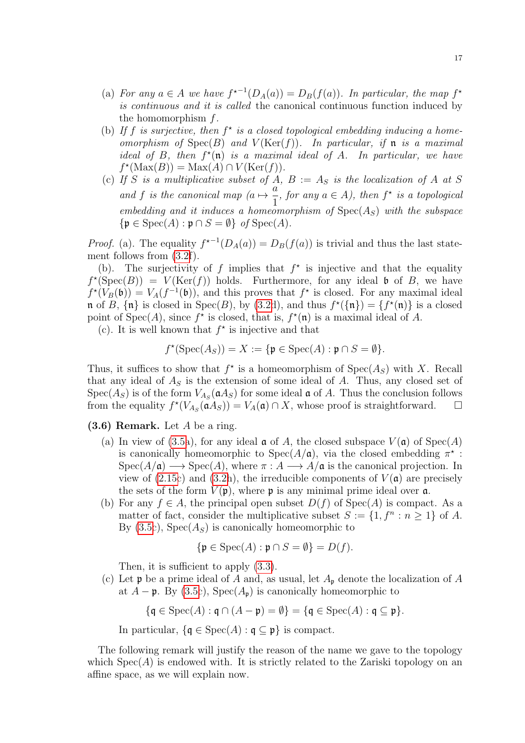(a) *For any $a \in A$ we have ${f^\star}^{-1}(D_A(a)) = D_B(f(a))$. In particular, the map $f^\star$ is continuous and it is called* the canonical continuous function induced by the homomorphism $f$.

(b) *If $f$ is surjective, then $f^\star$ is a closed topological embedding inducing a homeomorphism of $\mathrm{Spec}(B)$ and $V(\mathrm{Ker}(f))$. In particular, if $\mathfrak{n}$ is a maximal ideal of $B$, then $f^\star(\mathfrak{n})$ is a maximal ideal of $A$. In particular, we have $f^\star(\mathrm{Max}(B)) = \mathrm{Max}(A) \cap V(\mathrm{Ker}(f))$.*

(c) *If $S$ is a multiplicative subset of $A$, $B := A_S$ is the localization of $A$ at $S$ and $f$ is the canonical map ($a \mapsto \dfrac{a}{1}$, for any $a \in A$), then $f^\star$ is a topological embedding and it induces a homeomorphism of $\mathrm{Spec}(A_S)$ with the subspace $\{\mathfrak{p} \in \mathrm{Spec}(A) : \mathfrak{p} \cap S = \emptyset\}$ of $\mathrm{Spec}(A)$.*

*Proof.* (a). The equality ${f^\star}^{-1}(D_A(a)) = D_B(f(a))$ is trivial and thus the last statement follows from (3.2f).

(b). The surjectivity of $f$ implies that $f^\star$ is injective and that the equality $f^\star(\mathrm{Spec}(B)) = V(\mathrm{Ker}(f))$ holds. Furthermore, for any ideal $\mathfrak{b}$ of $B$, we have $f^\star(V_B(\mathfrak{b})) = V_A(f^{-1}(\mathfrak{b}))$, and this proves that $f^\star$ is closed. For any maximal ideal $\mathfrak{n}$ of $B$, $\{\mathfrak{n}\}$ is closed in $\mathrm{Spec}(B)$, by (3.2d), and thus $f^\star(\{\mathfrak{n}\}) = \{f^\star(\mathfrak{n})\}$ is a closed point of $\mathrm{Spec}(A)$, since $f^\star$ is closed, that is, $f^\star(\mathfrak{n})$ is a maximal ideal of $A$.

(c). It is well known that $f^\star$ is injective and that

$$f^\star(\mathrm{Spec}(A_S)) = X := \{\mathfrak{p} \in \mathrm{Spec}(A) : \mathfrak{p} \cap S = \emptyset\}.$$

Thus, it suffices to show that $f^\star$ is a homeomorphism of $\mathrm{Spec}(A_S)$ with $X$. Recall that any ideal of $A_S$ is the extension of some ideal of $A$. Thus, any closed set of $\mathrm{Spec}(A_S)$ is of the form $V_{A_S}(\mathfrak{a}A_S)$ for some ideal $\mathfrak{a}$ of $A$. Thus the conclusion follows from the equality $f^\star(V_{A_S}(\mathfrak{a}A_S)) = V_A(\mathfrak{a}) \cap X$, whose proof is straightforward. □

**(3.6) Remark.** Let $A$ be a ring.

(a) In view of (3.5a), for any ideal $\mathfrak{a}$ of $A$, the closed subspace $V(\mathfrak{a})$ of $\mathrm{Spec}(A)$ is canonically homeomorphic to $\mathrm{Spec}(A/\mathfrak{a})$, via the closed embedding $\pi^\star : \mathrm{Spec}(A/\mathfrak{a}) \longrightarrow \mathrm{Spec}(A)$, where $\pi : A \longrightarrow A/\mathfrak{a}$ is the canonical projection. In view of (2.15c) and (3.2h), the irreducible components of $V(\mathfrak{a})$ are precisely the sets of the form $V(\mathfrak{p})$, where $\mathfrak{p}$ is any minimal prime ideal over $\mathfrak{a}$.

(b) For any $f \in A$, the principal open subset $D(f)$ of $\mathrm{Spec}(A)$ is compact. As a matter of fact, consider the multiplicative subset $S := \{1, f^n : n \geq 1\}$ of $A$. By (3.5c), $\mathrm{Spec}(A_S)$ is canonically homeomorphic to

$$\{\mathfrak{p} \in \mathrm{Spec}(A) : \mathfrak{p} \cap S = \emptyset\} = D(f).$$

Then, it is sufficient to apply (3.3).

(c) Let $\mathfrak{p}$ be a prime ideal of $A$ and, as usual, let $A_\mathfrak{p}$ denote the localization of $A$ at $A - \mathfrak{p}$. By (3.5c), $\mathrm{Spec}(A_\mathfrak{p})$ is canonically homeomorphic to

$$\{\mathfrak{q} \in \mathrm{Spec}(A) : \mathfrak{q} \cap (A - \mathfrak{p}) = \emptyset\} = \{\mathfrak{q} \in \mathrm{Spec}(A) : \mathfrak{q} \subseteq \mathfrak{p}\}.$$

In particular, $\{\mathfrak{q} \in \mathrm{Spec}(A) : \mathfrak{q} \subseteq \mathfrak{p}\}$ is compact.

The following remark will justify the reason of the name we gave to the topology which $\mathrm{Spec}(A)$ is endowed with. It is strictly related to the Zariski topology on an affine space, as we will explain now.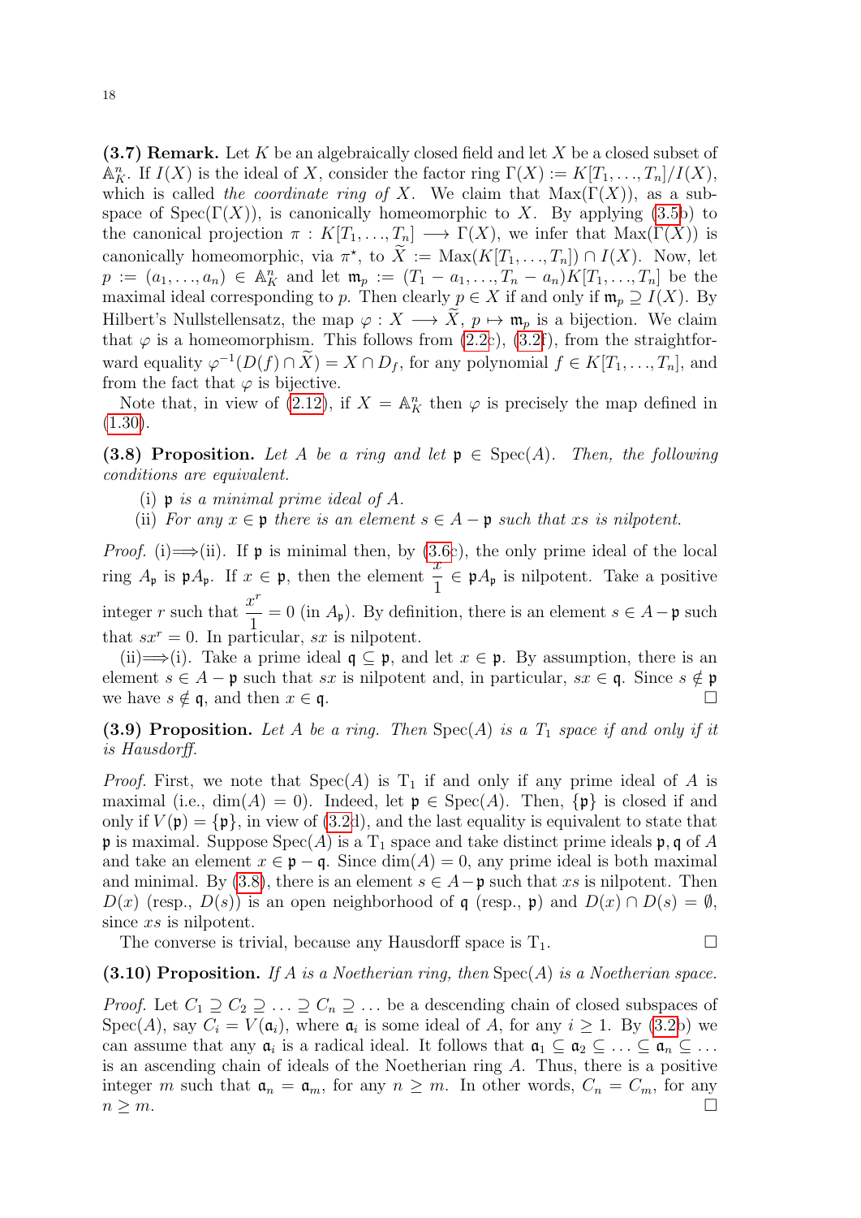**(3.7) Remark.** Let $K$ be an algebraically closed field and let $X$ be a closed subset of $\mathbb{A}^n_K$. If $I(X)$ is the ideal of $X$, consider the factor ring $\Gamma(X) := K[T_1, \ldots, T_n]/I(X)$, which is called *the coordinate ring of* $X$. We claim that $\mathrm{Max}(\Gamma(X))$, as a subspace of $\mathrm{Spec}(\Gamma(X))$, is canonically homeomorphic to $X$. By applying (3.5b) to the canonical projection $\pi : K[T_1, \ldots, T_n] \longrightarrow \Gamma(X)$, we infer that $\mathrm{Max}(\Gamma(X))$ is canonically homeomorphic, via $\pi^\star$, to $\widetilde{X} := \mathrm{Max}(K[T_1, \ldots, T_n]) \cap I(X)$. Now, let $p := (a_1, \ldots, a_n) \in \mathbb{A}^n_K$ and let $\mathfrak{m}_p := (T_1 - a_1, \ldots, T_n - a_n)K[T_1, \ldots, T_n]$ be the maximal ideal corresponding to $p$. Then clearly $p \in X$ if and only if $\mathfrak{m}_p \supseteq I(X)$. By Hilbert's Nullstellensatz, the map $\varphi : X \longrightarrow \widetilde{X}$, $p \mapsto \mathfrak{m}_p$ is a bijection. We claim that $\varphi$ is a homeomorphism. This follows from (2.2c), (3.2f), from the straightforward equality $\varphi^{-1}(D(f) \cap \widetilde{X}) = X \cap D_f$, for any polynomial $f \in K[T_1, \ldots, T_n]$, and from the fact that $\varphi$ is bijective.

Note that, in view of (2.12), if $X = \mathbb{A}^n_K$ then $\varphi$ is precisely the map defined in (1.30).

**(3.8) Proposition.** *Let $A$ be a ring and let $\mathfrak{p} \in \mathrm{Spec}(A)$. Then, the following conditions are equivalent.*

(i) *$\mathfrak{p}$ is a minimal prime ideal of $A$.*

(ii) *For any $x \in \mathfrak{p}$ there is an element $s \in A - \mathfrak{p}$ such that $xs$ is nilpotent.*

*Proof.* (i)$\Longrightarrow$(ii). If $\mathfrak{p}$ is minimal then, by (3.6c), the only prime ideal of the local ring $A_\mathfrak{p}$ is $\mathfrak{p}A_\mathfrak{p}$. If $x \in \mathfrak{p}$, then the element $\dfrac{x}{1} \in \mathfrak{p}A_\mathfrak{p}$ is nilpotent. Take a positive integer $r$ such that $\dfrac{x^r}{1} = 0$ (in $A_\mathfrak{p}$). By definition, there is an element $s \in A - \mathfrak{p}$ such that $sx^r = 0$. In particular, $sx$ is nilpotent.

(ii)$\Longrightarrow$(i). Take a prime ideal $\mathfrak{q} \subseteq \mathfrak{p}$, and let $x \in \mathfrak{p}$. By assumption, there is an element $s \in A - \mathfrak{p}$ such that $sx$ is nilpotent and, in particular, $sx \in \mathfrak{q}$. Since $s \notin \mathfrak{p}$ we have $s \notin \mathfrak{q}$, and then $x \in \mathfrak{q}$. □

**(3.9) Proposition.** *Let $A$ be a ring. Then $\mathrm{Spec}(A)$ is a $T_1$ space if and only if it is Hausdorff.*

*Proof.* First, we note that $\mathrm{Spec}(A)$ is $\mathrm{T}_1$ if and only if any prime ideal of $A$ is maximal (i.e., $\dim(A) = 0$). Indeed, let $\mathfrak{p} \in \mathrm{Spec}(A)$. Then, $\{\mathfrak{p}\}$ is closed if and only if $V(\mathfrak{p}) = \{\mathfrak{p}\}$, in view of (3.2d), and the last equality is equivalent to state that $\mathfrak{p}$ is maximal. Suppose $\mathrm{Spec}(A)$ is a $\mathrm{T}_1$ space and take distinct prime ideals $\mathfrak{p}, \mathfrak{q}$ of $A$ and take an element $x \in \mathfrak{p} - \mathfrak{q}$. Since $\dim(A) = 0$, any prime ideal is both maximal and minimal. By (3.8), there is an element $s \in A - \mathfrak{p}$ such that $xs$ is nilpotent. Then $D(x)$ (resp., $D(s)$) is an open neighborhood of $\mathfrak{q}$ (resp., $\mathfrak{p}$) and $D(x) \cap D(s) = \emptyset$, since $xs$ is nilpotent.

The converse is trivial, because any Hausdorff space is $\mathrm{T}_1$. □

**(3.10) Proposition.** *If $A$ is a Noetherian ring, then $\mathrm{Spec}(A)$ is a Noetherian space.*

*Proof.* Let $C_1 \supseteq C_2 \supseteq \ldots \supseteq C_n \supseteq \ldots$ be a descending chain of closed subspaces of $\mathrm{Spec}(A)$, say $C_i = V(\mathfrak{a}_i)$, where $\mathfrak{a}_i$ is some ideal of $A$, for any $i \geq 1$. By (3.2b) we can assume that any $\mathfrak{a}_i$ is a radical ideal. It follows that $\mathfrak{a}_1 \subseteq \mathfrak{a}_2 \subseteq \ldots \subseteq \mathfrak{a}_n \subseteq \ldots$ is an ascending chain of ideals of the Noetherian ring $A$. Thus, there is a positive integer $m$ such that $\mathfrak{a}_n = \mathfrak{a}_m$, for any $n \geq m$. In other words, $C_n = C_m$, for any $n \geq m$. □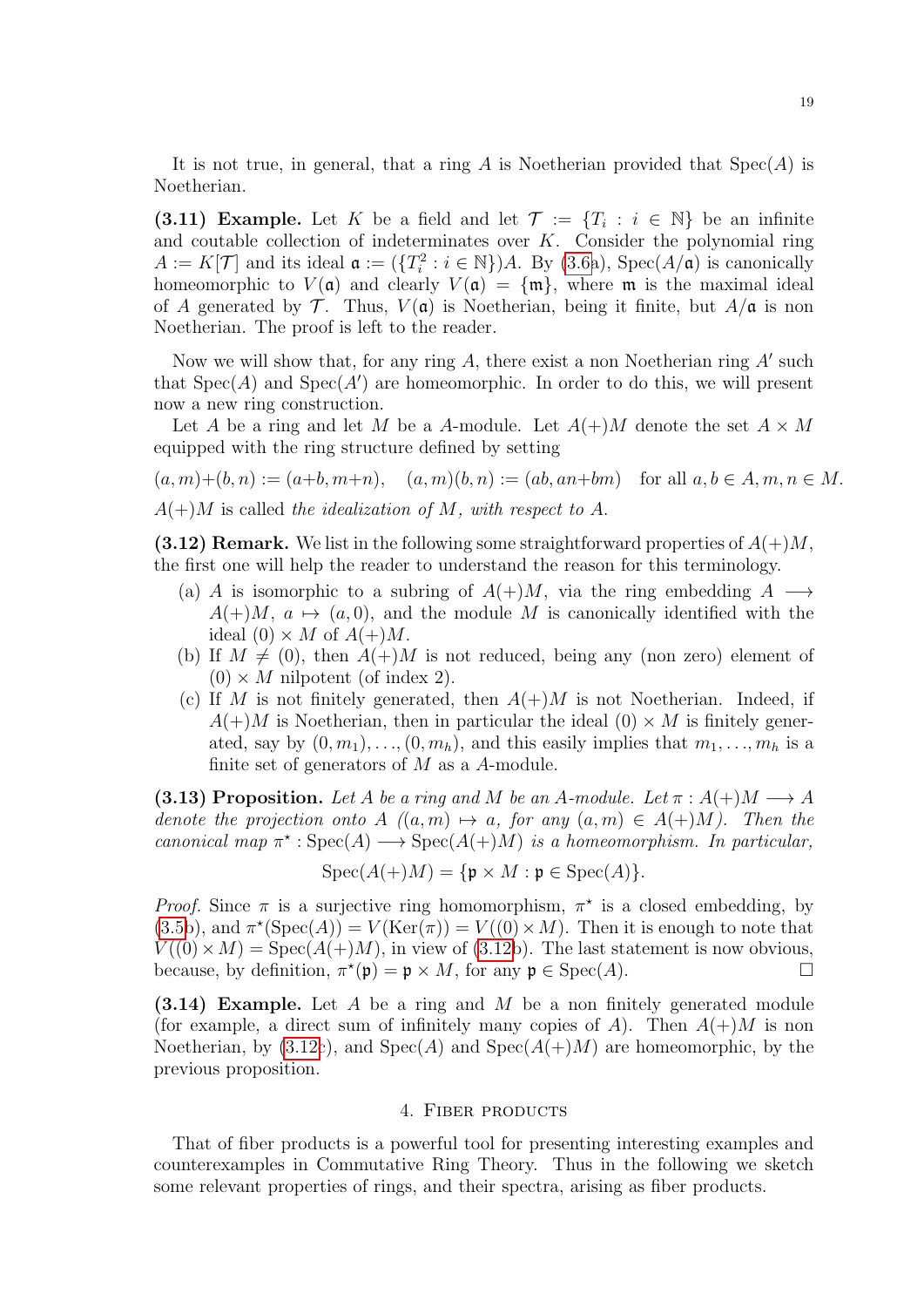It is not true, in general, that a ring $A$ is Noetherian provided that $\mathrm{Spec}(A)$ is Noetherian.

**(3.11) Example.** Let $K$ be a field and let $\mathcal{T} := \{T_i : i \in \mathbb{N}\}$ be an infinite and coutable collection of indeterminates over $K$. Consider the polynomial ring $A := K[\mathcal{T}]$ and its ideal $\mathfrak{a} := (\{T_i^2 : i \in \mathbb{N}\})A$. By (3.6a), $\mathrm{Spec}(A/\mathfrak{a})$ is canonically homeomorphic to $V(\mathfrak{a})$ and clearly $V(\mathfrak{a}) = \{\mathfrak{m}\}$, where $\mathfrak{m}$ is the maximal ideal of $A$ generated by $\mathcal{T}$. Thus, $V(\mathfrak{a})$ is Noetherian, being it finite, but $A/\mathfrak{a}$ is non Noetherian. The proof is left to the reader.

Now we will show that, for any ring $A$, there exist a non Noetherian ring $A'$ such that $\mathrm{Spec}(A)$ and $\mathrm{Spec}(A')$ are homeomorphic. In order to do this, we will present now a new ring construction.

Let $A$ be a ring and let $M$ be a $A$-module. Let $A(+)M$ denote the set $A \times M$ equipped with the ring structure defined by setting

$$(a,m)+(b,n) := (a+b, m+n), \quad (a,m)(b,n) := (ab, an+bm) \quad \text{for all } a,b \in A, m,n \in M.$$

$A(+)M$ is called *the idealization of $M$, with respect to $A$.*

**(3.12) Remark.** We list in the following some straightforward properties of $A(+)M$, the first one will help the reader to understand the reason for this terminology.

(a) $A$ is isomorphic to a subring of $A(+)M$, via the ring embedding $A \longrightarrow A(+)M$, $a \mapsto (a, 0)$, and the module $M$ is canonically identified with the ideal $(0) \times M$ of $A(+)M$.

(b) If $M \neq (0)$, then $A(+)M$ is not reduced, being any (non zero) element of $(0) \times M$ nilpotent (of index 2).

(c) If $M$ is not finitely generated, then $A(+)M$ is not Noetherian. Indeed, if $A(+)M$ is Noetherian, then in particular the ideal $(0) \times M$ is finitely generated, say by $(0, m_1), \ldots, (0, m_h)$, and this easily implies that $m_1, \ldots, m_h$ is a finite set of generators of $M$ as a $A$-module.

**(3.13) Proposition.** *Let $A$ be a ring and $M$ be an $A$-module. Let $\pi : A(+)M \longrightarrow A$ denote the projection onto $A$ ($(a,m) \mapsto a$, for any $(a,m) \in A(+)M$). Then the canonical map $\pi^\star : \mathrm{Spec}(A) \longrightarrow \mathrm{Spec}(A(+)M)$ is a homeomorphism. In particular,*

$$\mathrm{Spec}(A(+)M) = \{\mathfrak{p} \times M : \mathfrak{p} \in \mathrm{Spec}(A)\}.$$

*Proof.* Since $\pi$ is a surjective ring homomorphism, $\pi^\star$ is a closed embedding, by (3.5b), and $\pi^\star(\mathrm{Spec}(A)) = V(\mathrm{Ker}(\pi)) = V((0) \times M)$. Then it is enough to note that $V((0) \times M) = \mathrm{Spec}(A(+)M)$, in view of (3.12b). The last statement is now obvious, because, by definition, $\pi^\star(\mathfrak{p}) = \mathfrak{p} \times M$, for any $\mathfrak{p} \in \mathrm{Spec}(A)$. □

**(3.14) Example.** Let $A$ be a ring and $M$ be a non finitely generated module (for example, a direct sum of infinitely many copies of $A$). Then $A(+)M$ is non Noetherian, by (3.12c), and $\mathrm{Spec}(A)$ and $\mathrm{Spec}(A(+)M)$ are homeomorphic, by the previous proposition.

## 4. Fiber products

That of fiber products is a powerful tool for presenting interesting examples and counterexamples in Commutative Ring Theory. Thus in the following we sketch some relevant properties of rings, and their spectra, arising as fiber products.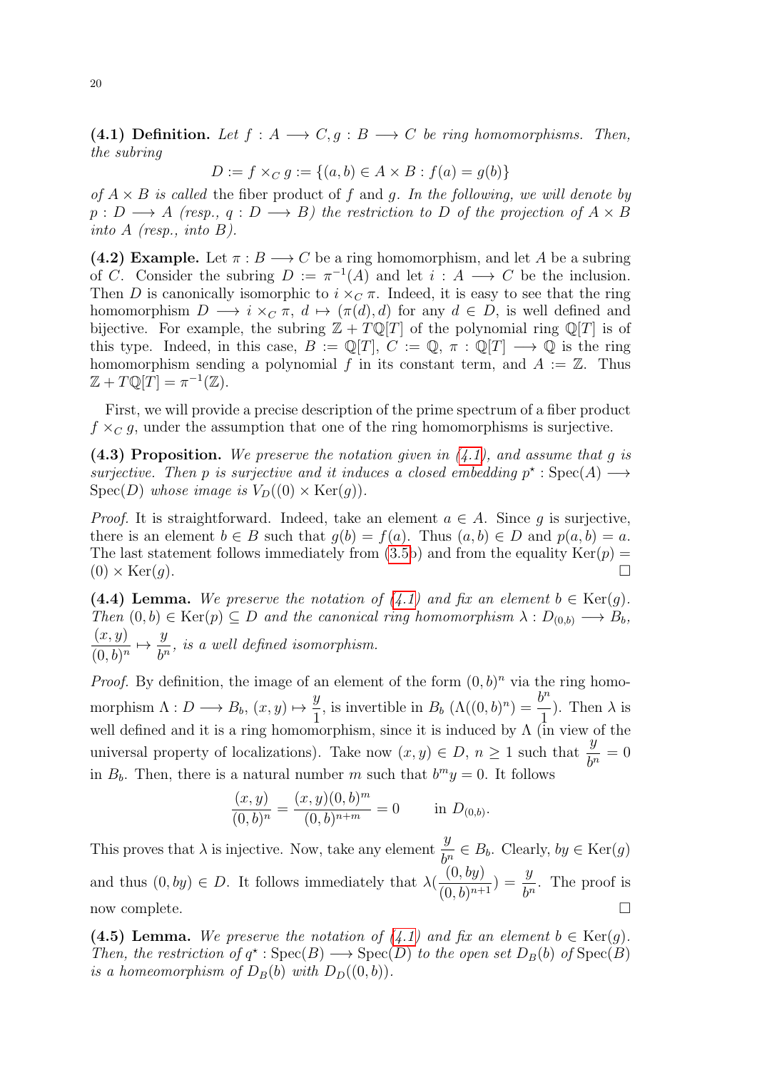**(4.1) Definition.** *Let $f : A \longrightarrow C, g : B \longrightarrow C$ be ring homomorphisms. Then, the subring*

$$D := f \times_C g := \{(a, b) \in A \times B : f(a) = g(b)\}$$

*of $A \times B$ is called* the fiber product of $f$ and $g$. *In the following, we will denote by $p : D \longrightarrow A$ (resp., $q : D \longrightarrow B$) the restriction to $D$ of the projection of $A \times B$ into $A$ (resp., into $B$).*

**(4.2) Example.** Let $\pi : B \longrightarrow C$ be a ring homomorphism, and let $A$ be a subring of $C$. Consider the subring $D := \pi^{-1}(A)$ and let $i : A \longrightarrow C$ be the inclusion. Then $D$ is canonically isomorphic to $i \times_C \pi$. Indeed, it is easy to see that the ring homomorphism $D \longrightarrow i \times_C \pi$, $d \mapsto (\pi(d), d)$ for any $d \in D$, is well defined and bijective. For example, the subring $\mathbb{Z} + T\mathbb{Q}[T]$ of the polynomial ring $\mathbb{Q}[T]$ is of this type. Indeed, in this case, $B := \mathbb{Q}[T]$, $C := \mathbb{Q}$, $\pi : \mathbb{Q}[T] \longrightarrow \mathbb{Q}$ is the ring homomorphism sending a polynomial $f$ in its constant term, and $A := \mathbb{Z}$. Thus $\mathbb{Z} + T\mathbb{Q}[T] = \pi^{-1}(\mathbb{Z})$.

First, we will provide a precise description of the prime spectrum of a fiber product $f \times_C g$, under the assumption that one of the ring homomorphisms is surjective.

**(4.3) Proposition.** *We preserve the notation given in (4.1), and assume that $g$ is surjective. Then $p$ is surjective and it induces a closed embedding $p^\star : \mathrm{Spec}(A) \longrightarrow \mathrm{Spec}(D)$ whose image is $V_D((0) \times \mathrm{Ker}(g))$.*

*Proof.* It is straightforward. Indeed, take an element $a \in A$. Since $g$ is surjective, there is an element $b \in B$ such that $g(b) = f(a)$. Thus $(a, b) \in D$ and $p(a, b) = a$. The last statement follows immediately from (3.5b) and from the equality $\mathrm{Ker}(p) = (0) \times \mathrm{Ker}(g)$. □

**(4.4) Lemma.** *We preserve the notation of (4.1) and fix an element $b \in \mathrm{Ker}(g)$. Then $(0, b) \in \mathrm{Ker}(p) \subseteq D$ and the canonical ring homomorphism $\lambda : D_{(0,b)} \longrightarrow B_b$, $\dfrac{(x, y)}{(0, b)^n} \mapsto \dfrac{y}{b^n}$, is a well defined isomorphism.*

*Proof.* By definition, the image of an element of the form $(0, b)^n$ via the ring homomorphism $\Lambda : D \longrightarrow B_b$, $(x, y) \mapsto \dfrac{y}{1}$, is invertible in $B_b$ ($\Lambda((0, b)^n) = \dfrac{b^n}{1}$). Then $\lambda$ is well defined and it is a ring homomorphism, since it is induced by $\Lambda$ (in view of the universal property of localizations). Take now $(x, y) \in D$, $n \geq 1$ such that $\dfrac{y}{b^n} = 0$ in $B_b$. Then, there is a natural number $m$ such that $b^m y = 0$. It follows

$$\frac{(x, y)}{(0, b)^n} = \frac{(x, y)(0, b)^m}{(0, b)^{n+m}} = 0 \qquad \text{in } D_{(0,b)}.$$

This proves that $\lambda$ is injective. Now, take any element $\dfrac{y}{b^n} \in B_b$. Clearly, $by \in \mathrm{Ker}(g)$ and thus $(0, by) \in D$. It follows immediately that $\lambda(\dfrac{(0, by)}{(0, b)^{n+1}}) = \dfrac{y}{b^n}$. The proof is now complete. □

**(4.5) Lemma.** *We preserve the notation of (4.1) and fix an element $b \in \mathrm{Ker}(g)$. Then, the restriction of $q^\star : \mathrm{Spec}(B) \longrightarrow \mathrm{Spec}(D)$ to the open set $D_B(b)$ of $\mathrm{Spec}(B)$ is a homeomorphism of $D_B(b)$ with $D_D((0, b))$.*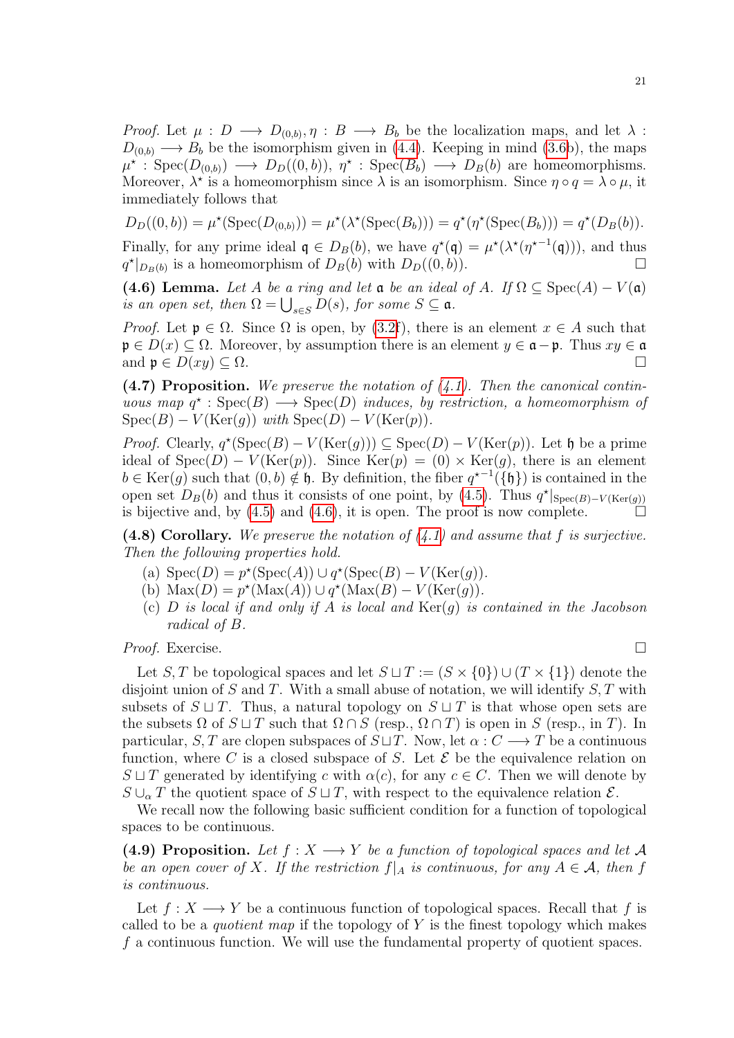*Proof.* Let $\mu : D \longrightarrow D_{(0,b)}, \eta : B \longrightarrow B_b$ be the localization maps, and let $\lambda : D_{(0,b)} \longrightarrow B_b$ be the isomorphism given in (4.4). Keeping in mind (3.6b), the maps $\mu^\star : \mathrm{Spec}(D_{(0,b)}) \longrightarrow D_D((0,b))$, $\eta^\star : \mathrm{Spec}(B_b) \longrightarrow D_B(b)$ are homeomorphisms. Moreover, $\lambda^\star$ is a homeomorphism since $\lambda$ is an isomorphism. Since $\eta \circ q = \lambda \circ \mu$, it immediately follows that

$$D_D((0,b)) = \mu^\star(\mathrm{Spec}(D_{(0,b)})) = \mu^\star(\lambda^\star(\mathrm{Spec}(B_b))) = q^\star(\eta^\star(\mathrm{Spec}(B_b))) = q^\star(D_B(b)).$$

Finally, for any prime ideal $\mathfrak{q} \in D_B(b)$, we have $q^\star(\mathfrak{q}) = \mu^\star(\lambda^\star(\eta^{\star -1}(\mathfrak{q})))$, and thus $q^\star|_{D_B(b)}$ is a homeomorphism of $D_B(b)$ with $D_D((0,b))$. □

**(4.6) Lemma.** *Let $A$ be a ring and let $\mathfrak{a}$ be an ideal of $A$. If $\Omega \subseteq \mathrm{Spec}(A) - V(\mathfrak{a})$ is an open set, then $\Omega = \bigcup_{s\in S} D(s)$, for some $S \subseteq \mathfrak{a}$.*

*Proof.* Let $\mathfrak{p} \in \Omega$. Since $\Omega$ is open, by (3.2f), there is an element $x \in A$ such that $\mathfrak{p} \in D(x) \subseteq \Omega$. Moreover, by assumption there is an element $y \in \mathfrak{a} - \mathfrak{p}$. Thus $xy \in \mathfrak{a}$ and $\mathfrak{p} \in D(xy) \subseteq \Omega$. □

**(4.7) Proposition.** *We preserve the notation of (4.1). Then the canonical continuous map $q^\star : \mathrm{Spec}(B) \longrightarrow \mathrm{Spec}(D)$ induces, by restriction, a homeomorphism of $\mathrm{Spec}(B) - V(\mathrm{Ker}(g))$ with $\mathrm{Spec}(D) - V(\mathrm{Ker}(p))$.*

*Proof.* Clearly, $q^\star(\mathrm{Spec}(B) - V(\mathrm{Ker}(g))) \subseteq \mathrm{Spec}(D) - V(\mathrm{Ker}(p))$. Let $\mathfrak{h}$ be a prime ideal of $\mathrm{Spec}(D) - V(\mathrm{Ker}(p))$. Since $\mathrm{Ker}(p) = (0) \times \mathrm{Ker}(g)$, there is an element $b \in \mathrm{Ker}(g)$ such that $(0,b) \notin \mathfrak{h}$. By definition, the fiber $q^{\star -1}(\{\mathfrak{h}\})$ is contained in the open set $D_B(b)$ and thus it consists of one point, by (4.5). Thus $q^\star|_{\mathrm{Spec}(B)-V(\mathrm{Ker}(g))}$ is bijective and, by (4.5) and (4.6), it is open. The proof is now complete. □

**(4.8) Corollary.** *We preserve the notation of (4.1) and assume that $f$ is surjective. Then the following properties hold.*

(a) $\mathrm{Spec}(D) = p^\star(\mathrm{Spec}(A)) \cup q^\star(\mathrm{Spec}(B) - V(\mathrm{Ker}(g))$.
(b) $\mathrm{Max}(D) = p^\star(\mathrm{Max}(A)) \cup q^\star(\mathrm{Max}(B) - V(\mathrm{Ker}(g))$.
(c) *$D$ is local if and only if $A$ is local and $\mathrm{Ker}(g)$ is contained in the Jacobson radical of $B$.*

*Proof.* Exercise. □

Let $S, T$ be topological spaces and let $S \sqcup T := (S \times \{0\}) \cup (T \times \{1\})$ denote the disjoint union of $S$ and $T$. With a small abuse of notation, we will identify $S, T$ with subsets of $S \sqcup T$. Thus, a natural topology on $S \sqcup T$ is that whose open sets are the subsets $\Omega$ of $S \sqcup T$ such that $\Omega \cap S$ (resp., $\Omega \cap T$) is open in $S$ (resp., in $T$). In particular, $S, T$ are clopen subspaces of $S \sqcup T$. Now, let $\alpha : C \longrightarrow T$ be a continuous function, where $C$ is a closed subspace of $S$. Let $\mathcal{E}$ be the equivalence relation on $S \sqcup T$ generated by identifying $c$ with $\alpha(c)$, for any $c \in C$. Then we will denote by $S \cup_\alpha T$ the quotient space of $S \sqcup T$, with respect to the equivalence relation $\mathcal{E}$.

We recall now the following basic sufficient condition for a function of topological spaces to be continuous.

**(4.9) Proposition.** *Let $f : X \longrightarrow Y$ be a function of topological spaces and let $\mathcal{A}$ be an open cover of $X$. If the restriction $f|_A$ is continuous, for any $A \in \mathcal{A}$, then $f$ is continuous.*

Let $f : X \longrightarrow Y$ be a continuous function of topological spaces. Recall that $f$ is called to be a *quotient map* if the topology of $Y$ is the finest topology which makes $f$ a continuous function. We will use the fundamental property of quotient spaces.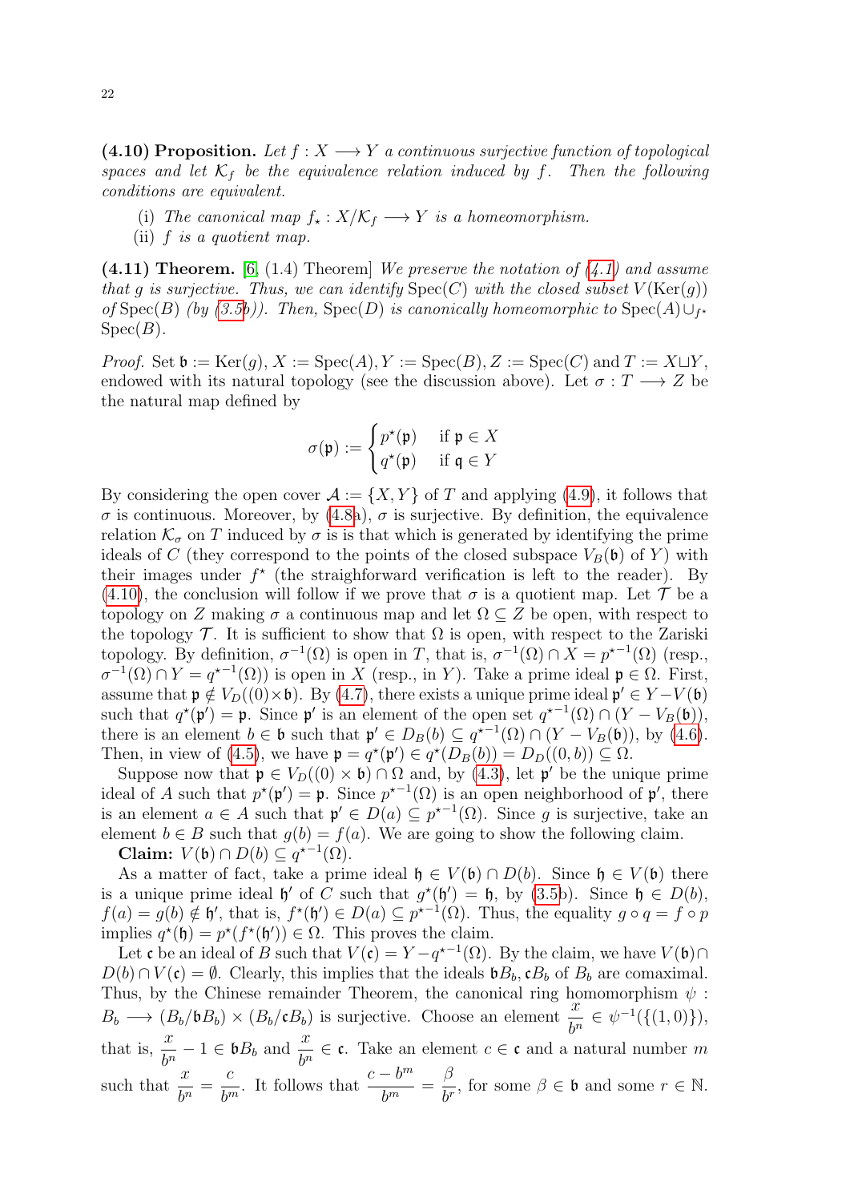**(4.10) Proposition.** *Let $f : X \longrightarrow Y$ a continuous surjective function of topological spaces and let $\mathcal{K}_f$ be the equivalence relation induced by $f$. Then the following conditions are equivalent.*

(i) *The canonical map $f_\star : X/\mathcal{K}_f \longrightarrow Y$ is a homeomorphism.*
(ii) *$f$ is a quotient map.*

**(4.11) Theorem.** [6, (1.4) Theorem] *We preserve the notation of (4.1) and assume that $g$ is surjective. Thus, we can identify $\mathrm{Spec}(C)$ with the closed subset $V(\mathrm{Ker}(g))$ of $\mathrm{Spec}(B)$ (by (3.5b)). Then, $\mathrm{Spec}(D)$ is canonically homeomorphic to $\mathrm{Spec}(A) \cup_{f^\star} \mathrm{Spec}(B)$.*

*Proof.* Set $\mathfrak{b} := \mathrm{Ker}(g)$, $X := \mathrm{Spec}(A)$, $Y := \mathrm{Spec}(B)$, $Z := \mathrm{Spec}(C)$ and $T := X \sqcup Y$, endowed with its natural topology (see the discussion above). Let $\sigma : T \longrightarrow Z$ be the natural map defined by

$$\sigma(\mathfrak{p}) := \begin{cases} p^\star(\mathfrak{p}) & \text{if } \mathfrak{p} \in X \\ q^\star(\mathfrak{p}) & \text{if } \mathfrak{q} \in Y \end{cases}$$

By considering the open cover $\mathcal{A} := \{X, Y\}$ of $T$ and applying (4.9), it follows that $\sigma$ is continuous. Moreover, by (4.8a), $\sigma$ is surjective. By definition, the equivalence relation $\mathcal{K}_\sigma$ on $T$ induced by $\sigma$ is is that which is generated by identifying the prime ideals of $C$ (they correspond to the points of the closed subspace $V_B(\mathfrak{b})$ of $Y$) with their images under $f^\star$ (the straighforward verification is left to the reader). By (4.10), the conclusion will follow if we prove that $\sigma$ is a quotient map. Let $\mathcal{T}$ be a topology on $Z$ making $\sigma$ a continuous map and let $\Omega \subseteq Z$ be open, with respect to the topology $\mathcal{T}$. It is sufficient to show that $\Omega$ is open, with respect to the Zariski topology. By definition, $\sigma^{-1}(\Omega)$ is open in $T$, that is, $\sigma^{-1}(\Omega) \cap X = {p^\star}^{-1}(\Omega)$ (resp., $\sigma^{-1}(\Omega) \cap Y = {q^\star}^{-1}(\Omega)$) is open in $X$ (resp., in $Y$). Take a prime ideal $\mathfrak{p} \in \Omega$. First, assume that $\mathfrak{p} \notin V_D((0)\times \mathfrak{b})$. By (4.7), there exists a unique prime ideal $\mathfrak{p}' \in Y - V(\mathfrak{b})$ such that $q^\star(\mathfrak{p}') = \mathfrak{p}$. Since $\mathfrak{p}'$ is an element of the open set ${q^\star}^{-1}(\Omega) \cap (Y - V_B(\mathfrak{b}))$, there is an element $b \in \mathfrak{b}$ such that $\mathfrak{p}' \in D_B(b) \subseteq {q^\star}^{-1}(\Omega) \cap (Y - V_B(\mathfrak{b}))$, by (4.6). Then, in view of (4.5), we have $\mathfrak{p} = q^\star(\mathfrak{p}') \in q^\star(D_B(b)) = D_D((0, b)) \subseteq \Omega$.

Suppose now that $\mathfrak{p} \in V_D((0) \times \mathfrak{b}) \cap \Omega$ and, by (4.3), let $\mathfrak{p}'$ be the unique prime ideal of $A$ such that $p^\star(\mathfrak{p}') = \mathfrak{p}$. Since ${p^\star}^{-1}(\Omega)$ is an open neighborhood of $\mathfrak{p}'$, there is an element $a \in A$ such that $\mathfrak{p}' \in D(a) \subseteq {p^\star}^{-1}(\Omega)$. Since $g$ is surjective, take an element $b \in B$ such that $g(b) = f(a)$. We are going to show the following claim.

**Claim:** $V(\mathfrak{b}) \cap D(b) \subseteq {q^\star}^{-1}(\Omega)$.

As a matter of fact, take a prime ideal $\mathfrak{h} \in V(\mathfrak{b}) \cap D(b)$. Since $\mathfrak{h} \in V(\mathfrak{b})$ there is a unique prime ideal $\mathfrak{h}'$ of $C$ such that $g^\star(\mathfrak{h}') = \mathfrak{h}$, by (3.5b). Since $\mathfrak{h} \in D(b)$, $f(a) = g(b) \notin \mathfrak{h}'$, that is, $f^\star(\mathfrak{h}') \in D(a) \subseteq {p^\star}^{-1}(\Omega)$. Thus, the equality $g \circ q = f \circ p$ implies $q^\star(\mathfrak{h}) = p^\star(f^\star(\mathfrak{h}')) \in \Omega$. This proves the claim.

Let $\mathfrak{c}$ be an ideal of $B$ such that $V(\mathfrak{c}) = Y - {q^\star}^{-1}(\Omega)$. By the claim, we have $V(\mathfrak{b}) \cap D(b) \cap V(\mathfrak{c}) = \emptyset$. Clearly, this implies that the ideals $\mathfrak{b}B_b, \mathfrak{c}B_b$ of $B_b$ are comaximal. Thus, by the Chinese remainder Theorem, the canonical ring homomorphism $\psi : B_b \longrightarrow (B_b/\mathfrak{b}B_b) \times (B_b/\mathfrak{c}B_b)$ is surjective. Choose an element $\dfrac{x}{b^n} \in \psi^{-1}(\{(1, 0)\})$, that is, $\dfrac{x}{b^n} - 1 \in \mathfrak{b}B_b$ and $\dfrac{x}{b^n} \in \mathfrak{c}$. Take an element $c \in \mathfrak{c}$ and a natural number $m$ such that $\dfrac{x}{b^n} = \dfrac{c}{b^m}$. It follows that $\dfrac{c - b^m}{b^m} = \dfrac{\beta}{b^r}$, for some $\beta \in \mathfrak{b}$ and some $r \in \mathbb{N}$.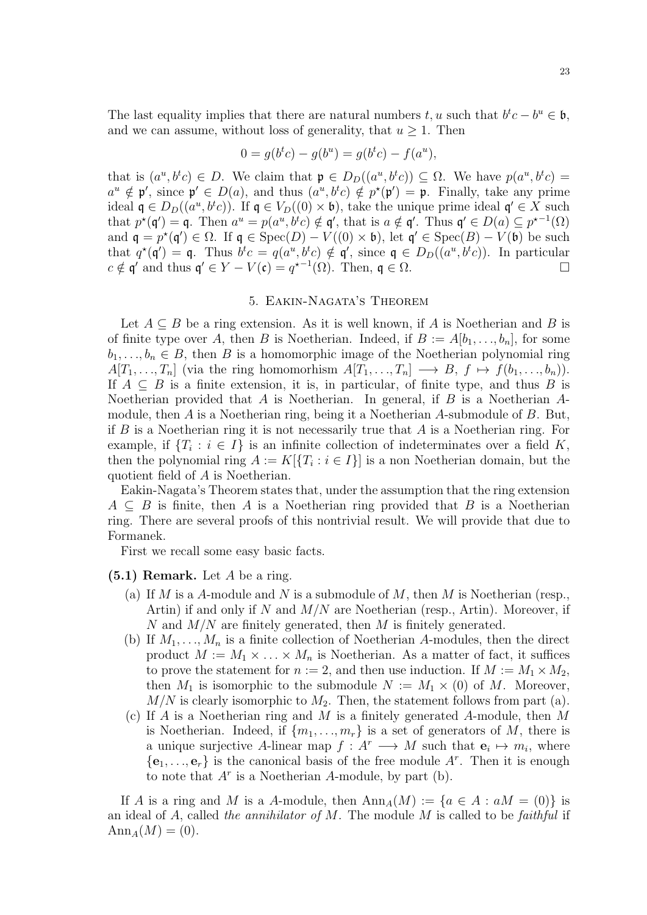The last equality implies that there are natural numbers $t, u$ such that $b^t c - b^u \in \mathfrak{b}$, and we can assume, without loss of generality, that $u \geq 1$. Then

$$0 = g(b^t c) - g(b^u) = g(b^t c) - f(a^u),$$

that is $(a^u, b^t c) \in D$. We claim that $\mathfrak{p} \in D_D((a^u, b^t c)) \subseteq \Omega$. We have $p(a^u, b^t c) = a^u \notin \mathfrak{p}'$, since $\mathfrak{p}' \in D(a)$, and thus $(a^u, b^t c) \notin p^\star(\mathfrak{p}') = \mathfrak{p}$. Finally, take any prime ideal $\mathfrak{q} \in D_D((a^u, b^t c))$. If $\mathfrak{q} \in V_D((0) \times \mathfrak{b})$, take the unique prime ideal $\mathfrak{q}' \in X$ such that $p^\star(\mathfrak{q}') = \mathfrak{q}$. Then $a^u = p(a^u, b^t c) \notin \mathfrak{q}'$, that is $a \notin \mathfrak{q}'$. Thus $\mathfrak{q}' \in D(a) \subseteq p^{\star -1}(\Omega)$ and $\mathfrak{q} = p^\star(\mathfrak{q}') \in \Omega$. If $\mathfrak{q} \in \operatorname{Spec}(D) - V((0) \times \mathfrak{b})$, let $\mathfrak{q}' \in \operatorname{Spec}(B) - V(\mathfrak{b})$ be such that $q^\star(\mathfrak{q}') = \mathfrak{q}$. Thus $b^t c = q(a^u, b^t c) \notin \mathfrak{q}'$, since $\mathfrak{q} \in D_D((a^u, b^t c))$. In particular $c \notin \mathfrak{q}'$ and thus $\mathfrak{q}' \in Y - V(\mathfrak{c}) = q^{\star -1}(\Omega)$. Then, $\mathfrak{q} \in \Omega$. $\square$

## 5. Eakin-Nagata's Theorem

Let $A \subseteq B$ be a ring extension. As it is well known, if $A$ is Noetherian and $B$ is of finite type over $A$, then $B$ is Noetherian. Indeed, if $B := A[b_1, \ldots, b_n]$, for some $b_1, \ldots, b_n \in B$, then $B$ is a homomorphic image of the Noetherian polynomial ring $A[T_1, \ldots, T_n]$ (via the ring homomorhism $A[T_1, \ldots, T_n] \longrightarrow B$, $f \mapsto f(b_1, \ldots, b_n)$). If $A \subseteq B$ is a finite extension, it is, in particular, of finite type, and thus $B$ is Noetherian provided that $A$ is Noetherian. In general, if $B$ is a Noetherian $A$-module, then $A$ is a Noetherian ring, being it a Noetherian $A$-submodule of $B$. But, if $B$ is a Noetherian ring it is not necessarily true that $A$ is a Noetherian ring. For example, if $\{T_i : i \in I\}$ is an infinite collection of indeterminates over a field $K$, then the polynomial ring $A := K[\{T_i : i \in I\}]$ is a non Noetherian domain, but the quotient field of $A$ is Noetherian.

Eakin-Nagata's Theorem states that, under the assumption that the ring extension $A \subseteq B$ is finite, then $A$ is a Noetherian ring provided that $B$ is a Noetherian ring. There are several proofs of this nontrivial result. We will provide that due to Formanek.

First we recall some easy basic facts.

**(5.1) Remark.** Let $A$ be a ring.

- (a) If $M$ is a $A$-module and $N$ is a submodule of $M$, then $M$ is Noetherian (resp., Artin) if and only if $N$ and $M/N$ are Noetherian (resp., Artin). Moreover, if $N$ and $M/N$ are finitely generated, then $M$ is finitely generated.
- (b) If $M_1, \ldots, M_n$ is a finite collection of Noetherian $A$-modules, then the direct product $M := M_1 \times \ldots \times M_n$ is Noetherian. As a matter of fact, it suffices to prove the statement for $n := 2$, and then use induction. If $M := M_1 \times M_2$, then $M_1$ is isomorphic to the submodule $N := M_1 \times (0)$ of $M$. Moreover, $M/N$ is clearly isomorphic to $M_2$. Then, the statement follows from part (a).
- (c) If $A$ is a Noetherian ring and $M$ is a finitely generated $A$-module, then $M$ is Noetherian. Indeed, if $\{m_1, \ldots, m_r\}$ is a set of generators of $M$, there is a unique surjective $A$-linear map $f : A^r \longrightarrow M$ such that $\mathbf{e}_i \mapsto m_i$, where $\{\mathbf{e}_1, \ldots, \mathbf{e}_r\}$ is the canonical basis of the free module $A^r$. Then it is enough to note that $A^r$ is a Noetherian $A$-module, by part (b).

If $A$ is a ring and $M$ is a $A$-module, then $\operatorname{Ann}_A(M) := \{a \in A : aM = (0)\}$ is an ideal of $A$, called *the annihilator of* $M$. The module $M$ is called to be *faithful* if $\operatorname{Ann}_A(M) = (0)$.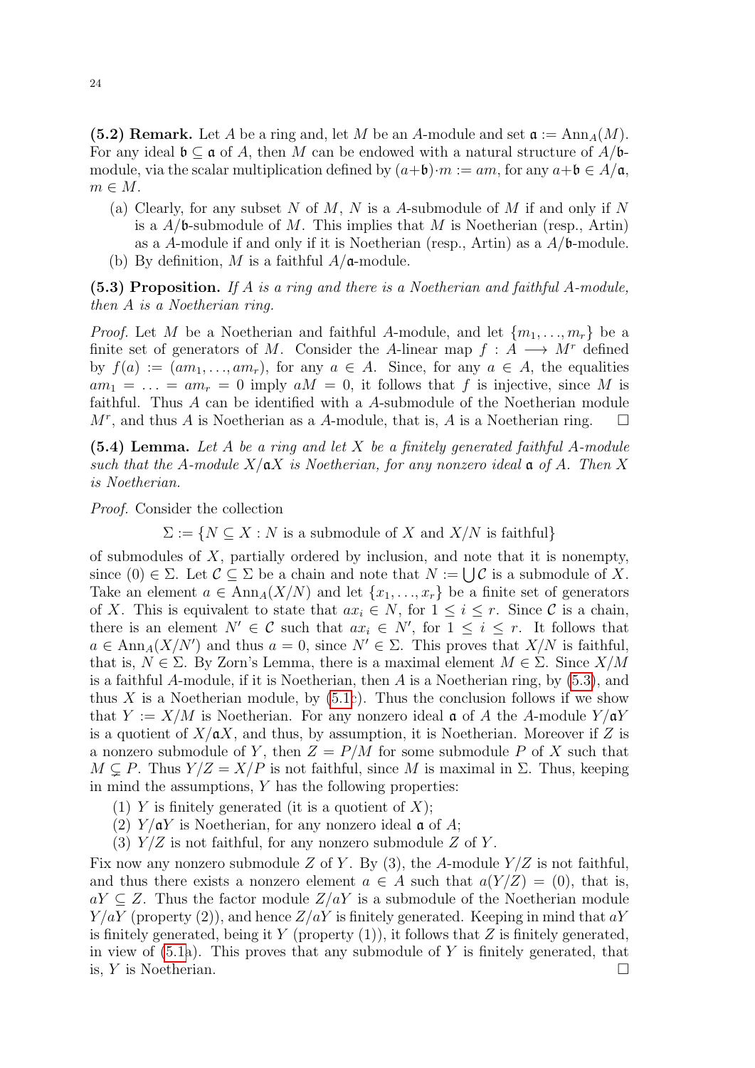**(5.2) Remark.** Let $A$ be a ring and, let $M$ be an $A$-module and set $\mathfrak{a} := \mathrm{Ann}_A(M)$. For any ideal $\mathfrak{b} \subseteq \mathfrak{a}$ of $A$, then $M$ can be endowed with a natural structure of $A/\mathfrak{b}$-module, via the scalar multiplication defined by $(a+\mathfrak{b})\cdot m := am$, for any $a+\mathfrak{b} \in A/\mathfrak{a}$, $m \in M$.

(a) Clearly, for any subset $N$ of $M$, $N$ is a $A$-submodule of $M$ if and only if $N$ is a $A/\mathfrak{b}$-submodule of $M$. This implies that $M$ is Noetherian (resp., Artin) as a $A$-module if and only if it is Noetherian (resp., Artin) as a $A/\mathfrak{b}$-module.

(b) By definition, $M$ is a faithful $A/\mathfrak{a}$-module.

**(5.3) Proposition.** *If $A$ is a ring and there is a Noetherian and faithful $A$-module, then $A$ is a Noetherian ring.*

*Proof.* Let $M$ be a Noetherian and faithful $A$-module, and let $\{m_1, \ldots, m_r\}$ be a finite set of generators of $M$. Consider the $A$-linear map $f : A \longrightarrow M^r$ defined by $f(a) := (am_1, \ldots, am_r)$, for any $a \in A$. Since, for any $a \in A$, the equalities $am_1 = \ldots = am_r = 0$ imply $aM = 0$, it follows that $f$ is injective, since $M$ is faithful. Thus $A$ can be identified with a $A$-submodule of the Noetherian module $M^r$, and thus $A$ is Noetherian as a $A$-module, that is, $A$ is a Noetherian ring. $\square$

**(5.4) Lemma.** *Let $A$ be a ring and let $X$ be a finitely generated faithful $A$-module such that the $A$-module $X/\mathfrak{a}X$ is Noetherian, for any nonzero ideal $\mathfrak{a}$ of $A$. Then $X$ is Noetherian.*

*Proof.* Consider the collection

$$\Sigma := \{N \subseteq X : N \text{ is a submodule of } X \text{ and } X/N \text{ is faithful}\}$$

of submodules of $X$, partially ordered by inclusion, and note that it is nonempty, since $(0) \in \Sigma$. Let $\mathcal{C} \subseteq \Sigma$ be a chain and note that $N := \bigcup \mathcal{C}$ is a submodule of $X$. Take an element $a \in \mathrm{Ann}_A(X/N)$ and let $\{x_1, \ldots, x_r\}$ be a finite set of generators of $X$. This is equivalent to state that $ax_i \in N$, for $1 \leq i \leq r$. Since $\mathcal{C}$ is a chain, there is an element $N' \in \mathcal{C}$ such that $ax_i \in N'$, for $1 \leq i \leq r$. It follows that $a \in \mathrm{Ann}_A(X/N')$ and thus $a = 0$, since $N' \in \Sigma$. This proves that $X/N$ is faithful, that is, $N \in \Sigma$. By Zorn's Lemma, there is a maximal element $M \in \Sigma$. Since $X/M$ is a faithful $A$-module, if it is Noetherian, then $A$ is a Noetherian ring, by (5.3), and thus $X$ is a Noetherian module, by (5.1c). Thus the conclusion follows if we show that $Y := X/M$ is Noetherian. For any nonzero ideal $\mathfrak{a}$ of $A$ the $A$-module $Y/\mathfrak{a}Y$ is a quotient of $X/\mathfrak{a}X$, and thus, by assumption, it is Noetherian. Moreover if $Z$ is a nonzero submodule of $Y$, then $Z = P/M$ for some submodule $P$ of $X$ such that $M \subsetneq P$. Thus $Y/Z = X/P$ is not faithful, since $M$ is maximal in $\Sigma$. Thus, keeping in mind the assumptions, $Y$ has the following properties:

(1) $Y$ is finitely generated (it is a quotient of $X$);

(2) $Y/\mathfrak{a}Y$ is Noetherian, for any nonzero ideal $\mathfrak{a}$ of $A$;

(3) $Y/Z$ is not faithful, for any nonzero submodule $Z$ of $Y$.

Fix now any nonzero submodule $Z$ of $Y$. By (3), the $A$-module $Y/Z$ is not faithful, and thus there exists a nonzero element $a \in A$ such that $a(Y/Z) = (0)$, that is, $aY \subseteq Z$. Thus the factor module $Z/aY$ is a submodule of the Noetherian module $Y/aY$ (property (2)), and hence $Z/aY$ is finitely generated. Keeping in mind that $aY$ is finitely generated, being it $Y$ (property (1)), it follows that $Z$ is finitely generated, in view of (5.1a). This proves that any submodule of $Y$ is finitely generated, that is, $Y$ is Noetherian. $\square$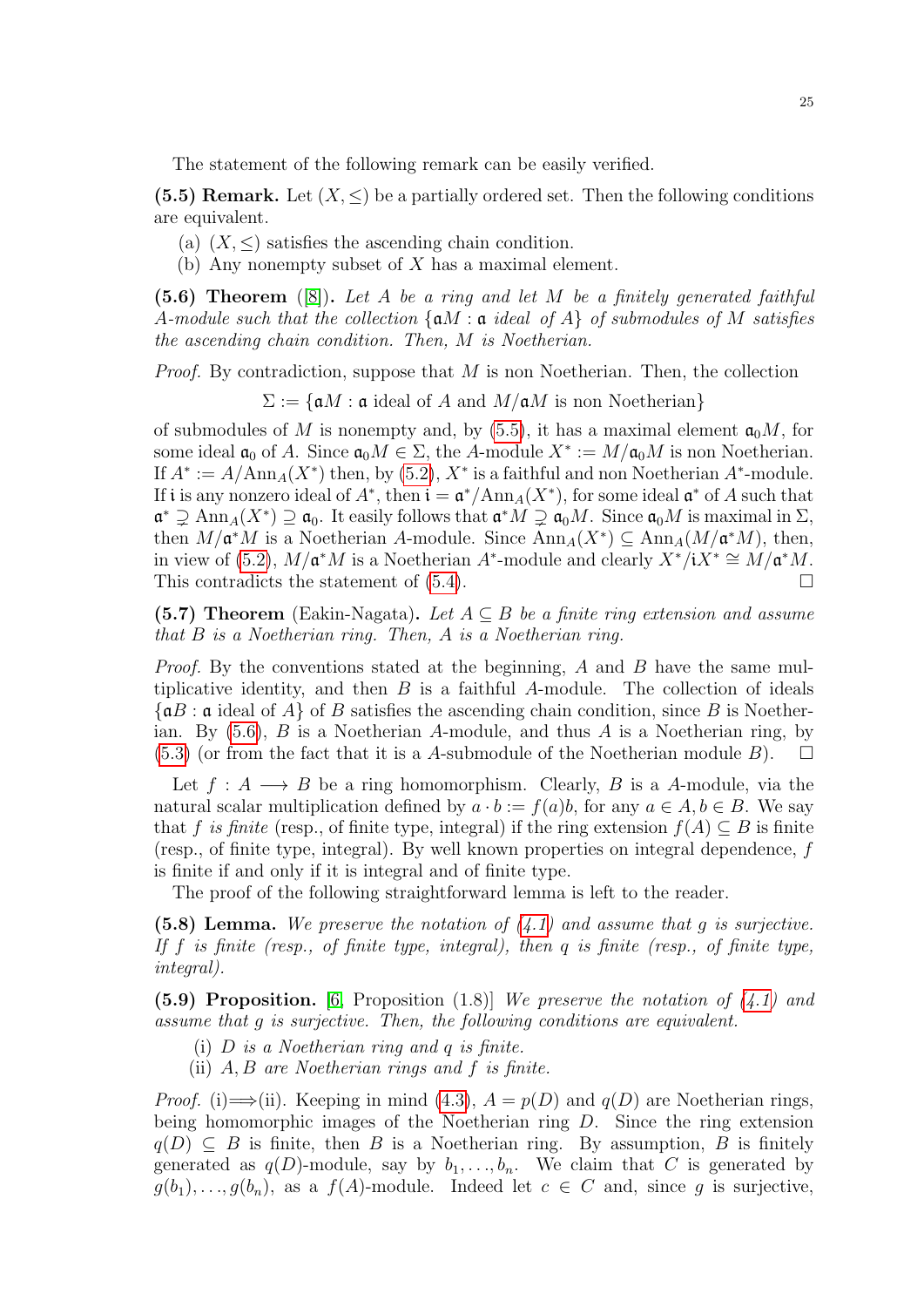The statement of the following remark can be easily verified.

**(5.5) Remark.** Let $(X, \leq)$ be a partially ordered set. Then the following conditions are equivalent.

(a) $(X, \leq)$ satisfies the ascending chain condition.

(b) Any nonempty subset of $X$ has a maximal element.

**(5.6) Theorem** ([8]). *Let $A$ be a ring and let $M$ be a finitely generated faithful $A$-module such that the collection $\{\mathfrak{a}M : \mathfrak{a} \text{ ideal of } A\}$ of submodules of $M$ satisfies the ascending chain condition. Then, $M$ is Noetherian.*

*Proof.* By contradiction, suppose that $M$ is non Noetherian. Then, the collection

$$\Sigma := \{\mathfrak{a}M : \mathfrak{a} \text{ ideal of } A \text{ and } M/\mathfrak{a}M \text{ is non Noetherian}\}$$

of submodules of $M$ is nonempty and, by (5.5), it has a maximal element $\mathfrak{a}_0M$, for some ideal $\mathfrak{a}_0$ of $A$. Since $\mathfrak{a}_0M \in \Sigma$, the $A$-module $X^* := M/\mathfrak{a}_0M$ is non Noetherian. If $A^* := A/\mathrm{Ann}_A(X^*)$ then, by (5.2), $X^*$ is a faithful and non Noetherian $A^*$-module. If $\mathfrak{i}$ is any nonzero ideal of $A^*$, then $\mathfrak{i} = \mathfrak{a}^*/\mathrm{Ann}_A(X^*)$, for some ideal $\mathfrak{a}^*$ of $A$ such that $\mathfrak{a}^* \supsetneq \mathrm{Ann}_A(X^*) \supseteq \mathfrak{a}_0$. It easily follows that $\mathfrak{a}^*M \supsetneq \mathfrak{a}_0M$. Since $\mathfrak{a}_0M$ is maximal in $\Sigma$, then $M/\mathfrak{a}^*M$ is a Noetherian $A$-module. Since $\mathrm{Ann}_A(X^*) \subseteq \mathrm{Ann}_A(M/\mathfrak{a}^*M)$, then, in view of (5.2), $M/\mathfrak{a}^*M$ is a Noetherian $A^*$-module and clearly $X^*/\mathfrak{i}X^* \cong M/\mathfrak{a}^*M$. This contradicts the statement of (5.4). $\square$

**(5.7) Theorem** (Eakin-Nagata)**.** *Let $A \subseteq B$ be a finite ring extension and assume that $B$ is a Noetherian ring. Then, $A$ is a Noetherian ring.*

*Proof.* By the conventions stated at the beginning, $A$ and $B$ have the same multiplicative identity, and then $B$ is a faithful $A$-module. The collection of ideals $\{\mathfrak{a}B : \mathfrak{a} \text{ ideal of } A\}$ of $B$ satisfies the ascending chain condition, since $B$ is Noetherian. By (5.6), $B$ is a Noetherian $A$-module, and thus $A$ is a Noetherian ring, by (5.3) (or from the fact that it is a $A$-submodule of the Noetherian module $B$). $\square$

Let $f : A \longrightarrow B$ be a ring homomorphism. Clearly, $B$ is a $A$-module, via the natural scalar multiplication defined by $a \cdot b := f(a)b$, for any $a \in A, b \in B$. We say that $f$ *is finite* (resp., of finite type, integral) if the ring extension $f(A) \subseteq B$ is finite (resp., of finite type, integral). By well known properties on integral dependence, $f$ is finite if and only if it is integral and of finite type.

The proof of the following straightforward lemma is left to the reader.

**(5.8) Lemma.** *We preserve the notation of (4.1) and assume that $g$ is surjective. If $f$ is finite (resp., of finite type, integral), then $q$ is finite (resp., of finite type, integral).*

**(5.9) Proposition.** [6, Proposition (1.8)] *We preserve the notation of (4.1) and assume that $g$ is surjective. Then, the following conditions are equivalent.*

(i) *$D$ is a Noetherian ring and $q$ is finite.*

(ii) *$A, B$ are Noetherian rings and $f$ is finite.*

*Proof.* (i)$\Longrightarrow$(ii). Keeping in mind (4.3), $A = p(D)$ and $q(D)$ are Noetherian rings, being homomorphic images of the Noetherian ring $D$. Since the ring extension $q(D) \subseteq B$ is finite, then $B$ is a Noetherian ring. By assumption, $B$ is finitely generated as $q(D)$-module, say by $b_1, \ldots, b_n$. We claim that $C$ is generated by $g(b_1), \ldots, g(b_n)$, as a $f(A)$-module. Indeed let $c \in C$ and, since $g$ is surjective,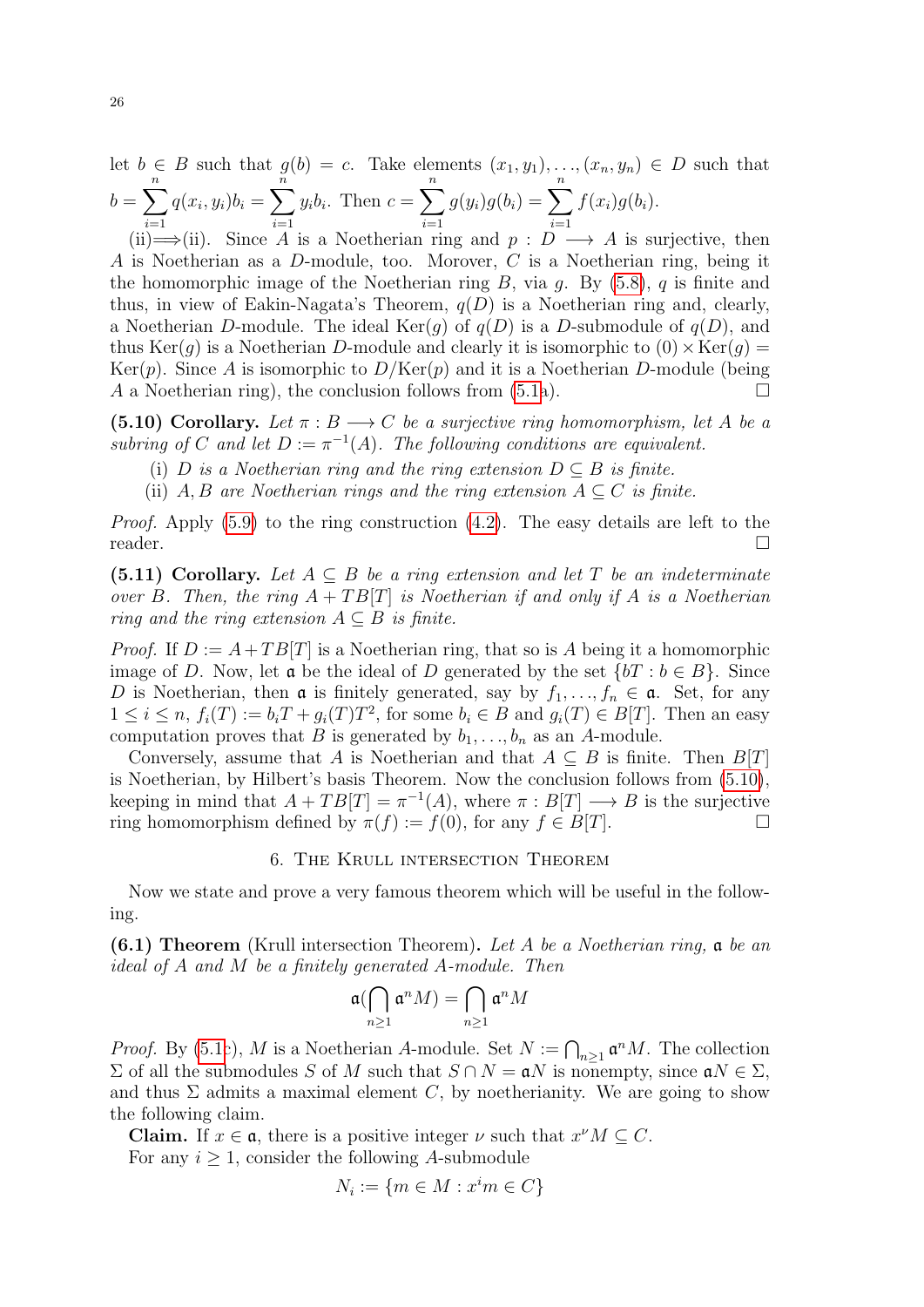let $b \in B$ such that $g(b) = c$. Take elements $(x_1, y_1), \ldots, (x_n, y_n) \in D$ such that $b = \sum_{i=1}^{n} q(x_i, y_i) b_i = \sum_{i=1}^{n} y_i b_i$. Then $c = \sum_{i=1}^{n} g(y_i) g(b_i) = \sum_{i=1}^{n} f(x_i) g(b_i)$.

(ii)$\Longrightarrow$(ii). Since $A$ is a Noetherian ring and $p : D \longrightarrow A$ is surjective, then $A$ is Noetherian as a $D$-module, too. Morover, $C$ is a Noetherian ring, being it the homomorphic image of the Noetherian ring $B$, via $g$. By (5.8), $q$ is finite and thus, in view of Eakin-Nagata's Theorem, $q(D)$ is a Noetherian ring and, clearly, a Noetherian $D$-module. The ideal $\mathrm{Ker}(g)$ of $q(D)$ is a $D$-submodule of $q(D)$, and thus $\mathrm{Ker}(g)$ is a Noetherian $D$-module and clearly it is isomorphic to $(0) \times \mathrm{Ker}(g) = \mathrm{Ker}(p)$. Since $A$ is isomorphic to $D/\mathrm{Ker}(p)$ and it is a Noetherian $D$-module (being $A$ a Noetherian ring), the conclusion follows from (5.1a). $\square$

**(5.10) Corollary.** *Let $\pi : B \longrightarrow C$ be a surjective ring homomorphism, let $A$ be a subring of $C$ and let $D := \pi^{-1}(A)$. The following conditions are equivalent.*

(i) *$D$ is a Noetherian ring and the ring extension $D \subseteq B$ is finite.*

(ii) *$A, B$ are Noetherian rings and the ring extension $A \subseteq C$ is finite.*

*Proof.* Apply (5.9) to the ring construction (4.2). The easy details are left to the reader. $\square$

**(5.11) Corollary.** *Let $A \subseteq B$ be a ring extension and let $T$ be an indeterminate over $B$. Then, the ring $A + TB[T]$ is Noetherian if and only if $A$ is a Noetherian ring and the ring extension $A \subseteq B$ is finite.*

*Proof.* If $D := A + TB[T]$ is a Noetherian ring, that so is $A$ being it a homomorphic image of $D$. Now, let $\mathfrak{a}$ be the ideal of $D$ generated by the set $\{bT : b \in B\}$. Since $D$ is Noetherian, then $\mathfrak{a}$ is finitely generated, say by $f_1, \ldots, f_n \in \mathfrak{a}$. Set, for any $1 \leq i \leq n$, $f_i(T) := b_i T + g_i(T) T^2$, for some $b_i \in B$ and $g_i(T) \in B[T]$. Then an easy computation proves that $B$ is generated by $b_1, \ldots, b_n$ as an $A$-module.

Conversely, assume that $A$ is Noetherian and that $A \subseteq B$ is finite. Then $B[T]$ is Noetherian, by Hilbert's basis Theorem. Now the conclusion follows from (5.10), keeping in mind that $A + TB[T] = \pi^{-1}(A)$, where $\pi : B[T] \longrightarrow B$ is the surjective ring homomorphism defined by $\pi(f) := f(0)$, for any $f \in B[T]$. $\square$

## 6. The Krull intersection Theorem

Now we state and prove a very famous theorem which will be useful in the following.

**(6.1) Theorem** (Krull intersection Theorem)**.** *Let $A$ be a Noetherian ring, $\mathfrak{a}$ be an ideal of $A$ and $M$ be a finitely generated $A$-module. Then*

$$\mathfrak{a}(\bigcap_{n \geq 1} \mathfrak{a}^n M) = \bigcap_{n \geq 1} \mathfrak{a}^n M$$

*Proof.* By (5.1c), $M$ is a Noetherian $A$-module. Set $N := \bigcap_{n \geq 1} \mathfrak{a}^n M$. The collection $\Sigma$ of all the submodules $S$ of $M$ such that $S \cap N = \mathfrak{a} N$ is nonempty, since $\mathfrak{a} N \in \Sigma$, and thus $\Sigma$ admits a maximal element $C$, by noetherianity. We are going to show the following claim.

**Claim.** If $x \in \mathfrak{a}$, there is a positive integer $\nu$ such that $x^\nu M \subseteq C$.

For any $i \geq 1$, consider the following $A$-submodule

$$N_i := \{m \in M : x^i m \in C\}$$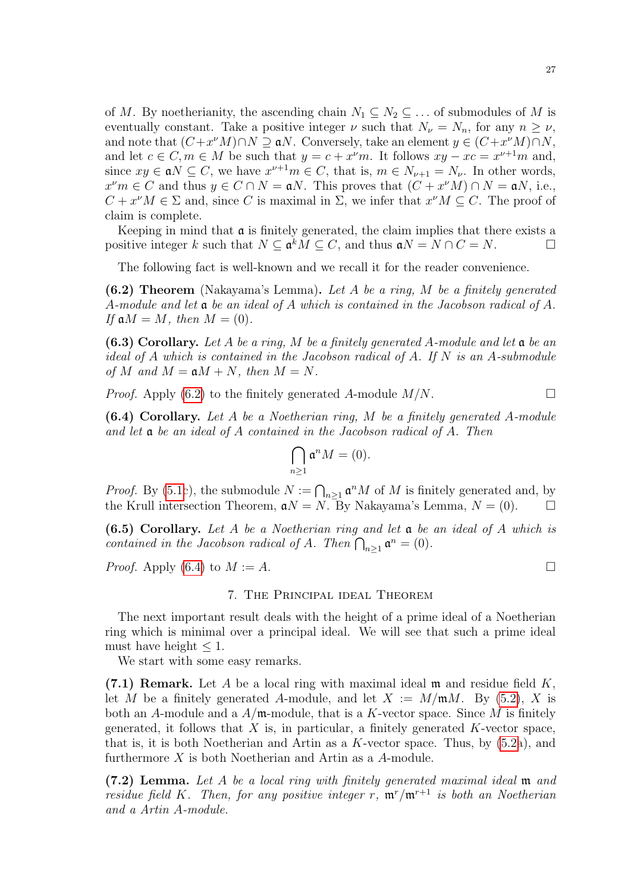of $M$. By noetherianity, the ascending chain $N_1 \subseteq N_2 \subseteq \dots$ of submodules of $M$ is eventually constant. Take a positive integer $\nu$ such that $N_\nu = N_n$, for any $n \geq \nu$, and note that $(C + x^\nu M) \cap N \supseteq \mathfrak{a}N$. Conversely, take an element $y \in (C + x^\nu M) \cap N$, and let $c \in C, m \in M$ be such that $y = c + x^\nu m$. It follows $xy - xc = x^{\nu+1}m$ and, since $xy \in \mathfrak{a}N \subseteq C$, we have $x^{\nu+1}m \in C$, that is, $m \in N_{\nu+1} = N_\nu$. In other words, $x^\nu m \in C$ and thus $y \in C \cap N = \mathfrak{a}N$. This proves that $(C + x^\nu M) \cap N = \mathfrak{a}N$, i.e., $C + x^\nu M \in \Sigma$ and, since $C$ is maximal in $\Sigma$, we infer that $x^\nu M \subseteq C$. The proof of claim is complete.

Keeping in mind that $\mathfrak{a}$ is finitely generated, the claim implies that there exists a positive integer $k$ such that $N \subseteq \mathfrak{a}^k M \subseteq C$, and thus $\mathfrak{a}N = N \cap C = N$. □

The following fact is well-known and we recall it for the reader convenience.

**(6.2) Theorem** (Nakayama's Lemma)**.** *Let $A$ be a ring, $M$ be a finitely generated $A$-module and let $\mathfrak{a}$ be an ideal of $A$ which is contained in the Jacobson radical of $A$. If $\mathfrak{a}M = M$, then $M = (0)$.*

**(6.3) Corollary.** *Let $A$ be a ring, $M$ be a finitely generated $A$-module and let $\mathfrak{a}$ be an ideal of $A$ which is contained in the Jacobson radical of $A$. If $N$ is an $A$-submodule of $M$ and $M = \mathfrak{a}M + N$, then $M = N$.*

*Proof.* Apply (6.2) to the finitely generated $A$-module $M/N$. □

**(6.4) Corollary.** *Let $A$ be a Noetherian ring, $M$ be a finitely generated $A$-module and let $\mathfrak{a}$ be an ideal of $A$ contained in the Jacobson radical of $A$. Then*

$$\bigcap_{n\geq 1} \mathfrak{a}^n M = (0).$$

*Proof.* By (5.1c), the submodule $N := \bigcap_{n\geq 1} \mathfrak{a}^n M$ of $M$ is finitely generated and, by the Krull intersection Theorem, $\mathfrak{a}N = N$. By Nakayama's Lemma, $N = (0)$. □

**(6.5) Corollary.** *Let $A$ be a Noetherian ring and let $\mathfrak{a}$ be an ideal of $A$ which is contained in the Jacobson radical of $A$. Then $\bigcap_{n\geq 1} \mathfrak{a}^n = (0)$.*

*Proof.* Apply (6.4) to $M := A$. □

## 7. The Principal ideal Theorem

The next important result deals with the height of a prime ideal of a Noetherian ring which is minimal over a principal ideal. We will see that such a prime ideal must have height $\leq 1$.

We start with some easy remarks.

**(7.1) Remark.** Let $A$ be a local ring with maximal ideal $\mathfrak{m}$ and residue field $K$, let $M$ be a finitely generated $A$-module, and let $X := M/\mathfrak{m}M$. By (5.2), $X$ is both an $A$-module and a $A/\mathfrak{m}$-module, that is a $K$-vector space. Since $M$ is finitely generated, it follows that $X$ is, in particular, a finitely generated $K$-vector space, that is, it is both Noetherian and Artin as a $K$-vector space. Thus, by (5.2a), and furthermore $X$ is both Noetherian and Artin as a $A$-module.

**(7.2) Lemma.** *Let $A$ be a local ring with finitely generated maximal ideal $\mathfrak{m}$ and residue field $K$. Then, for any positive integer $r$, $\mathfrak{m}^r/\mathfrak{m}^{r+1}$ is both an Noetherian and a Artin $A$-module.*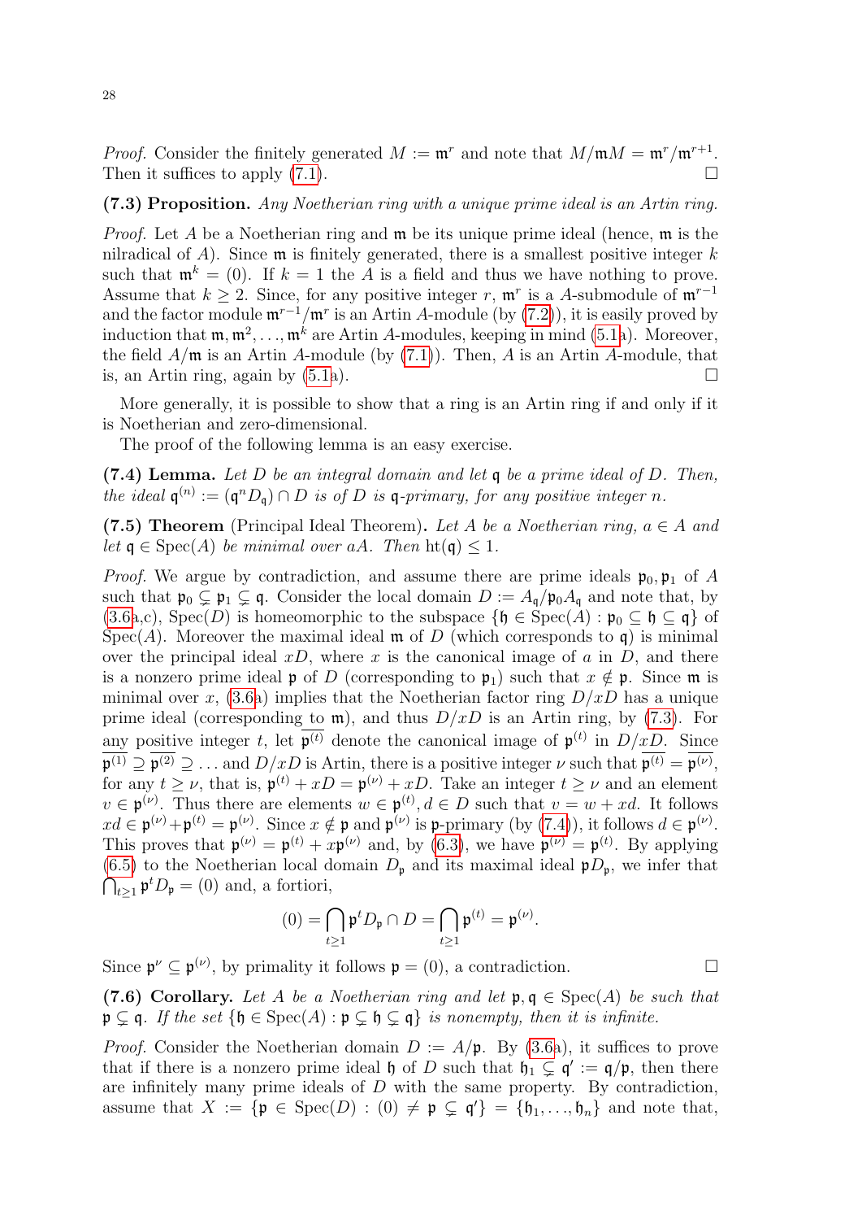*Proof.* Consider the finitely generated $M := \mathfrak{m}^r$ and note that $M/\mathfrak{m}M = \mathfrak{m}^r/\mathfrak{m}^{r+1}$. Then it suffices to apply (7.1). $\square$

**(7.3) Proposition.** *Any Noetherian ring with a unique prime ideal is an Artin ring.*

*Proof.* Let $A$ be a Noetherian ring and $\mathfrak{m}$ be its unique prime ideal (hence, $\mathfrak{m}$ is the nilradical of $A$). Since $\mathfrak{m}$ is finitely generated, there is a smallest positive integer $k$ such that $\mathfrak{m}^k = (0)$. If $k = 1$ the $A$ is a field and thus we have nothing to prove. Assume that $k \geq 2$. Since, for any positive integer $r$, $\mathfrak{m}^r$ is a $A$-submodule of $\mathfrak{m}^{r-1}$ and the factor module $\mathfrak{m}^{r-1}/\mathfrak{m}^r$ is an Artin $A$-module (by (7.2)), it is easily proved by induction that $\mathfrak{m}, \mathfrak{m}^2, \ldots, \mathfrak{m}^k$ are Artin $A$-modules, keeping in mind (5.1a). Moreover, the field $A/\mathfrak{m}$ is an Artin $A$-module (by (7.1)). Then, $A$ is an Artin $A$-module, that is, an Artin ring, again by (5.1a). $\square$

More generally, it is possible to show that a ring is an Artin ring if and only if it is Noetherian and zero-dimensional.

The proof of the following lemma is an easy exercise.

**(7.4) Lemma.** *Let $D$ be an integral domain and let $\mathfrak{q}$ be a prime ideal of $D$. Then, the ideal $\mathfrak{q}^{(n)} := (\mathfrak{q}^n D_{\mathfrak{q}}) \cap D$ is of $D$ is $\mathfrak{q}$-primary, for any positive integer $n$.*

**(7.5) Theorem** (Principal Ideal Theorem)**.** *Let $A$ be a Noetherian ring, $a \in A$ and let $\mathfrak{q} \in \mathrm{Spec}(A)$ be minimal over $aA$. Then $\mathrm{ht}(\mathfrak{q}) \leq 1$.*

*Proof.* We argue by contradiction, and assume there are prime ideals $\mathfrak{p}_0, \mathfrak{p}_1$ of $A$ such that $\mathfrak{p}_0 \subsetneq \mathfrak{p}_1 \subsetneq \mathfrak{q}$. Consider the local domain $D := A_{\mathfrak{q}}/\mathfrak{p}_0 A_{\mathfrak{q}}$ and note that, by (3.6a,c), $\mathrm{Spec}(D)$ is homeomorphic to the subspace $\{\mathfrak{h} \in \mathrm{Spec}(A) : \mathfrak{p}_0 \subseteq \mathfrak{h} \subseteq \mathfrak{q}\}$ of $\mathrm{Spec}(A)$. Moreover the maximal ideal $\mathfrak{m}$ of $D$ (which corresponds to $\mathfrak{q}$) is minimal over the principal ideal $xD$, where $x$ is the canonical image of $a$ in $D$, and there is a nonzero prime ideal $\mathfrak{p}$ of $D$ (corresponding to $\mathfrak{p}_1$) such that $x \notin \mathfrak{p}$. Since $\mathfrak{m}$ is minimal over $x$, (3.6a) implies that the Noetherian factor ring $D/xD$ has a unique prime ideal (corresponding to $\mathfrak{m}$), and thus $D/xD$ is an Artin ring, by (7.3). For any positive integer $t$, let $\overline{\mathfrak{p}^{(t)}}$ denote the canonical image of $\mathfrak{p}^{(t)}$ in $D/xD$. Since $\overline{\mathfrak{p}^{(1)}} \supseteq \overline{\mathfrak{p}^{(2)}} \supseteq \ldots$ and $D/xD$ is Artin, there is a positive integer $\nu$ such that $\overline{\mathfrak{p}^{(t)}} = \overline{\mathfrak{p}^{(\nu)}}$, for any $t \geq \nu$, that is, $\mathfrak{p}^{(t)} + xD = \mathfrak{p}^{(\nu)} + xD$. Take an integer $t \geq \nu$ and an element $v \in \mathfrak{p}^{(\nu)}$. Thus there are elements $w \in \mathfrak{p}^{(t)}, d \in D$ such that $v = w + xd$. It follows $xd \in \mathfrak{p}^{(\nu)} + \mathfrak{p}^{(t)} = \mathfrak{p}^{(\nu)}$. Since $x \notin \mathfrak{p}$ and $\mathfrak{p}^{(\nu)}$ is $\mathfrak{p}$-primary (by (7.4)), it follows $d \in \mathfrak{p}^{(\nu)}$. This proves that $\mathfrak{p}^{(\nu)} = \mathfrak{p}^{(t)} + x\mathfrak{p}^{(\nu)}$ and, by (6.3), we have $\mathfrak{p}^{(\nu)} = \mathfrak{p}^{(t)}$. By applying (6.5) to the Noetherian local domain $D_{\mathfrak{p}}$ and its maximal ideal $\mathfrak{p}D_{\mathfrak{p}}$, we infer that $\bigcap_{t \geq 1} \mathfrak{p}^t D_{\mathfrak{p}} = (0)$ and, a fortiori,

$$(0) = \bigcap_{t \geq 1} \mathfrak{p}^t D_{\mathfrak{p}} \cap D = \bigcap_{t \geq 1} \mathfrak{p}^{(t)} = \mathfrak{p}^{(\nu)}.$$

Since $\mathfrak{p}^{\nu} \subseteq \mathfrak{p}^{(\nu)}$, by primality it follows $\mathfrak{p} = (0)$, a contradiction. $\square$

**(7.6) Corollary.** *Let $A$ be a Noetherian ring and let $\mathfrak{p}, \mathfrak{q} \in \mathrm{Spec}(A)$ be such that $\mathfrak{p} \subsetneq \mathfrak{q}$. If the set $\{\mathfrak{h} \in \mathrm{Spec}(A) : \mathfrak{p} \subsetneq \mathfrak{h} \subsetneq \mathfrak{q}\}$ is nonempty, then it is infinite.*

*Proof.* Consider the Noetherian domain $D := A/\mathfrak{p}$. By (3.6a), it suffices to prove that if there is a nonzero prime ideal $\mathfrak{h}$ of $D$ such that $\mathfrak{h}_1 \subsetneq \mathfrak{q}' := \mathfrak{q}/\mathfrak{p}$, then there are infinitely many prime ideals of $D$ with the same property. By contradiction, assume that $X := \{\mathfrak{p} \in \mathrm{Spec}(D) : (0) \neq \mathfrak{p} \subsetneq \mathfrak{q}'\} = \{\mathfrak{h}_1, \ldots, \mathfrak{h}_n\}$ and note that,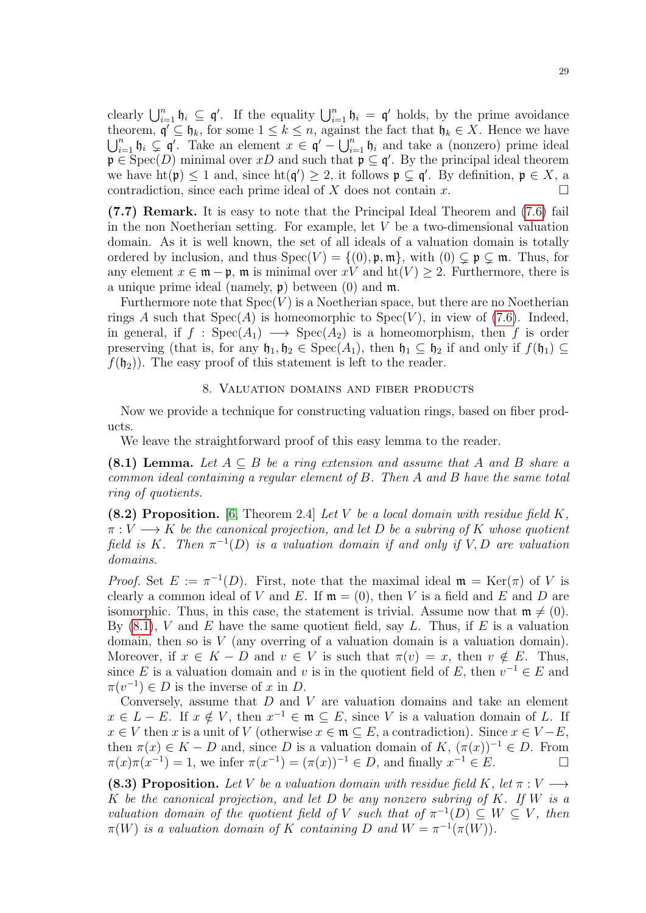clearly $\bigcup_{i=1}^n \mathfrak{h}_i \subseteq \mathfrak{q}'$. If the equality $\bigcup_{i=1}^n \mathfrak{h}_i = \mathfrak{q}'$ holds, by the prime avoidance theorem, $\mathfrak{q}' \subseteq \mathfrak{h}_k$, for some $1 \leq k \leq n$, against the fact that $\mathfrak{h}_k \in X$. Hence we have $\bigcup_{i=1}^n \mathfrak{h}_i \subsetneq \mathfrak{q}'$. Take an element $x \in \mathfrak{q}' - \bigcup_{i=1}^n \mathfrak{h}_i$ and take a (nonzero) prime ideal $\mathfrak{p} \in \mathrm{Spec}(D)$ minimal over $xD$ and such that $\mathfrak{p} \subseteq \mathfrak{q}'$. By the principal ideal theorem we have $\mathrm{ht}(\mathfrak{p}) \leq 1$ and, since $\mathrm{ht}(\mathfrak{q}') \geq 2$, it follows $\mathfrak{p} \subsetneq \mathfrak{q}'$. By definition, $\mathfrak{p} \in X$, a contradiction, since each prime ideal of $X$ does not contain $x$. □

**(7.7) Remark.** It is easy to note that the Principal Ideal Theorem and (7.6) fail in the non Noetherian setting. For example, let $V$ be a two-dimensional valuation domain. As it is well known, the set of all ideals of a valuation domain is totally ordered by inclusion, and thus $\mathrm{Spec}(V) = \{(0), \mathfrak{p}, \mathfrak{m}\}$, with $(0) \subsetneq \mathfrak{p} \subsetneq \mathfrak{m}$. Thus, for any element $x \in \mathfrak{m} - \mathfrak{p}$, $\mathfrak{m}$ is minimal over $xV$ and $\mathrm{ht}(V) \geq 2$. Furthermore, there is a unique prime ideal (namely, $\mathfrak{p}$) between $(0)$ and $\mathfrak{m}$.

Furthermore note that $\mathrm{Spec}(V)$ is a Noetherian space, but there are no Noetherian rings $A$ such that $\mathrm{Spec}(A)$ is homeomorphic to $\mathrm{Spec}(V)$, in view of (7.6). Indeed, in general, if $f : \mathrm{Spec}(A_1) \longrightarrow \mathrm{Spec}(A_2)$ is a homeomorphism, then $f$ is order preserving (that is, for any $\mathfrak{h}_1, \mathfrak{h}_2 \in \mathrm{Spec}(A_1)$, then $\mathfrak{h}_1 \subseteq \mathfrak{h}_2$ if and only if $f(\mathfrak{h}_1) \subseteq f(\mathfrak{h}_2)$). The easy proof of this statement is left to the reader.

## 8. Valuation domains and fiber products

Now we provide a technique for constructing valuation rings, based on fiber products.

We leave the straightforward proof of this easy lemma to the reader.

**(8.1) Lemma.** *Let $A \subseteq B$ be a ring extension and assume that $A$ and $B$ share a common ideal containing a regular element of $B$. Then $A$ and $B$ have the same total ring of quotients.*

**(8.2) Proposition.** [6, Theorem 2.4] *Let $V$ be a local domain with residue field $K$, $\pi : V \longrightarrow K$ be the canonical projection, and let $D$ be a subring of $K$ whose quotient field is $K$. Then $\pi^{-1}(D)$ is a valuation domain if and only if $V, D$ are valuation domains.*

*Proof.* Set $E := \pi^{-1}(D)$. First, note that the maximal ideal $\mathfrak{m} = \mathrm{Ker}(\pi)$ of $V$ is clearly a common ideal of $V$ and $E$. If $\mathfrak{m} = (0)$, then $V$ is a field and $E$ and $D$ are isomorphic. Thus, in this case, the statement is trivial. Assume now that $\mathfrak{m} \neq (0)$. By (8.1), $V$ and $E$ have the same quotient field, say $L$. Thus, if $E$ is a valuation domain, then so is $V$ (any overring of a valuation domain is a valuation domain). Moreover, if $x \in K - D$ and $v \in V$ is such that $\pi(v) = x$, then $v \notin E$. Thus, since $E$ is a valuation domain and $v$ is in the quotient field of $E$, then $v^{-1} \in E$ and $\pi(v^{-1}) \in D$ is the inverse of $x$ in $D$.

Conversely, assume that $D$ and $V$ are valuation domains and take an element $x \in L - E$. If $x \notin V$, then $x^{-1} \in \mathfrak{m} \subseteq E$, since $V$ is a valuation domain of $L$. If $x \in V$ then $x$ is a unit of $V$ (otherwise $x \in \mathfrak{m} \subseteq E$, a contradiction). Since $x \in V - E$, then $\pi(x) \in K - D$ and, since $D$ is a valuation domain of $K$, $(\pi(x))^{-1} \in D$. From $\pi(x)\pi(x^{-1}) = 1$, we infer $\pi(x^{-1}) = (\pi(x))^{-1} \in D$, and finally $x^{-1} \in E$. □

**(8.3) Proposition.** *Let $V$ be a valuation domain with residue field $K$, let $\pi : V \longrightarrow K$ be the canonical projection, and let $D$ be any nonzero subring of $K$. If $W$ is a valuation domain of the quotient field of $V$ such that of $\pi^{-1}(D) \subseteq W \subseteq V$, then $\pi(W)$ is a valuation domain of $K$ containing $D$ and $W = \pi^{-1}(\pi(W))$.*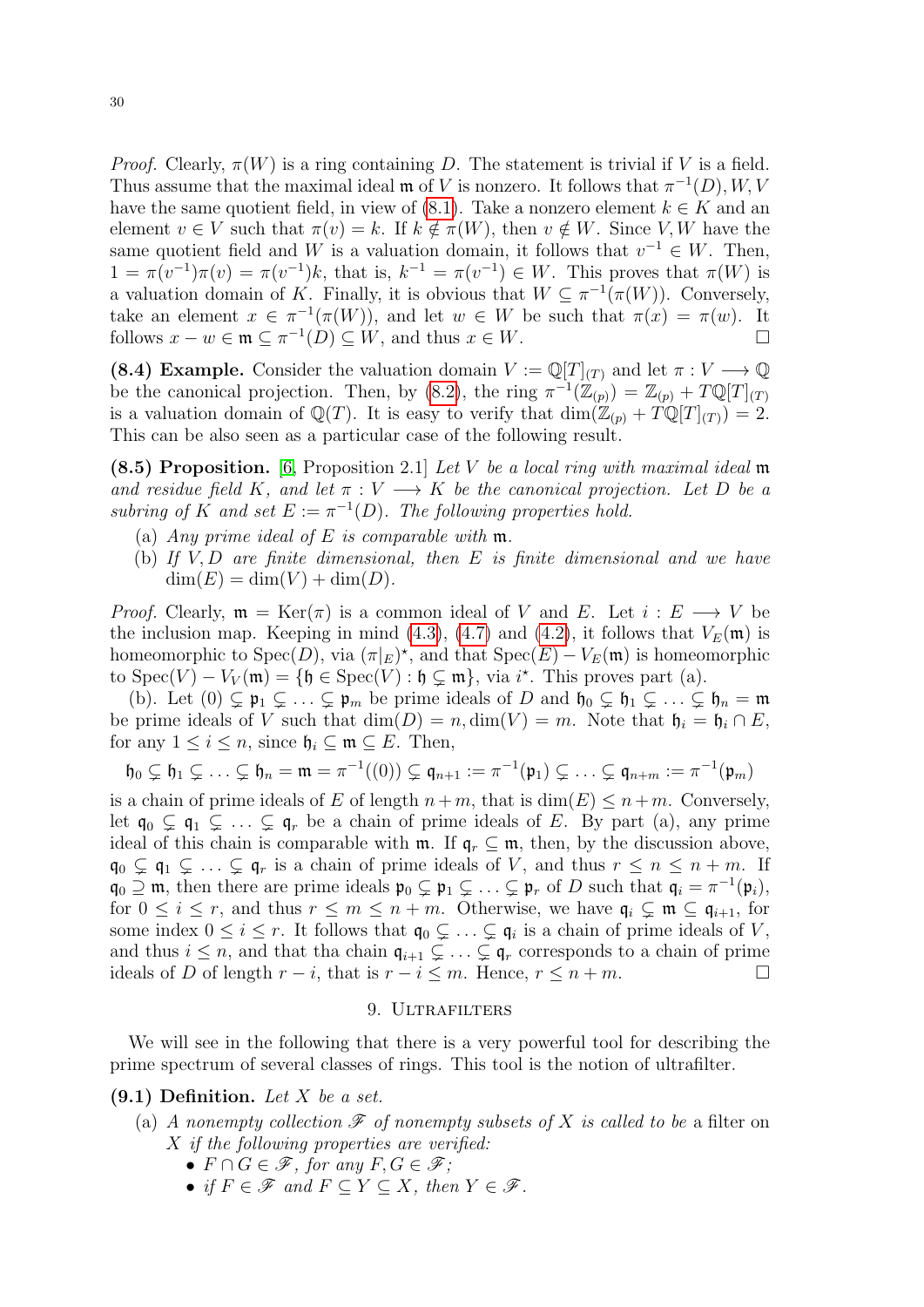*Proof.* Clearly, $\pi(W)$ is a ring containing $D$. The statement is trivial if $V$ is a field. Thus assume that the maximal ideal $\mathfrak{m}$ of $V$ is nonzero. It follows that $\pi^{-1}(D), W, V$ have the same quotient field, in view of (8.1). Take a nonzero element $k \in K$ and an element $v \in V$ such that $\pi(v) = k$. If $k \notin \pi(W)$, then $v \notin W$. Since $V, W$ have the same quotient field and $W$ is a valuation domain, it follows that $v^{-1} \in W$. Then, $1 = \pi(v^{-1})\pi(v) = \pi(v^{-1})k$, that is, $k^{-1} = \pi(v^{-1}) \in W$. This proves that $\pi(W)$ is a valuation domain of $K$. Finally, it is obvious that $W \subseteq \pi^{-1}(\pi(W))$. Conversely, take an element $x \in \pi^{-1}(\pi(W))$, and let $w \in W$ be such that $\pi(x) = \pi(w)$. It follows $x - w \in \mathfrak{m} \subseteq \pi^{-1}(D) \subseteq W$, and thus $x \in W$. □

**(8.4) Example.** Consider the valuation domain $V := \mathbb{Q}[T]_{(T)}$ and let $\pi : V \longrightarrow \mathbb{Q}$ be the canonical projection. Then, by (8.2), the ring $\pi^{-1}(\mathbb{Z}_{(p)}) = \mathbb{Z}_{(p)} + T\mathbb{Q}[T]_{(T)}$ is a valuation domain of $\mathbb{Q}(T)$. It is easy to verify that $\dim(\mathbb{Z}_{(p)} + T\mathbb{Q}[T]_{(T)}) = 2$. This can be also seen as a particular case of the following result.

**(8.5) Proposition.** [6, Proposition 2.1] *Let $V$ be a local ring with maximal ideal $\mathfrak{m}$ and residue field $K$, and let $\pi : V \longrightarrow K$ be the canonical projection. Let $D$ be a subring of $K$ and set $E := \pi^{-1}(D)$. The following properties hold.*

(a) *Any prime ideal of $E$ is comparable with $\mathfrak{m}$.*
(b) *If $V, D$ are finite dimensional, then $E$ is finite dimensional and we have $\dim(E) = \dim(V) + \dim(D)$.*

*Proof.* Clearly, $\mathfrak{m} = \operatorname{Ker}(\pi)$ is a common ideal of $V$ and $E$. Let $i : E \longrightarrow V$ be the inclusion map. Keeping in mind (4.3), (4.7) and (4.2), it follows that $V_E(\mathfrak{m})$ is homeomorphic to $\operatorname{Spec}(D)$, via $(\pi|_E)^\star$, and that $\operatorname{Spec}(E) - V_E(\mathfrak{m})$ is homeomorphic to $\operatorname{Spec}(V) - V_V(\mathfrak{m}) = \{\mathfrak{h} \in \operatorname{Spec}(V) : \mathfrak{h} \subsetneq \mathfrak{m}\}$, via $i^\star$. This proves part (a).

(b). Let $(0) \subsetneq \mathfrak{p}_1 \subsetneq \ldots \subsetneq \mathfrak{p}_m$ be prime ideals of $D$ and $\mathfrak{h}_0 \subsetneq \mathfrak{h}_1 \subsetneq \ldots \subsetneq \mathfrak{h}_n = \mathfrak{m}$ be prime ideals of $V$ such that $\dim(D) = n, \dim(V) = m$. Note that $\mathfrak{h}_i = \mathfrak{h}_i \cap E$, for any $1 \leq i \leq n$, since $\mathfrak{h}_i \subseteq \mathfrak{m} \subseteq E$. Then,

$$\mathfrak{h}_0 \subsetneq \mathfrak{h}_1 \subsetneq \ldots \subsetneq \mathfrak{h}_n = \mathfrak{m} = \pi^{-1}((0)) \subsetneq \mathfrak{q}_{n+1} := \pi^{-1}(\mathfrak{p}_1) \subsetneq \ldots \subsetneq \mathfrak{q}_{n+m} := \pi^{-1}(\mathfrak{p}_m)$$

is a chain of prime ideals of $E$ of length $n+m$, that is $\dim(E) \leq n+m$. Conversely, let $\mathfrak{q}_0 \subsetneq \mathfrak{q}_1 \subsetneq \ldots \subsetneq \mathfrak{q}_r$ be a chain of prime ideals of $E$. By part (a), any prime ideal of this chain is comparable with $\mathfrak{m}$. If $\mathfrak{q}_r \subseteq \mathfrak{m}$, then, by the discussion above, $\mathfrak{q}_0 \subsetneq \mathfrak{q}_1 \subsetneq \ldots \subsetneq \mathfrak{q}_r$ is a chain of prime ideals of $V$, and thus $r \leq n \leq n+m$. If $\mathfrak{q}_0 \supseteq \mathfrak{m}$, then there are prime ideals $\mathfrak{p}_0 \subsetneq \mathfrak{p}_1 \subsetneq \ldots \subsetneq \mathfrak{p}_r$ of $D$ such that $\mathfrak{q}_i = \pi^{-1}(\mathfrak{p}_i)$, for $0 \leq i \leq r$, and thus $r \leq m \leq n+m$. Otherwise, we have $\mathfrak{q}_i \subsetneq \mathfrak{m} \subseteq \mathfrak{q}_{i+1}$, for some index $0 \leq i \leq r$. It follows that $\mathfrak{q}_0 \subsetneq \ldots \subsetneq \mathfrak{q}_i$ is a chain of prime ideals of $V$, and thus $i \leq n$, and that tha chain $\mathfrak{q}_{i+1} \subsetneq \ldots \subsetneq \mathfrak{q}_r$ corresponds to a chain of prime ideals of $D$ of length $r - i$, that is $r - i \leq m$. Hence, $r \leq n + m$. □

## 9. Ultrafilters

We will see in the following that there is a very powerful tool for describing the prime spectrum of several classes of rings. This tool is the notion of ultrafilter.

**(9.1) Definition.** *Let $X$ be a set.*

(a) *A nonempty collection $\mathscr{F}$ of nonempty subsets of $X$ is called to be a* filter *on $X$ if the following properties are verified:*
  - *$F \cap G \in \mathscr{F}$, for any $F, G \in \mathscr{F}$;*
  - *if $F \in \mathscr{F}$ and $F \subseteq Y \subseteq X$, then $Y \in \mathscr{F}$.*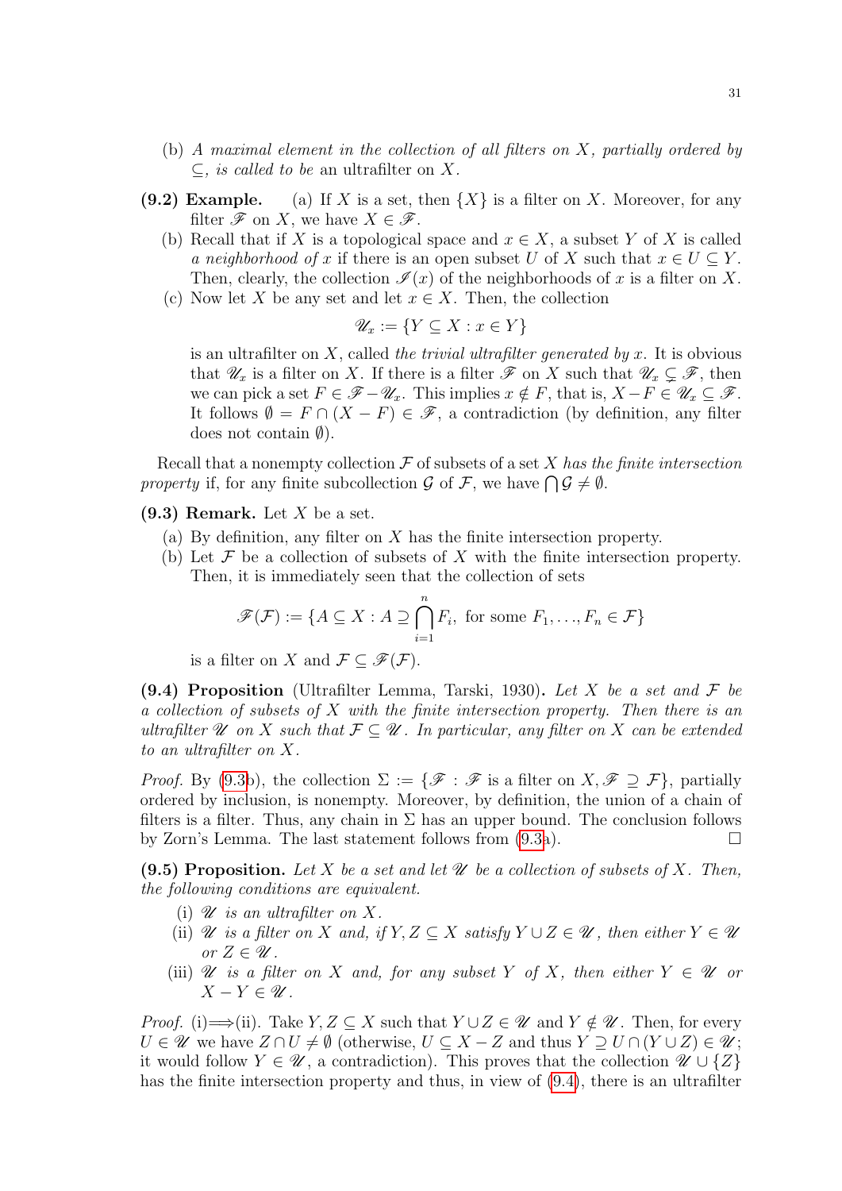(b) *A maximal element in the collection of all filters on $X$, partially ordered by $\subseteq$, is called to be* an ultrafilter on $X$.

**(9.2) Example.** (a) If $X$ is a set, then $\{X\}$ is a filter on $X$. Moreover, for any filter $\mathscr{F}$ on $X$, we have $X \in \mathscr{F}$.

(b) Recall that if $X$ is a topological space and $x \in X$, a subset $Y$ of $X$ is called *a neighborhood of* $x$ if there is an open subset $U$ of $X$ such that $x \in U \subseteq Y$. Then, clearly, the collection $\mathscr{I}(x)$ of the neighborhoods of $x$ is a filter on $X$.

(c) Now let $X$ be any set and let $x \in X$. Then, the collection

$$\mathscr{U}_x := \{Y \subseteq X : x \in Y\}$$

is an ultrafilter on $X$, called *the trivial ultrafilter generated by* $x$. It is obvious that $\mathscr{U}_x$ is a filter on $X$. If there is a filter $\mathscr{F}$ on $X$ such that $\mathscr{U}_x \subsetneq \mathscr{F}$, then we can pick a set $F \in \mathscr{F} - \mathscr{U}_x$. This implies $x \notin F$, that is, $X - F \in \mathscr{U}_x \subseteq \mathscr{F}$. It follows $\emptyset = F \cap (X - F) \in \mathscr{F}$, a contradiction (by definition, any filter does not contain $\emptyset$).

Recall that a nonempty collection $\mathcal{F}$ of subsets of a set $X$ *has the finite intersection property* if, for any finite subcollection $\mathcal{G}$ of $\mathcal{F}$, we have $\bigcap \mathcal{G} \neq \emptyset$.

**(9.3) Remark.** Let $X$ be a set.

(a) By definition, any filter on $X$ has the finite intersection property.

(b) Let $\mathcal{F}$ be a collection of subsets of $X$ with the finite intersection property. Then, it is immediately seen that the collection of sets

$$\mathscr{F}(\mathcal{F}) := \{A \subseteq X : A \supseteq \bigcap_{i=1}^{n} F_i, \text{ for some } F_1, \ldots, F_n \in \mathcal{F}\}$$

is a filter on $X$ and $\mathcal{F} \subseteq \mathscr{F}(\mathcal{F})$.

**(9.4) Proposition** (Ultrafilter Lemma, Tarski, 1930)**.** *Let $X$ be a set and $\mathcal{F}$ be a collection of subsets of $X$ with the finite intersection property. Then there is an ultrafilter $\mathscr{U}$ on $X$ such that $\mathcal{F} \subseteq \mathscr{U}$. In particular, any filter on $X$ can be extended to an ultrafilter on $X$.*

*Proof.* By (9.3b), the collection $\Sigma := \{\mathscr{F} : \mathscr{F}$ is a filter on $X, \mathscr{F} \supseteq \mathcal{F}\}$, partially ordered by inclusion, is nonempty. Moreover, by definition, the union of a chain of filters is a filter. Thus, any chain in $\Sigma$ has an upper bound. The conclusion follows by Zorn's Lemma. The last statement follows from (9.3a). □

**(9.5) Proposition.** *Let $X$ be a set and let $\mathscr{U}$ be a collection of subsets of $X$. Then, the following conditions are equivalent.*

(i) *$\mathscr{U}$ is an ultrafilter on $X$.*

(ii) *$\mathscr{U}$ is a filter on $X$ and, if $Y, Z \subseteq X$ satisfy $Y \cup Z \in \mathscr{U}$, then either $Y \in \mathscr{U}$ or $Z \in \mathscr{U}$.*

(iii) *$\mathscr{U}$ is a filter on $X$ and, for any subset $Y$ of $X$, then either $Y \in \mathscr{U}$ or $X - Y \in \mathscr{U}$.*

*Proof.* (i)$\Longrightarrow$(ii). Take $Y, Z \subseteq X$ such that $Y \cup Z \in \mathscr{U}$ and $Y \notin \mathscr{U}$. Then, for every $U \in \mathscr{U}$ we have $Z \cap U \neq \emptyset$ (otherwise, $U \subseteq X - Z$ and thus $Y \supseteq U \cap (Y \cup Z) \in \mathscr{U}$; it would follow $Y \in \mathscr{U}$, a contradiction). This proves that the collection $\mathscr{U} \cup \{Z\}$ has the finite intersection property and thus, in view of (9.4), there is an ultrafilter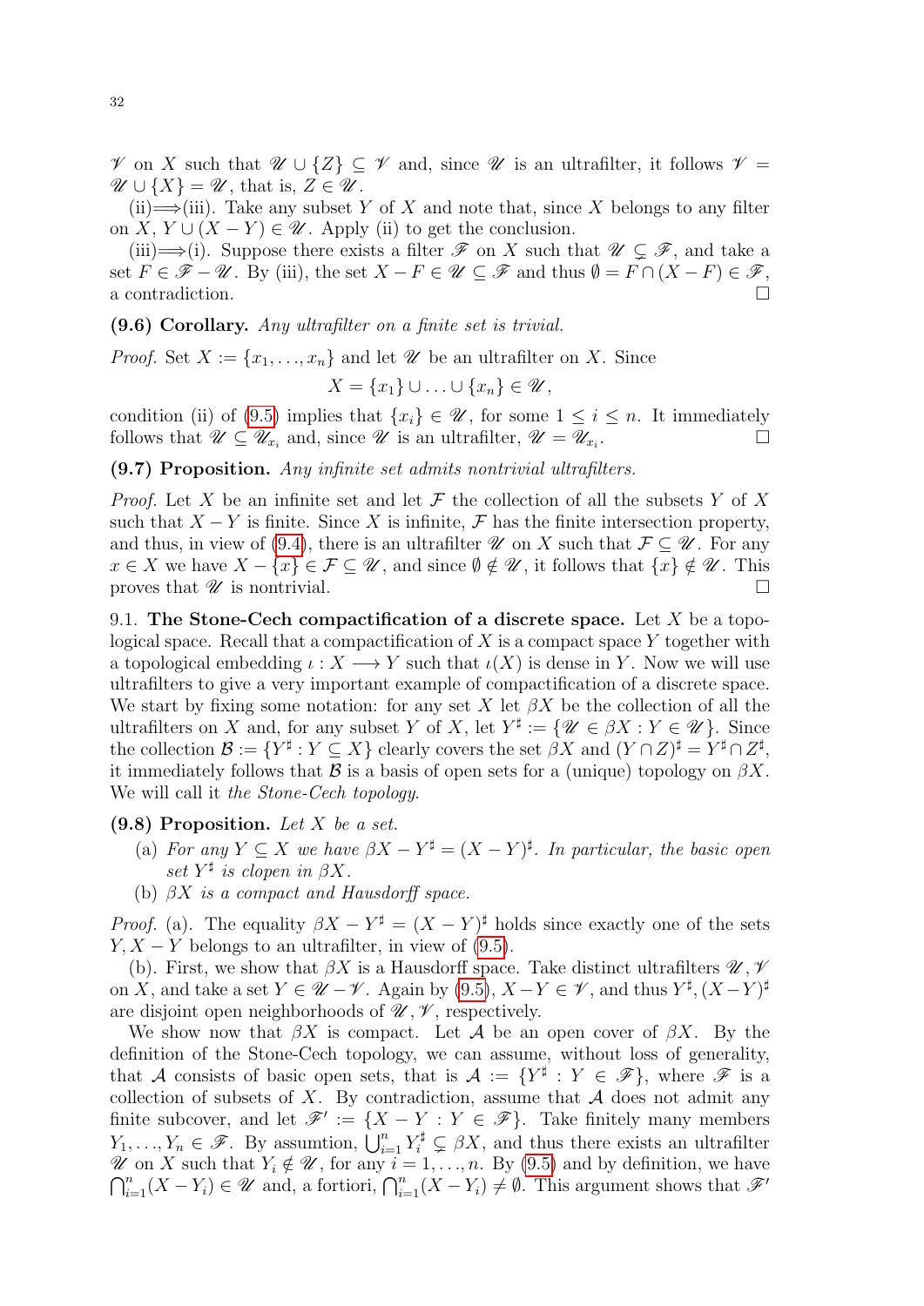$\mathscr{V}$ on $X$ such that $\mathscr{U} \cup \{Z\} \subseteq \mathscr{V}$ and, since $\mathscr{U}$ is an ultrafilter, it follows $\mathscr{V} = \mathscr{U} \cup \{X\} = \mathscr{U}$, that is, $Z \in \mathscr{U}$.

(ii)$\Longrightarrow$(iii). Take any subset $Y$ of $X$ and note that, since $X$ belongs to any filter on $X$, $Y \cup (X - Y) \in \mathscr{U}$. Apply (ii) to get the conclusion.

(iii)$\Longrightarrow$(i). Suppose there exists a filter $\mathscr{F}$ on $X$ such that $\mathscr{U} \subsetneq \mathscr{F}$, and take a set $F \in \mathscr{F} - \mathscr{U}$. By (iii), the set $X - F \in \mathscr{U} \subseteq \mathscr{F}$ and thus $\emptyset = F \cap (X - F) \in \mathscr{F}$, a contradiction. □

**(9.6) Corollary.** *Any ultrafilter on a finite set is trivial.*

*Proof.* Set $X := \{x_1, \ldots, x_n\}$ and let $\mathscr{U}$ be an ultrafilter on $X$. Since

$$X = \{x_1\} \cup \ldots \cup \{x_n\} \in \mathscr{U},$$

condition (ii) of (9.5) implies that $\{x_i\} \in \mathscr{U}$, for some $1 \le i \le n$. It immediately follows that $\mathscr{U} \subseteq \mathscr{U}_{x_i}$ and, since $\mathscr{U}$ is an ultrafilter, $\mathscr{U} = \mathscr{U}_{x_i}$. □

**(9.7) Proposition.** *Any infinite set admits nontrivial ultrafilters.*

*Proof.* Let $X$ be an infinite set and let $\mathcal{F}$ the collection of all the subsets $Y$ of $X$ such that $X - Y$ is finite. Since $X$ is infinite, $\mathcal{F}$ has the finite intersection property, and thus, in view of (9.4), there is an ultrafilter $\mathscr{U}$ on $X$ such that $\mathcal{F} \subseteq \mathscr{U}$. For any $x \in X$ we have $X - \{x\} \in \mathcal{F} \subseteq \mathscr{U}$, and since $\emptyset \notin \mathscr{U}$, it follows that $\{x\} \notin \mathscr{U}$. This proves that $\mathscr{U}$ is nontrivial. □

9.1. **The Stone-Cech compactification of a discrete space.** Let $X$ be a topological space. Recall that a compactification of $X$ is a compact space $Y$ together with a topological embedding $\iota : X \longrightarrow Y$ such that $\iota(X)$ is dense in $Y$. Now we will use ultrafilters to give a very important example of compactification of a discrete space. We start by fixing some notation: for any set $X$ let $\beta X$ be the collection of all the ultrafilters on $X$ and, for any subset $Y$ of $X$, let $Y^\sharp := \{\mathscr{U} \in \beta X : Y \in \mathscr{U}\}$. Since the collection $\mathcal{B} := \{Y^\sharp : Y \subseteq X\}$ clearly covers the set $\beta X$ and $(Y \cap Z)^\sharp = Y^\sharp \cap Z^\sharp$, it immediately follows that $\mathcal{B}$ is a basis of open sets for a (unique) topology on $\beta X$. We will call it *the Stone-Cech topology*.

**(9.8) Proposition.** *Let $X$ be a set.*

(a) *For any $Y \subseteq X$ we have $\beta X - Y^\sharp = (X - Y)^\sharp$. In particular, the basic open set $Y^\sharp$ is clopen in $\beta X$.*

(b) *$\beta X$ is a compact and Hausdorff space.*

*Proof.* (a). The equality $\beta X - Y^\sharp = (X - Y)^\sharp$ holds since exactly one of the sets $Y, X - Y$ belongs to an ultrafilter, in view of (9.5).

(b). First, we show that $\beta X$ is a Hausdorff space. Take distinct ultrafilters $\mathscr{U}, \mathscr{V}$ on $X$, and take a set $Y \in \mathscr{U} - \mathscr{V}$. Again by (9.5), $X - Y \in \mathscr{V}$, and thus $Y^\sharp, (X - Y)^\sharp$ are disjoint open neighborhoods of $\mathscr{U}, \mathscr{V}$, respectively.

We show now that $\beta X$ is compact. Let $\mathcal{A}$ be an open cover of $\beta X$. By the definition of the Stone-Cech topology, we can assume, without loss of generality, that $\mathcal{A}$ consists of basic open sets, that is $\mathcal{A} := \{Y^\sharp : Y \in \mathscr{F}\}$, where $\mathscr{F}$ is a collection of subsets of $X$. By contradiction, assume that $\mathcal{A}$ does not admit any finite subcover, and let $\mathscr{F}' := \{X - Y : Y \in \mathscr{F}\}$. Take finitely many members $Y_1, \ldots, Y_n \in \mathscr{F}$. By assumtion, $\bigcup_{i=1}^n Y_i^\sharp \subsetneq \beta X$, and thus there exists an ultrafilter $\mathscr{U}$ on $X$ such that $Y_i \notin \mathscr{U}$, for any $i = 1, \ldots, n$. By (9.5) and by definition, we have $\bigcap_{i=1}^n (X - Y_i) \in \mathscr{U}$ and, a fortiori, $\bigcap_{i=1}^n (X - Y_i) \neq \emptyset$. This argument shows that $\mathscr{F}'$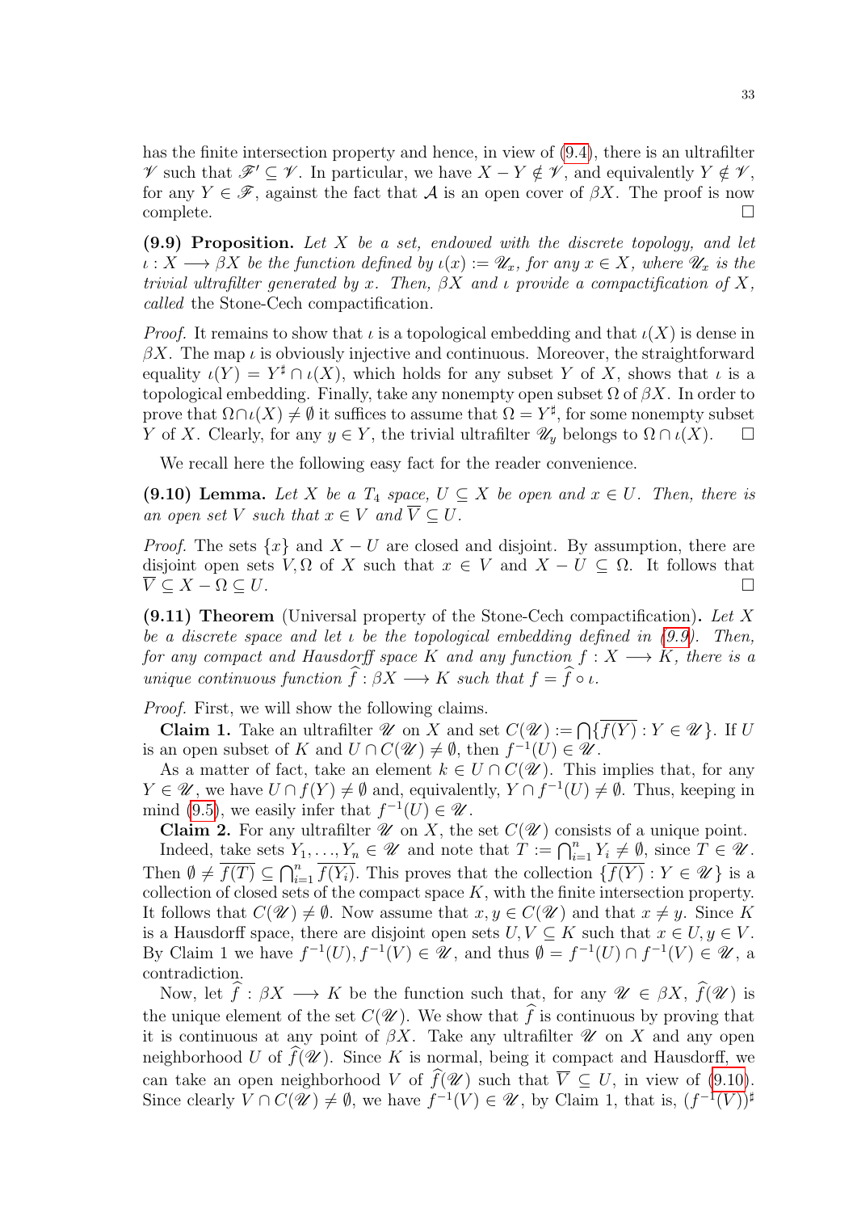has the finite intersection property and hence, in view of (9.4), there is an ultrafilter $\mathscr{V}$ such that $\mathscr{F}' \subseteq \mathscr{V}$. In particular, we have $X - Y \notin \mathscr{V}$, and equivalently $Y \notin \mathscr{V}$, for any $Y \in \mathscr{F}$, against the fact that $\mathcal{A}$ is an open cover of $\beta X$. The proof is now complete. $\square$

**(9.9) Proposition.** *Let $X$ be a set, endowed with the discrete topology, and let $\iota : X \longrightarrow \beta X$ be the function defined by $\iota(x) := \mathscr{U}_x$, for any $x \in X$, where $\mathscr{U}_x$ is the trivial ultrafilter generated by $x$. Then, $\beta X$ and $\iota$ provide a compactification of $X$, called* the Stone-Cech compactification.

*Proof.* It remains to show that $\iota$ is a topological embedding and that $\iota(X)$ is dense in $\beta X$. The map $\iota$ is obviously injective and continuous. Moreover, the straightforward equality $\iota(Y) = Y^\sharp \cap \iota(X)$, which holds for any subset $Y$ of $X$, shows that $\iota$ is a topological embedding. Finally, take any nonempty open subset $\Omega$ of $\beta X$. In order to prove that $\Omega \cap \iota(X) \neq \emptyset$ it suffices to assume that $\Omega = Y^\sharp$, for some nonempty subset $Y$ of $X$. Clearly, for any $y \in Y$, the trivial ultrafilter $\mathscr{U}_y$ belongs to $\Omega \cap \iota(X)$. $\square$

We recall here the following easy fact for the reader convenience.

**(9.10) Lemma.** *Let $X$ be a $T_4$ space, $U \subseteq X$ be open and $x \in U$. Then, there is an open set $V$ such that $x \in V$ and $\overline{V} \subseteq U$.*

*Proof.* The sets $\{x\}$ and $X - U$ are closed and disjoint. By assumption, there are disjoint open sets $V, \Omega$ of $X$ such that $x \in V$ and $X - U \subseteq \Omega$. It follows that $\overline{V} \subseteq X - \Omega \subseteq U$. $\square$

**(9.11) Theorem** (Universal property of the Stone-Cech compactification)**.** *Let $X$ be a discrete space and let $\iota$ be the topological embedding defined in (9.9). Then, for any compact and Hausdorff space $K$ and any function $f : X \longrightarrow K$, there is a unique continuous function $\widehat{f} : \beta X \longrightarrow K$ such that $f = \widehat{f} \circ \iota$.*

*Proof.* First, we will show the following claims.

**Claim 1.** Take an ultrafilter $\mathscr{U}$ on $X$ and set $C(\mathscr{U}) := \bigcap\{\overline{f(Y)} : Y \in \mathscr{U}\}$. If $U$ is an open subset of $K$ and $U \cap C(\mathscr{U}) \neq \emptyset$, then $f^{-1}(U) \in \mathscr{U}$.

As a matter of fact, take an element $k \in U \cap C(\mathscr{U})$. This implies that, for any $Y \in \mathscr{U}$, we have $U \cap f(Y) \neq \emptyset$ and, equivalently, $Y \cap f^{-1}(U) \neq \emptyset$. Thus, keeping in mind (9.5), we easily infer that $f^{-1}(U) \in \mathscr{U}$.

**Claim 2.** For any ultrafilter $\mathscr{U}$ on $X$, the set $C(\mathscr{U})$ consists of a unique point.

Indeed, take sets $Y_1, \ldots, Y_n \in \mathscr{U}$ and note that $T := \bigcap_{i=1}^n Y_i \neq \emptyset$, since $T \in \mathscr{U}$. Then $\emptyset \neq \overline{f(T)} \subseteq \bigcap_{i=1}^n \overline{f(Y_i)}$. This proves that the collection $\{\overline{f(Y)} : Y \in \mathscr{U}\}$ is a collection of closed sets of the compact space $K$, with the finite intersection property. It follows that $C(\mathscr{U}) \neq \emptyset$. Now assume that $x, y \in C(\mathscr{U})$ and that $x \neq y$. Since $K$ is a Hausdorff space, there are disjoint open sets $U, V \subseteq K$ such that $x \in U, y \in V$. By Claim 1 we have $f^{-1}(U), f^{-1}(V) \in \mathscr{U}$, and thus $\emptyset = f^{-1}(U) \cap f^{-1}(V) \in \mathscr{U}$, a contradiction.

Now, let $\widehat{f} : \beta X \longrightarrow K$ be the function such that, for any $\mathscr{U} \in \beta X$, $\widehat{f}(\mathscr{U})$ is the unique element of the set $C(\mathscr{U})$. We show that $\widehat{f}$ is continuous by proving that it is continuous at any point of $\beta X$. Take any ultrafilter $\mathscr{U}$ on $X$ and any open neighborhood $U$ of $\widehat{f}(\mathscr{U})$. Since $K$ is normal, being it compact and Hausdorff, we can take an open neighborhood $V$ of $\widehat{f}(\mathscr{U})$ such that $\overline{V} \subseteq U$, in view of (9.10). Since clearly $V \cap C(\mathscr{U}) \neq \emptyset$, we have $f^{-1}(V) \in \mathscr{U}$, by Claim 1, that is, $(f^{-1}(V))^\sharp$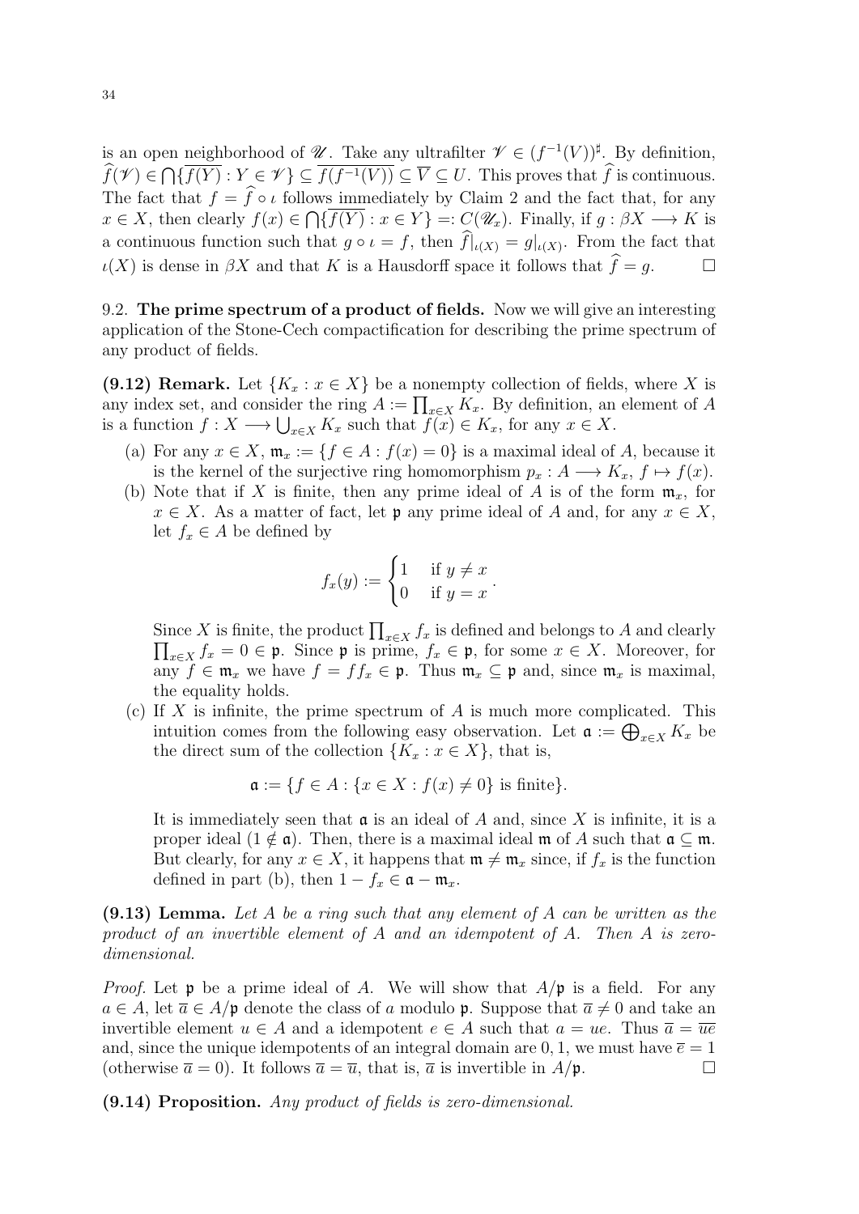is an open neighborhood of $\mathscr{U}$. Take any ultrafilter $\mathscr{V} \in (f^{-1}(V))^\sharp$. By definition, $\widehat{f}(\mathscr{V}) \in \bigcap\{\overline{f(Y)} : Y \in \mathscr{V}\} \subseteq \overline{f(f^{-1}(V))} \subseteq \overline{V} \subseteq U$. This proves that $\widehat{f}$ is continuous. The fact that $f = \widehat{f} \circ \iota$ follows immediately by Claim 2 and the fact that, for any $x \in X$, then clearly $f(x) \in \bigcap\{\overline{f(Y)} : x \in Y\} =: C(\mathscr{U}_x)$. Finally, if $g : \beta X \longrightarrow K$ is a continuous function such that $g \circ \iota = f$, then $\widehat{f}|_{\iota(X)} = g|_{\iota(X)}$. From the fact that $\iota(X)$ is dense in $\beta X$ and that $K$ is a Hausdorff space it follows that $\widehat{f} = g$. □

9.2. **The prime spectrum of a product of fields.** Now we will give an interesting application of the Stone-Cech compactification for describing the prime spectrum of any product of fields.

**(9.12) Remark.** Let $\{K_x : x \in X\}$ be a nonempty collection of fields, where $X$ is any index set, and consider the ring $A := \prod_{x \in X} K_x$. By definition, an element of $A$ is a function $f : X \longrightarrow \bigcup_{x \in X} K_x$ such that $f(x) \in K_x$, for any $x \in X$.

(a) For any $x \in X$, $\mathfrak{m}_x := \{f \in A : f(x) = 0\}$ is a maximal ideal of $A$, because it is the kernel of the surjective ring homomorphism $p_x : A \longrightarrow K_x$, $f \mapsto f(x)$.

(b) Note that if $X$ is finite, then any prime ideal of $A$ is of the form $\mathfrak{m}_x$, for $x \in X$. As a matter of fact, let $\mathfrak{p}$ any prime ideal of $A$ and, for any $x \in X$, let $f_x \in A$ be defined by

$$f_x(y) := \begin{cases} 1 & \text{if } y \neq x \\ 0 & \text{if } y = x \end{cases}.$$

Since $X$ is finite, the product $\prod_{x \in X} f_x$ is defined and belongs to $A$ and clearly $\prod_{x \in X} f_x = 0 \in \mathfrak{p}$. Since $\mathfrak{p}$ is prime, $f_x \in \mathfrak{p}$, for some $x \in X$. Moreover, for any $f \in \mathfrak{m}_x$ we have $f = ff_x \in \mathfrak{p}$. Thus $\mathfrak{m}_x \subseteq \mathfrak{p}$ and, since $\mathfrak{m}_x$ is maximal, the equality holds.

(c) If $X$ is infinite, the prime spectrum of $A$ is much more complicated. This intuition comes from the following easy observation. Let $\mathfrak{a} := \bigoplus_{x \in X} K_x$ be the direct sum of the collection $\{K_x : x \in X\}$, that is,

$$\mathfrak{a} := \{f \in A : \{x \in X : f(x) \neq 0\} \text{ is finite}\}.$$

It is immediately seen that $\mathfrak{a}$ is an ideal of $A$ and, since $X$ is infinite, it is a proper ideal ($1 \notin \mathfrak{a}$). Then, there is a maximal ideal $\mathfrak{m}$ of $A$ such that $\mathfrak{a} \subseteq \mathfrak{m}$. But clearly, for any $x \in X$, it happens that $\mathfrak{m} \neq \mathfrak{m}_x$ since, if $f_x$ is the function defined in part (b), then $1 - f_x \in \mathfrak{a} - \mathfrak{m}_x$.

**(9.13) Lemma.** *Let $A$ be a ring such that any element of $A$ can be written as the product of an invertible element of $A$ and an idempotent of $A$. Then $A$ is zero-dimensional.*

*Proof.* Let $\mathfrak{p}$ be a prime ideal of $A$. We will show that $A/\mathfrak{p}$ is a field. For any $a \in A$, let $\overline{a} \in A/\mathfrak{p}$ denote the class of $a$ modulo $\mathfrak{p}$. Suppose that $\overline{a} \neq 0$ and take an invertible element $u \in A$ and a idempotent $e \in A$ such that $a = ue$. Thus $\overline{a} = \overline{ue}$ and, since the unique idempotents of an integral domain are $0, 1$, we must have $\overline{e} = 1$ (otherwise $\overline{a} = 0$). It follows $\overline{a} = \overline{u}$, that is, $\overline{a}$ is invertible in $A/\mathfrak{p}$. □

**(9.14) Proposition.** *Any product of fields is zero-dimensional.*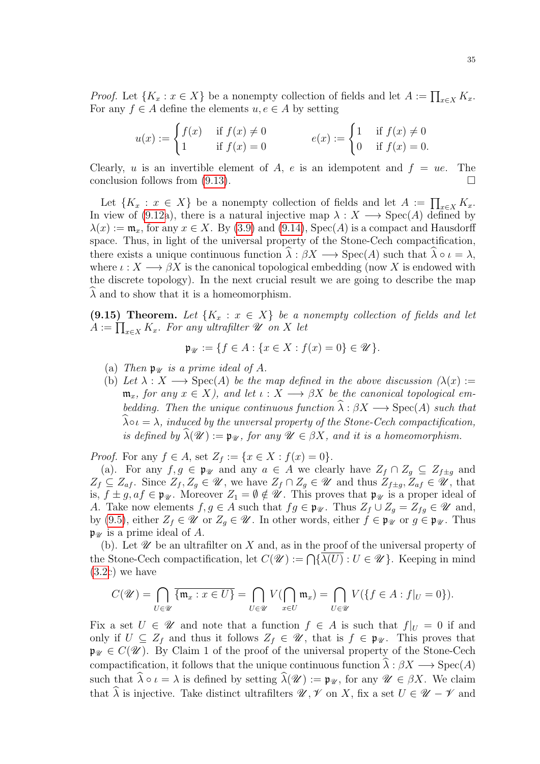*Proof.* Let $\{K_x : x \in X\}$ be a nonempty collection of fields and let $A := \prod_{x \in X} K_x$. For any $f \in A$ define the elements $u, e \in A$ by setting

$$u(x) := \begin{cases} f(x) & \text{if } f(x) \neq 0 \\ 1 & \text{if } f(x) = 0 \end{cases} \qquad\qquad e(x) := \begin{cases} 1 & \text{if } f(x) \neq 0 \\ 0 & \text{if } f(x) = 0. \end{cases}$$

Clearly, $u$ is an invertible element of $A$, $e$ is an idempotent and $f = ue$. The conclusion follows from (9.13). $\square$

Let $\{K_x : x \in X\}$ be a nonempty collection of fields and let $A := \prod_{x \in X} K_x$. In view of (9.12a), there is a natural injective map $\lambda : X \longrightarrow \operatorname{Spec}(A)$ defined by $\lambda(x) := \mathfrak{m}_x$, for any $x \in X$. By (3.9) and (9.14), $\operatorname{Spec}(A)$ is a compact and Hausdorff space. Thus, in light of the universal property of the Stone-Cech compactification, there exists a unique continuous function $\widehat{\lambda} : \beta X \longrightarrow \operatorname{Spec}(A)$ such that $\widehat{\lambda} \circ \iota = \lambda$, where $\iota : X \longrightarrow \beta X$ is the canonical topological embedding (now $X$ is endowed with the discrete topology). In the next crucial result we are going to describe the map $\widehat{\lambda}$ and to show that it is a homeomorphism.

**(9.15) Theorem.** *Let $\{K_x : x \in X\}$ be a nonempty collection of fields and let $A := \prod_{x \in X} K_x$. For any ultrafilter $\mathscr{U}$ on $X$ let*

$$\mathfrak{p}_{\mathscr{U}} := \{f \in A : \{x \in X : f(x) = 0\} \in \mathscr{U}\}.$$

(a) *Then $\mathfrak{p}_{\mathscr{U}}$ is a prime ideal of $A$.*

(b) *Let $\lambda : X \longrightarrow \operatorname{Spec}(A)$ be the map defined in the above discussion ($\lambda(x) := \mathfrak{m}_x$, for any $x \in X$), and let $\iota : X \longrightarrow \beta X$ be the canonical topological embedding. Then the unique continuous function $\widehat{\lambda} : \beta X \longrightarrow \operatorname{Spec}(A)$ such that $\widehat{\lambda} \circ \iota = \lambda$, induced by the unversal property of the Stone-Cech compactification, is defined by $\widehat{\lambda}(\mathscr{U}) := \mathfrak{p}_{\mathscr{U}}$, for any $\mathscr{U} \in \beta X$, and it is a homeomorphism.*

*Proof.* For any $f \in A$, set $Z_f := \{x \in X : f(x) = 0\}$.

(a). For any $f, g \in \mathfrak{p}_{\mathscr{U}}$ and any $a \in A$ we clearly have $Z_f \cap Z_g \subseteq Z_{f \pm g}$ and $Z_f \subseteq Z_{af}$. Since $Z_f, Z_g \in \mathscr{U}$, we have $Z_f \cap Z_g \in \mathscr{U}$ and thus $Z_{f \pm g}, Z_{af} \in \mathscr{U}$, that is, $f \pm g, af \in \mathfrak{p}_{\mathscr{U}}$. Moreover $Z_1 = \emptyset \notin \mathscr{U}$. This proves that $\mathfrak{p}_{\mathscr{U}}$ is a proper ideal of $A$. Take now elements $f, g \in A$ such that $fg \in \mathfrak{p}_{\mathscr{U}}$. Thus $Z_f \cup Z_g = Z_{fg} \in \mathscr{U}$ and, by (9.5), either $Z_f \in \mathscr{U}$ or $Z_g \in \mathscr{U}$. In other words, either $f \in \mathfrak{p}_{\mathscr{U}}$ or $g \in \mathfrak{p}_{\mathscr{U}}$. Thus $\mathfrak{p}_{\mathscr{U}}$ is a prime ideal of $A$.

(b). Let $\mathscr{U}$ be an ultrafilter on $X$ and, as in the proof of the universal property of the Stone-Cech compactification, let $C(\mathscr{U}) := \bigcap \{\overline{\lambda(U)} : U \in \mathscr{U}\}$. Keeping in mind (3.2c) we have

$$C(\mathscr{U}) = \bigcap_{U \in \mathscr{U}} \overline{\{\mathfrak{m}_x : x \in U\}} = \bigcap_{U \in \mathscr{U}} V(\bigcap_{x \in U} \mathfrak{m}_x) = \bigcap_{U \in \mathscr{U}} V(\{f \in A : f|_U = 0\}).$$

Fix a set $U \in \mathscr{U}$ and note that a function $f \in A$ is such that $f|_U = 0$ if and only if $U \subseteq Z_f$ and thus it follows $Z_f \in \mathscr{U}$, that is $f \in \mathfrak{p}_{\mathscr{U}}$. This proves that $\mathfrak{p}_{\mathscr{U}} \in C(\mathscr{U})$. By Claim 1 of the proof of the universal property of the Stone-Cech compactification, it follows that the unique continuous function $\widehat{\lambda} : \beta X \longrightarrow \operatorname{Spec}(A)$ such that $\widehat{\lambda} \circ \iota = \lambda$ is defined by setting $\widehat{\lambda}(\mathscr{U}) := \mathfrak{p}_{\mathscr{U}}$, for any $\mathscr{U} \in \beta X$. We claim that $\widehat{\lambda}$ is injective. Take distinct ultrafilters $\mathscr{U}, \mathscr{V}$ on $X$, fix a set $U \in \mathscr{U} - \mathscr{V}$ and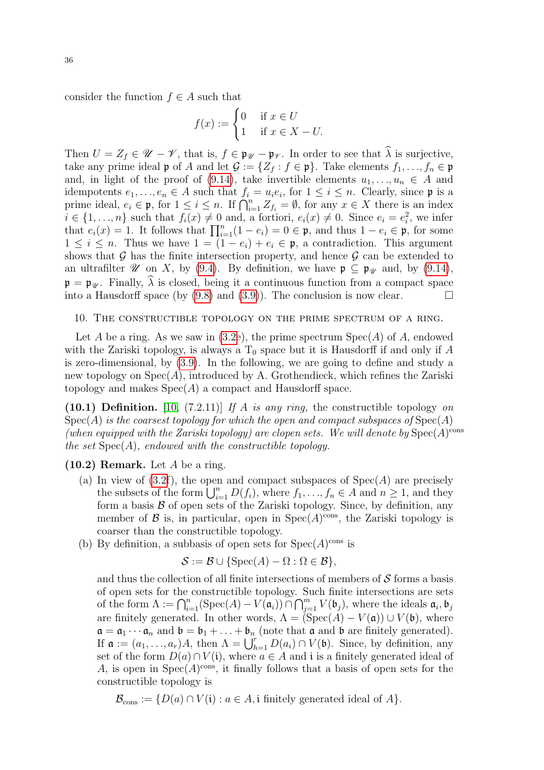consider the function $f \in A$ such that

$$f(x) := \begin{cases} 0 & \text{if } x \in U \\ 1 & \text{if } x \in X - U. \end{cases}$$

Then $U = Z_f \in \mathscr{U} - \mathscr{V}$, that is, $f \in \mathfrak{p}_{\mathscr{U}} - \mathfrak{p}_{\mathscr{V}}$. In order to see that $\widehat{\lambda}$ is surjective, take any prime ideal $\mathfrak{p}$ of $A$ and let $\mathcal{G} := \{Z_f : f \in \mathfrak{p}\}$. Take elements $f_1, \ldots, f_n \in \mathfrak{p}$ and, in light of the proof of (9.14), take invertible elements $u_1, \ldots, u_n \in A$ and idempotents $e_1, \ldots, e_n \in A$ such that $f_i = u_i e_i$, for $1 \leq i \leq n$. Clearly, since $\mathfrak{p}$ is a prime ideal, $e_i \in \mathfrak{p}$, for $1 \leq i \leq n$. If $\bigcap_{i=1}^n Z_{f_i} = \emptyset$, for any $x \in X$ there is an index $i \in \{1, \ldots, n\}$ such that $f_i(x) \neq 0$ and, a fortiori, $e_i(x) \neq 0$. Since $e_i = e_i^2$, we infer that $e_i(x) = 1$. It follows that $\prod_{i=1}^n (1 - e_i) = 0 \in \mathfrak{p}$, and thus $1 - e_i \in \mathfrak{p}$, for some $1 \leq i \leq n$. Thus we have $1 = (1 - e_i) + e_i \in \mathfrak{p}$, a contradiction. This argument shows that $\mathcal{G}$ has the finite intersection property, and hence $\mathcal{G}$ can be extended to an ultrafilter $\mathscr{U}$ on $X$, by (9.4). By definition, we have $\mathfrak{p} \subseteq \mathfrak{p}_{\mathscr{U}}$ and, by (9.14), $\mathfrak{p} = \mathfrak{p}_{\mathscr{U}}$. Finally, $\widehat{\lambda}$ is closed, being it a continuous function from a compact space into a Hausdorff space (by (9.8) and (3.9)). The conclusion is now clear. □

## 10. The constructible topology on the prime spectrum of a ring.

Let $A$ be a ring. As we saw in (3.2e), the prime spectrum $\mathrm{Spec}(A)$ of $A$, endowed with the Zariski topology, is always a $\mathrm{T}_0$ space but it is Hausdorff if and only if $A$ is zero-dimensional, by (3.9). In the following, we are going to define and study a new topology on $\mathrm{Spec}(A)$, introduced by A. Grothendieck, which refines the Zariski topology and makes $\mathrm{Spec}(A)$ a compact and Hausdorff space.

**(10.1) Definition.** [10, (7.2.11)] *If $A$ is any ring,* the constructible topology *on $\mathrm{Spec}(A)$ is the coarsest topology for which the open and compact subspaces of $\mathrm{Spec}(A)$ (when equipped with the Zariski topology) are clopen sets. We will denote by $\mathrm{Spec}(A)^{\mathrm{cons}}$ the set $\mathrm{Spec}(A)$, endowed with the constructible topology.*

**(10.2) Remark.** Let $A$ be a ring.

(a) In view of (3.2f), the open and compact subspaces of $\mathrm{Spec}(A)$ are precisely the subsets of the form $\bigcup_{i=1}^n D(f_i)$, where $f_1, \ldots, f_n \in A$ and $n \geq 1$, and they form a basis $\mathcal{B}$ of open sets of the Zariski topology. Since, by definition, any member of $\mathcal{B}$ is, in particular, open in $\mathrm{Spec}(A)^{\mathrm{cons}}$, the Zariski topology is coarser than the constructible topology.

(b) By definition, a subbasis of open sets for $\mathrm{Spec}(A)^{\mathrm{cons}}$ is

$$\mathcal{S} := \mathcal{B} \cup \{\mathrm{Spec}(A) - \Omega : \Omega \in \mathcal{B}\},$$

and thus the collection of all finite intersections of members of $\mathcal{S}$ forms a basis of open sets for the constructible topology. Such finite intersections are sets of the form $\Lambda := \bigcap_{i=1}^n (\mathrm{Spec}(A) - V(\mathfrak{a}_i)) \cap \bigcap_{j=1}^m V(\mathfrak{b}_j)$, where the ideals $\mathfrak{a}_i, \mathfrak{b}_j$ are finitely generated. In other words, $\Lambda = (\mathrm{Spec}(A) - V(\mathfrak{a})) \cup V(\mathfrak{b})$, where $\mathfrak{a} = \mathfrak{a}_1 \cdots \mathfrak{a}_n$ and $\mathfrak{b} = \mathfrak{b}_1 + \ldots + \mathfrak{b}_n$ (note that $\mathfrak{a}$ and $\mathfrak{b}$ are finitely generated). If $\mathfrak{a} := (a_1, \ldots, a_r)A$, then $\Lambda = \bigcup_{h=1}^r D(a_i) \cap V(\mathfrak{b})$. Since, by definition, any set of the form $D(a) \cap V(\mathfrak{i})$, where $a \in A$ and $\mathfrak{i}$ is a finitely generated ideal of $A$, is open in $\mathrm{Spec}(A)^{\mathrm{cons}}$, it finally follows that a basis of open sets for the constructible topology is

$$\mathcal{B}_{\mathrm{cons}} := \{D(a) \cap V(\mathfrak{i}) : a \in A, \mathfrak{i} \text{ finitely generated ideal of } A\}.$$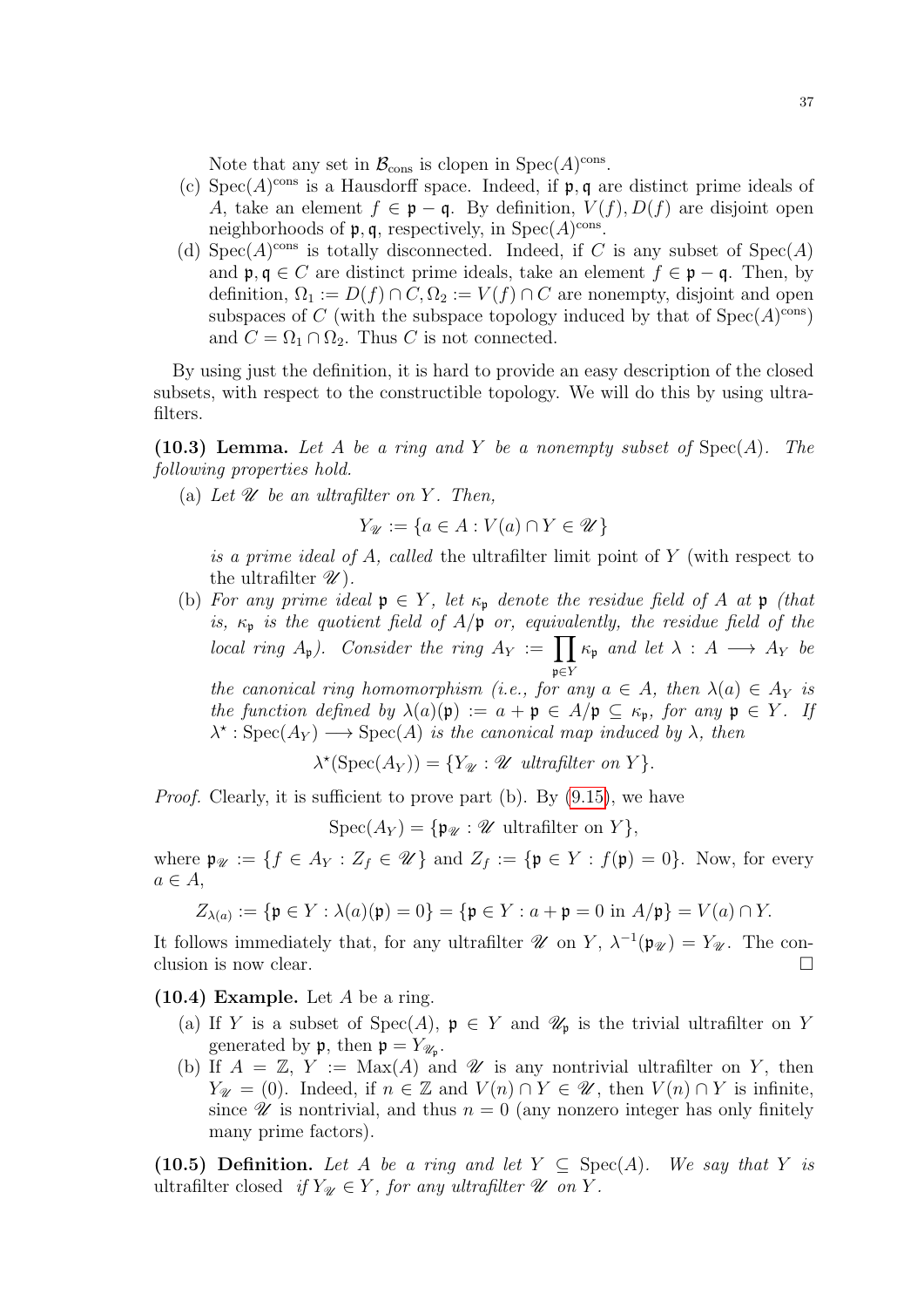Note that any set in $\mathcal{B}_{\text{cons}}$ is clopen in $\text{Spec}(A)^{\text{cons}}$.

(c) $\text{Spec}(A)^{\text{cons}}$ is a Hausdorff space. Indeed, if $\mathfrak{p}, \mathfrak{q}$ are distinct prime ideals of $A$, take an element $f \in \mathfrak{p} - \mathfrak{q}$. By definition, $V(f), D(f)$ are disjoint open neighborhoods of $\mathfrak{p}, \mathfrak{q}$, respectively, in $\text{Spec}(A)^{\text{cons}}$.

(d) $\text{Spec}(A)^{\text{cons}}$ is totally disconnected. Indeed, if $C$ is any subset of $\text{Spec}(A)$ and $\mathfrak{p}, \mathfrak{q} \in C$ are distinct prime ideals, take an element $f \in \mathfrak{p} - \mathfrak{q}$. Then, by definition, $\Omega_1 := D(f) \cap C, \Omega_2 := V(f) \cap C$ are nonempty, disjoint and open subspaces of $C$ (with the subspace topology induced by that of $\text{Spec}(A)^{\text{cons}}$) and $C = \Omega_1 \cap \Omega_2$. Thus $C$ is not connected.

By using just the definition, it is hard to provide an easy description of the closed subsets, with respect to the constructible topology. We will do this by using ultrafilters.

**(10.3) Lemma.** *Let $A$ be a ring and $Y$ be a nonempty subset of $\text{Spec}(A)$. The following properties hold.*

(a) *Let $\mathscr{U}$ be an ultrafilter on $Y$. Then,*

$$Y_{\mathscr{U}} := \{a \in A : V(a) \cap Y \in \mathscr{U}\}$$

*is a prime ideal of $A$, called* the ultrafilter limit point of $Y$ (with respect to the ultrafilter $\mathscr{U}$).

(b) *For any prime ideal $\mathfrak{p} \in Y$, let $\kappa_{\mathfrak{p}}$ denote the residue field of $A$ at $\mathfrak{p}$ (that is, $\kappa_{\mathfrak{p}}$ is the quotient field of $A/\mathfrak{p}$ or, equivalently, the residue field of the local ring $A_{\mathfrak{p}}$). Consider the ring $A_Y := \prod_{\mathfrak{p} \in Y} \kappa_{\mathfrak{p}}$ and let $\lambda : A \longrightarrow A_Y$ be the canonical ring homomorphism (i.e., for any $a \in A$, then $\lambda(a) \in A_Y$ is the function defined by $\lambda(a)(\mathfrak{p}) := a + \mathfrak{p} \in A/\mathfrak{p} \subseteq \kappa_{\mathfrak{p}}$, for any $\mathfrak{p} \in Y$. If $\lambda^\star : \text{Spec}(A_Y) \longrightarrow \text{Spec}(A)$ is the canonical map induced by $\lambda$, then*

$$\lambda^\star(\text{Spec}(A_Y)) = \{Y_{\mathscr{U}} : \mathscr{U} \text{ ultrafilter on } Y\}.$$

*Proof.* Clearly, it is sufficient to prove part (b). By (9.15), we have

$$\text{Spec}(A_Y) = \{\mathfrak{p}_{\mathscr{U}} : \mathscr{U} \text{ ultrafilter on } Y\},$$

where $\mathfrak{p}_{\mathscr{U}} := \{f \in A_Y : Z_f \in \mathscr{U}\}$ and $Z_f := \{\mathfrak{p} \in Y : f(\mathfrak{p}) = 0\}$. Now, for every $a \in A$,

$$Z_{\lambda(a)} := \{\mathfrak{p} \in Y : \lambda(a)(\mathfrak{p}) = 0\} = \{\mathfrak{p} \in Y : a + \mathfrak{p} = 0 \text{ in } A/\mathfrak{p}\} = V(a) \cap Y.$$

It follows immediately that, for any ultrafilter $\mathscr{U}$ on $Y$, $\lambda^{-1}(\mathfrak{p}_{\mathscr{U}}) = Y_{\mathscr{U}}$. The conclusion is now clear. □

**(10.4) Example.** Let $A$ be a ring.

(a) If $Y$ is a subset of $\text{Spec}(A)$, $\mathfrak{p} \in Y$ and $\mathscr{U}_{\mathfrak{p}}$ is the trivial ultrafilter on $Y$ generated by $\mathfrak{p}$, then $\mathfrak{p} = Y_{\mathscr{U}_{\mathfrak{p}}}$.

(b) If $A = \mathbb{Z}$, $Y := \text{Max}(A)$ and $\mathscr{U}$ is any nontrivial ultrafilter on $Y$, then $Y_{\mathscr{U}} = (0)$. Indeed, if $n \in \mathbb{Z}$ and $V(n) \cap Y \in \mathscr{U}$, then $V(n) \cap Y$ is infinite, since $\mathscr{U}$ is nontrivial, and thus $n = 0$ (any nonzero integer has only finitely many prime factors).

**(10.5) Definition.** *Let $A$ be a ring and let $Y \subseteq \text{Spec}(A)$. We say that $Y$ is* ultrafilter closed *if $Y_{\mathscr{U}} \in Y$, for any ultrafilter $\mathscr{U}$ on $Y$.*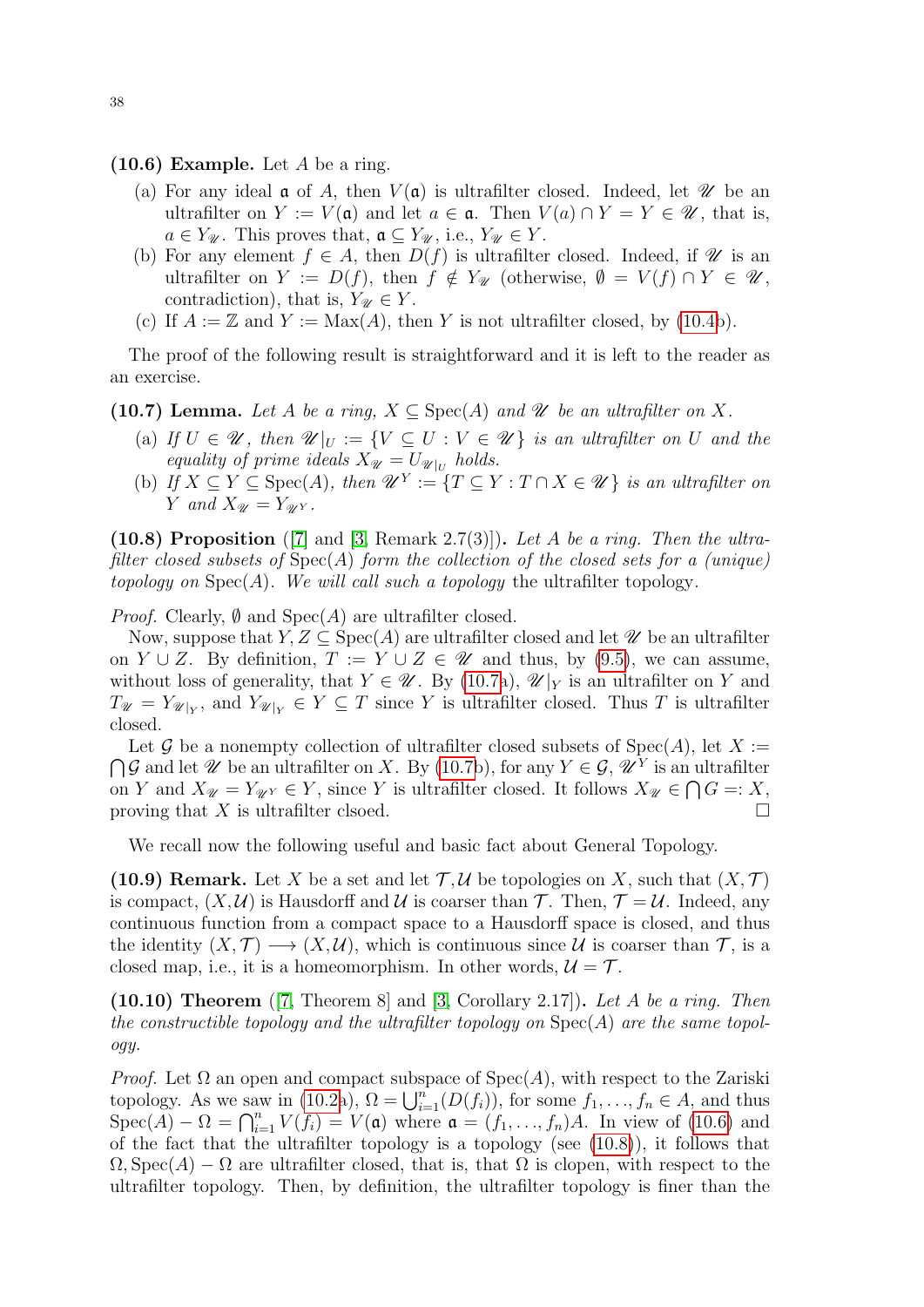**(10.6) Example.** Let $A$ be a ring.

(a) For any ideal $\mathfrak{a}$ of $A$, then $V(\mathfrak{a})$ is ultrafilter closed. Indeed, let $\mathscr{U}$ be an ultrafilter on $Y := V(\mathfrak{a})$ and let $a \in \mathfrak{a}$. Then $V(a) \cap Y = Y \in \mathscr{U}$, that is, $a \in Y_{\mathscr{U}}$. This proves that, $\mathfrak{a} \subseteq Y_{\mathscr{U}}$, i.e., $Y_{\mathscr{U}} \in Y$.

(b) For any element $f \in A$, then $D(f)$ is ultrafilter closed. Indeed, if $\mathscr{U}$ is an ultrafilter on $Y := D(f)$, then $f \notin Y_{\mathscr{U}}$ (otherwise, $\emptyset = V(f) \cap Y \in \mathscr{U}$, contradiction), that is, $Y_{\mathscr{U}} \in Y$.

(c) If $A := \mathbb{Z}$ and $Y := \operatorname{Max}(A)$, then $Y$ is not ultrafilter closed, by (10.4b).

The proof of the following result is straightforward and it is left to the reader as an exercise.

**(10.7) Lemma.** *Let $A$ be a ring, $X \subseteq \operatorname{Spec}(A)$ and $\mathscr{U}$ be an ultrafilter on $X$.*

(a) *If $U \in \mathscr{U}$, then $\mathscr{U}|_U := \{V \subseteq U : V \in \mathscr{U}\}$ is an ultrafilter on $U$ and the equality of prime ideals $X_{\mathscr{U}} = U_{\mathscr{U}|_U}$ holds.*

(b) *If $X \subseteq Y \subseteq \operatorname{Spec}(A)$, then $\mathscr{U}^Y := \{T \subseteq Y : T \cap X \in \mathscr{U}\}$ is an ultrafilter on $Y$ and $X_{\mathscr{U}} = Y_{\mathscr{U}^Y}$.*

**(10.8) Proposition** ([7] and [3, Remark 2.7(3)])**.** *Let $A$ be a ring. Then the ultrafilter closed subsets of $\operatorname{Spec}(A)$ form the collection of the closed sets for a (unique) topology on $\operatorname{Spec}(A)$. We will call such a topology* the ultrafilter topology.

*Proof.* Clearly, $\emptyset$ and $\operatorname{Spec}(A)$ are ultrafilter closed.

Now, suppose that $Y, Z \subseteq \operatorname{Spec}(A)$ are ultrafilter closed and let $\mathscr{U}$ be an ultrafilter on $Y \cup Z$. By definition, $T := Y \cup Z \in \mathscr{U}$ and thus, by (9.5), we can assume, without loss of generality, that $Y \in \mathscr{U}$. By (10.7a), $\mathscr{U}|_Y$ is an ultrafilter on $Y$ and $T_{\mathscr{U}} = Y_{\mathscr{U}|_Y}$, and $Y_{\mathscr{U}|_Y} \in Y \subseteq T$ since $Y$ is ultrafilter closed. Thus $T$ is ultrafilter closed.

Let $\mathcal{G}$ be a nonempty collection of ultrafilter closed subsets of $\operatorname{Spec}(A)$, let $X := \bigcap \mathcal{G}$ and let $\mathscr{U}$ be an ultrafilter on $X$. By (10.7b), for any $Y \in \mathcal{G}$, $\mathscr{U}^Y$ is an ultrafilter on $Y$ and $X_{\mathscr{U}} = Y_{\mathscr{U}^Y} \in Y$, since $Y$ is ultrafilter closed. It follows $X_{\mathscr{U}} \in \bigcap G =: X$, proving that $X$ is ultrafilter clsoed. $\square$

We recall now the following useful and basic fact about General Topology.

**(10.9) Remark.** Let $X$ be a set and let $\mathcal{T}, \mathcal{U}$ be topologies on $X$, such that $(X, \mathcal{T})$ is compact, $(X, \mathcal{U})$ is Hausdorff and $\mathcal{U}$ is coarser than $\mathcal{T}$. Then, $\mathcal{T} = \mathcal{U}$. Indeed, any continuous function from a compact space to a Hausdorff space is closed, and thus the identity $(X, \mathcal{T}) \longrightarrow (X, \mathcal{U})$, which is continuous since $\mathcal{U}$ is coarser than $\mathcal{T}$, is a closed map, i.e., it is a homeomorphism. In other words, $\mathcal{U} = \mathcal{T}$.

**(10.10) Theorem** ([7, Theorem 8] and [3, Corollary 2.17])**.** *Let $A$ be a ring. Then the constructible topology and the ultrafilter topology on $\operatorname{Spec}(A)$ are the same topology.*

*Proof.* Let $\Omega$ an open and compact subspace of $\operatorname{Spec}(A)$, with respect to the Zariski topology. As we saw in (10.2a), $\Omega = \bigcup_{i=1}^{n}(D(f_i))$, for some $f_1, \ldots, f_n \in A$, and thus $\operatorname{Spec}(A) - \Omega = \bigcap_{i=1}^{n} V(f_i) = V(\mathfrak{a})$ where $\mathfrak{a} = (f_1, \ldots, f_n)A$. In view of (10.6) and of the fact that the ultrafilter topology is a topology (see (10.8)), it follows that $\Omega, \operatorname{Spec}(A) - \Omega$ are ultrafilter closed, that is, that $\Omega$ is clopen, with respect to the ultrafilter topology. Then, by definition, the ultrafilter topology is finer than the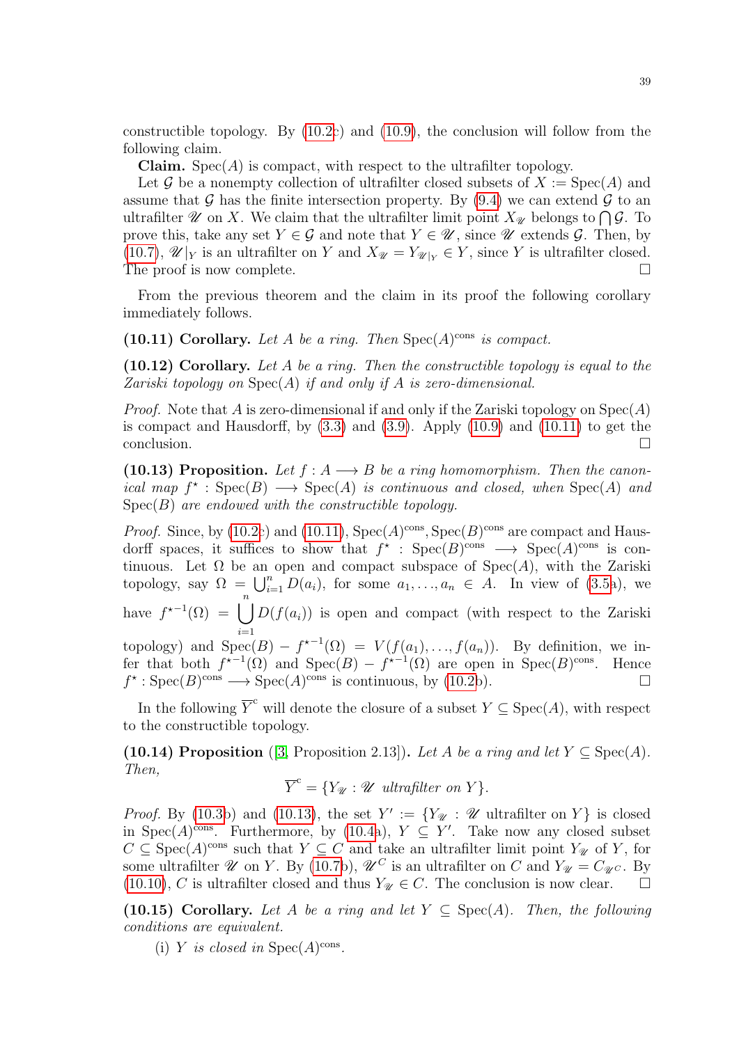constructible topology. By (10.2c) and (10.9), the conclusion will follow from the following claim.

**Claim.** $\mathrm{Spec}(A)$ is compact, with respect to the ultrafilter topology.

Let $\mathcal{G}$ be a nonempty collection of ultrafilter closed subsets of $X := \mathrm{Spec}(A)$ and assume that $\mathcal{G}$ has the finite intersection property. By (9.4) we can extend $\mathcal{G}$ to an ultrafilter $\mathscr{U}$ on $X$. We claim that the ultrafilter limit point $X_{\mathscr{U}}$ belongs to $\bigcap \mathcal{G}$. To prove this, take any set $Y \in \mathcal{G}$ and note that $Y \in \mathscr{U}$, since $\mathscr{U}$ extends $\mathcal{G}$. Then, by (10.7), $\mathscr{U}|_Y$ is an ultrafilter on $Y$ and $X_{\mathscr{U}} = Y_{\mathscr{U}|_Y} \in Y$, since $Y$ is ultrafilter closed. The proof is now complete. $\square$

From the previous theorem and the claim in its proof the following corollary immediately follows.

**(10.11) Corollary.** *Let $A$ be a ring. Then $\mathrm{Spec}(A)^{\mathrm{cons}}$ is compact.*

**(10.12) Corollary.** *Let $A$ be a ring. Then the constructible topology is equal to the Zariski topology on $\mathrm{Spec}(A)$ if and only if $A$ is zero-dimensional.*

*Proof.* Note that $A$ is zero-dimensional if and only if the Zariski topology on $\mathrm{Spec}(A)$ is compact and Hausdorff, by (3.3) and (3.9). Apply (10.9) and (10.11) to get the conclusion. $\square$

**(10.13) Proposition.** *Let $f : A \longrightarrow B$ be a ring homomorphism. Then the canonical map $f^\star : \mathrm{Spec}(B) \longrightarrow \mathrm{Spec}(A)$ is continuous and closed, when $\mathrm{Spec}(A)$ and $\mathrm{Spec}(B)$ are endowed with the constructible topology.*

*Proof.* Since, by (10.2c) and (10.11), $\mathrm{Spec}(A)^{\mathrm{cons}}, \mathrm{Spec}(B)^{\mathrm{cons}}$ are compact and Hausdorff spaces, it suffices to show that $f^\star : \mathrm{Spec}(B)^{\mathrm{cons}} \longrightarrow \mathrm{Spec}(A)^{\mathrm{cons}}$ is continuous. Let $\Omega$ be an open and compact subspace of $\mathrm{Spec}(A)$, with the Zariski topology, say $\Omega = \bigcup_{i=1}^n D(a_i)$, for some $a_1, \ldots, a_n \in A$. In view of (3.5a), we have $f^{\star -1}(\Omega) = \displaystyle\bigcup_{i=1}^n D(f(a_i))$ is open and compact (with respect to the Zariski topology) and $\mathrm{Spec}(B) - f^{\star -1}(\Omega) = V(f(a_1), \ldots, f(a_n))$. By definition, we infer that both $f^{\star -1}(\Omega)$ and $\mathrm{Spec}(B) - f^{\star -1}(\Omega)$ are open in $\mathrm{Spec}(B)^{\mathrm{cons}}$. Hence $f^\star : \mathrm{Spec}(B)^{\mathrm{cons}} \longrightarrow \mathrm{Spec}(A)^{\mathrm{cons}}$ is continuous, by (10.2b). $\square$

In the following $\overline{Y}^{\mathrm{c}}$ will denote the closure of a subset $Y \subseteq \mathrm{Spec}(A)$, with respect to the constructible topology.

**(10.14) Proposition** ([3, Proposition 2.13])**.** *Let $A$ be a ring and let $Y \subseteq \mathrm{Spec}(A)$. Then,*

$$\overline{Y}^{\mathrm{c}} = \{Y_{\mathscr{U}} : \mathscr{U} \text{ ultrafilter on } Y\}.$$

*Proof.* By (10.3b) and (10.13), the set $Y' := \{Y_{\mathscr{U}} : \mathscr{U} \text{ ultrafilter on } Y\}$ is closed in $\mathrm{Spec}(A)^{\mathrm{cons}}$. Furthermore, by (10.4a), $Y \subseteq Y'$. Take now any closed subset $C \subseteq \mathrm{Spec}(A)^{\mathrm{cons}}$ such that $Y \subseteq C$ and take an ultrafilter limit point $Y_{\mathscr{U}}$ of $Y$, for some ultrafilter $\mathscr{U}$ on $Y$. By (10.7b), $\mathscr{U}^C$ is an ultrafilter on $C$ and $Y_{\mathscr{U}} = C_{\mathscr{U}^C}$. By (10.10), $C$ is ultrafilter closed and thus $Y_{\mathscr{U}} \in C$. The conclusion is now clear. $\square$

**(10.15) Corollary.** *Let $A$ be a ring and let $Y \subseteq \mathrm{Spec}(A)$. Then, the following conditions are equivalent.*

(i) *$Y$ is closed in $\mathrm{Spec}(A)^{\mathrm{cons}}$.*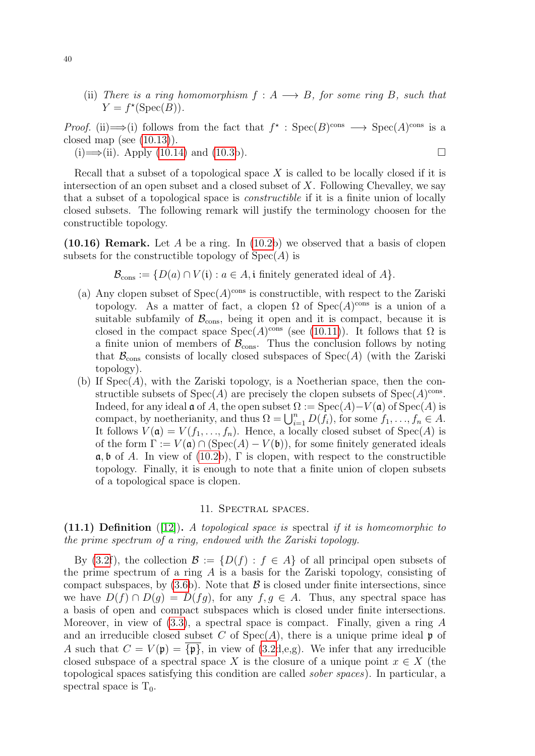(ii) *There is a ring homomorphism $f : A \longrightarrow B$, for some ring $B$, such that $Y = f^\star(\mathrm{Spec}(B))$.*

*Proof.* (ii)$\Longrightarrow$(i) follows from the fact that $f^\star : \mathrm{Spec}(B)^{\mathrm{cons}} \longrightarrow \mathrm{Spec}(A)^{\mathrm{cons}}$ is a closed map (see (10.13)).

(i)$\Longrightarrow$(ii). Apply (10.14) and (10.3b). $\square$

Recall that a subset of a topological space $X$ is called to be locally closed if it is intersection of an open subset and a closed subset of $X$. Following Chevalley, we say that a subset of a topological space is *constructible* if it is a finite union of locally closed subsets. The following remark will justify the terminology choosen for the constructible topology.

**(10.16) Remark.** Let $A$ be a ring. In (10.2b) we observed that a basis of clopen subsets for the constructible topology of $\mathrm{Spec}(A)$ is

$$\mathcal{B}_{\mathrm{cons}} := \{D(a) \cap V(\mathfrak{i}) : a \in A, \mathfrak{i} \text{ finitely generated ideal of } A\}.$$

(a) Any clopen subset of $\mathrm{Spec}(A)^{\mathrm{cons}}$ is constructible, with respect to the Zariski topology. As a matter of fact, a clopen $\Omega$ of $\mathrm{Spec}(A)^{\mathrm{cons}}$ is a union of a suitable subfamily of $\mathcal{B}_{\mathrm{cons}}$, being it open and it is compact, because it is closed in the compact space $\mathrm{Spec}(A)^{\mathrm{cons}}$ (see (10.11)). It follows that $\Omega$ is a finite union of members of $\mathcal{B}_{\mathrm{cons}}$. Thus the conclusion follows by noting that $\mathcal{B}_{\mathrm{cons}}$ consists of locally closed subspaces of $\mathrm{Spec}(A)$ (with the Zariski topology).

(b) If $\mathrm{Spec}(A)$, with the Zariski topology, is a Noetherian space, then the constructible subsets of $\mathrm{Spec}(A)$ are precisely the clopen subsets of $\mathrm{Spec}(A)^{\mathrm{cons}}$. Indeed, for any ideal $\mathfrak{a}$ of $A$, the open subset $\Omega := \mathrm{Spec}(A) - V(\mathfrak{a})$ of $\mathrm{Spec}(A)$ is compact, by noetherianity, and thus $\Omega = \bigcup_{i=1}^n D(f_i)$, for some $f_1, \ldots, f_n \in A$. It follows $V(\mathfrak{a}) = V(f_1, \ldots, f_n)$. Hence, a locally closed subset of $\mathrm{Spec}(A)$ is of the form $\Gamma := V(\mathfrak{a}) \cap (\mathrm{Spec}(A) - V(\mathfrak{b}))$, for some finitely generated ideals $\mathfrak{a}, \mathfrak{b}$ of $A$. In view of (10.2b), $\Gamma$ is clopen, with respect to the constructible topology. Finally, it is enough to note that a finite union of clopen subsets of a topological space is clopen.

## 11. Spectral spaces.

**(11.1) Definition** ([12]). *A topological space is* spectral *if it is homeomorphic to the prime spectrum of a ring, endowed with the Zariski topology.*

By (3.2f), the collection $\mathcal{B} := \{D(f) : f \in A\}$ of all principal open subsets of the prime spectrum of a ring $A$ is a basis for the Zariski topology, consisting of compact subspaces, by (3.6b). Note that $\mathcal{B}$ is closed under finite intersections, since we have $D(f) \cap D(g) = D(fg)$, for any $f, g \in A$. Thus, any spectral space has a basis of open and compact subspaces which is closed under finite intersections. Moreover, in view of (3.3), a spectral space is compact. Finally, given a ring $A$ and an irreducible closed subset $C$ of $\mathrm{Spec}(A)$, there is a unique prime ideal $\mathfrak{p}$ of $A$ such that $C = V(\mathfrak{p}) = \overline{\{\mathfrak{p}\}}$, in view of (3.2d,e,g). We infer that any irreducible closed subspace of a spectral space $X$ is the closure of a unique point $x \in X$ (the topological spaces satisfying this condition are called *sober spaces*). In particular, a spectral space is $T_0$.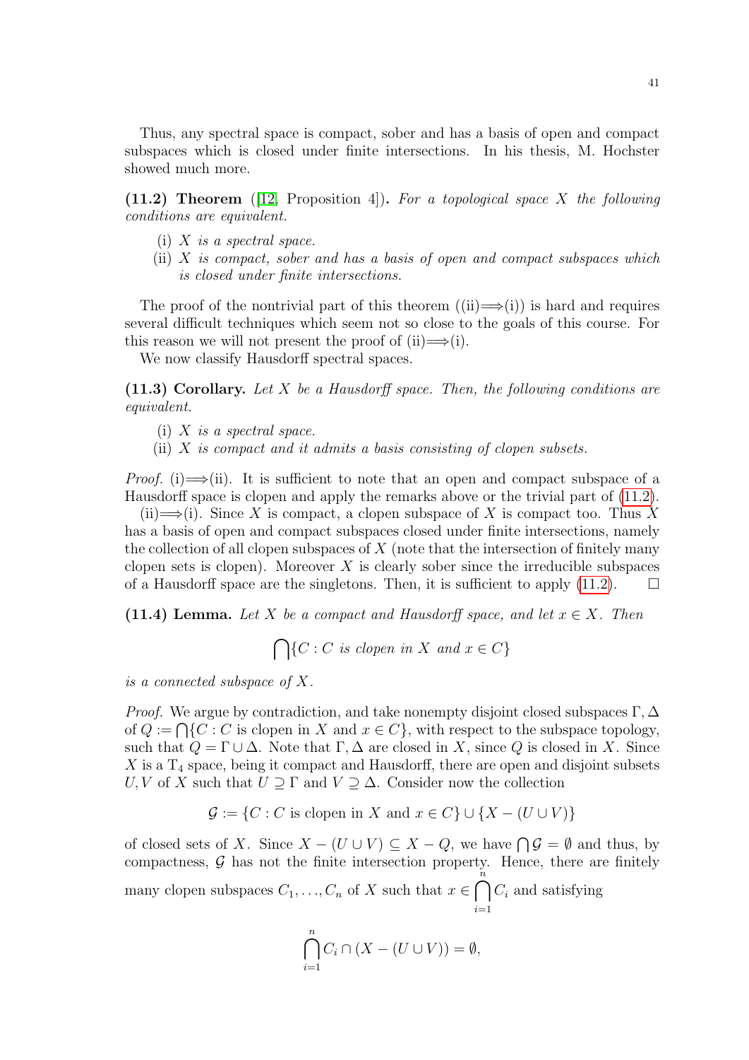Thus, any spectral space is compact, sober and has a basis of open and compact subspaces which is closed under finite intersections. In his thesis, M. Hochster showed much more.

**(11.2) Theorem** ([12, Proposition 4])**.** *For a topological space $X$ the following conditions are equivalent.*

- (i) *$X$ is a spectral space.*
- (ii) *$X$ is compact, sober and has a basis of open and compact subspaces which is closed under finite intersections.*

The proof of the nontrivial part of this theorem ((ii)$\Longrightarrow$(i)) is hard and requires several difficult techniques which seem not so close to the goals of this course. For this reason we will not present the proof of (ii)$\Longrightarrow$(i).

We now classify Hausdorff spectral spaces.

**(11.3) Corollary.** *Let $X$ be a Hausdorff space. Then, the following conditions are equivalent.*

- (i) *$X$ is a spectral space.*
- (ii) *$X$ is compact and it admits a basis consisting of clopen subsets.*

*Proof.* (i)$\Longrightarrow$(ii). It is sufficient to note that an open and compact subspace of a Hausdorff space is clopen and apply the remarks above or the trivial part of (11.2).

(ii)$\Longrightarrow$(i). Since $X$ is compact, a clopen subspace of $X$ is compact too. Thus $X$ has a basis of open and compact subspaces closed under finite intersections, namely the collection of all clopen subspaces of $X$ (note that the intersection of finitely many clopen sets is clopen). Moreover $X$ is clearly sober since the irreducible subspaces of a Hausdorff space are the singletons. Then, it is sufficient to apply (11.2). $\square$

**(11.4) Lemma.** *Let $X$ be a compact and Hausdorff space, and let $x \in X$. Then*

$$\bigcap\{C : C \text{ is clopen in } X \text{ and } x \in C\}$$

*is a connected subspace of $X$.*

*Proof.* We argue by contradiction, and take nonempty disjoint closed subspaces $\Gamma, \Delta$ of $Q := \bigcap\{C : C \text{ is clopen in } X \text{ and } x \in C\}$, with respect to the subspace topology, such that $Q = \Gamma \cup \Delta$. Note that $\Gamma, \Delta$ are closed in $X$, since $Q$ is closed in $X$. Since $X$ is a $\mathrm{T}_4$ space, being it compact and Hausdorff, there are open and disjoint subsets $U, V$ of $X$ such that $U \supseteq \Gamma$ and $V \supseteq \Delta$. Consider now the collection

$$\mathcal{G} := \{C : C \text{ is clopen in } X \text{ and } x \in C\} \cup \{X - (U \cup V)\}$$

of closed sets of $X$. Since $X - (U \cup V) \subseteq X - Q$, we have $\bigcap \mathcal{G} = \emptyset$ and thus, by compactness, $\mathcal{G}$ has not the finite intersection property. Hence, there are finitely many clopen subspaces $C_1, \ldots, C_n$ of $X$ such that $x \in \bigcap_{i=1}^{n} C_i$ and satisfying

$$\bigcap_{i=1}^{n} C_i \cap (X - (U \cup V)) = \emptyset,$$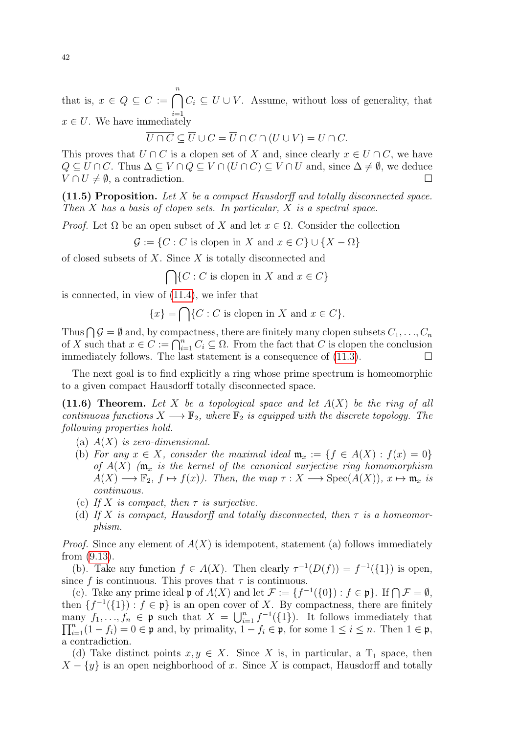that is, $x \in Q \subseteq C := \bigcap_{i=1}^{n} C_i \subseteq U \cup V$. Assume, without loss of generality, that $x \in U$. We have immediately

$$\overline{U \cap C} \subseteq \overline{U} \cup C = \overline{U} \cap C \cap (U \cup V) = U \cap C.$$

This proves that $U \cap C$ is a clopen set of $X$ and, since clearly $x \in U \cap C$, we have $Q \subseteq U \cap C$. Thus $\Delta \subseteq V \cap Q \subseteq V \cap (U \cap C) \subseteq V \cap U$ and, since $\Delta \neq \emptyset$, we deduce $V \cap U \neq \emptyset$, a contradiction. $\square$

**(11.5) Proposition.** *Let $X$ be a compact Hausdorff and totally disconnected space. Then $X$ has a basis of clopen sets. In particular, $X$ is a spectral space.*

*Proof.* Let $\Omega$ be an open subset of $X$ and let $x \in \Omega$. Consider the collection

$$\mathcal{G} := \{C : C \text{ is clopen in } X \text{ and } x \in C\} \cup \{X - \Omega\}$$

of closed subsets of $X$. Since $X$ is totally disconnected and

$$\bigcap\{C : C \text{ is clopen in } X \text{ and } x \in C\}$$

is connected, in view of (11.4), we infer that

$$\{x\} = \bigcap\{C : C \text{ is clopen in } X \text{ and } x \in C\}.$$

Thus $\bigcap \mathcal{G} = \emptyset$ and, by compactness, there are finitely many clopen subsets $C_1, \ldots, C_n$ of $X$ such that $x \in C := \bigcap_{i=1}^{n} C_i \subseteq \Omega$. From the fact that $C$ is clopen the conclusion immediately follows. The last statement is a consequence of (11.3). $\square$

The next goal is to find explicitly a ring whose prime spectrum is homeomorphic to a given compact Hausdorff totally disconnected space.

**(11.6) Theorem.** *Let $X$ be a topological space and let $A(X)$ be the ring of all continuous functions $X \longrightarrow \mathbb{F}_2$, where $\mathbb{F}_2$ is equipped with the discrete topology. The following properties hold.*

(a) *$A(X)$ is zero-dimensional.*

(b) *For any $x \in X$, consider the maximal ideal $\mathfrak{m}_x := \{f \in A(X) : f(x) = 0\}$ of $A(X)$ ($\mathfrak{m}_x$ is the kernel of the canonical surjective ring homomorphism $A(X) \longrightarrow \mathbb{F}_2$, $f \mapsto f(x)$). Then, the map $\tau : X \longrightarrow \mathrm{Spec}(A(X))$, $x \mapsto \mathfrak{m}_x$ is continuous.*

(c) *If $X$ is compact, then $\tau$ is surjective.*

(d) *If $X$ is compact, Hausdorff and totally disconnected, then $\tau$ is a homeomorphism.*

*Proof.* Since any element of $A(X)$ is idempotent, statement (a) follows immediately from (9.13).

(b). Take any function $f \in A(X)$. Then clearly $\tau^{-1}(D(f)) = f^{-1}(\{1\})$ is open, since $f$ is continuous. This proves that $\tau$ is continuous.

(c). Take any prime ideal $\mathfrak{p}$ of $A(X)$ and let $\mathcal{F} := \{f^{-1}(\{0\}) : f \in \mathfrak{p}\}$. If $\bigcap \mathcal{F} = \emptyset$, then $\{f^{-1}(\{1\}) : f \in \mathfrak{p}\}$ is an open cover of $X$. By compactness, there are finitely many $f_1, \ldots, f_n \in \mathfrak{p}$ such that $X = \bigcup_{i=1}^{n} f^{-1}(\{1\})$. It follows immediately that $\prod_{i=1}^{n}(1 - f_i) = 0 \in \mathfrak{p}$ and, by primality, $1 - f_i \in \mathfrak{p}$, for some $1 \leq i \leq n$. Then $1 \in \mathfrak{p}$, a contradiction.

(d) Take distinct points $x, y \in X$. Since $X$ is, in particular, a $\mathrm{T}_1$ space, then $X - \{y\}$ is an open neighborhood of $x$. Since $X$ is compact, Hausdorff and totally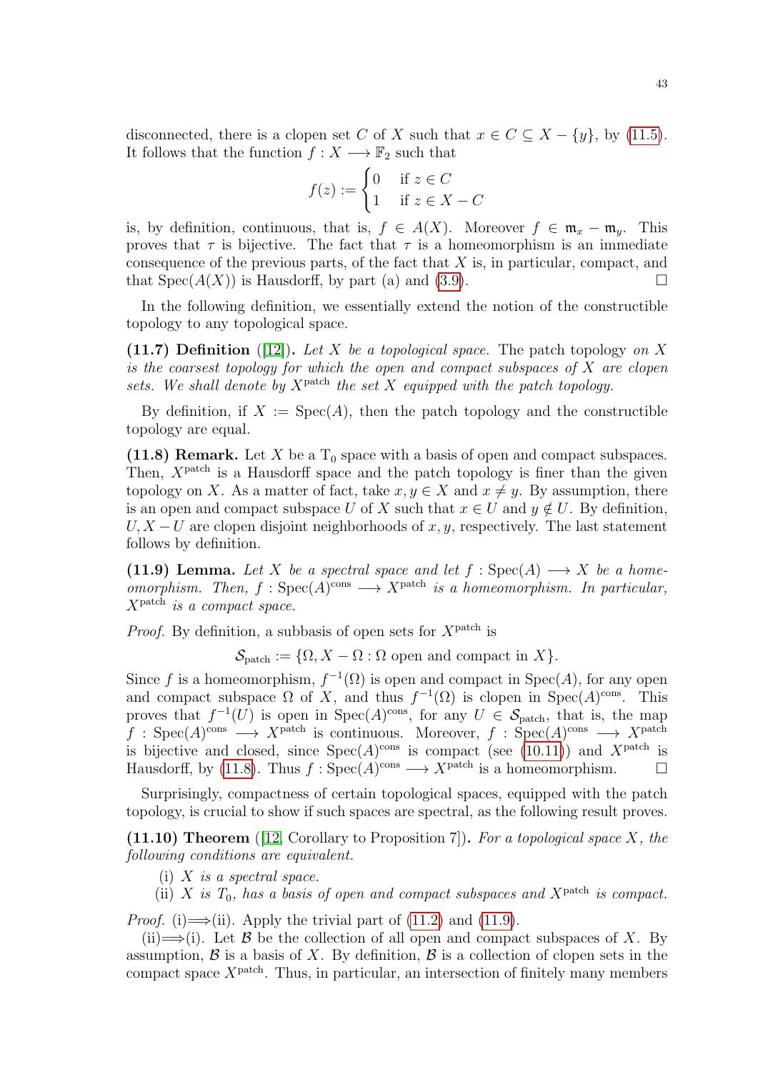disconnected, there is a clopen set $C$ of $X$ such that $x \in C \subseteq X - \{y\}$, by (11.5). It follows that the function $f : X \longrightarrow \mathbb{F}_2$ such that

$$f(z) := \begin{cases} 0 & \text{if } z \in C \\ 1 & \text{if } z \in X - C \end{cases}$$

is, by definition, continuous, that is, $f \in A(X)$. Moreover $f \in \mathfrak{m}_x - \mathfrak{m}_y$. This proves that $\tau$ is bijective. The fact that $\tau$ is a homeomorphism is an immediate consequence of the previous parts, of the fact that $X$ is, in particular, compact, and that $\mathrm{Spec}(A(X))$ is Hausdorff, by part (a) and (3.9). ☐

In the following definition, we essentially extend the notion of the constructible topology to any topological space.

**(11.7) Definition** ([12]). *Let $X$ be a topological space.* The patch topology *on $X$ is the coarsest topology for which the open and compact subspaces of $X$ are clopen sets. We shall denote by $X^{\mathrm{patch}}$ the set $X$ equipped with the patch topology.*

By definition, if $X := \mathrm{Spec}(A)$, then the patch topology and the constructible topology are equal.

**(11.8) Remark.** Let $X$ be a $\mathrm{T}_0$ space with a basis of open and compact subspaces. Then, $X^{\mathrm{patch}}$ is a Hausdorff space and the patch topology is finer than the given topology on $X$. As a matter of fact, take $x, y \in X$ and $x \neq y$. By assumption, there is an open and compact subspace $U$ of $X$ such that $x \in U$ and $y \notin U$. By definition, $U, X - U$ are clopen disjoint neighborhoods of $x, y$, respectively. The last statement follows by definition.

**(11.9) Lemma.** *Let $X$ be a spectral space and let $f : \mathrm{Spec}(A) \longrightarrow X$ be a homeomorphism. Then, $f : \mathrm{Spec}(A)^{\mathrm{cons}} \longrightarrow X^{\mathrm{patch}}$ is a homeomorphism. In particular, $X^{\mathrm{patch}}$ is a compact space.*

*Proof.* By definition, a subbasis of open sets for $X^{\mathrm{patch}}$ is

$$\mathcal{S}_{\mathrm{patch}} := \{\Omega, X - \Omega : \Omega \text{ open and compact in } X\}.$$

Since $f$ is a homeomorphism, $f^{-1}(\Omega)$ is open and compact in $\mathrm{Spec}(A)$, for any open and compact subspace $\Omega$ of $X$, and thus $f^{-1}(\Omega)$ is clopen in $\mathrm{Spec}(A)^{\mathrm{cons}}$. This proves that $f^{-1}(U)$ is open in $\mathrm{Spec}(A)^{\mathrm{cons}}$, for any $U \in \mathcal{S}_{\mathrm{patch}}$, that is, the map $f : \mathrm{Spec}(A)^{\mathrm{cons}} \longrightarrow X^{\mathrm{patch}}$ is continuous. Moreover, $f : \mathrm{Spec}(A)^{\mathrm{cons}} \longrightarrow X^{\mathrm{patch}}$ is bijective and closed, since $\mathrm{Spec}(A)^{\mathrm{cons}}$ is compact (see (10.11)) and $X^{\mathrm{patch}}$ is Hausdorff, by (11.8). Thus $f : \mathrm{Spec}(A)^{\mathrm{cons}} \longrightarrow X^{\mathrm{patch}}$ is a homeomorphism. ☐

Surprisingly, compactness of certain topological spaces, equipped with the patch topology, is crucial to show if such spaces are spectral, as the following result proves.

**(11.10) Theorem** ([12, Corollary to Proposition 7]). *For a topological space $X$, the following conditions are equivalent.*

- (i) *$X$ is a spectral space.*
- (ii) *$X$ is $T_0$, has a basis of open and compact subspaces and $X^{\mathrm{patch}}$ is compact.*

*Proof.* (i)$\Longrightarrow$(ii). Apply the trivial part of (11.2) and (11.9).

(ii)$\Longrightarrow$(i). Let $\mathcal{B}$ be the collection of all open and compact subspaces of $X$. By assumption, $\mathcal{B}$ is a basis of $X$. By definition, $\mathcal{B}$ is a collection of clopen sets in the compact space $X^{\mathrm{patch}}$. Thus, in particular, an intersection of finitely many members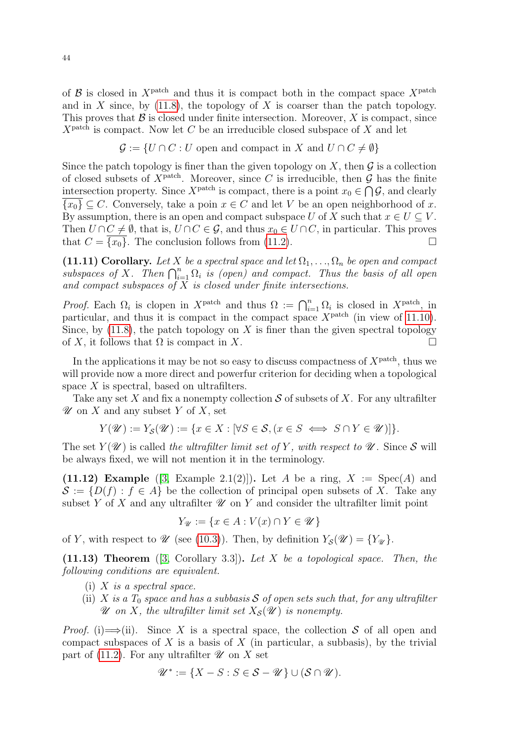of $\mathcal{B}$ is closed in $X^{\text{patch}}$ and thus it is compact both in the compact space $X^{\text{patch}}$ and in $X$ since, by (11.8), the topology of $X$ is coarser than the patch topology. This proves that $\mathcal{B}$ is closed under finite intersection. Moreover, $X$ is compact, since $X^{\text{patch}}$ is compact. Now let $C$ be an irreducible closed subspace of $X$ and let

$$\mathcal{G} := \{U \cap C : U \text{ open and compact in } X \text{ and } U \cap C \neq \emptyset\}$$

Since the patch topology is finer than the given topology on $X$, then $\mathcal{G}$ is a collection of closed subsets of $X^{\text{patch}}$. Moreover, since $C$ is irreducible, then $\mathcal{G}$ has the finite intersection property. Since $X^{\text{patch}}$ is compact, there is a point $x_0 \in \bigcap \mathcal{G}$, and clearly $\overline{\{x_0\}} \subseteq C$. Conversely, take a poin $x \in C$ and let $V$ be an open neighborhood of $x$. By assumption, there is an open and compact subspace $U$ of $X$ such that $x \in U \subseteq V$. Then $U \cap C \neq \emptyset$, that is, $U \cap C \in \mathcal{G}$, and thus $x_0 \in U \cap C$, in particular. This proves that $C = \overline{\{x_0\}}$. The conclusion follows from (11.2). $\square$

**(11.11) Corollary.** *Let $X$ be a spectral space and let $\Omega_1, \ldots, \Omega_n$ be open and compact subspaces of $X$. Then $\bigcap_{i=1}^n \Omega_i$ is (open) and compact. Thus the basis of all open and compact subspaces of $X$ is closed under finite intersections.*

*Proof.* Each $\Omega_i$ is clopen in $X^{\text{patch}}$ and thus $\Omega := \bigcap_{i=1}^n \Omega_i$ is closed in $X^{\text{patch}}$, in particular, and thus it is compact in the compact space $X^{\text{patch}}$ (in view of 11.10). Since, by (11.8), the patch topology on $X$ is finer than the given spectral topology of $X$, it follows that $\Omega$ is compact in $X$. $\square$

In the applications it may be not so easy to discuss compactness of $X^{\text{patch}}$, thus we will provide now a more direct and powerfur criterion for deciding when a topological space $X$ is spectral, based on ultrafilters.

Take any set $X$ and fix a nonempty collection $\mathcal{S}$ of subsets of $X$. For any ultrafilter $\mathscr{U}$ on $X$ and any subset $Y$ of $X$, set

$$Y(\mathscr{U}) := Y_{\mathcal{S}}(\mathscr{U}) := \{x \in X : [\forall S \in \mathcal{S}, (x \in S \iff S \cap Y \in \mathscr{U})]\}.$$

The set $Y(\mathscr{U})$ is called *the ultrafilter limit set of $Y$, with respect to $\mathscr{U}$*. Since $\mathcal{S}$ will be always fixed, we will not mention it in the terminology.

**(11.12) Example** ([3, Example 2.1(2)])**.** Let $A$ be a ring, $X := \text{Spec}(A)$ and $\mathcal{S} := \{D(f) : f \in A\}$ be the collection of principal open subsets of $X$. Take any subset $Y$ of $X$ and any ultrafilter $\mathscr{U}$ on $Y$ and consider the ultrafilter limit point

$$Y_{\mathscr{U}} := \{x \in A : V(x) \cap Y \in \mathscr{U}\}$$

of $Y$, with respect to $\mathscr{U}$ (see (10.3)). Then, by definition $Y_{\mathcal{S}}(\mathscr{U}) = \{Y_{\mathscr{U}}\}$.

**(11.13) Theorem** ([3, Corollary 3.3])**.** *Let $X$ be a topological space. Then, the following conditions are equivalent.*

- (i) *$X$ is a spectral space.*
- (ii) *$X$ is a $T_0$ space and has a subbasis $\mathcal{S}$ of open sets such that, for any ultrafilter $\mathscr{U}$ on $X$, the ultrafilter limit set $X_{\mathcal{S}}(\mathscr{U})$ is nonempty.*

*Proof.* (i)$\Longrightarrow$(ii). Since $X$ is a spectral space, the collection $\mathcal{S}$ of all open and compact subspaces of $X$ is a basis of $X$ (in particular, a subbasis), by the trivial part of (11.2). For any ultrafilter $\mathscr{U}$ on $X$ set

$$\mathscr{U}^* := \{X - S : S \in \mathcal{S} - \mathscr{U}\} \cup (\mathcal{S} \cap \mathscr{U}).$$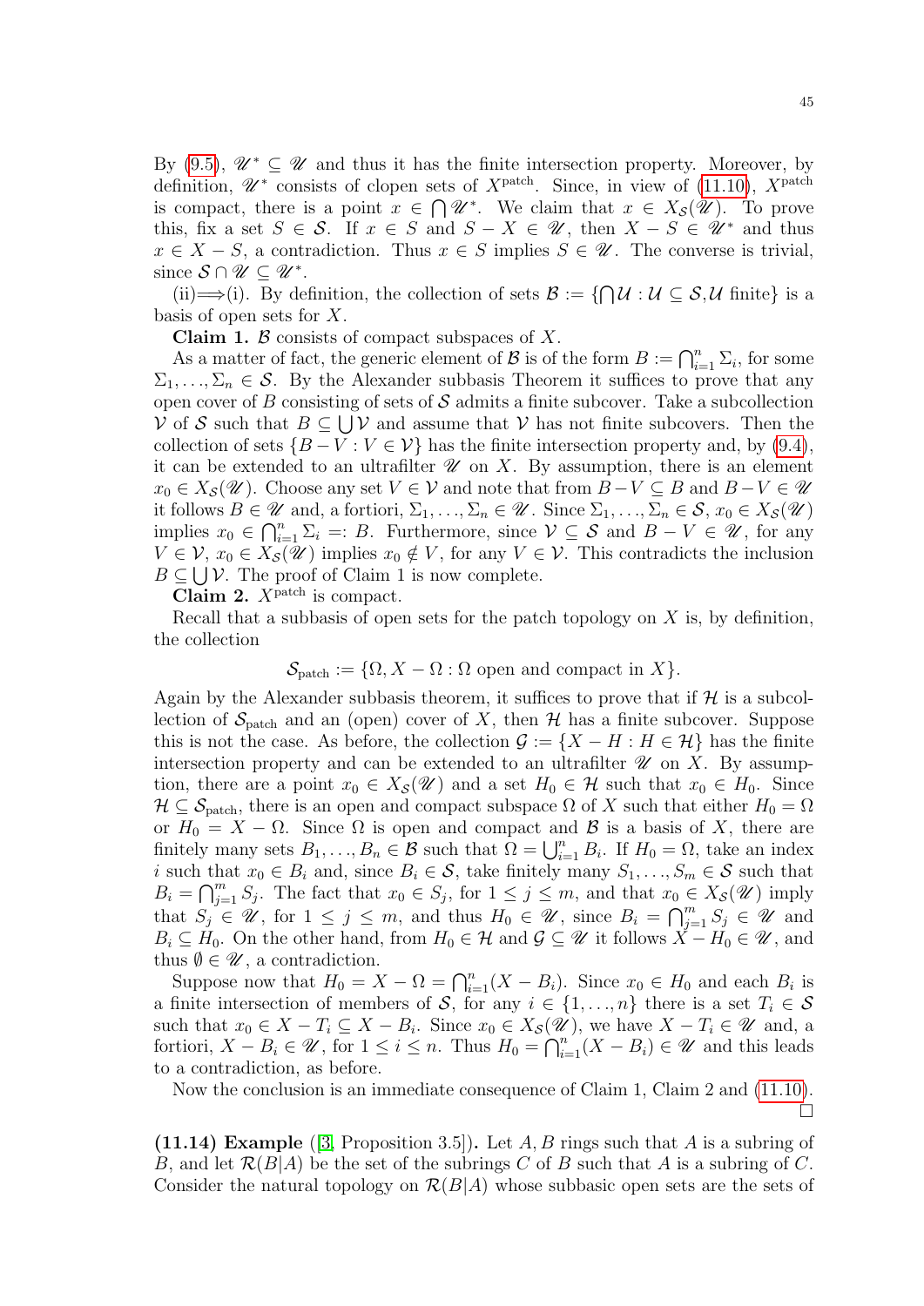By (9.5), $\mathscr{U}^* \subseteq \mathscr{U}$ and thus it has the finite intersection property. Moreover, by definition, $\mathscr{U}^*$ consists of clopen sets of $X^{\text{patch}}$. Since, in view of (11.10), $X^{\text{patch}}$ is compact, there is a point $x \in \bigcap \mathscr{U}^*$. We claim that $x \in X_{\mathcal{S}}(\mathscr{U})$. To prove this, fix a set $S \in \mathcal{S}$. If $x \in S$ and $S - X \in \mathscr{U}$, then $X - S \in \mathscr{U}^*$ and thus $x \in X - S$, a contradiction. Thus $x \in S$ implies $S \in \mathscr{U}$. The converse is trivial, since $\mathcal{S} \cap \mathscr{U} \subseteq \mathscr{U}^*$.

(ii)$\Longrightarrow$(i). By definition, the collection of sets $\mathcal{B} := \{\bigcap \mathcal{U} : \mathcal{U} \subseteq \mathcal{S}, \mathcal{U} \text{ finite}\}$ is a basis of open sets for $X$.

**Claim 1.** $\mathcal{B}$ consists of compact subspaces of $X$.

As a matter of fact, the generic element of $\mathcal{B}$ is of the form $B := \bigcap_{i=1}^n \Sigma_i$, for some $\Sigma_1, \ldots, \Sigma_n \in \mathcal{S}$. By the Alexander subbasis Theorem it suffices to prove that any open cover of $B$ consisting of sets of $\mathcal{S}$ admits a finite subcover. Take a subcollection $\mathcal{V}$ of $\mathcal{S}$ such that $B \subseteq \bigcup \mathcal{V}$ and assume that $\mathcal{V}$ has not finite subcovers. Then the collection of sets $\{B - V : V \in \mathcal{V}\}$ has the finite intersection property and, by (9.4), it can be extended to an ultrafilter $\mathscr{U}$ on $X$. By assumption, there is an element $x_0 \in X_{\mathcal{S}}(\mathscr{U})$. Choose any set $V \in \mathcal{V}$ and note that from $B - V \subseteq B$ and $B - V \in \mathscr{U}$ it follows $B \in \mathscr{U}$ and, a fortiori, $\Sigma_1, \ldots, \Sigma_n \in \mathscr{U}$. Since $\Sigma_1, \ldots, \Sigma_n \in \mathcal{S}$, $x_0 \in X_{\mathcal{S}}(\mathscr{U})$ implies $x_0 \in \bigcap_{i=1}^n \Sigma_i =: B$. Furthermore, since $\mathcal{V} \subseteq \mathcal{S}$ and $B - V \in \mathscr{U}$, for any $V \in \mathcal{V}$, $x_0 \in X_{\mathcal{S}}(\mathscr{U})$ implies $x_0 \notin V$, for any $V \in \mathcal{V}$. This contradicts the inclusion $B \subseteq \bigcup \mathcal{V}$. The proof of Claim 1 is now complete.

**Claim 2.** $X^{\text{patch}}$ is compact.

Recall that a subbasis of open sets for the patch topology on $X$ is, by definition, the collection

$$\mathcal{S}_{\text{patch}} := \{\Omega, X - \Omega : \Omega \text{ open and compact in } X\}.$$

Again by the Alexander subbasis theorem, it suffices to prove that if $\mathcal{H}$ is a subcollection of $\mathcal{S}_{\text{patch}}$ and an (open) cover of $X$, then $\mathcal{H}$ has a finite subcover. Suppose this is not the case. As before, the collection $\mathcal{G} := \{X - H : H \in \mathcal{H}\}$ has the finite intersection property and can be extended to an ultrafilter $\mathscr{U}$ on $X$. By assumption, there are a point $x_0 \in X_{\mathcal{S}}(\mathscr{U})$ and a set $H_0 \in \mathcal{H}$ such that $x_0 \in H_0$. Since $\mathcal{H} \subseteq \mathcal{S}_{\text{patch}}$, there is an open and compact subspace $\Omega$ of $X$ such that either $H_0 = \Omega$ or $H_0 = X - \Omega$. Since $\Omega$ is open and compact and $\mathcal{B}$ is a basis of $X$, there are finitely many sets $B_1, \ldots, B_n \in \mathcal{B}$ such that $\Omega = \bigcup_{i=1}^n B_i$. If $H_0 = \Omega$, take an index $i$ such that $x_0 \in B_i$ and, since $B_i \in \mathcal{S}$, take finitely many $S_1, \ldots, S_m \in \mathcal{S}$ such that $B_i = \bigcap_{j=1}^m S_j$. The fact that $x_0 \in S_j$, for $1 \leq j \leq m$, and that $x_0 \in X_{\mathcal{S}}(\mathscr{U})$ imply that $S_j \in \mathscr{U}$, for $1 \leq j \leq m$, and thus $H_0 \in \mathscr{U}$, since $B_i = \bigcap_{j=1}^m S_j \in \mathscr{U}$ and $B_i \subseteq H_0$. On the other hand, from $H_0 \in \mathcal{H}$ and $\mathcal{G} \subseteq \mathscr{U}$ it follows $X - H_0 \in \mathscr{U}$, and thus $\emptyset \in \mathscr{U}$, a contradiction.

Suppose now that $H_0 = X - \Omega = \bigcap_{i=1}^n (X - B_i)$. Since $x_0 \in H_0$ and each $B_i$ is a finite intersection of members of $\mathcal{S}$, for any $i \in \{1, \ldots, n\}$ there is a set $T_i \in \mathcal{S}$ such that $x_0 \in X - T_i \subseteq X - B_i$. Since $x_0 \in X_{\mathcal{S}}(\mathscr{U})$, we have $X - T_i \in \mathscr{U}$ and, a fortiori, $X - B_i \in \mathscr{U}$, for $1 \leq i \leq n$. Thus $H_0 = \bigcap_{i=1}^n (X - B_i) \in \mathscr{U}$ and this leads to a contradiction, as before.

Now the conclusion is an immediate consequence of Claim 1, Claim 2 and (11.10). $\square$

**(11.14) Example** ([3, Proposition 3.5])**.** Let $A, B$ rings such that $A$ is a subring of $B$, and let $\mathcal{R}(B|A)$ be the set of the subrings $C$ of $B$ such that $A$ is a subring of $C$. Consider the natural topology on $\mathcal{R}(B|A)$ whose subbasic open sets are the sets of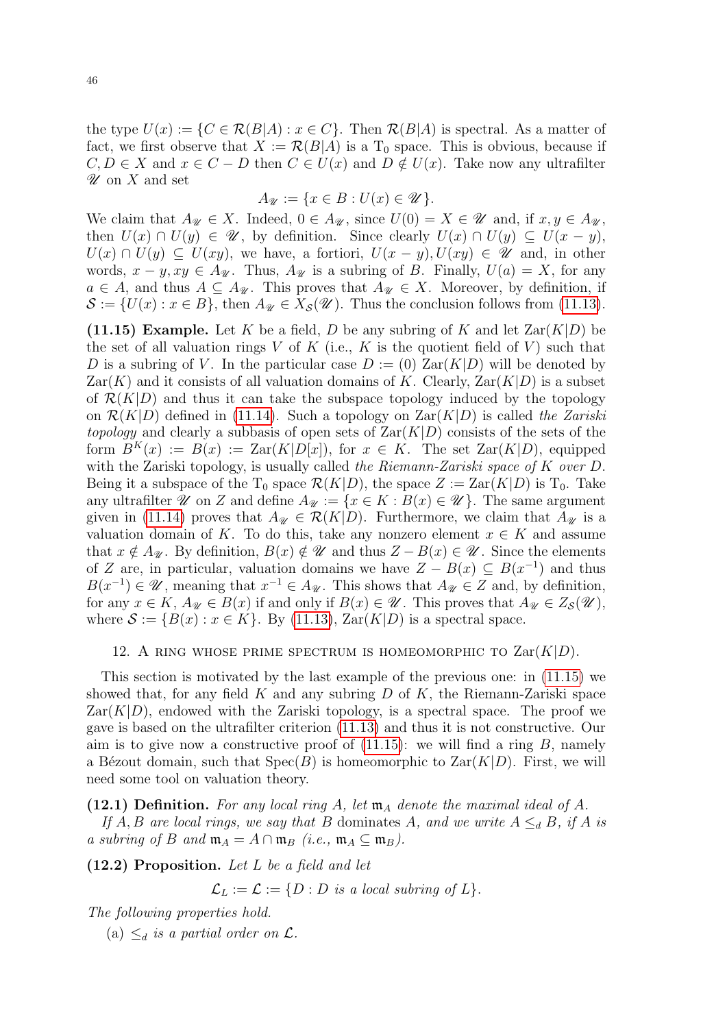the type $U(x) := \{C \in \mathcal{R}(B|A) : x \in C\}$. Then $\mathcal{R}(B|A)$ is spectral. As a matter of fact, we first observe that $X := \mathcal{R}(B|A)$ is a $\mathrm{T}_0$ space. This is obvious, because if $C, D \in X$ and $x \in C - D$ then $C \in U(x)$ and $D \notin U(x)$. Take now any ultrafilter $\mathscr{U}$ on $X$ and set

$$A_{\mathscr{U}} := \{x \in B : U(x) \in \mathscr{U}\}.$$

We claim that $A_{\mathscr{U}} \in X$. Indeed, $0 \in A_{\mathscr{U}}$, since $U(0) = X \in \mathscr{U}$ and, if $x, y \in A_{\mathscr{U}}$, then $U(x) \cap U(y) \in \mathscr{U}$, by definition. Since clearly $U(x) \cap U(y) \subseteq U(x-y)$, $U(x) \cap U(y) \subseteq U(xy)$, we have, a fortiori, $U(x-y), U(xy) \in \mathscr{U}$ and, in other words, $x - y, xy \in A_{\mathscr{U}}$. Thus, $A_{\mathscr{U}}$ is a subring of $B$. Finally, $U(a) = X$, for any $a \in A$, and thus $A \subseteq A_{\mathscr{U}}$. This proves that $A_{\mathscr{U}} \in X$. Moreover, by definition, if $\mathcal{S} := \{U(x) : x \in B\}$, then $A_{\mathscr{U}} \in X_{\mathcal{S}}(\mathscr{U})$. Thus the conclusion follows from (11.13).

**(11.15) Example.** Let $K$ be a field, $D$ be any subring of $K$ and let $\mathrm{Zar}(K|D)$ be the set of all valuation rings $V$ of $K$ (i.e., $K$ is the quotient field of $V$) such that $D$ is a subring of $V$. In the particular case $D := (0)$ $\mathrm{Zar}(K|D)$ will be denoted by $\mathrm{Zar}(K)$ and it consists of all valuation domains of $K$. Clearly, $\mathrm{Zar}(K|D)$ is a subset of $\mathcal{R}(K|D)$ and thus it can take the subspace topology induced by the topology on $\mathcal{R}(K|D)$ defined in (11.14). Such a topology on $\mathrm{Zar}(K|D)$ is called *the Zariski topology* and clearly a subbasis of open sets of $\mathrm{Zar}(K|D)$ consists of the sets of the form $B^K(x) := B(x) := \mathrm{Zar}(K|D[x])$, for $x \in K$. The set $\mathrm{Zar}(K|D)$, equipped with the Zariski topology, is usually called *the Riemann-Zariski space of $K$ over $D$*. Being it a subspace of the $\mathrm{T}_0$ space $\mathcal{R}(K|D)$, the space $Z := \mathrm{Zar}(K|D)$ is $\mathrm{T}_0$. Take any ultrafilter $\mathscr{U}$ on $Z$ and define $A_{\mathscr{U}} := \{x \in K : B(x) \in \mathscr{U}\}$. The same argument given in (11.14) proves that $A_{\mathscr{U}} \in \mathcal{R}(K|D)$. Furthermore, we claim that $A_{\mathscr{U}}$ is a valuation domain of $K$. To do this, take any nonzero element $x \in K$ and assume that $x \notin A_{\mathscr{U}}$. By definition, $B(x) \notin \mathscr{U}$ and thus $Z - B(x) \in \mathscr{U}$. Since the elements of $Z$ are, in particular, valuation domains we have $Z - B(x) \subseteq B(x^{-1})$ and thus $B(x^{-1}) \in \mathscr{U}$, meaning that $x^{-1} \in A_{\mathscr{U}}$. This shows that $A_{\mathscr{U}} \in Z$ and, by definition, for any $x \in K$, $A_{\mathscr{U}} \in B(x)$ if and only if $B(x) \in \mathscr{U}$. This proves that $A_{\mathscr{U}} \in Z_{\mathcal{S}}(\mathscr{U})$, where $\mathcal{S} := \{B(x) : x \in K\}$. By (11.13), $\mathrm{Zar}(K|D)$ is a spectral space.

## 12. A ring whose prime spectrum is homeomorphic to $\mathrm{Zar}(K|D)$.

This section is motivated by the last example of the previous one: in (11.15) we showed that, for any field $K$ and any subring $D$ of $K$, the Riemann-Zariski space $\mathrm{Zar}(K|D)$, endowed with the Zariski topology, is a spectral space. The proof we gave is based on the ultrafilter criterion (11.13) and thus it is not constructive. Our aim is to give now a constructive proof of (11.15): we will find a ring $B$, namely a Bézout domain, such that $\mathrm{Spec}(B)$ is homeomorphic to $\mathrm{Zar}(K|D)$. First, we will need some tool on valuation theory.

**(12.1) Definition.** *For any local ring $A$, let $\mathfrak{m}_A$ denote the maximal ideal of $A$.*

*If $A, B$ are local rings, we say that $B$* dominates *$A$, and we write $A \leq_d B$, if $A$ is a subring of $B$ and $\mathfrak{m}_A = A \cap \mathfrak{m}_B$ (i.e., $\mathfrak{m}_A \subseteq \mathfrak{m}_B$).*

**(12.2) Proposition.** *Let $L$ be a field and let*

$$\mathcal{L}_L := \mathcal{L} := \{D : D \text{ is a local subring of } L\}.$$

*The following properties hold.*

(a) *$\leq_d$ is a partial order on $\mathcal{L}$.*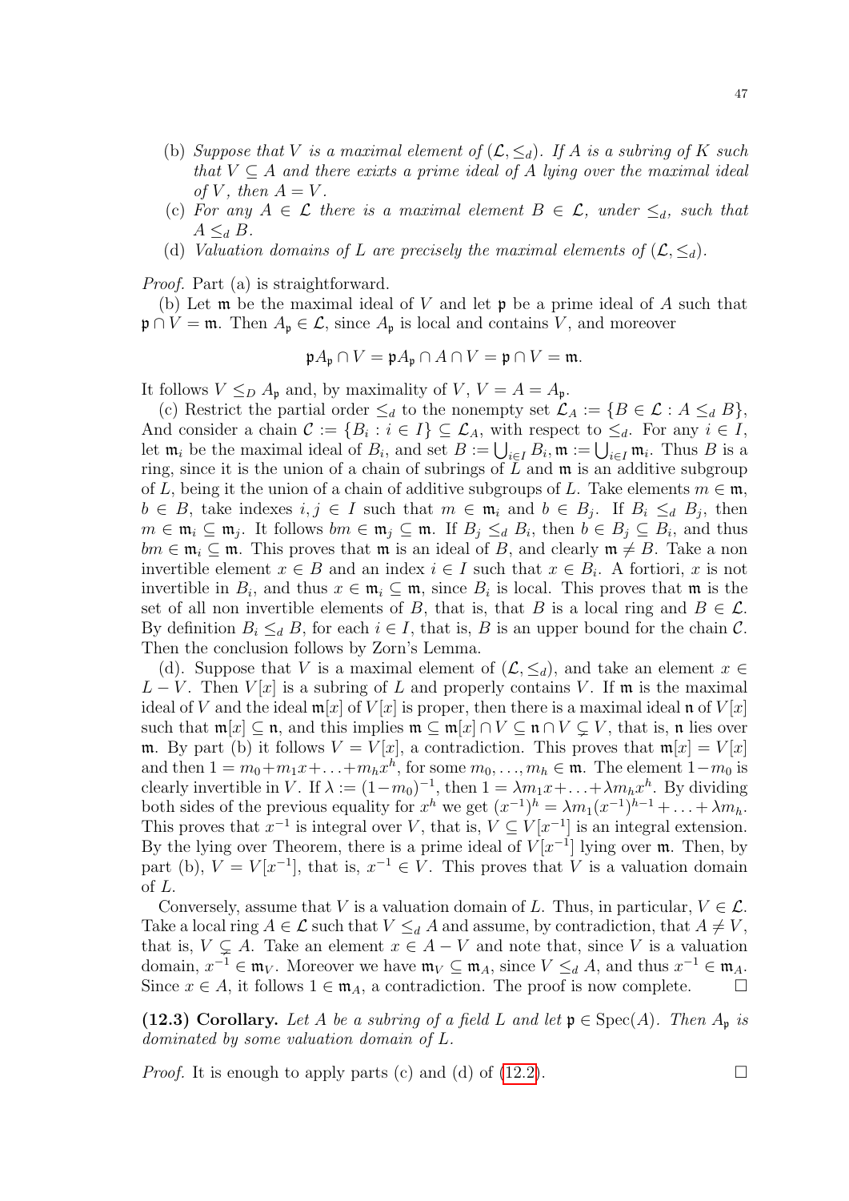(b) *Suppose that $V$ is a maximal element of $(\mathcal{L}, \leq_d)$. If $A$ is a subring of $K$ such that $V \subseteq A$ and there exists a prime ideal of $A$ lying over the maximal ideal of $V$, then $A = V$.*

(c) *For any $A \in \mathcal{L}$ there is a maximal element $B \in \mathcal{L}$, under $\leq_d$, such that $A \leq_d B$.*

(d) *Valuation domains of $L$ are precisely the maximal elements of $(\mathcal{L}, \leq_d)$.*

*Proof.* Part (a) is straightforward.

(b) Let $\mathfrak{m}$ be the maximal ideal of $V$ and let $\mathfrak{p}$ be a prime ideal of $A$ such that $\mathfrak{p} \cap V = \mathfrak{m}$. Then $A_\mathfrak{p} \in \mathcal{L}$, since $A_\mathfrak{p}$ is local and contains $V$, and moreover

$$\mathfrak{p}A_\mathfrak{p} \cap V = \mathfrak{p}A_\mathfrak{p} \cap A \cap V = \mathfrak{p} \cap V = \mathfrak{m}.$$

It follows $V \leq_D A_\mathfrak{p}$ and, by maximality of $V$, $V = A = A_\mathfrak{p}$.

(c) Restrict the partial order $\leq_d$ to the nonempty set $\mathcal{L}_A := \{B \in \mathcal{L} : A \leq_d B\}$, And consider a chain $\mathcal{C} := \{B_i : i \in I\} \subseteq \mathcal{L}_A$, with respect to $\leq_d$. For any $i \in I$, let $\mathfrak{m}_i$ be the maximal ideal of $B_i$, and set $B := \bigcup_{i \in I} B_i, \mathfrak{m} := \bigcup_{i\in I} \mathfrak{m}_i$. Thus $B$ is a ring, since it is the union of a chain of subrings of $L$ and $\mathfrak{m}$ is an additive subgroup of $L$, being it the union of a chain of additive subgroups of $L$. Take elements $m \in \mathfrak{m}$, $b \in B$, take indexes $i, j \in I$ such that $m \in \mathfrak{m}_i$ and $b \in B_j$. If $B_i \leq_d B_j$, then $m \in \mathfrak{m}_i \subseteq \mathfrak{m}_j$. It follows $bm \in \mathfrak{m}_j \subseteq \mathfrak{m}$. If $B_j \leq_d B_i$, then $b \in B_j \subseteq B_i$, and thus $bm \in \mathfrak{m}_i \subseteq \mathfrak{m}$. This proves that $\mathfrak{m}$ is an ideal of $B$, and clearly $\mathfrak{m} \neq B$. Take a non invertible element $x \in B$ and an index $i \in I$ such that $x \in B_i$. A fortiori, $x$ is not invertible in $B_i$, and thus $x \in \mathfrak{m}_i \subseteq \mathfrak{m}$, since $B_i$ is local. This proves that $\mathfrak{m}$ is the set of all non invertible elements of $B$, that is, that $B$ is a local ring and $B \in \mathcal{L}$. By definition $B_i \leq_d B$, for each $i \in I$, that is, $B$ is an upper bound for the chain $\mathcal{C}$. Then the conclusion follows by Zorn's Lemma.

(d). Suppose that $V$ is a maximal element of $(\mathcal{L}, \leq_d)$, and take an element $x \in L - V$. Then $V[x]$ is a subring of $L$ and properly contains $V$. If $\mathfrak{m}$ is the maximal ideal of $V$ and the ideal $\mathfrak{m}[x]$ of $V[x]$ is proper, then there is a maximal ideal $\mathfrak{n}$ of $V[x]$ such that $\mathfrak{m}[x] \subseteq \mathfrak{n}$, and this implies $\mathfrak{m} \subseteq \mathfrak{m}[x] \cap V \subseteq \mathfrak{n} \cap V \subsetneq V$, that is, $\mathfrak{n}$ lies over $\mathfrak{m}$. By part (b) it follows $V = V[x]$, a contradiction. This proves that $\mathfrak{m}[x] = V[x]$ and then $1 = m_0 + m_1 x + \ldots + m_h x^h$, for some $m_0, \ldots, m_h \in \mathfrak{m}$. The element $1 - m_0$ is clearly invertible in $V$. If $\lambda := (1-m_0)^{-1}$, then $1 = \lambda m_1 x + \ldots + \lambda m_h x^h$. By dividing both sides of the previous equality for $x^h$ we get $(x^{-1})^h = \lambda m_1 (x^{-1})^{h-1} + \ldots + \lambda m_h$. This proves that $x^{-1}$ is integral over $V$, that is, $V \subseteq V[x^{-1}]$ is an integral extension. By the lying over Theorem, there is a prime ideal of $V[x^{-1}]$ lying over $\mathfrak{m}$. Then, by part (b), $V = V[x^{-1}]$, that is, $x^{-1} \in V$. This proves that $V$ is a valuation domain of $L$.

Conversely, assume that $V$ is a valuation domain of $L$. Thus, in particular, $V \in \mathcal{L}$. Take a local ring $A \in \mathcal{L}$ such that $V \leq_d A$ and assume, by contradiction, that $A \neq V$, that is, $V \subsetneq A$. Take an element $x \in A - V$ and note that, since $V$ is a valuation domain, $x^{-1} \in \mathfrak{m}_V$. Moreover we have $\mathfrak{m}_V \subseteq \mathfrak{m}_A$, since $V \leq_d A$, and thus $x^{-1} \in \mathfrak{m}_A$. Since $x \in A$, it follows $1 \in \mathfrak{m}_A$, a contradiction. The proof is now complete. □

**(12.3) Corollary.** *Let $A$ be a subring of a field $L$ and let $\mathfrak{p} \in \operatorname{Spec}(A)$. Then $A_\mathfrak{p}$ is dominated by some valuation domain of $L$.*

*Proof.* It is enough to apply parts (c) and (d) of (12.2). □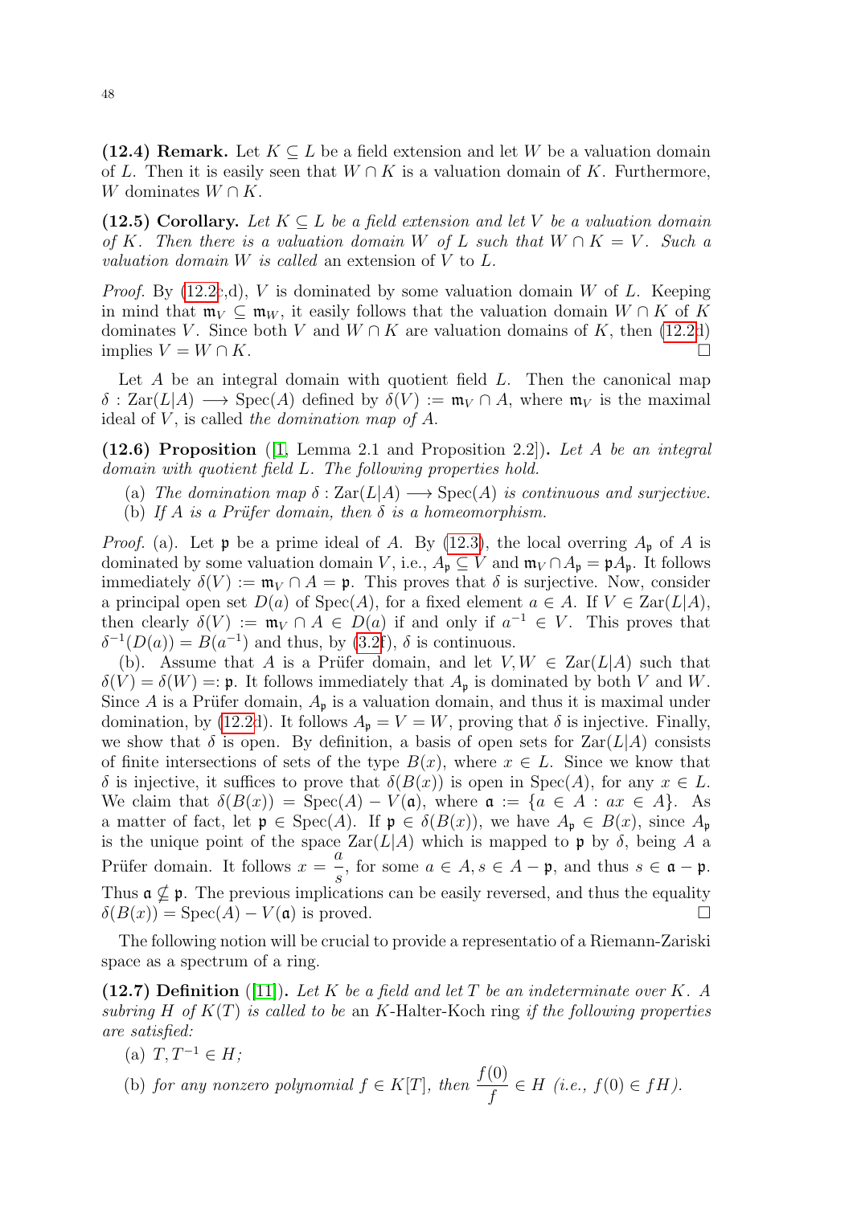**(12.4) Remark.** Let $K \subseteq L$ be a field extension and let $W$ be a valuation domain of $L$. Then it is easily seen that $W \cap K$ is a valuation domain of $K$. Furthermore, $W$ dominates $W \cap K$.

**(12.5) Corollary.** *Let $K \subseteq L$ be a field extension and let $V$ be a valuation domain of $K$. Then there is a valuation domain $W$ of $L$ such that $W \cap K = V$. Such a valuation domain $W$ is called* an extension of $V$ to $L$.

*Proof.* By (12.2c,d), $V$ is dominated by some valuation domain $W$ of $L$. Keeping in mind that $\mathfrak{m}_V \subseteq \mathfrak{m}_W$, it easily follows that the valuation domain $W \cap K$ of $K$ dominates $V$. Since both $V$ and $W \cap K$ are valuation domains of $K$, then (12.2d) implies $V = W \cap K$. □

Let $A$ be an integral domain with quotient field $L$. Then the canonical map $\delta : \mathrm{Zar}(L|A) \longrightarrow \mathrm{Spec}(A)$ defined by $\delta(V) := \mathfrak{m}_V \cap A$, where $\mathfrak{m}_V$ is the maximal ideal of $V$, is called *the domination map of $A$.*

**(12.6) Proposition** ([1, Lemma 2.1 and Proposition 2.2])**.** *Let $A$ be an integral domain with quotient field $L$. The following properties hold.*

(a) *The domination map $\delta : \mathrm{Zar}(L|A) \longrightarrow \mathrm{Spec}(A)$ is continuous and surjective.*

(b) *If $A$ is a Prüfer domain, then $\delta$ is a homeomorphism.*

*Proof.* (a). Let $\mathfrak{p}$ be a prime ideal of $A$. By (12.3), the local overring $A_\mathfrak{p}$ of $A$ is dominated by some valuation domain $V$, i.e., $A_\mathfrak{p} \subseteq V$ and $\mathfrak{m}_V \cap A_\mathfrak{p} = \mathfrak{p}A_\mathfrak{p}$. It follows immediately $\delta(V) := \mathfrak{m}_V \cap A = \mathfrak{p}$. This proves that $\delta$ is surjective. Now, consider a principal open set $D(a)$ of $\mathrm{Spec}(A)$, for a fixed element $a \in A$. If $V \in \mathrm{Zar}(L|A)$, then clearly $\delta(V) := \mathfrak{m}_V \cap A \in D(a)$ if and only if $a^{-1} \in V$. This proves that $\delta^{-1}(D(a)) = B(a^{-1})$ and thus, by (3.2f), $\delta$ is continuous.

(b). Assume that $A$ is a Prüfer domain, and let $V, W \in \mathrm{Zar}(L|A)$ such that $\delta(V) = \delta(W) =: \mathfrak{p}$. It follows immediately that $A_\mathfrak{p}$ is dominated by both $V$ and $W$. Since $A$ is a Prüfer domain, $A_\mathfrak{p}$ is a valuation domain, and thus it is maximal under domination, by (12.2d). It follows $A_\mathfrak{p} = V = W$, proving that $\delta$ is injective. Finally, we show that $\delta$ is open. By definition, a basis of open sets for $\mathrm{Zar}(L|A)$ consists of finite intersections of sets of the type $B(x)$, where $x \in L$. Since we know that $\delta$ is injective, it suffices to prove that $\delta(B(x))$ is open in $\mathrm{Spec}(A)$, for any $x \in L$. We claim that $\delta(B(x)) = \mathrm{Spec}(A) - V(\mathfrak{a})$, where $\mathfrak{a} := \{a \in A : ax \in A\}$. As a matter of fact, let $\mathfrak{p} \in \mathrm{Spec}(A)$. If $\mathfrak{p} \in \delta(B(x))$, we have $A_\mathfrak{p} \in B(x)$, since $A_\mathfrak{p}$ is the unique point of the space $\mathrm{Zar}(L|A)$ which is mapped to $\mathfrak{p}$ by $\delta$, being $A$ a Prüfer domain. It follows $x = \dfrac{a}{s}$, for some $a \in A, s \in A - \mathfrak{p}$, and thus $s \in \mathfrak{a} - \mathfrak{p}$. Thus $\mathfrak{a} \nsubseteq \mathfrak{p}$. The previous implications can be easily reversed, and thus the equality $\delta(B(x)) = \mathrm{Spec}(A) - V(\mathfrak{a})$ is proved. □

The following notion will be crucial to provide a representatio of a Riemann-Zariski space as a spectrum of a ring.

**(12.7) Definition** ([11])**.** *Let $K$ be a field and let $T$ be an indeterminate over $K$. A subring $H$ of $K(T)$ is called to be* an $K$-Halter-Koch ring *if the following properties are satisfied:*

(a) *$T, T^{-1} \in H$;*

(b) *for any nonzero polynomial $f \in K[T]$, then $\dfrac{f(0)}{f} \in H$ (i.e., $f(0) \in fH$).*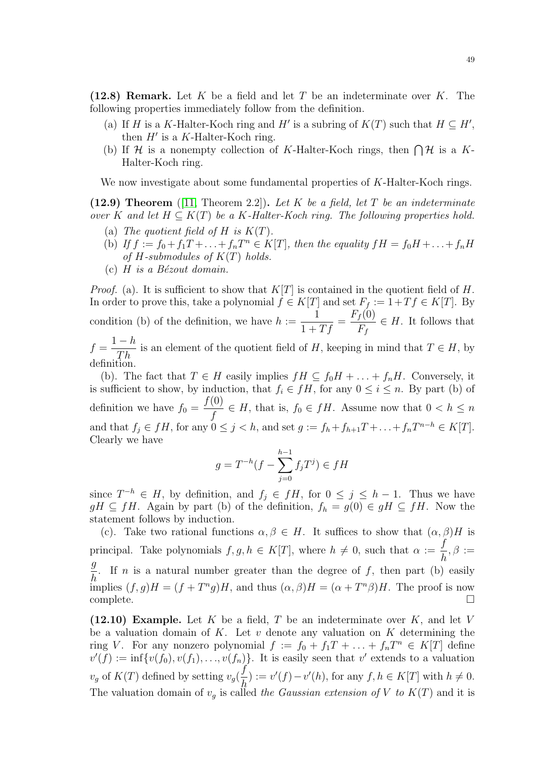**(12.8) Remark.** Let $K$ be a field and let $T$ be an indeterminate over $K$. The following properties immediately follow from the definition.

(a) If $H$ is a $K$-Halter-Koch ring and $H'$ is a subring of $K(T)$ such that $H \subseteq H'$, then $H'$ is a $K$-Halter-Koch ring.

(b) If $\mathcal{H}$ is a nonempty collection of $K$-Halter-Koch rings, then $\bigcap \mathcal{H}$ is a $K$-Halter-Koch ring.

We now investigate about some fundamental properties of $K$-Halter-Koch rings.

**(12.9) Theorem** ([11, Theorem 2.2])**.** *Let $K$ be a field, let $T$ be an indeterminate over $K$ and let $H \subseteq K(T)$ be a $K$-Halter-Koch ring. The following properties hold.*

(a) *The quotient field of $H$ is $K(T)$.*

(b) *If $f := f_0 + f_1T + \ldots + f_nT^n \in K[T]$, then the equality $fH = f_0H + \ldots + f_nH$ of $H$-submodules of $K(T)$ holds.*

(c) *$H$ is a Bézout domain.*

*Proof.* (a). It is sufficient to show that $K[T]$ is contained in the quotient field of $H$. In order to prove this, take a polynomial $f \in K[T]$ and set $F_f := 1 + Tf \in K[T]$. By condition (b) of the definition, we have $h := \dfrac{1}{1+Tf} = \dfrac{F_f(0)}{F_f} \in H$. It follows that $f = \dfrac{1-h}{Th}$ is an element of the quotient field of $H$, keeping in mind that $T \in H$, by definition.

(b). The fact that $T \in H$ easily implies $fH \subseteq f_0H + \ldots + f_nH$. Conversely, it is sufficient to show, by induction, that $f_i \in fH$, for any $0 \leq i \leq n$. By part (b) of definition we have $f_0 = \dfrac{f(0)}{f} \in H$, that is, $f_0 \in fH$. Assume now that $0 < h \leq n$ and that $f_j \in fH$, for any $0 \leq j < h$, and set $g := f_h + f_{h+1}T + \ldots + f_nT^{n-h} \in K[T]$. Clearly we have

$$g = T^{-h}(f - \sum_{j=0}^{h-1} f_jT^j) \in fH$$

since $T^{-h} \in H$, by definition, and $f_j \in fH$, for $0 \leq j \leq h-1$. Thus we have $gH \subseteq fH$. Again by part (b) of the definition, $f_h = g(0) \in gH \subseteq fH$. Now the statement follows by induction.

(c). Take two rational functions $\alpha, \beta \in H$. It suffices to show that $(\alpha, \beta)H$ is principal. Take polynomials $f, g, h \in K[T]$, where $h \neq 0$, such that $\alpha := \dfrac{f}{h}, \beta := \dfrac{g}{h}$. If $n$ is a natural number greater than the degree of $f$, then part (b) easily implies $(f, g)H = (f + T^ng)H$, and thus $(\alpha, \beta)H = (\alpha + T^n\beta)H$. The proof is now complete. $\square$

**(12.10) Example.** Let $K$ be a field, $T$ be an indeterminate over $K$, and let $V$ be a valuation domain of $K$. Let $v$ denote any valuation on $K$ determining the ring $V$. For any nonzero polynomial $f := f_0 + f_1T + \ldots + f_nT^n \in K[T]$ define $v'(f) := \inf\{v(f_0), v(f_1), \ldots, v(f_n)\}$. It is easily seen that $v'$ extends to a valuation $v_g$ of $K(T)$ defined by setting $v_g(\dfrac{f}{h}) := v'(f) - v'(h)$, for any $f, h \in K[T]$ with $h \neq 0$. The valuation domain of $v_g$ is called *the Gaussian extension of $V$ to $K(T)$* and it is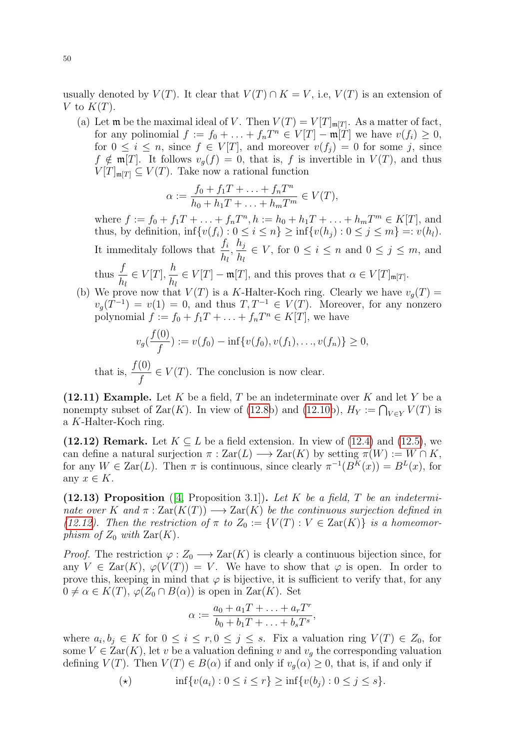usually denoted by $V(T)$. It clear that $V(T) \cap K = V$, i.e, $V(T)$ is an extension of $V$ to $K(T)$.

(a) Let $\mathfrak{m}$ be the maximal ideal of $V$. Then $V(T) = V[T]_{\mathfrak{m}[T]}$. As a matter of fact, for any polinomial $f := f_0 + \ldots + f_n T^n \in V[T] - \mathfrak{m}[T]$ we have $v(f_i) \geq 0$, for $0 \leq i \leq n$, since $f \in V[T]$, and moreover $v(f_j) = 0$ for some $j$, since $f \notin \mathfrak{m}[T]$. It follows $v_g(f) = 0$, that is, $f$ is invertible in $V(T)$, and thus $V[T]_{\mathfrak{m}[T]} \subseteq V(T)$. Take now a rational function

$$\alpha := \frac{f_0 + f_1 T + \ldots + f_n T^n}{h_0 + h_1 T + \ldots + h_m T^m} \in V(T),$$

where $f := f_0 + f_1 T + \ldots + f_n T^n, h := h_0 + h_1 T + \ldots + h_m T^m \in K[T]$, and thus, by definition, $\inf\{v(f_i) : 0 \leq i \leq n\} \geq \inf\{v(h_j) : 0 \leq j \leq m\} =: v(h_l)$. It immeditaly follows that $\dfrac{f_i}{h_l}, \dfrac{h_j}{h_l} \in V$, for $0 \leq i \leq n$ and $0 \leq j \leq m$, and thus $\dfrac{f}{h_l} \in V[T], \dfrac{h}{h_l} \in V[T] - \mathfrak{m}[T]$, and this proves that $\alpha \in V[T]_{\mathfrak{m}[T]}$.

(b) We prove now that $V(T)$ is a $K$-Halter-Koch ring. Clearly we have $v_g(T) = v_g(T^{-1}) = v(1) = 0$, and thus $T, T^{-1} \in V(T)$. Moreover, for any nonzero polynomial $f := f_0 + f_1 T + \ldots + f_n T^n \in K[T]$, we have

$$v_g(\frac{f(0)}{f}) := v(f_0) - \inf\{v(f_0), v(f_1), \ldots, v(f_n)\} \geq 0,$$

that is, $\dfrac{f(0)}{f} \in V(T)$. The conclusion is now clear.

**(12.11) Example.** Let $K$ be a field, $T$ be an indeterminate over $K$ and let $Y$ be a nonempty subset of $\mathrm{Zar}(K)$. In view of (12.8b) and (12.10b), $H_Y := \bigcap_{V \in Y} V(T)$ is a $K$-Halter-Koch ring.

**(12.12) Remark.** Let $K \subseteq L$ be a field extension. In view of (12.4) and (12.5), we can define a natural surjection $\pi : \mathrm{Zar}(L) \longrightarrow \mathrm{Zar}(K)$ by setting $\pi(W) := W \cap K$, for any $W \in \mathrm{Zar}(L)$. Then $\pi$ is continuous, since clearly $\pi^{-1}(B^K(x)) = B^L(x)$, for any $x \in K$.

**(12.13) Proposition** ([4, Proposition 3.1])**.** *Let $K$ be a field, $T$ be an indeterminate over $K$ and $\pi : \mathrm{Zar}(K(T)) \longrightarrow \mathrm{Zar}(K)$ be the continuous surjection defined in (12.12). Then the restriction of $\pi$ to $Z_0 := \{V(T) : V \in \mathrm{Zar}(K)\}$ is a homeomorphism of $Z_0$ with $\mathrm{Zar}(K)$.*

*Proof.* The restriction $\varphi : Z_0 \longrightarrow \mathrm{Zar}(K)$ is clearly a continuous bijection since, for any $V \in \mathrm{Zar}(K)$, $\varphi(V(T)) = V$. We have to show that $\varphi$ is open. In order to prove this, keeping in mind that $\varphi$ is bijective, it is sufficient to verify that, for any $0 \neq \alpha \in K(T)$, $\varphi(Z_0 \cap B(\alpha))$ is open in $\mathrm{Zar}(K)$. Set

$$\alpha := \frac{a_0 + a_1 T + \ldots + a_r T^r}{b_0 + b_1 T + \ldots + b_s T^s},$$

where $a_i, b_j \in K$ for $0 \leq i \leq r, 0 \leq j \leq s$. Fix a valuation ring $V(T) \in Z_0$, for some $V \in \mathrm{Zar}(K)$, let $v$ be a valuation defining $v$ and $v_g$ the corresponding valuation defining $V(T)$. Then $V(T) \in B(\alpha)$ if and only if $v_g(\alpha) \geq 0$, that is, if and only if

$$(\star) \qquad \inf\{v(a_i) : 0 \leq i \leq r\} \geq \inf\{v(b_j) : 0 \leq j \leq s\}.$$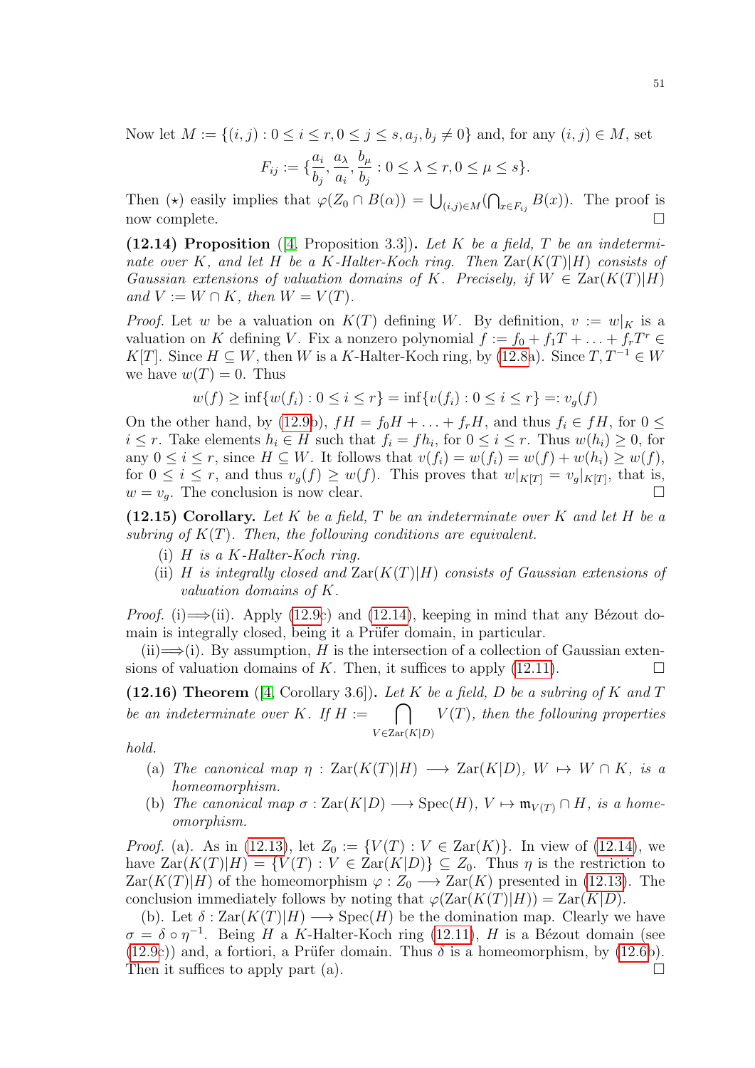Now let $M := \{(i,j) : 0 \leq i \leq r, 0 \leq j \leq s, a_j, b_j \neq 0\}$ and, for any $(i,j) \in M$, set

$$F_{ij} := \{\frac{a_i}{b_j}, \frac{a_\lambda}{a_i}, \frac{b_\mu}{b_j} : 0 \leq \lambda \leq r, 0 \leq \mu \leq s\}.$$

Then $(\star)$ easily implies that $\varphi(Z_0 \cap B(\alpha)) = \bigcup_{(i,j)\in M}(\bigcap_{x \in F_{ij}} B(x))$. The proof is now complete. $\square$

**(12.14) Proposition** ([4, Proposition 3.3])**.** *Let $K$ be a field, $T$ be an indeterminate over $K$, and let $H$ be a $K$-Halter-Koch ring. Then $\mathrm{Zar}(K(T)|H)$ consists of Gaussian extensions of valuation domains of $K$. Precisely, if $W \in \mathrm{Zar}(K(T)|H)$ and $V := W \cap K$, then $W = V(T)$.*

*Proof.* Let $w$ be a valuation on $K(T)$ defining $W$. By definition, $v := w|_K$ is a valuation on $K$ defining $V$. Fix a nonzero polynomial $f := f_0 + f_1T + \ldots + f_rT^r \in K[T]$. Since $H \subseteq W$, then $W$ is a $K$-Halter-Koch ring, by (12.8a). Since $T, T^{-1} \in W$ we have $w(T) = 0$. Thus

$$w(f) \geq \inf\{w(f_i) : 0 \leq i \leq r\} = \inf\{v(f_i) : 0 \leq i \leq r\} =: v_g(f)$$

On the other hand, by (12.9b), $fH = f_0H + \ldots + f_rH$, and thus $f_i \in fH$, for $0 \leq i \leq r$. Take elements $h_i \in H$ such that $f_i = fh_i$, for $0 \leq i \leq r$. Thus $w(h_i) \geq 0$, for any $0 \leq i \leq r$, since $H \subseteq W$. It follows that $v(f_i) = w(f_i) = w(f) + w(h_i) \geq w(f)$, for $0 \leq i \leq r$, and thus $v_g(f) \geq w(f)$. This proves that $w|_{K[T]} = v_g|_{K[T]}$, that is, $w = v_g$. The conclusion is now clear. $\square$

**(12.15) Corollary.** *Let $K$ be a field, $T$ be an indeterminate over $K$ and let $H$ be a subring of $K(T)$. Then, the following conditions are equivalent.*

- (i) *$H$ is a $K$-Halter-Koch ring.*
- (ii) *$H$ is integrally closed and $\mathrm{Zar}(K(T)|H)$ consists of Gaussian extensions of valuation domains of $K$.*

*Proof.* (i)$\Longrightarrow$(ii). Apply (12.9c) and (12.14), keeping in mind that any Bézout domain is integrally closed, being it a Prüfer domain, in particular.

(ii)$\Longrightarrow$(i). By assumption, $H$ is the intersection of a collection of Gaussian extensions of valuation domains of $K$. Then, it suffices to apply (12.11). $\square$

**(12.16) Theorem** ([4, Corollary 3.6])**.** *Let $K$ be a field, $D$ be a subring of $K$ and $T$ be an indeterminate over $K$. If $H := \bigcap_{V \in \mathrm{Zar}(K|D)} V(T)$, then the following properties hold.*

- (a) *The canonical map $\eta : \mathrm{Zar}(K(T)|H) \longrightarrow \mathrm{Zar}(K|D)$, $W \mapsto W \cap K$, is a homeomorphism.*
- (b) *The canonical map $\sigma : \mathrm{Zar}(K|D) \longrightarrow \mathrm{Spec}(H)$, $V \mapsto \mathfrak{m}_{V(T)} \cap H$, is a homeomorphism.*

*Proof.* (a). As in (12.13), let $Z_0 := \{V(T) : V \in \mathrm{Zar}(K)\}$. In view of (12.14), we have $\mathrm{Zar}(K(T)|H) = \{V(T) : V \in \mathrm{Zar}(K|D)\} \subseteq Z_0$. Thus $\eta$ is the restriction to $\mathrm{Zar}(K(T)|H)$ of the homeomorphism $\varphi : Z_0 \longrightarrow \mathrm{Zar}(K)$ presented in (12.13). The conclusion immediately follows by noting that $\varphi(\mathrm{Zar}(K(T)|H)) = \mathrm{Zar}(K|D)$.

(b). Let $\delta : \mathrm{Zar}(K(T)|H) \longrightarrow \mathrm{Spec}(H)$ be the domination map. Clearly we have $\sigma = \delta \circ \eta^{-1}$. Being $H$ a $K$-Halter-Koch ring (12.11), $H$ is a Bézout domain (see (12.9c)) and, a fortiori, a Prüfer domain. Thus $\delta$ is a homeomorphism, by (12.6b). Then it suffices to apply part (a). $\square$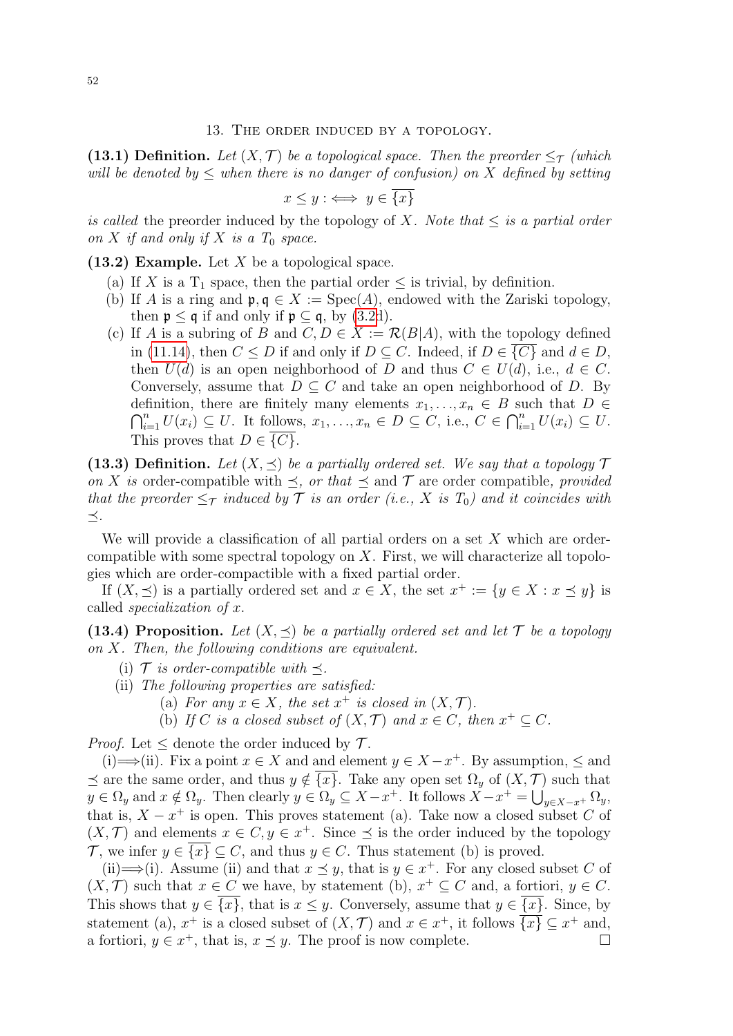## 13. The order induced by a topology.

**(13.1) Definition.** *Let $(X, \mathcal{T})$ be a topological space. Then the preorder $\leq_{\mathcal{T}}$ (which will be denoted by $\leq$ when there is no danger of confusion) on $X$ defined by setting*

$$x \leq y :\iff y \in \overline{\{x\}}$$

*is called* the preorder induced by the topology of $X$. *Note that $\leq$ is a partial order on $X$ if and only if $X$ is a $T_0$ space.*

**(13.2) Example.** Let $X$ be a topological space.

(a) If $X$ is a $\mathrm{T}_1$ space, then the partial order $\leq$ is trivial, by definition.

(b) If $A$ is a ring and $\mathfrak{p}, \mathfrak{q} \in X := \mathrm{Spec}(A)$, endowed with the Zariski topology, then $\mathfrak{p} \leq \mathfrak{q}$ if and only if $\mathfrak{p} \subseteq \mathfrak{q}$, by (3.2d).

(c) If $A$ is a subring of $B$ and $C, D \in X := \mathcal{R}(B|A)$, with the topology defined in (11.14), then $C \leq D$ if and only if $D \subseteq C$. Indeed, if $D \in \overline{\{C\}}$ and $d \in D$, then $U(d)$ is an open neighborhood of $D$ and thus $C \in U(d)$, i.e., $d \in C$. Conversely, assume that $D \subseteq C$ and take an open neighborhood of $D$. By definition, there are finitely many elements $x_1, \ldots, x_n \in B$ such that $D \in \bigcap_{i=1}^{n} U(x_i) \subseteq U$. It follows, $x_1, \ldots, x_n \in D \subseteq C$, i.e., $C \in \bigcap_{i=1}^{n} U(x_i) \subseteq U$. This proves that $D \in \overline{\{C\}}$.

**(13.3) Definition.** *Let $(X, \preceq)$ be a partially ordered set. We say that a topology $\mathcal{T}$ on $X$ is* order-compatible with $\preceq$, *or that* $\preceq$ and $\mathcal{T}$ are order compatible, *provided that the preorder $\leq_{\mathcal{T}}$ induced by $\mathcal{T}$ is an order (i.e., $X$ is $T_0$) and it coincides with $\preceq$.*

We will provide a classification of all partial orders on a set $X$ which are order-compatible with some spectral topology on $X$. First, we will characterize all topologies which are order-compactible with a fixed partial order.

If $(X, \preceq)$ is a partially ordered set and $x \in X$, the set $x^+ := \{y \in X : x \preceq y\}$ is called *specialization of* $x$.

**(13.4) Proposition.** *Let $(X, \preceq)$ be a partially ordered set and let $\mathcal{T}$ be a topology on $X$. Then, the following conditions are equivalent.*

(i) *$\mathcal{T}$ is order-compatible with $\preceq$.*

(ii) *The following properties are satisfied:*

(a) *For any $x \in X$, the set $x^+$ is closed in $(X, \mathcal{T})$.*

(b) *If $C$ is a closed subset of $(X, \mathcal{T})$ and $x \in C$, then $x^+ \subseteq C$.*

*Proof.* Let $\leq$ denote the order induced by $\mathcal{T}$.

(i)$\Longrightarrow$(ii). Fix a point $x \in X$ and and element $y \in X - x^+$. By assumption, $\leq$ and $\preceq$ are the same order, and thus $y \notin \overline{\{x\}}$. Take any open set $\Omega_y$ of $(X, \mathcal{T})$ such that $y \in \Omega_y$ and $x \notin \Omega_y$. Then clearly $y \in \Omega_y \subseteq X - x^+$. It follows $X - x^+ = \bigcup_{y \in X - x^+} \Omega_y$, that is, $X - x^+$ is open. This proves statement (a). Take now a closed subset $C$ of $(X, \mathcal{T})$ and elements $x \in C, y \in x^+$. Since $\preceq$ is the order induced by the topology $\mathcal{T}$, we infer $y \in \overline{\{x\}} \subseteq C$, and thus $y \in C$. Thus statement (b) is proved.

(ii)$\Longrightarrow$(i). Assume (ii) and that $x \preceq y$, that is $y \in x^+$. For any closed subset $C$ of $(X, \mathcal{T})$ such that $x \in C$ we have, by statement (b), $x^+ \subseteq C$ and, a fortiori, $y \in C$. This shows that $y \in \overline{\{x\}}$, that is $x \leq y$. Conversely, assume that $y \in \overline{\{x\}}$. Since, by statement (a), $x^+$ is a closed subset of $(X, \mathcal{T})$ and $x \in x^+$, it follows $\overline{\{x\}} \subseteq x^+$ and, a fortiori, $y \in x^+$, that is, $x \preceq y$. The proof is now complete. $\square$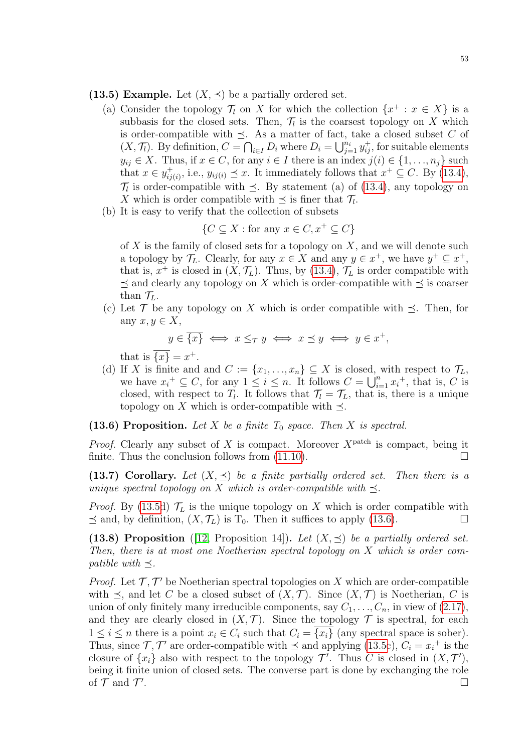**(13.5) Example.** Let $(X, \preceq)$ be a partially ordered set.

(a) Consider the topology $\mathcal{T}_l$ on $X$ for which the collection $\{x^+ : x \in X\}$ is a subbasis for the closed sets. Then, $\mathcal{T}_l$ is the coarsest topology on $X$ which is order-compatible with $\preceq$. As a matter of fact, take a closed subset $C$ of $(X, \mathcal{T}_l)$. By definition, $C = \bigcap_{i \in I} D_i$ where $D_i = \bigcup_{j=1}^{n_i} y_{ij}^+$, for suitable elements $y_{ij} \in X$. Thus, if $x \in C$, for any $i \in I$ there is an index $j(i) \in \{1, \ldots, n_j\}$ such that $x \in y_{ij(i)}^+$, i.e., $y_{ij(i)} \preceq x$. It immediately follows that $x^+ \subseteq C$. By (13.4), $\mathcal{T}_l$ is order-compatible with $\preceq$. By statement (a) of (13.4), any topology on $X$ which is order compatible with $\preceq$ is finer that $\mathcal{T}_l$.

(b) It is easy to verify that the collection of subsets

$$\{C \subseteq X : \text{for any } x \in C, x^+ \subseteq C\}$$

of $X$ is the family of closed sets for a topology on $X$, and we will denote such a topology by $\mathcal{T}_L$. Clearly, for any $x \in X$ and any $y \in x^+$, we have $y^+ \subseteq x^+$, that is, $x^+$ is closed in $(X, \mathcal{T}_L)$. Thus, by (13.4), $\mathcal{T}_L$ is order compatible with $\preceq$ and clearly any topology on $X$ which is order-compatible with $\preceq$ is coarser than $\mathcal{T}_L$.

(c) Let $\mathcal{T}$ be any topology on $X$ which is order compatible with $\preceq$. Then, for any $x, y \in X$,

$$y \in \overline{\{x\}} \iff x \leq_{\mathcal{T}} y \iff x \preceq y \iff y \in x^+,$$

that is $\overline{\{x\}} = x^+$.

(d) If $X$ is finite and and $C := \{x_1, \ldots, x_n\} \subseteq X$ is closed, with respect to $\mathcal{T}_L$, we have $x_i{}^+ \subseteq C$, for any $1 \leq i \leq n$. It follows $C = \bigcup_{i=1}^n x_i{}^+$, that is, $C$ is closed, with respect to $\mathcal{T}_l$. It follows that $\mathcal{T}_l = \mathcal{T}_L$, that is, there is a unique topology on $X$ which is order-compatible with $\preceq$.

**(13.6) Proposition.** *Let $X$ be a finite $T_0$ space. Then $X$ is spectral.*

*Proof.* Clearly any subset of $X$ is compact. Moreover $X^{\text{patch}}$ is compact, being it finite. Thus the conclusion follows from (11.10). □

**(13.7) Corollary.** *Let $(X, \preceq)$ be a finite partially ordered set. Then there is a unique spectral topology on $X$ which is order-compatible with $\preceq$.*

*Proof.* By (13.5d) $\mathcal{T}_L$ is the unique topology on $X$ which is order compatible with $\preceq$ and, by definition, $(X, \mathcal{T}_L)$ is $T_0$. Then it suffices to apply (13.6). □

**(13.8) Proposition** ([12, Proposition 14])**.** *Let $(X, \preceq)$ be a partially ordered set. Then, there is at most one Noetherian spectral topology on $X$ which is order compatible with $\preceq$.*

*Proof.* Let $\mathcal{T}, \mathcal{T}'$ be Noetherian spectral topologies on $X$ which are order-compatible with $\preceq$, and let $C$ be a closed subset of $(X, \mathcal{T})$. Since $(X, \mathcal{T})$ is Noetherian, $C$ is union of only finitely many irreducible components, say $C_1, \ldots, C_n$, in view of (2.17), and they are clearly closed in $(X, \mathcal{T})$. Since the topology $\mathcal{T}$ is spectral, for each $1 \leq i \leq n$ there is a point $x_i \in C_i$ such that $C_i = \overline{\{x_i\}}$ (any spectral space is sober). Thus, since $\mathcal{T}, \mathcal{T}'$ are order-compatible with $\preceq$ and applying (13.5c), $C_i = x_i{}^+$ is the closure of $\{x_i\}$ also with respect to the topology $\mathcal{T}'$. Thus $C$ is closed in $(X, \mathcal{T}')$, being it finite union of closed sets. The converse part is done by exchanging the role of $\mathcal{T}$ and $\mathcal{T}'$. □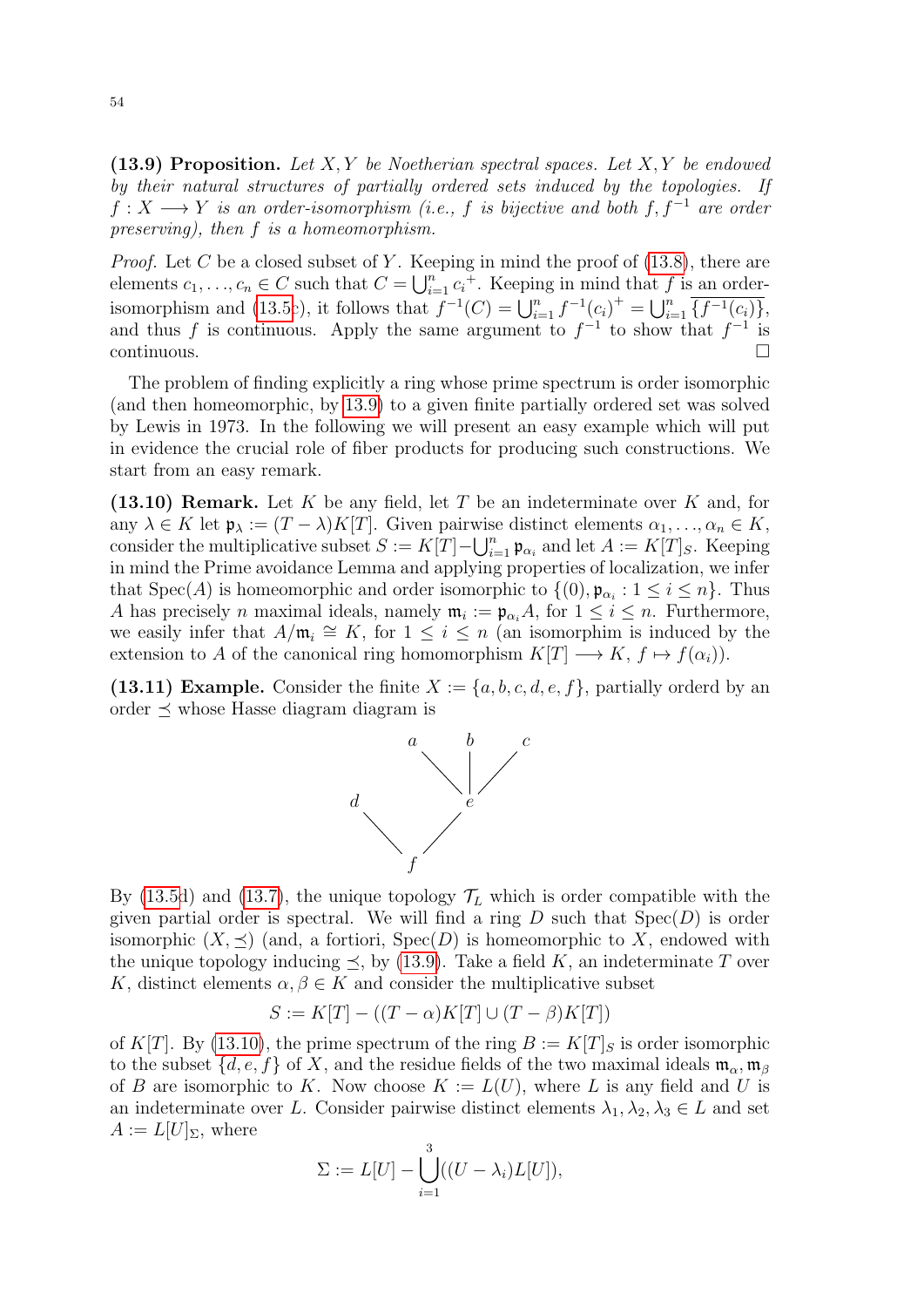**(13.9) Proposition.** *Let $X, Y$ be Noetherian spectral spaces. Let $X, Y$ be endowed by their natural structures of partially ordered sets induced by the topologies. If $f : X \longrightarrow Y$ is an order-isomorphism (i.e., $f$ is bijective and both $f, f^{-1}$ are order preserving), then $f$ is a homeomorphism.*

*Proof.* Let $C$ be a closed subset of $Y$. Keeping in mind the proof of (13.8), there are elements $c_1, \ldots, c_n \in C$ such that $C = \bigcup_{i=1}^n {c_i}^+$. Keeping in mind that $f$ is an order-isomorphism and (13.5c), it follows that $f^{-1}(C) = \bigcup_{i=1}^n f^{-1}(c_i)^+ = \bigcup_{i=1}^n \overline{\{f^{-1}(c_i)\}}$, and thus $f$ is continuous. Apply the same argument to $f^{-1}$ to show that $f^{-1}$ is continuous. $\square$

The problem of finding explicitly a ring whose prime spectrum is order isomorphic (and then homeomorphic, by 13.9) to a given finite partially ordered set was solved by Lewis in 1973. In the following we will present an easy example which will put in evidence the crucial role of fiber products for producing such constructions. We start from an easy remark.

**(13.10) Remark.** Let $K$ be any field, let $T$ be an indeterminate over $K$ and, for any $\lambda \in K$ let $\mathfrak{p}_\lambda := (T-\lambda)K[T]$. Given pairwise distinct elements $\alpha_1, \ldots, \alpha_n \in K$, consider the multiplicative subset $S := K[T] - \bigcup_{i=1}^n \mathfrak{p}_{\alpha_i}$ and let $A := K[T]_S$. Keeping in mind the Prime avoidance Lemma and applying properties of localization, we infer that $\operatorname{Spec}(A)$ is homeomorphic and order isomorphic to $\{(0), \mathfrak{p}_{\alpha_i} : 1 \leq i \leq n\}$. Thus $A$ has precisely $n$ maximal ideals, namely $\mathfrak{m}_i := \mathfrak{p}_{\alpha_i}A$, for $1 \leq i \leq n$. Furthermore, we easily infer that $A/\mathfrak{m}_i \cong K$, for $1 \leq i \leq n$ (an isomorphim is induced by the extension to $A$ of the canonical ring homomorphism $K[T] \longrightarrow K$, $f \mapsto f(\alpha_i)$).

**(13.11) Example.** Consider the finite $X := \{a, b, c, d, e, f\}$, partially orderd by an order $\preceq$ whose Hasse diagram diagram is

```
    a   b   c
     \  |  /
d       e
 \     /
    f
```

By (13.5d) and (13.7), the unique topology $\mathcal{T}_L$ which is order compatible with the given partial order is spectral. We will find a ring $D$ such that $\operatorname{Spec}(D)$ is order isomorphic $(X, \preceq)$ (and, a fortiori, $\operatorname{Spec}(D)$ is homeomorphic to $X$, endowed with the unique topology inducing $\preceq$, by (13.9). Take a field $K$, an indeterminate $T$ over $K$, distinct elements $\alpha, \beta \in K$ and consider the multiplicative subset

$$S := K[T] - ((T-\alpha)K[T] \cup (T-\beta)K[T])$$

of $K[T]$. By (13.10), the prime spectrum of the ring $B := K[T]_S$ is order isomorphic to the subset $\{d, e, f\}$ of $X$, and the residue fields of the two maximal ideals $\mathfrak{m}_\alpha, \mathfrak{m}_\beta$ of $B$ are isomorphic to $K$. Now choose $K := L(U)$, where $L$ is any field and $U$ is an indeterminate over $L$. Consider pairwise distinct elements $\lambda_1, \lambda_2, \lambda_3 \in L$ and set $A := L[U]_\Sigma$, where

$$\Sigma := L[U] - \bigcup_{i=1}^{3}((U-\lambda_i)L[U]),$$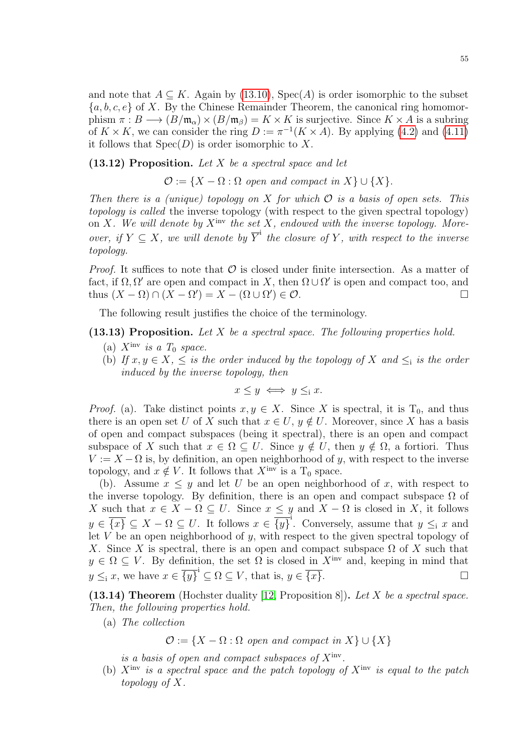and note that $A \subseteq K$. Again by (13.10), $\mathrm{Spec}(A)$ is order isomorphic to the subset $\{a, b, c, e\}$ of $X$. By the Chinese Remainder Theorem, the canonical ring homomorphism $\pi : B \longrightarrow (B/\mathfrak{m}_\alpha) \times (B/\mathfrak{m}_\beta) = K \times K$ is surjective. Since $K \times A$ is a subring of $K \times K$, we can consider the ring $D := \pi^{-1}(K \times A)$. By applying (4.2) and (4.11) it follows that $\mathrm{Spec}(D)$ is order isomorphic to $X$.

**(13.12) Proposition.** *Let $X$ be a spectral space and let*

$$\mathcal{O} := \{X - \Omega : \Omega \text{ open and compact in } X\} \cup \{X\}.$$

*Then there is a (unique) topology on $X$ for which $\mathcal{O}$ is a basis of open sets. This topology is called* the inverse topology *(with respect to the given spectral topology) on $X$. We will denote by $X^{\mathrm{inv}}$ the set $X$, endowed with the inverse topology. Moreover, if $Y \subseteq X$, we will denote by $\overline{Y}^{\mathrm{i}}$ the closure of $Y$, with respect to the inverse topology.*

*Proof.* It suffices to note that $\mathcal{O}$ is closed under finite intersection. As a matter of fact, if $\Omega, \Omega'$ are open and compact in $X$, then $\Omega \cup \Omega'$ is open and compact too, and thus $(X - \Omega) \cap (X - \Omega') = X - (\Omega \cup \Omega') \in \mathcal{O}$. $\square$

The following result justifies the choice of the terminology.

**(13.13) Proposition.** *Let $X$ be a spectral space. The following properties hold.*

(a) *$X^{\mathrm{inv}}$ is a $T_0$ space.*

(b) *If $x, y \in X$, $\leq$ is the order induced by the topology of $X$ and $\leq_{\mathrm{i}}$ is the order induced by the inverse topology, then*

$$x \leq y \iff y \leq_{\mathrm{i}} x.$$

*Proof.* (a). Take distinct points $x, y \in X$. Since $X$ is spectral, it is $\mathrm{T}_0$, and thus there is an open set $U$ of $X$ such that $x \in U$, $y \notin U$. Moreover, since $X$ has a basis of open and compact subspaces (being it spectral), there is an open and compact subspace of $X$ such that $x \in \Omega \subseteq U$. Since $y \notin U$, then $y \notin \Omega$, a fortiori. Thus $V := X - \Omega$ is, by definition, an open neighborhood of $y$, with respect to the inverse topology, and $x \notin V$. It follows that $X^{\mathrm{inv}}$ is a $\mathrm{T}_0$ space.

(b). Assume $x \leq y$ and let $U$ be an open neighborhood of $x$, with respect to the inverse topology. By definition, there is an open and compact subspace $\Omega$ of $X$ such that $x \in X - \Omega \subseteq U$. Since $x \leq y$ and $X - \Omega$ is closed in $X$, it follows $y \in \overline{\{x\}} \subseteq X - \Omega \subseteq U$. It follows $x \in \overline{\{y\}}^{\mathrm{i}}$. Conversely, assume that $y \leq_{\mathrm{i}} x$ and let $V$ be an open neighborhood of $y$, with respect to the given spectral topology of $X$. Since $X$ is spectral, there is an open and compact subspace $\Omega$ of $X$ such that $y \in \Omega \subseteq V$. By definition, the set $\Omega$ is closed in $X^{\mathrm{inv}}$ and, keeping in mind that $y \leq_{\mathrm{i}} x$, we have $x \in \overline{\{y\}}^{\mathrm{i}} \subseteq \Omega \subseteq V$, that is, $y \in \overline{\{x\}}$. $\square$

**(13.14) Theorem** (Hochster duality [12, Proposition 8])**.** *Let $X$ be a spectral space. Then, the following properties hold.*

(a) *The collection*

$$\mathcal{O} := \{X - \Omega : \Omega \text{ open and compact in } X\} \cup \{X\}$$

*is a basis of open and compact subspaces of $X^{\mathrm{inv}}$.*

(b) *$X^{\mathrm{inv}}$ is a spectral space and the patch topology of $X^{\mathrm{inv}}$ is equal to the patch topology of $X$.*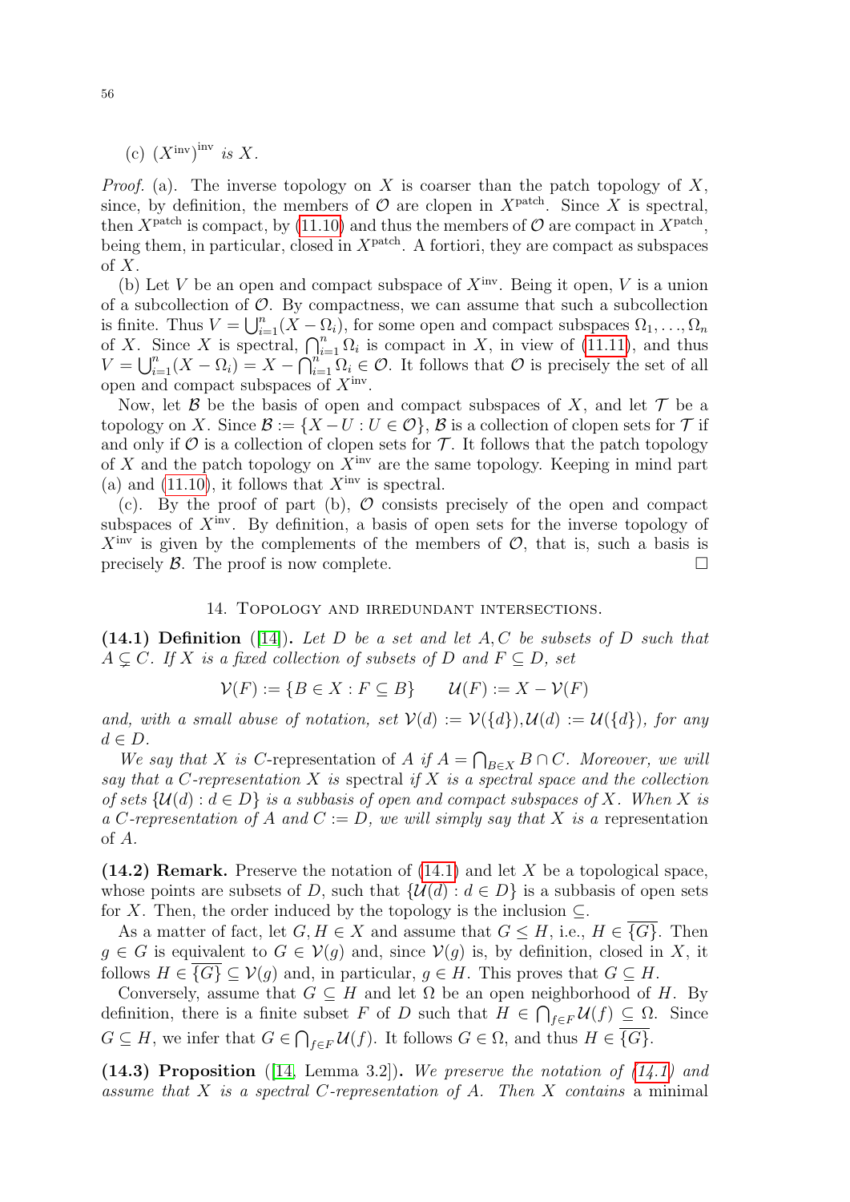(c) $(X^{\text{inv}})^{\text{inv}}$ *is* $X$.

*Proof.* (a). The inverse topology on $X$ is coarser than the patch topology of $X$, since, by definition, the members of $\mathcal{O}$ are clopen in $X^{\text{patch}}$. Since $X$ is spectral, then $X^{\text{patch}}$ is compact, by (11.10) and thus the members of $\mathcal{O}$ are compact in $X^{\text{patch}}$, being them, in particular, closed in $X^{\text{patch}}$. A fortiori, they are compact as subspaces of $X$.

(b) Let $V$ be an open and compact subspace of $X^{\text{inv}}$. Being it open, $V$ is a union of a subcollection of $\mathcal{O}$. By compactness, we can assume that such a subcollection is finite. Thus $V = \bigcup_{i=1}^{n}(X - \Omega_i)$, for some open and compact subspaces $\Omega_1, \ldots, \Omega_n$ of $X$. Since $X$ is spectral, $\bigcap_{i=1}^{n} \Omega_i$ is compact in $X$, in view of (11.11), and thus $V = \bigcup_{i=1}^{n}(X - \Omega_i) = X - \bigcap_{i=1}^{n} \Omega_i \in \mathcal{O}$. It follows that $\mathcal{O}$ is precisely the set of all open and compact subspaces of $X^{\text{inv}}$.

Now, let $\mathcal{B}$ be the basis of open and compact subspaces of $X$, and let $\mathcal{T}$ be a topology on $X$. Since $\mathcal{B} := \{X - U : U \in \mathcal{O}\}$, $\mathcal{B}$ is a collection of clopen sets for $\mathcal{T}$ if and only if $\mathcal{O}$ is a collection of clopen sets for $\mathcal{T}$. It follows that the patch topology of $X$ and the patch topology on $X^{\text{inv}}$ are the same topology. Keeping in mind part (a) and (11.10), it follows that $X^{\text{inv}}$ is spectral.

(c). By the proof of part (b), $\mathcal{O}$ consists precisely of the open and compact subspaces of $X^{\text{inv}}$. By definition, a basis of open sets for the inverse topology of $X^{\text{inv}}$ is given by the complements of the members of $\mathcal{O}$, that is, such a basis is precisely $\mathcal{B}$. The proof is now complete. □

## 14. Topology and irredundant intersections.

**(14.1) Definition** ([14]). *Let $D$ be a set and let $A, C$ be subsets of $D$ such that $A \subsetneq C$. If $X$ is a fixed collection of subsets of $D$ and $F \subseteq D$, set*

$$\mathcal{V}(F) := \{B \in X : F \subseteq B\} \qquad \mathcal{U}(F) := X - \mathcal{V}(F)$$

*and, with a small abuse of notation, set $\mathcal{V}(d) := \mathcal{V}(\{d\}), \mathcal{U}(d) := \mathcal{U}(\{d\})$, for any $d \in D$.*

*We say that $X$ is $C$-*representation *of $A$ if $A = \bigcap_{B \in X} B \cap C$. Moreover, we will say that a $C$-representation $X$ is* spectral *if $X$ is a spectral space and the collection of sets $\{\mathcal{U}(d) : d \in D\}$ is a subbasis of open and compact subspaces of $X$. When $X$ is a $C$-representation of $A$ and $C := D$, we will simply say that $X$ is a* representation *of $A$.*

**(14.2) Remark.** Preserve the notation of (14.1) and let $X$ be a topological space, whose points are subsets of $D$, such that $\{\mathcal{U}(d) : d \in D\}$ is a subbasis of open sets for $X$. Then, the order induced by the topology is the inclusion $\subseteq$.

As a matter of fact, let $G, H \in X$ and assume that $G \leq H$, i.e., $H \in \overline{\{G\}}$. Then $g \in G$ is equivalent to $G \in \mathcal{V}(g)$ and, since $\mathcal{V}(g)$ is, by definition, closed in $X$, it follows $H \in \overline{\{G\}} \subseteq \mathcal{V}(g)$ and, in particular, $g \in H$. This proves that $G \subseteq H$.

Conversely, assume that $G \subseteq H$ and let $\Omega$ be an open neighborhood of $H$. By definition, there is a finite subset $F$ of $D$ such that $H \in \bigcap_{f \in F} \mathcal{U}(f) \subseteq \Omega$. Since $G \subseteq H$, we infer that $G \in \bigcap_{f \in F} \mathcal{U}(f)$. It follows $G \in \Omega$, and thus $H \in \overline{\{G\}}$.

**(14.3) Proposition** ([14, Lemma 3.2]). *We preserve the notation of (14.1) and assume that $X$ is a spectral $C$-representation of $A$. Then $X$ contains* a minimal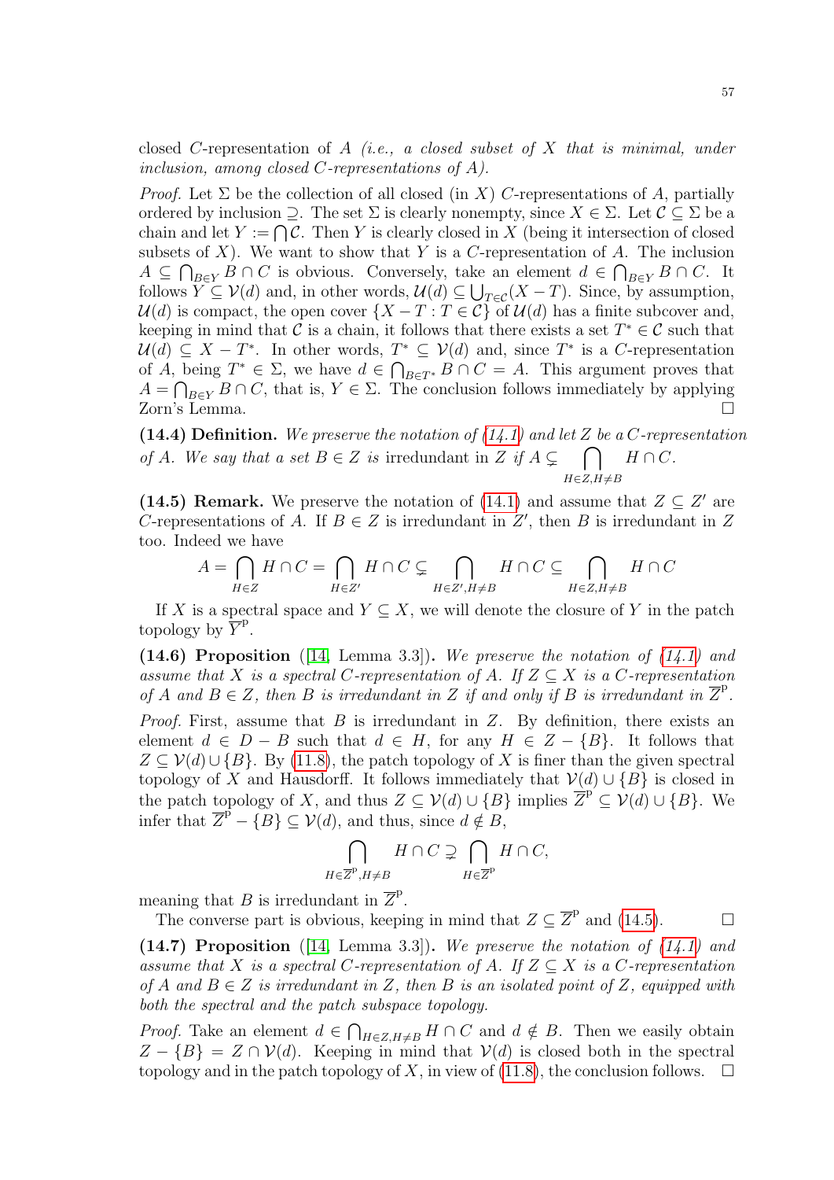closed $C$-representation of $A$ *(i.e., a closed subset of $X$ that is minimal, under inclusion, among closed $C$-representations of $A$).*

*Proof.* Let $\Sigma$ be the collection of all closed (in $X$) $C$-representations of $A$, partially ordered by inclusion $\supseteq$. The set $\Sigma$ is clearly nonempty, since $X \in \Sigma$. Let $\mathcal{C} \subseteq \Sigma$ be a chain and let $Y := \bigcap \mathcal{C}$. Then $Y$ is clearly closed in $X$ (being it intersection of closed subsets of $X$). We want to show that $Y$ is a $C$-representation of $A$. The inclusion $A \subseteq \bigcap_{B \in Y} B \cap C$ is obvious. Conversely, take an element $d \in \bigcap_{B\in Y} B \cap C$. It follows $Y \subseteq \mathcal{V}(d)$ and, in other words, $\mathcal{U}(d) \subseteq \bigcup_{T \in \mathcal{C}}(X - T)$. Since, by assumption, $\mathcal{U}(d)$ is compact, the open cover $\{X - T : T \in \mathcal{C}\}$ of $\mathcal{U}(d)$ has a finite subcover and, keeping in mind that $\mathcal{C}$ is a chain, it follows that there exists a set $T^* \in \mathcal{C}$ such that $\mathcal{U}(d) \subseteq X - T^*$. In other words, $T^* \subseteq \mathcal{V}(d)$ and, since $T^*$ is a $C$-representation of $A$, being $T^* \in \Sigma$, we have $d \in \bigcap_{B \in T^*} B \cap C = A$. This argument proves that $A = \bigcap_{B \in Y} B \cap C$, that is, $Y \in \Sigma$. The conclusion follows immediately by applying Zorn's Lemma. □

**(14.4) Definition.** *We preserve the notation of (14.1) and let $Z$ be a $C$-representation of $A$. We say that a set $B \in Z$ is* irredundant *in $Z$ if $A \subsetneq \bigcap_{H \in Z, H \neq B} H \cap C$.*

**(14.5) Remark.** We preserve the notation of (14.1) and assume that $Z \subseteq Z'$ are $C$-representations of $A$. If $B \in Z$ is irredundant in $Z'$, then $B$ is irredundant in $Z$ too. Indeed we have

$$A = \bigcap_{H \in Z} H \cap C = \bigcap_{H \in Z'} H \cap C \subsetneq \bigcap_{H \in Z', H \neq B} H \cap C \subseteq \bigcap_{H \in Z, H\neq B} H \cap C$$

If $X$ is a spectral space and $Y \subseteq X$, we will denote the closure of $Y$ in the patch topology by $\overline{Y}^{\mathrm{p}}$.

**(14.6) Proposition** ([14, Lemma 3.3])**.** *We preserve the notation of (14.1) and assume that $X$ is a spectral $C$-representation of $A$. If $Z \subseteq X$ is a $C$-representation of $A$ and $B \in Z$, then $B$ is irredundant in $Z$ if and only if $B$ is irredundant in $\overline{Z}^{\mathrm{p}}$.*

*Proof.* First, assume that $B$ is irredundant in $Z$. By definition, there exists an element $d \in D - B$ such that $d \in H$, for any $H \in Z - \{B\}$. It follows that $Z \subseteq \mathcal{V}(d) \cup \{B\}$. By (11.8), the patch topology of $X$ is finer than the given spectral topology of $X$ and Hausdorff. It follows immediately that $\mathcal{V}(d) \cup \{B\}$ is closed in the patch topology of $X$, and thus $Z \subseteq \mathcal{V}(d) \cup \{B\}$ implies $\overline{Z}^{\mathrm{p}} \subseteq \mathcal{V}(d) \cup \{B\}$. We infer that $\overline{Z}^{\mathrm{p}} - \{B\} \subseteq \mathcal{V}(d)$, and thus, since $d \notin B$,

$$\bigcap_{H \in \overline{Z}^{\mathrm{p}}, H \neq B} H \cap C \supsetneq \bigcap_{H \in \overline{Z}^{\mathrm{p}}} H \cap C,$$

meaning that $B$ is irredundant in $\overline{Z}^{\mathrm{p}}$.

The converse part is obvious, keeping in mind that $Z \subseteq \overline{Z}^{\mathrm{p}}$ and (14.5). □

**(14.7) Proposition** ([14, Lemma 3.3])**.** *We preserve the notation of (14.1) and assume that $X$ is a spectral $C$-representation of $A$. If $Z \subseteq X$ is a $C$-representation of $A$ and $B \in Z$ is irredundant in $Z$, then $B$ is an isolated point of $Z$, equipped with both the spectral and the patch subspace topology.*

*Proof.* Take an element $d \in \bigcap_{H \in Z, H \neq B} H \cap C$ and $d \notin B$. Then we easily obtain $Z - \{B\} = Z \cap \mathcal{V}(d)$. Keeping in mind that $\mathcal{V}(d)$ is closed both in the spectral topology and in the patch topology of $X$, in view of (11.8), the conclusion follows. □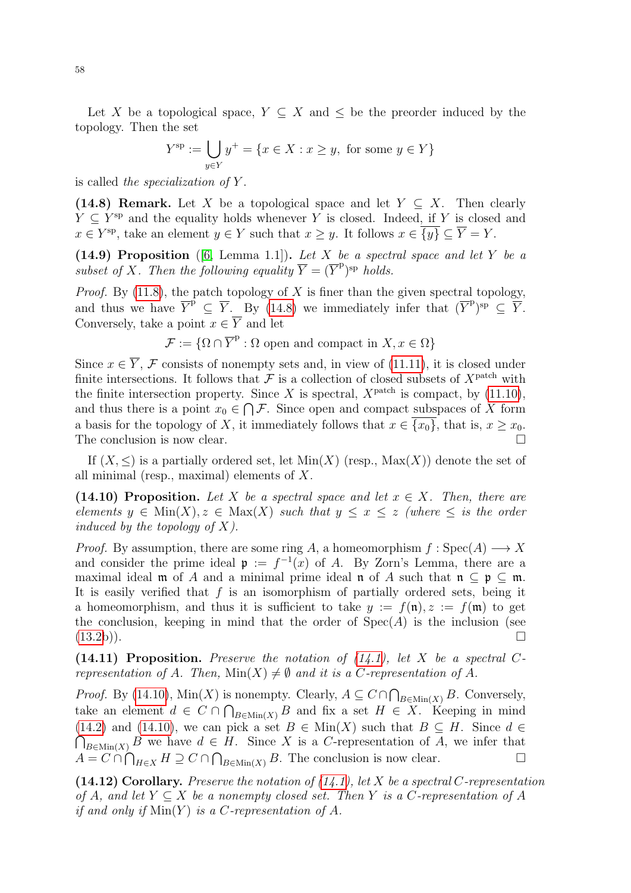Let $X$ be a topological space, $Y \subseteq X$ and $\leq$ be the preorder induced by the topology. Then the set

$$Y^{\mathrm{sp}} := \bigcup_{y \in Y} y^+ = \{x \in X : x \geq y, \text{ for some } y \in Y\}$$

is called *the specialization of* $Y$.

**(14.8) Remark.** Let $X$ be a topological space and let $Y \subseteq X$. Then clearly $Y \subseteq Y^{\mathrm{sp}}$ and the equality holds whenever $Y$ is closed. Indeed, if $Y$ is closed and $x \in Y^{\mathrm{sp}}$, take an element $y \in Y$ such that $x \geq y$. It follows $x \in \overline{\{y\}} \subseteq \overline{Y} = Y$.

**(14.9) Proposition** ([6, Lemma 1.1])**.** *Let $X$ be a spectral space and let $Y$ be a subset of $X$. Then the following equality $\overline{Y} = (\overline{Y}^{\mathrm{p}})^{\mathrm{sp}}$ holds.*

*Proof.* By (11.8), the patch topology of $X$ is finer than the given spectral topology, and thus we have $\overline{Y}^{\mathrm{p}} \subseteq \overline{Y}$. By (14.8) we immediately infer that $(\overline{Y}^{\mathrm{p}})^{\mathrm{sp}} \subseteq \overline{Y}$. Conversely, take a point $x \in \overline{Y}$ and let

$$\mathcal{F} := \{\Omega \cap \overline{Y}^{\mathrm{p}} : \Omega \text{ open and compact in } X, x \in \Omega\}$$

Since $x \in \overline{Y}$, $\mathcal{F}$ consists of nonempty sets and, in view of (11.11), it is closed under finite intersections. It follows that $\mathcal{F}$ is a collection of closed subsets of $X^{\mathrm{patch}}$ with the finite intersection property. Since $X$ is spectral, $X^{\mathrm{patch}}$ is compact, by (11.10), and thus there is a point $x_0 \in \bigcap \mathcal{F}$. Since open and compact subspaces of $X$ form a basis for the topology of $X$, it immediately follows that $x \in \overline{\{x_0\}}$, that is, $x \geq x_0$. The conclusion is now clear. $\square$

If $(X, \leq)$ is a partially ordered set, let $\mathrm{Min}(X)$ (resp., $\mathrm{Max}(X)$) denote the set of all minimal (resp., maximal) elements of $X$.

**(14.10) Proposition.** *Let $X$ be a spectral space and let $x \in X$. Then, there are elements $y \in \mathrm{Min}(X), z \in \mathrm{Max}(X)$ such that $y \leq x \leq z$ (where $\leq$ is the order induced by the topology of $X$).*

*Proof.* By assumption, there are some ring $A$, a homeomorphism $f : \mathrm{Spec}(A) \longrightarrow X$ and consider the prime ideal $\mathfrak{p} := f^{-1}(x)$ of $A$. By Zorn's Lemma, there are a maximal ideal $\mathfrak{m}$ of $A$ and a minimal prime ideal $\mathfrak{n}$ of $A$ such that $\mathfrak{n} \subseteq \mathfrak{p} \subseteq \mathfrak{m}$. It is easily verified that $f$ is an isomorphism of partially ordered sets, being it a homeomorphism, and thus it is sufficient to take $y := f(\mathfrak{n}), z := f(\mathfrak{m})$ to get the conclusion, keeping in mind that the order of $\mathrm{Spec}(A)$ is the inclusion (see (13.2b)). $\square$

**(14.11) Proposition.** *Preserve the notation of (14.1), let $X$ be a spectral $C$-representation of $A$. Then, $\mathrm{Min}(X) \neq \emptyset$ and it is a $C$-representation of $A$.*

*Proof.* By (14.10), $\mathrm{Min}(X)$ is nonempty. Clearly, $A \subseteq C \cap \bigcap_{B \in \mathrm{Min}(X)} B$. Conversely, take an element $d \in C \cap \bigcap_{B \in \mathrm{Min}(X)} B$ and fix a set $H \in X$. Keeping in mind (14.2) and (14.10), we can pick a set $B \in \mathrm{Min}(X)$ such that $B \subseteq H$. Since $d \in \bigcap_{B \in \mathrm{Min}(X)} B$ we have $d \in H$. Since $X$ is a $C$-representation of $A$, we infer that $A = C \cap \bigcap_{H \in X} H \supseteq C \cap \bigcap_{B \in \mathrm{Min}(X)} B$. The conclusion is now clear. $\square$

**(14.12) Corollary.** *Preserve the notation of (14.1), let $X$ be a spectral $C$-representation of $A$, and let $Y \subseteq X$ be a nonempty closed set. Then $Y$ is a $C$-representation of $A$ if and only if $\mathrm{Min}(Y)$ is a $C$-representation of $A$.*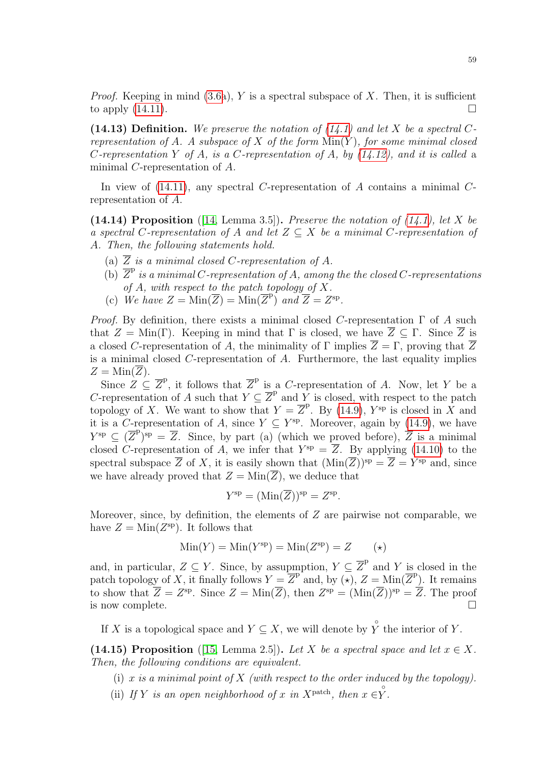*Proof.* Keeping in mind (3.6a), $Y$ is a spectral subspace of $X$. Then, it is sufficient to apply (14.11). $\square$

**(14.13) Definition.** *We preserve the notation of (14.1) and let $X$ be a spectral $C$-representation of $A$. A subspace of $X$ of the form $\mathrm{Min}(Y)$, for some minimal closed $C$-representation $Y$ of $A$, is a $C$-representation of $A$, by (14.12), and it is called* a minimal $C$-representation of $A$.

In view of (14.11), any spectral $C$-representation of $A$ contains a minimal $C$-representation of $A$.

**(14.14) Proposition** ([14, Lemma 3.5])**.** *Preserve the notation of (14.1), let $X$ be a spectral $C$-representation of $A$ and let $Z \subseteq X$ be a minimal $C$-representation of $A$. Then, the following statements hold.*

(a) *$\overline{Z}$ is a minimal closed $C$-representation of $A$.*

(b) *$\overline{Z}^{\mathrm{p}}$ is a minimal $C$-representation of $A$, among the the closed $C$-representations of $A$, with respect to the patch topology of $X$.*

(c) *We have $Z = \mathrm{Min}(\overline{Z}) = \mathrm{Min}(\overline{Z}^{\mathrm{p}})$ and $\overline{Z} = Z^{\mathrm{sp}}$.*

*Proof.* By definition, there exists a minimal closed $C$-representation $\Gamma$ of $A$ such that $Z = \mathrm{Min}(\Gamma)$. Keeping in mind that $\Gamma$ is closed, we have $\overline{Z} \subseteq \Gamma$. Since $\overline{Z}$ is a closed $C$-representation of $A$, the minimality of $\Gamma$ implies $\overline{Z} = \Gamma$, proving that $\overline{Z}$ is a minimal closed $C$-representation of $A$. Furthermore, the last equality implies $Z = \mathrm{Min}(\overline{Z})$.

Since $Z \subseteq \overline{Z}^{\mathrm{p}}$, it follows that $\overline{Z}^{\mathrm{p}}$ is a $C$-representation of $A$. Now, let $Y$ be a $C$-representation of $A$ such that $Y \subseteq \overline{Z}^{\mathrm{p}}$ and $Y$ is closed, with respect to the patch topology of $X$. We want to show that $Y = \overline{Z}^{\mathrm{p}}$. By (14.9), $Y^{\mathrm{sp}}$ is closed in $X$ and it is a $C$-representation of $A$, since $Y \subseteq Y^{\mathrm{sp}}$. Moreover, again by (14.9), we have $Y^{\mathrm{sp}} \subseteq (\overline{Z}^{\mathrm{p}})^{\mathrm{sp}} = \overline{Z}$. Since, by part (a) (which we proved before), $\overline{Z}$ is a minimal closed $C$-representation of $A$, we infer that $Y^{\mathrm{sp}} = \overline{Z}$. By applying (14.10) to the spectral subspace $\overline{Z}$ of $X$, it is easily shown that $(\mathrm{Min}(\overline{Z}))^{\mathrm{sp}} = \overline{Z} = Y^{\mathrm{sp}}$ and, since we have already proved that $Z = \mathrm{Min}(\overline{Z})$, we deduce that

$$Y^{\mathrm{sp}} = (\mathrm{Min}(\overline{Z}))^{\mathrm{sp}} = Z^{\mathrm{sp}}.$$

Moreover, since, by definition, the elements of $Z$ are pairwise not comparable, we have $Z = \mathrm{Min}(Z^{\mathrm{sp}})$. It follows that

$$\mathrm{Min}(Y) = \mathrm{Min}(Y^{\mathrm{sp}}) = \mathrm{Min}(Z^{\mathrm{sp}}) = Z \qquad (\star)$$

and, in particular, $Z \subseteq Y$. Since, by asupmption, $Y \subseteq \overline{Z}^{\mathrm{p}}$ and $Y$ is closed in the patch topology of $X$, it finally follows $Y = \overline{Z}^{\mathrm{p}}$ and, by $(\star)$, $Z = \mathrm{Min}(\overline{Z}^{\mathrm{p}})$. It remains to show that $\overline{Z} = Z^{\mathrm{sp}}$. Since $Z = \mathrm{Min}(\overline{Z})$, then $Z^{\mathrm{sp}} = (\mathrm{Min}(\overline{Z}))^{\mathrm{sp}} = \overline{Z}$. The proof is now complete. $\square$

If $X$ is a topological space and $Y \subseteq X$, we will denote by $\overset{\circ}{Y}$ the interior of $Y$.

**(14.15) Proposition** ([15, Lemma 2.5])**.** *Let $X$ be a spectral space and let $x \in X$. Then, the following conditions are equivalent.*

(i) *$x$ is a minimal point of $X$ (with respect to the order induced by the topology).*

(ii) *If $Y$ is an open neighborhood of $x$ in $X^{\mathrm{patch}}$, then $x \in \overset{\circ}{Y}$.*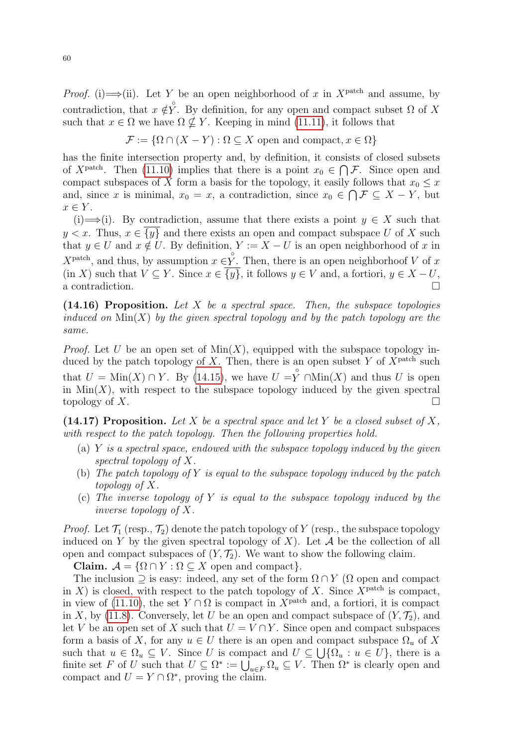*Proof.* (i)$\Longrightarrow$(ii). Let $Y$ be an open neighborhood of $x$ in $X^{\rm patch}$ and assume, by contradiction, that $x \notin \overset{\circ}{Y}$. By definition, for any open and compact subset $\Omega$ of $X$ such that $x \in \Omega$ we have $\Omega \nsubseteq Y$. Keeping in mind (11.11), it follows that

$$\mathcal{F} := \{\Omega \cap (X - Y) : \Omega \subseteq X \text{ open and compact}, x \in \Omega\}$$

has the finite intersection property and, by definition, it consists of closed subsets of $X^{\rm patch}$. Then (11.10) implies that there is a point $x_0 \in \bigcap \mathcal{F}$. Since open and compact subspaces of $X$ form a basis for the topology, it easily follows that $x_0 \leq x$ and, since $x$ is minimal, $x_0 = x$, a contradiction, since $x_0 \in \bigcap \mathcal{F} \subseteq X - Y$, but $x \in Y$.

(i)$\Longrightarrow$(i). By contradiction, assume that there exists a point $y \in X$ such that $y < x$. Thus, $x \in \overline{\{y\}}$ and there exists an open and compact subspace $U$ of $X$ such that $y \in U$ and $x \notin U$. By definition, $Y := X - U$ is an open neighborhood of $x$ in $X^{\rm patch}$, and thus, by assumption $x \in \overset{\circ}{Y}$. Then, there is an open neighborhoof $V$ of $x$ (in $X$) such that $V \subseteq Y$. Since $x \in \overline{\{y\}}$, it follows $y \in V$ and, a fortiori, $y \in X - U$, a contradiction. $\square$

**(14.16) Proposition.** *Let $X$ be a spectral space. Then, the subspace topologies induced on* $\mathrm{Min}(X)$ *by the given spectral topology and by the patch topology are the same.*

*Proof.* Let $U$ be an open set of $\mathrm{Min}(X)$, equipped with the subspace topology induced by the patch topology of $X$. Then, there is an open subset $Y$ of $X^{\rm patch}$ such that $U = \mathrm{Min}(X) \cap Y$. By (14.15), we have $U = \overset{\circ}{Y} \cap \mathrm{Min}(X)$ and thus $U$ is open in $\mathrm{Min}(X)$, with respect to the subspace topology induced by the given spectral topology of $X$. $\square$

**(14.17) Proposition.** *Let $X$ be a spectral space and let $Y$ be a closed subset of $X$, with respect to the patch topology. Then the following properties hold.*

- (a) *$Y$ is a spectral space, endowed with the subspace topology induced by the given spectral topology of $X$.*
- (b) *The patch topology of $Y$ is equal to the subspace topology induced by the patch topology of $X$.*
- (c) *The inverse topology of $Y$ is equal to the subspace topology induced by the inverse topology of $X$.*

*Proof.* Let $\mathcal{T}_1$ (resp., $\mathcal{T}_2$) denote the patch topology of $Y$ (resp., the subspace topology induced on $Y$ by the given spectral topology of $X$). Let $\mathcal{A}$ be the collection of all open and compact subspaces of $(Y, \mathcal{T}_2)$. We want to show the following claim.

**Claim.** $\mathcal{A} = \{\Omega \cap Y : \Omega \subseteq X \text{ open and compact}\}$.

The inclusion $\supseteq$ is easy: indeed, any set of the form $\Omega \cap Y$ ($\Omega$ open and compact in $X$) is closed, with respect to the patch topology of $X$. Since $X^{\rm patch}$ is compact, in view of (11.10), the set $Y \cap \Omega$ is compact in $X^{\rm patch}$ and, a fortiori, it is compact in $X$, by (11.8). Conversely, let $U$ be an open and compact subspace of $(Y, \mathcal{T}_2)$, and let $V$ be an open set of $X$ such that $U = V \cap Y$. Since open and compact subspaces form a basis of $X$, for any $u \in U$ there is an open and compact subspace $\Omega_u$ of $X$ such that $u \in \Omega_u \subseteq V$. Since $U$ is compact and $U \subseteq \bigcup\{\Omega_u : u \in U\}$, there is a finite set $F$ of $U$ such that $U \subseteq \Omega^* := \bigcup_{u \in F} \Omega_u \subseteq V$. Then $\Omega^*$ is clearly open and compact and $U = Y \cap \Omega^*$, proving the claim.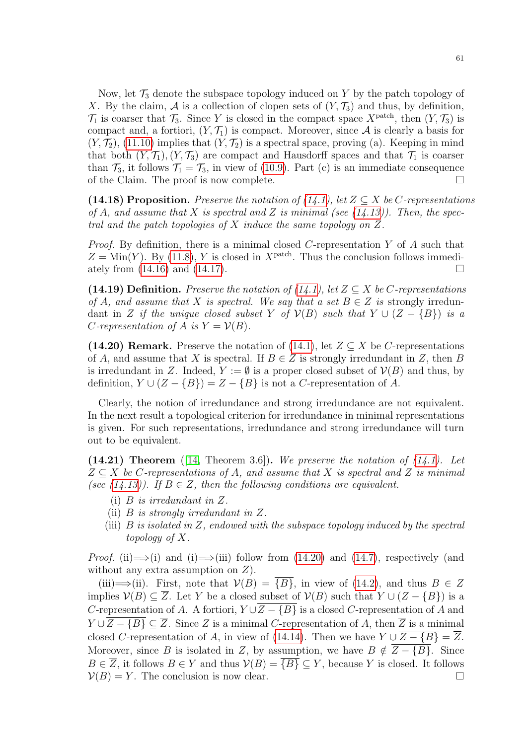Now, let $\mathcal{T}_3$ denote the subspace topology induced on $Y$ by the patch topology of $X$. By the claim, $\mathcal{A}$ is a collection of clopen sets of $(Y, \mathcal{T}_3)$ and thus, by definition, $\mathcal{T}_1$ is coarser that $\mathcal{T}_3$. Since $Y$ is closed in the compact space $X^{\text{patch}}$, then $(Y, \mathcal{T}_3)$ is compact and, a fortiori, $(Y, \mathcal{T}_1)$ is compact. Moreover, since $\mathcal{A}$ is clearly a basis for $(Y, \mathcal{T}_2)$, (11.10) implies that $(Y, \mathcal{T}_2)$ is a spectral space, proving (a). Keeping in mind that both $(Y, \mathcal{T}_1), (Y, \mathcal{T}_3)$ are compact and Hausdorff spaces and that $\mathcal{T}_1$ is coarser than $\mathcal{T}_3$, it follows $\mathcal{T}_1 = \mathcal{T}_3$, in view of (10.9). Part (c) is an immediate consequence of the Claim. The proof is now complete. □

**(14.18) Proposition.** *Preserve the notation of (14.1), let $Z \subseteq X$ be $C$-representations of $A$, and assume that $X$ is spectral and $Z$ is minimal (see (14.13)). Then, the spectral and the patch topologies of $X$ induce the same topology on $Z$.*

*Proof.* By definition, there is a minimal closed $C$-representation $Y$ of $A$ such that $Z = \text{Min}(Y)$. By (11.8), $Y$ is closed in $X^{\text{patch}}$. Thus the conclusion follows immediately from (14.16) and (14.17). □

**(14.19) Definition.** *Preserve the notation of (14.1), let $Z \subseteq X$ be $C$-representations of $A$, and assume that $X$ is spectral. We say that a set $B \in Z$ is* strongly irredundant *in $Z$ if the unique closed subset $Y$ of $\mathcal{V}(B)$ such that $Y \cup (Z - \{B\})$ is a $C$-representation of $A$ is $Y = \mathcal{V}(B)$.*

**(14.20) Remark.** Preserve the notation of (14.1), let $Z \subseteq X$ be $C$-representations of $A$, and assume that $X$ is spectral. If $B \in Z$ is strongly irredundant in $Z$, then $B$ is irredundant in $Z$. Indeed, $Y := \emptyset$ is a proper closed subset of $\mathcal{V}(B)$ and thus, by definition, $Y \cup (Z - \{B\}) = Z - \{B\}$ is not a $C$-representation of $A$.

Clearly, the notion of irredundance and strong irredundance are not equivalent. In the next result a topological criterion for irredundance in minimal representations is given. For such representations, irredundance and strong irredundance will turn out to be equivalent.

**(14.21) Theorem** ([14, Theorem 3.6])**.** *We preserve the notation of (14.1). Let $Z \subseteq X$ be $C$-representations of $A$, and assume that $X$ is spectral and $Z$ is minimal (see (14.13)). If $B \in Z$, then the following conditions are equivalent.*

- (i) *$B$ is irredundant in $Z$.*
- (ii) *$B$ is strongly irredundant in $Z$.*
- (iii) *$B$ is isolated in $Z$, endowed with the subspace topology induced by the spectral topology of $X$.*

*Proof.* (ii)$\Longrightarrow$(i) and (i)$\Longrightarrow$(iii) follow from (14.20) and (14.7), respectively (and without any extra assumption on $Z$).

(iii)$\Longrightarrow$(ii). First, note that $\mathcal{V}(B) = \overline{\{B\}}$, in view of (14.2), and thus $B \in Z$ implies $\mathcal{V}(B) \subseteq \overline{Z}$. Let $Y$ be a closed subset of $\mathcal{V}(B)$ such that $Y \cup (Z - \{B\})$ is a $C$-representation of $A$. A fortiori, $Y \cup \overline{Z - \{B\}}$ is a closed $C$-representation of $A$ and $Y \cup \overline{Z - \{B\}} \subseteq \overline{Z}$. Since $Z$ is a minimal $C$-representation of $A$, then $\overline{Z}$ is a minimal closed $C$-representation of $A$, in view of (14.14). Then we have $Y \cup \overline{Z - \{B\}} = \overline{Z}$. Moreover, since $B$ is isolated in $Z$, by assumption, we have $B \notin \overline{Z - \{B\}}$. Since $B \in \overline{Z}$, it follows $B \in Y$ and thus $\mathcal{V}(B) = \overline{\{B\}} \subseteq Y$, because $Y$ is closed. It follows $\mathcal{V}(B) = Y$. The conclusion is now clear. □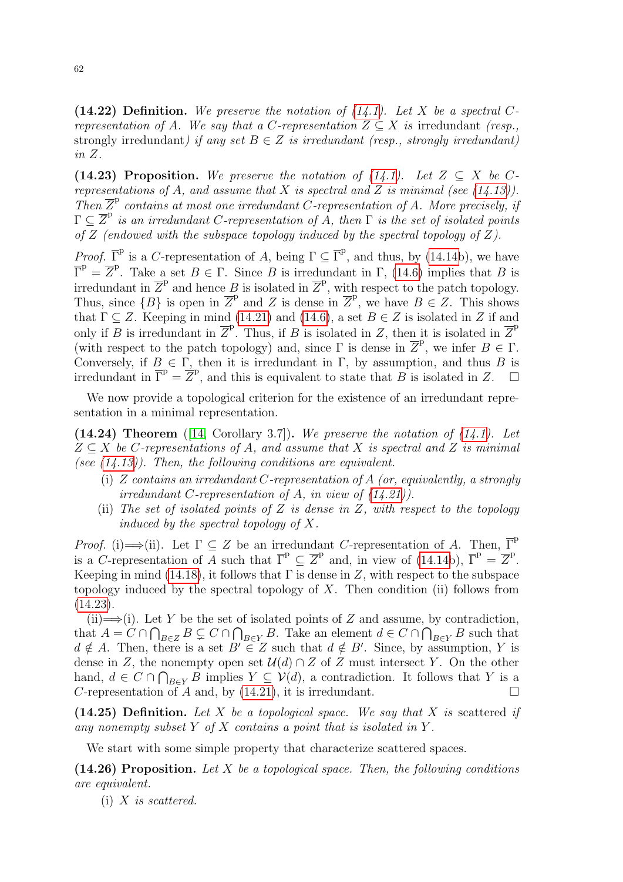**(14.22) Definition.** *We preserve the notation of (14.1). Let $X$ be a spectral $C$-representation of $A$. We say that a $C$-representation $Z \subseteq X$ is* irredundant *(resp.,* strongly irredundant*) if any set $B \in Z$ is irredundant (resp., strongly irredundant) in $Z$.*

**(14.23) Proposition.** *We preserve the notation of (14.1). Let $Z \subseteq X$ be $C$-representations of $A$, and assume that $X$ is spectral and $Z$ is minimal (see (14.13)). Then $\overline{Z}^{\mathrm{p}}$ contains at most one irredundant $C$-representation of $A$. More precisely, if $\Gamma \subseteq \overline{Z}^{\mathrm{p}}$ is an irredundant $C$-representation of $A$, then $\Gamma$ is the set of isolated points of $Z$ (endowed with the subspace topology induced by the spectral topology of $Z$).*

*Proof.* $\overline{\Gamma}^{\mathrm{p}}$ is a $C$-representation of $A$, being $\Gamma \subseteq \overline{\Gamma}^{\mathrm{p}}$, and thus, by (14.14b), we have $\overline{\Gamma}^{\mathrm{p}} = \overline{Z}^{\mathrm{p}}$. Take a set $B \in \Gamma$. Since $B$ is irredundant in $\Gamma$, (14.6) implies that $B$ is irredundant in $\overline{Z}^{\mathrm{p}}$ and hence $B$ is isolated in $\overline{Z}^{\mathrm{p}}$, with respect to the patch topology. Thus, since $\{B\}$ is open in $\overline{Z}^{\mathrm{p}}$ and $Z$ is dense in $\overline{Z}^{\mathrm{p}}$, we have $B \in Z$. This shows that $\Gamma \subseteq Z$. Keeping in mind (14.21) and (14.6), a set $B \in Z$ is isolated in $Z$ if and only if $B$ is irredundant in $\overline{Z}^{\mathrm{p}}$. Thus, if $B$ is isolated in $Z$, then it is isolated in $\overline{Z}^{\mathrm{p}}$ (with respect to the patch topology) and, since $\Gamma$ is dense in $\overline{Z}^{\mathrm{p}}$, we infer $B \in \Gamma$. Conversely, if $B \in \Gamma$, then it is irredundant in $\Gamma$, by assumption, and thus $B$ is irredundant in $\overline{\Gamma}^{\mathrm{p}} = \overline{Z}^{\mathrm{p}}$, and this is equivalent to state that $B$ is isolated in $Z$. $\square$

We now provide a topological criterion for the existence of an irredundant representation in a minimal representation.

**(14.24) Theorem** ([14, Corollary 3.7])**.** *We preserve the notation of (14.1). Let $Z \subseteq X$ be $C$-representations of $A$, and assume that $X$ is spectral and $Z$ is minimal (see (14.13)). Then, the following conditions are equivalent.*

- (i) *$Z$ contains an irredundant $C$-representation of $A$ (or, equivalently, a strongly irredundant $C$-representation of $A$, in view of (14.21)).*
- (ii) *The set of isolated points of $Z$ is dense in $Z$, with respect to the topology induced by the spectral topology of $X$.*

*Proof.* (i)$\Longrightarrow$(ii). Let $\Gamma \subseteq Z$ be an irredundant $C$-representation of $A$. Then, $\overline{\Gamma}^{\mathrm{p}}$ is a $C$-representation of $A$ such that $\overline{\Gamma}^{\mathrm{p}} \subseteq \overline{Z}^{\mathrm{p}}$ and, in view of (14.14b), $\overline{\Gamma}^{\mathrm{p}} = \overline{Z}^{\mathrm{p}}$. Keeping in mind (14.18), it follows that $\Gamma$ is dense in $Z$, with respect to the subspace topology induced by the spectral topology of $X$. Then condition (ii) follows from (14.23).

(ii)$\Longrightarrow$(i). Let $Y$ be the set of isolated points of $Z$ and assume, by contradiction, that $A = C \cap \bigcap_{B \in Z} B \subsetneq C \cap \bigcap_{B \in Y} B$. Take an element $d \in C \cap \bigcap_{B \in Y} B$ such that $d \notin A$. Then, there is a set $B' \in Z$ such that $d \notin B'$. Since, by assumption, $Y$ is dense in $Z$, the nonempty open set $\mathcal{U}(d) \cap Z$ of $Z$ must intersect $Y$. On the other hand, $d \in C \cap \bigcap_{B \in Y} B$ implies $Y \subseteq \mathcal{V}(d)$, a contradiction. It follows that $Y$ is a $C$-representation of $A$ and, by (14.21), it is irredundant. $\square$

**(14.25) Definition.** *Let $X$ be a topological space. We say that $X$ is* scattered *if any nonempty subset $Y$ of $X$ contains a point that is isolated in $Y$.*

We start with some simple property that characterize scattered spaces.

**(14.26) Proposition.** *Let $X$ be a topological space. Then, the following conditions are equivalent.*

- (i) *$X$ is scattered.*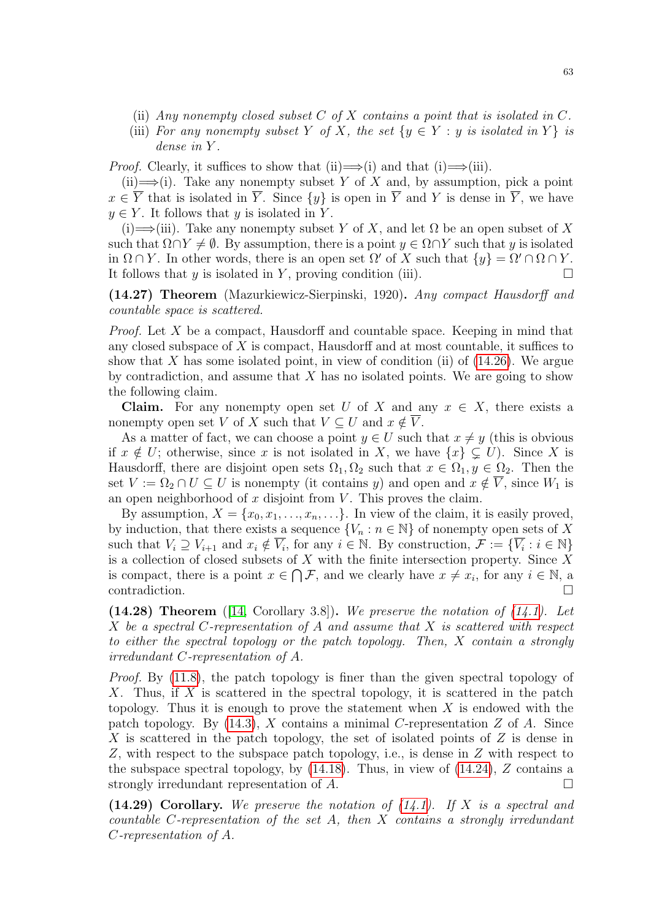(ii) *Any nonempty closed subset $C$ of $X$ contains a point that is isolated in $C$.*

(iii) *For any nonempty subset $Y$ of $X$, the set $\{y \in Y : y \text{ is isolated in } Y\}$ is dense in $Y$.*

*Proof.* Clearly, it suffices to show that (ii)$\Longrightarrow$(i) and that (i)$\Longrightarrow$(iii).

(ii)$\Longrightarrow$(i). Take any nonempty subset $Y$ of $X$ and, by assumption, pick a point $x \in \overline{Y}$ that is isolated in $\overline{Y}$. Since $\{y\}$ is open in $\overline{Y}$ and $Y$ is dense in $\overline{Y}$, we have $y \in Y$. It follows that $y$ is isolated in $Y$.

(i)$\Longrightarrow$(iii). Take any nonempty subset $Y$ of $X$, and let $\Omega$ be an open subset of $X$ such that $\Omega \cap Y \neq \emptyset$. By assumption, there is a point $y \in \Omega \cap Y$ such that $y$ is isolated in $\Omega \cap Y$. In other words, there is an open set $\Omega'$ of $X$ such that $\{y\} = \Omega' \cap \Omega \cap Y$. It follows that $y$ is isolated in $Y$, proving condition (iii). $\square$

**(14.27) Theorem** (Mazurkiewicz-Sierpinski, 1920)**.** *Any compact Hausdorff and countable space is scattered.*

*Proof.* Let $X$ be a compact, Hausdorff and countable space. Keeping in mind that any closed subspace of $X$ is compact, Hausdorff and at most countable, it suffices to show that $X$ has some isolated point, in view of condition (ii) of (14.26). We argue by contradiction, and assume that $X$ has no isolated points. We are going to show the following claim.

**Claim.** For any nonempty open set $U$ of $X$ and any $x \in X$, there exists a nonempty open set $V$ of $X$ such that $V \subseteq U$ and $x \notin \overline{V}$.

As a matter of fact, we can choose a point $y \in U$ such that $x \neq y$ (this is obvious if $x \notin U$; otherwise, since $x$ is not isolated in $X$, we have $\{x\} \subsetneq U$). Since $X$ is Hausdorff, there are disjoint open sets $\Omega_1, \Omega_2$ such that $x \in \Omega_1, y \in \Omega_2$. Then the set $V := \Omega_2 \cap U \subseteq U$ is nonempty (it contains $y$) and open and $x \notin \overline{V}$, since $W_1$ is an open neighborhood of $x$ disjoint from $V$. This proves the claim.

By assumption, $X = \{x_0, x_1, \ldots, x_n, \ldots\}$. In view of the claim, it is easily proved, by induction, that there exists a sequence $\{V_n : n \in \mathbb{N}\}$ of nonempty open sets of $X$ such that $V_i \supseteq V_{i+1}$ and $x_i \notin \overline{V_i}$, for any $i \in \mathbb{N}$. By construction, $\mathcal{F} := \{\overline{V_i} : i \in \mathbb{N}\}$ is a collection of closed subsets of $X$ with the finite intersection property. Since $X$ is compact, there is a point $x \in \bigcap \mathcal{F}$, and we clearly have $x \neq x_i$, for any $i \in \mathbb{N}$, a contradiction. $\square$

**(14.28) Theorem** ([14, Corollary 3.8])**.** *We preserve the notation of (14.1). Let $X$ be a spectral $C$-representation of $A$ and assume that $X$ is scattered with respect to either the spectral topology or the patch topology. Then, $X$ contain a strongly irredundant $C$-representation of $A$.*

*Proof.* By (11.8), the patch topology is finer than the given spectral topology of $X$. Thus, if $X$ is scattered in the spectral topology, it is scattered in the patch topology. Thus it is enough to prove the statement when $X$ is endowed with the patch topology. By (14.3), $X$ contains a minimal $C$-representation $Z$ of $A$. Since $X$ is scattered in the patch topology, the set of isolated points of $Z$ is dense in $Z$, with respect to the subspace patch topology, i.e., is dense in $Z$ with respect to the subspace spectral topology, by (14.18). Thus, in view of (14.24), $Z$ contains a strongly irredundant representation of $A$. $\square$

**(14.29) Corollary.** *We preserve the notation of (14.1). If $X$ is a spectral and countable $C$-representation of the set $A$, then $X$ contains a strongly irredundant $C$-representation of $A$.*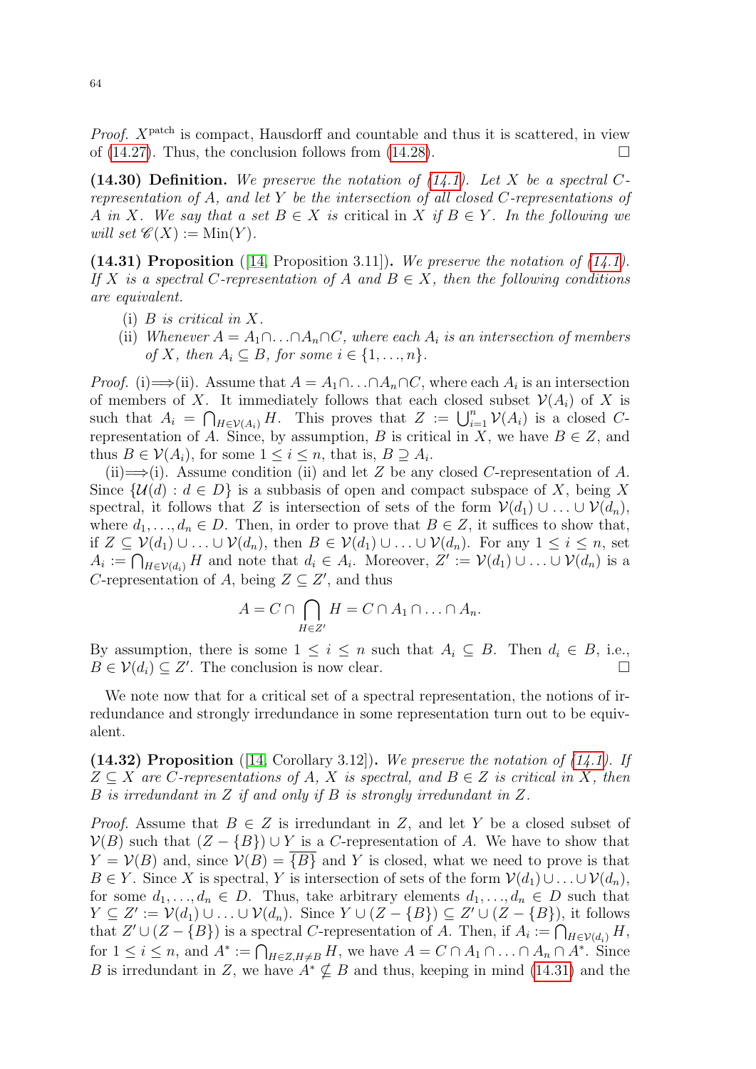*Proof.* $X^{\mathrm{patch}}$ is compact, Hausdorff and countable and thus it is scattered, in view of (14.27). Thus, the conclusion follows from (14.28). $\square$

**(14.30) Definition.** *We preserve the notation of (14.1). Let $X$ be a spectral $C$-representation of $A$, and let $Y$ be the intersection of all closed $C$-representations of $A$ in $X$. We say that a set $B \in X$ is* critical *in $X$ if $B \in Y$. In the following we will set $\mathscr{C}(X) := \mathrm{Min}(Y)$.*

**(14.31) Proposition** ([14, Proposition 3.11])**.** *We preserve the notation of (14.1). If $X$ is a spectral $C$-representation of $A$ and $B \in X$, then the following conditions are equivalent.*

(i) *$B$ is critical in $X$.*

(ii) *Whenever $A = A_1 \cap \ldots \cap A_n \cap C$, where each $A_i$ is an intersection of members of $X$, then $A_i \subseteq B$, for some $i \in \{1, \ldots, n\}$.*

*Proof.* (i)$\Longrightarrow$(ii). Assume that $A = A_1 \cap \ldots \cap A_n \cap C$, where each $A_i$ is an intersection of members of $X$. It immediately follows that each closed subset $\mathcal{V}(A_i)$ of $X$ is such that $A_i = \bigcap_{H \in \mathcal{V}(A_i)} H$. This proves that $Z := \bigcup_{i=1}^{n} \mathcal{V}(A_i)$ is a closed $C$-representation of $A$. Since, by assumption, $B$ is critical in $X$, we have $B \in Z$, and thus $B \in \mathcal{V}(A_i)$, for some $1 \leq i \leq n$, that is, $B \supseteq A_i$.

(ii)$\Longrightarrow$(i). Assume condition (ii) and let $Z$ be any closed $C$-representation of $A$. Since $\{\mathcal{U}(d) : d \in D\}$ is a subbasis of open and compact subspace of $X$, being $X$ spectral, it follows that $Z$ is intersection of sets of the form $\mathcal{V}(d_1) \cup \ldots \cup \mathcal{V}(d_n)$, where $d_1, \ldots, d_n \in D$. Then, in order to prove that $B \in Z$, it suffices to show that, if $Z \subseteq \mathcal{V}(d_1) \cup \ldots \cup \mathcal{V}(d_n)$, then $B \in \mathcal{V}(d_1) \cup \ldots \cup \mathcal{V}(d_n)$. For any $1 \leq i \leq n$, set $A_i := \bigcap_{H \in \mathcal{V}(d_i)} H$ and note that $d_i \in A_i$. Moreover, $Z' := \mathcal{V}(d_1) \cup \ldots \cup \mathcal{V}(d_n)$ is a $C$-representation of $A$, being $Z \subseteq Z'$, and thus

$$A = C \cap \bigcap_{H \in Z'} H = C \cap A_1 \cap \ldots \cap A_n.$$

By assumption, there is some $1 \leq i \leq n$ such that $A_i \subseteq B$. Then $d_i \in B$, i.e., $B \in \mathcal{V}(d_i) \subseteq Z'$. The conclusion is now clear. $\square$

We note now that for a critical set of a spectral representation, the notions of irredundance and strongly irredundance in some representation turn out to be equivalent.

**(14.32) Proposition** ([14, Corollary 3.12])**.** *We preserve the notation of (14.1). If $Z \subseteq X$ are $C$-representations of $A$, $X$ is spectral, and $B \in Z$ is critical in $X$, then $B$ is irredundant in $Z$ if and only if $B$ is strongly irredundant in $Z$.*

*Proof.* Assume that $B \in Z$ is irredundant in $Z$, and let $Y$ be a closed subset of $\mathcal{V}(B)$ such that $(Z - \{B\}) \cup Y$ is a $C$-representation of $A$. We have to show that $Y = \mathcal{V}(B)$ and, since $\mathcal{V}(B) = \overline{\{B\}}$ and $Y$ is closed, what we need to prove is that $B \in Y$. Since $X$ is spectral, $Y$ is intersection of sets of the form $\mathcal{V}(d_1) \cup \ldots \cup \mathcal{V}(d_n)$, for some $d_1, \ldots, d_n \in D$. Thus, take arbitrary elements $d_1, \ldots, d_n \in D$ such that $Y \subseteq Z' := \mathcal{V}(d_1) \cup \ldots \cup \mathcal{V}(d_n)$. Since $Y \cup (Z - \{B\}) \subseteq Z' \cup (Z - \{B\})$, it follows that $Z' \cup (Z - \{B\})$ is a spectral $C$-representation of $A$. Then, if $A_i := \bigcap_{H \in \mathcal{V}(d_i)} H$, for $1 \leq i \leq n$, and $A^* := \bigcap_{H \in Z, H \neq B} H$, we have $A = C \cap A_1 \cap \ldots \cap A_n \cap A^*$. Since $B$ is irredundant in $Z$, we have $A^* \nsubseteq B$ and thus, keeping in mind (14.31) and the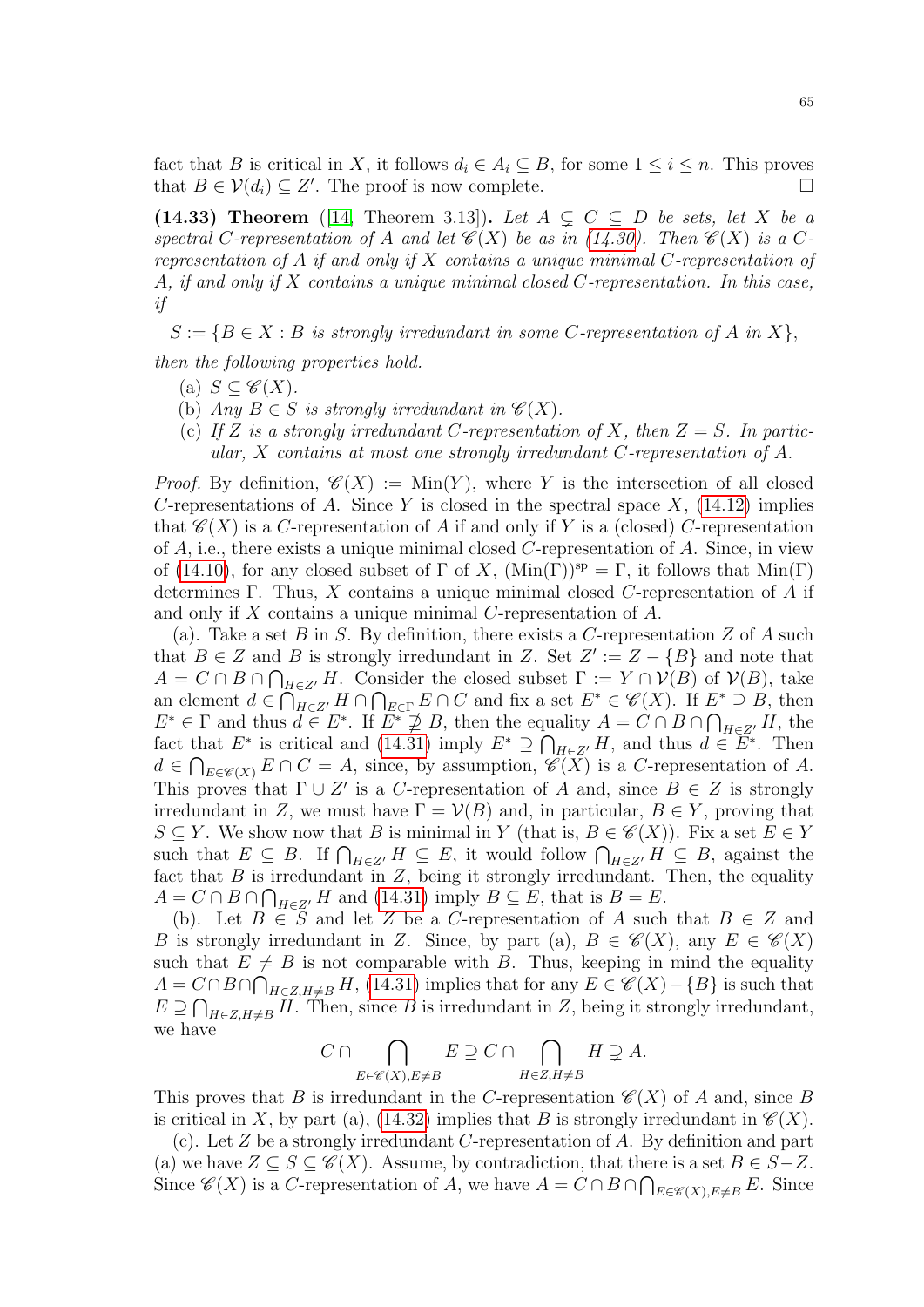fact that $B$ is critical in $X$, it follows $d_i \in A_i \subseteq B$, for some $1 \le i \le n$. This proves that $B \in \mathcal{V}(d_i) \subseteq Z'$. The proof is now complete. □

**(14.33) Theorem** ([14, Theorem 3.13])**.** *Let $A \subsetneq C \subseteq D$ be sets, let $X$ be a spectral $C$-representation of $A$ and let $\mathscr{C}(X)$ be as in (14.30). Then $\mathscr{C}(X)$ is a $C$-representation of $A$ if and only if $X$ contains a unique minimal $C$-representation of $A$, if and only if $X$ contains a unique minimal closed $C$-representation. In this case, if*

$$S := \{B \in X : B \text{ is strongly irredundant in some } C\text{-representation of } A \text{ in } X\},$$

*then the following properties hold.*

- (a) $S \subseteq \mathscr{C}(X)$.
- (b) *Any $B \in S$ is strongly irredundant in $\mathscr{C}(X)$.*
- (c) *If $Z$ is a strongly irredundant $C$-representation of $X$, then $Z = S$. In particular, $X$ contains at most one strongly irredundant $C$-representation of $A$.*

*Proof.* By definition, $\mathscr{C}(X) := \mathrm{Min}(Y)$, where $Y$ is the intersection of all closed $C$-representations of $A$. Since $Y$ is closed in the spectral space $X$, (14.12) implies that $\mathscr{C}(X)$ is a $C$-representation of $A$ if and only if $Y$ is a (closed) $C$-representation of $A$, i.e., there exists a unique minimal closed $C$-representation of $A$. Since, in view of (14.10), for any closed subset of $\Gamma$ of $X$, $(\mathrm{Min}(\Gamma))^{\mathrm{sp}} = \Gamma$, it follows that $\mathrm{Min}(\Gamma)$ determines $\Gamma$. Thus, $X$ contains a unique minimal closed $C$-representation of $A$ if and only if $X$ contains a unique minimal $C$-representation of $A$.

(a). Take a set $B$ in $S$. By definition, there exists a $C$-representation $Z$ of $A$ such that $B \in Z$ and $B$ is strongly irredundant in $Z$. Set $Z' := Z - \{B\}$ and note that $A = C \cap B \cap \bigcap_{H \in Z'} H$. Consider the closed subset $\Gamma := Y \cap \mathcal{V}(B)$ of $\mathcal{V}(B)$, take an element $d \in \bigcap_{H \in Z'} H \cap \bigcap_{E \in \Gamma} E \cap C$ and fix a set $E^* \in \mathscr{C}(X)$. If $E^* \supseteq B$, then $E^* \in \Gamma$ and thus $d \in E^*$. If $E^* \not\supseteq B$, then the equality $A = C \cap B \cap \bigcap_{H \in Z'} H$, the fact that $E^*$ is critical and (14.31) imply $E^* \supseteq \bigcap_{H \in Z'} H$, and thus $d \in E^*$. Then $d \in \bigcap_{E \in \mathscr{C}(X)} E \cap C = A$, since, by assumption, $\mathscr{C}(X)$ is a $C$-representation of $A$. This proves that $\Gamma \cup Z'$ is a $C$-representation of $A$ and, since $B \in Z$ is strongly irredundant in $Z$, we must have $\Gamma = \mathcal{V}(B)$ and, in particular, $B \in Y$, proving that $S \subseteq Y$. We show now that $B$ is minimal in $Y$ (that is, $B \in \mathscr{C}(X)$). Fix a set $E \in Y$ such that $E \subseteq B$. If $\bigcap_{H \in Z'} H \subseteq E$, it would follow $\bigcap_{H \in Z'} H \subseteq B$, against the fact that $B$ is irredundant in $Z$, being it strongly irredundant. Then, the equality $A = C \cap B \cap \bigcap_{H \in Z'} H$ and (14.31) imply $B \subseteq E$, that is $B = E$.

(b). Let $B \in S$ and let $Z$ be a $C$-representation of $A$ such that $B \in Z$ and $B$ is strongly irredundant in $Z$. Since, by part (a), $B \in \mathscr{C}(X)$, any $E \in \mathscr{C}(X)$ such that $E \neq B$ is not comparable with $B$. Thus, keeping in mind the equality $A = C \cap B \cap \bigcap_{H \in Z, H \neq B} H$, (14.31) implies that for any $E \in \mathscr{C}(X) - \{B\}$ is such that $E \supseteq \bigcap_{H \in Z, H \neq B} H$. Then, since $B$ is irredundant in $Z$, being it strongly irredundant, we have

$$C \cap \bigcap_{E \in \mathscr{C}(X), E \neq B} E \supseteq C \cap \bigcap_{H \in Z, H \neq B} H \supsetneq A.$$

This proves that $B$ is irredundant in the $C$-representation $\mathscr{C}(X)$ of $A$ and, since $B$ is critical in $X$, by part (a), (14.32) implies that $B$ is strongly irredundant in $\mathscr{C}(X)$.

(c). Let $Z$ be a strongly irredundant $C$-representation of $A$. By definition and part (a) we have $Z \subseteq S \subseteq \mathscr{C}(X)$. Assume, by contradiction, that there is a set $B \in S - Z$. Since $\mathscr{C}(X)$ is a $C$-representation of $A$, we have $A = C \cap B \cap \bigcap_{E \in \mathscr{C}(X), E \neq B} E$. Since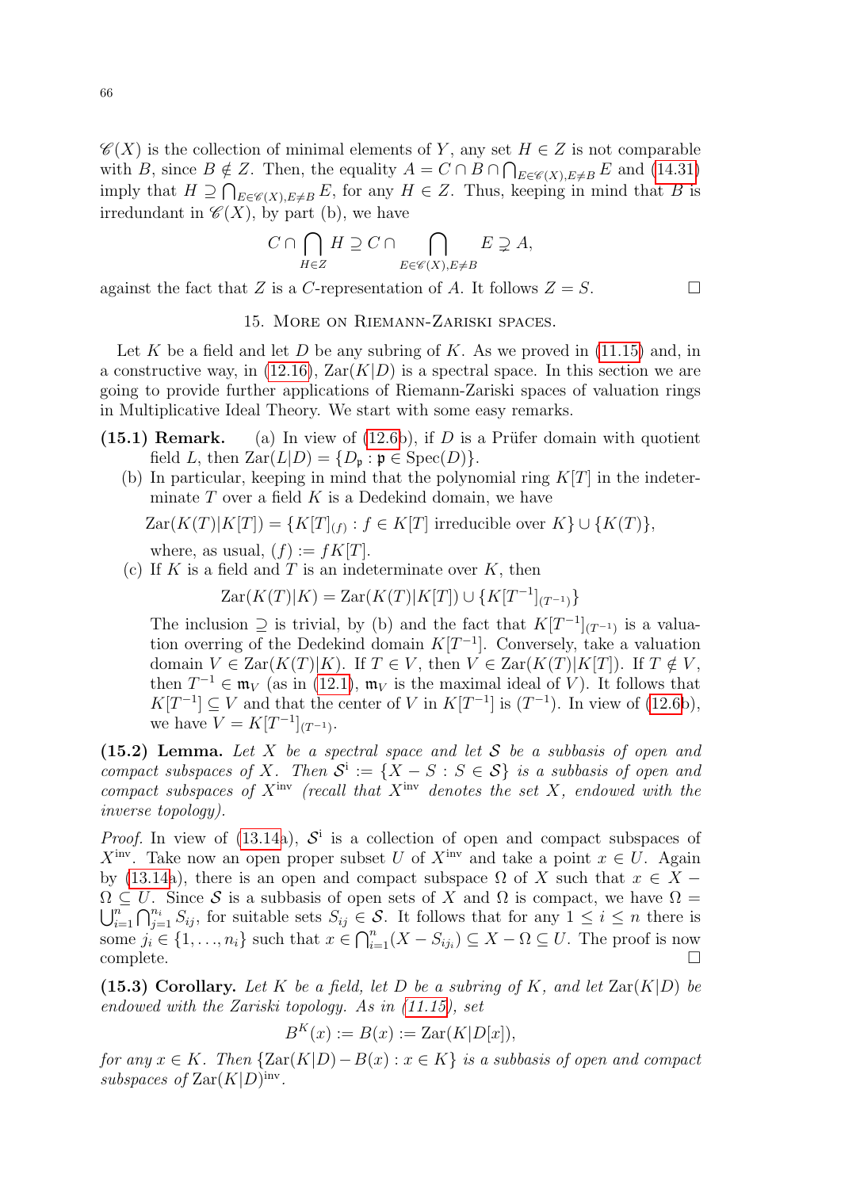$\mathscr{C}(X)$ is the collection of minimal elements of $Y$, any set $H \in Z$ is not comparable with $B$, since $B \notin Z$. Then, the equality $A = C \cap B \cap \bigcap_{E \in \mathscr{C}(X), E \neq B} E$ and (14.31) imply that $H \supseteq \bigcap_{E \in \mathscr{C}(X), E \neq B} E$, for any $H \in Z$. Thus, keeping in mind that $B$ is irredundant in $\mathscr{C}(X)$, by part (b), we have

$$C \cap \bigcap_{H \in Z} H \supseteq C \cap \bigcap_{E \in \mathscr{C}(X), E \neq B} E \supsetneq A,$$

against the fact that $Z$ is a $C$-representation of $A$. It follows $Z = S$. □

## 15. More on Riemann-Zariski spaces.

Let $K$ be a field and let $D$ be any subring of $K$. As we proved in (11.15) and, in a constructive way, in (12.16), $\mathrm{Zar}(K|D)$ is a spectral space. In this section we are going to provide further applications of Riemann-Zariski spaces of valuation rings in Multiplicative Ideal Theory. We start with some easy remarks.

**(15.1) Remark.** (a) In view of (12.6b), if $D$ is a Prüfer domain with quotient field $L$, then $\mathrm{Zar}(L|D) = \{D_{\mathfrak{p}} : \mathfrak{p} \in \mathrm{Spec}(D)\}$.

(b) In particular, keeping in mind that the polynomial ring $K[T]$ in the indeterminate $T$ over a field $K$ is a Dedekind domain, we have

$$\mathrm{Zar}(K(T)|K[T]) = \{K[T]_{(f)} : f \in K[T] \text{ irreducible over } K\} \cup \{K(T)\},$$

where, as usual, $(f) := fK[T]$.

(c) If $K$ is a field and $T$ is an indeterminate over $K$, then

$$\mathrm{Zar}(K(T)|K) = \mathrm{Zar}(K(T)|K[T]) \cup \{K[T^{-1}]_{(T^{-1})}\}$$

The inclusion $\supseteq$ is trivial, by (b) and the fact that $K[T^{-1}]_{(T^{-1})}$ is a valuation overring of the Dedekind domain $K[T^{-1}]$. Conversely, take a valuation domain $V \in \mathrm{Zar}(K(T)|K)$. If $T \in V$, then $V \in \mathrm{Zar}(K(T)|K[T])$. If $T \notin V$, then $T^{-1} \in \mathfrak{m}_V$ (as in (12.1), $\mathfrak{m}_V$ is the maximal ideal of $V$). It follows that $K[T^{-1}] \subseteq V$ and that the center of $V$ in $K[T^{-1}]$ is $(T^{-1})$. In view of (12.6b), we have $V = K[T^{-1}]_{(T^{-1})}$.

**(15.2) Lemma.** *Let $X$ be a spectral space and let $\mathcal{S}$ be a subbasis of open and compact subspaces of $X$. Then $\mathcal{S}^{\mathrm{i}} := \{X - S : S \in \mathcal{S}\}$ is a subbasis of open and compact subspaces of $X^{\mathrm{inv}}$ (recall that $X^{\mathrm{inv}}$ denotes the set $X$, endowed with the inverse topology).*

*Proof.* In view of (13.14a), $\mathcal{S}^{\mathrm{i}}$ is a collection of open and compact subspaces of $X^{\mathrm{inv}}$. Take now an open proper subset $U$ of $X^{\mathrm{inv}}$ and take a point $x \in U$. Again by (13.14a), there is an open and compact subspace $\Omega$ of $X$ such that $x \in X - \Omega \subseteq U$. Since $\mathcal{S}$ is a subbasis of open sets of $X$ and $\Omega$ is compact, we have $\Omega = \bigcup_{i=1}^{n} \bigcap_{j=1}^{n_i} S_{ij}$, for suitable sets $S_{ij} \in \mathcal{S}$. It follows that for any $1 \leq i \leq n$ there is some $j_i \in \{1, \ldots, n_i\}$ such that $x \in \bigcap_{i=1}^{n} (X - S_{ij_i}) \subseteq X - \Omega \subseteq U$. The proof is now complete. □

**(15.3) Corollary.** *Let $K$ be a field, let $D$ be a subring of $K$, and let $\mathrm{Zar}(K|D)$ be endowed with the Zariski topology. As in (11.15), set*

$$B^K(x) := B(x) := \mathrm{Zar}(K|D[x]),$$

*for any $x \in K$. Then $\{\mathrm{Zar}(K|D) - B(x) : x \in K\}$ is a subbasis of open and compact subspaces of $\mathrm{Zar}(K|D)^{\mathrm{inv}}$.*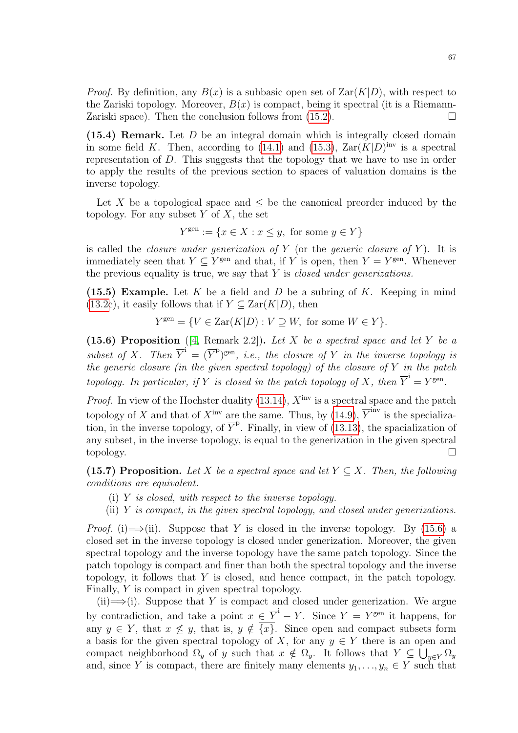*Proof.* By definition, any $B(x)$ is a subbasic open set of $\mathrm{Zar}(K|D)$, with respect to the Zariski topology. Moreover, $B(x)$ is compact, being it spectral (it is a Riemann-Zariski space). Then the conclusion follows from (15.2). $\square$

**(15.4) Remark.** Let $D$ be an integral domain which is integrally closed domain in some field $K$. Then, according to (14.1) and (15.3), $\mathrm{Zar}(K|D)^{\mathrm{inv}}$ is a spectral representation of $D$. This suggests that the topology that we have to use in order to apply the results of the previous section to spaces of valuation domains is the inverse topology.

Let $X$ be a topological space and $\leq$ be the canonical preorder induced by the topology. For any subset $Y$ of $X$, the set

$$Y^{\mathrm{gen}} := \{x \in X : x \leq y, \text{ for some } y \in Y\}$$

is called the *closure under generization of* $Y$ (or the *generic closure of* $Y$). It is immediately seen that $Y \subseteq Y^{\mathrm{gen}}$ and that, if $Y$ is open, then $Y = Y^{\mathrm{gen}}$. Whenever the previous equality is true, we say that $Y$ is *closed under generizations.*

**(15.5) Example.** Let $K$ be a field and $D$ be a subring of $K$. Keeping in mind (13.2c), it easily follows that if $Y \subseteq \mathrm{Zar}(K|D)$, then

$$Y^{\mathrm{gen}} = \{V \in \mathrm{Zar}(K|D) : V \supseteq W, \text{ for some } W \in Y\}.$$

**(15.6) Proposition** ([4, Remark 2.2])**.** *Let $X$ be a spectral space and let $Y$ be a subset of $X$. Then $\overline{Y}^{\mathrm{i}} = (\overline{Y}^{\mathrm{p}})^{\mathrm{gen}}$, i.e., the closure of $Y$ in the inverse topology is the generic closure (in the given spectral topology) of the closure of $Y$ in the patch topology. In particular, if $Y$ is closed in the patch topology of $X$, then $\overline{Y}^{\mathrm{i}} = Y^{\mathrm{gen}}$.*

*Proof.* In view of the Hochster duality (13.14), $X^{\mathrm{inv}}$ is a spectral space and the patch topology of $X$ and that of $X^{\mathrm{inv}}$ are the same. Thus, by (14.9), $\overline{Y}^{\mathrm{inv}}$ is the specialization, in the inverse topology, of $\overline{Y}^{\mathrm{p}}$. Finally, in view of (13.13), the spacialization of any subset, in the inverse topology, is equal to the generization in the given spectral topology. $\square$

**(15.7) Proposition.** *Let $X$ be a spectral space and let $Y \subseteq X$. Then, the following conditions are equivalent.*

(i) *$Y$ is closed, with respect to the inverse topology.*

(ii) *$Y$ is compact, in the given spectral topology, and closed under generizations.*

*Proof.* (i)$\Longrightarrow$(ii). Suppose that $Y$ is closed in the inverse topology. By (15.6) a closed set in the inverse topology is closed under generization. Moreover, the given spectral topology and the inverse topology have the same patch topology. Since the patch topology is compact and finer than both the spectral topology and the inverse topology, it follows that $Y$ is closed, and hence compact, in the patch topology. Finally, $Y$ is compact in given spectral topology.

(ii)$\Longrightarrow$(i). Suppose that $Y$ is compact and closed under generization. We argue by contradiction, and take a point $x \in \overline{Y}^{\mathrm{i}} - Y$. Since $Y = Y^{\mathrm{gen}}$ it happens, for any $y \in Y$, that $x \not\leq y$, that is, $y \notin \overline{\{x\}}$. Since open and compact subsets form a basis for the given spectral topology of $X$, for any $y \in Y$ there is an open and compact neighborhood $\Omega_y$ of $y$ such that $x \notin \Omega_y$. It follows that $Y \subseteq \bigcup_{y \in Y} \Omega_y$ and, since $Y$ is compact, there are finitely many elements $y_1, \ldots, y_n \in Y$ such that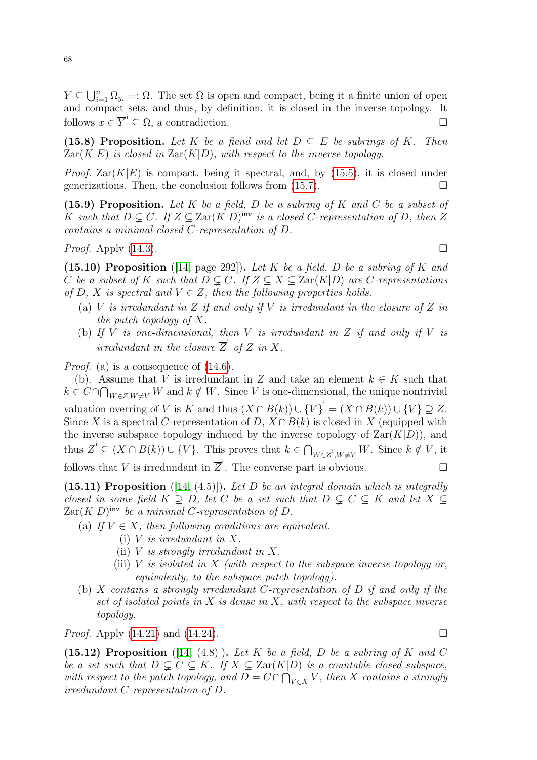$Y \subseteq \bigcup_{i=1}^n \Omega_{y_i} =: \Omega$. The set $\Omega$ is open and compact, being it a finite union of open and compact sets, and thus, by definition, it is closed in the inverse topology. It follows $x \in \overline{Y}^{\mathrm{i}} \subseteq \Omega$, a contradiction. □

**(15.8) Proposition.** *Let $K$ be a fiend and let $D \subseteq E$ be subrings of $K$. Then $\mathrm{Zar}(K|E)$ is closed in $\mathrm{Zar}(K|D)$, with respect to the inverse topology.*

*Proof.* $\mathrm{Zar}(K|E)$ is compact, being it spectral, and, by (15.5), it is closed under generizations. Then, the conclusion follows from (15.7). □

**(15.9) Proposition.** *Let $K$ be a field, $D$ be a subring of $K$ and $C$ be a subset of $K$ such that $D \subsetneq C$. If $Z \subseteq \mathrm{Zar}(K|D)^{\mathrm{inv}}$ is a closed $C$-representation of $D$, then $Z$ contains a minimal closed $C$-representation of $D$.*

*Proof.* Apply (14.3). □

**(15.10) Proposition** ([14, page 292])**.** *Let $K$ be a field, $D$ be a subring of $K$ and $C$ be a subset of $K$ such that $D \subsetneq C$. If $Z \subseteq X \subseteq \mathrm{Zar}(K|D)$ are $C$-representations of $D$, $X$ is spectral and $V \in Z$, then the following properties holds.*

- (a) *$V$ is irredundant in $Z$ if and only if $V$ is irredundant in the closure of $Z$ in the patch topology of $X$.*
- (b) *If $V$ is one-dimensional, then $V$ is irredundant in $Z$ if and only if $V$ is irredundant in the closure $\overline{Z}^{\mathrm{i}}$ of $Z$ in $X$.*

*Proof.* (a) is a consequence of (14.6).

(b). Assume that $V$ is irredundant in $Z$ and take an element $k \in K$ such that $k \in C \cap \bigcap_{W \in Z, W \neq V} W$ and $k \notin W$. Since $V$ is one-dimensional, the unique nontrivial valuation overring of $V$ is $K$ and thus $(X \cap B(k)) \cup \overline{\{V\}}^{\mathrm{i}} = (X \cap B(k)) \cup \{V\} \supseteq Z$. Since $X$ is a spectral $C$-representation of $D$, $X \cap B(k)$ is closed in $X$ (equipped with the inverse subspace topology induced by the inverse topology of $\mathrm{Zar}(K|D)$), and thus $\overline{Z}^{\mathrm{i}} \subseteq (X \cap B(k)) \cup \{V\}$. This proves that $k \in \bigcap_{W \in \overline{Z}^{\mathrm{i}}, W \neq V} W$. Since $k \notin V$, it follows that $V$ is irredundant in $\overline{Z}^{\mathrm{i}}$. The converse part is obvious. □

**(15.11) Proposition** ([14, (4.5)])**.** *Let $D$ be an integral domain which is integrally closed in some field $K \supseteq D$, let $C$ be a set such that $D \subsetneq C \subseteq K$ and let $X \subseteq \mathrm{Zar}(K|D)^{\mathrm{inv}}$ be a minimal $C$-representation of $D$.*

- (a) *If $V \in X$, then following conditions are equivalent.*
  - (i) *$V$ is irredundant in $X$.*
  - (ii) *$V$ is strongly irredundant in $X$.*
  - (iii) *$V$ is isolated in $X$ (with respect to the subspace inverse topology or, equivalenty, to the subspace patch topology).*
- (b) *$X$ contains a strongly irredundant $C$-representation of $D$ if and only if the set of isolated points in $X$ is dense in $X$, with respect to the subspace inverse topology.*

*Proof.* Apply (14.21) and (14.24). □

**(15.12) Proposition** ([14, (4.8)])**.** *Let $K$ be a field, $D$ be a subring of $K$ and $C$ be a set such that $D \subsetneq C \subseteq K$. If $X \subseteq \mathrm{Zar}(K|D)$ is a countable closed subspace, with respect to the patch topology, and $D = C \cap \bigcap_{V \in X} V$, then $X$ contains a strongly irredundant $C$-representation of $D$.*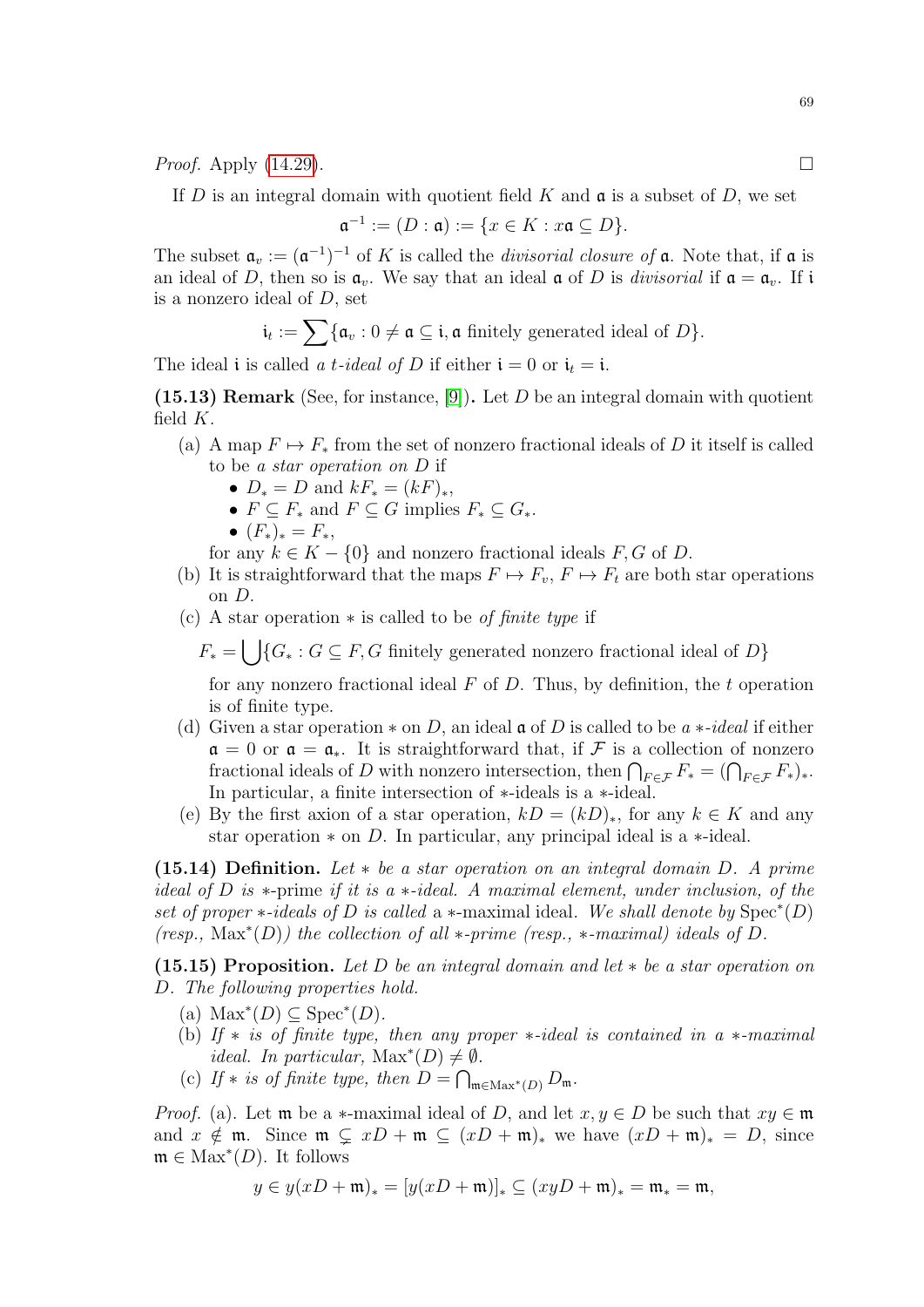*Proof.* Apply (14.29). □

If $D$ is an integral domain with quotient field $K$ and $\mathfrak{a}$ is a subset of $D$, we set

$$\mathfrak{a}^{-1} := (D : \mathfrak{a}) := \{x \in K : x\mathfrak{a} \subseteq D\}.$$

The subset $\mathfrak{a}_v := (\mathfrak{a}^{-1})^{-1}$ of $K$ is called the *divisorial closure of* $\mathfrak{a}$. Note that, if $\mathfrak{a}$ is an ideal of $D$, then so is $\mathfrak{a}_v$. We say that an ideal $\mathfrak{a}$ of $D$ is *divisorial* if $\mathfrak{a} = \mathfrak{a}_v$. If $\mathfrak{i}$ is a nonzero ideal of $D$, set

$$\mathfrak{i}_t := \sum \{\mathfrak{a}_v : 0 \neq \mathfrak{a} \subseteq \mathfrak{i}, \mathfrak{a} \text{ finitely generated ideal of } D\}.$$

The ideal $\mathfrak{i}$ is called *a $t$-ideal of* $D$ if either $\mathfrak{i} = 0$ or $\mathfrak{i}_t = \mathfrak{i}$.

**(15.13) Remark** (See, for instance, [9]). Let $D$ be an integral domain with quotient field $K$.

(a) A map $F \mapsto F_*$ from the set of nonzero fractional ideals of $D$ it itself is called to be *a star operation on* $D$ if
  - $D_* = D$ and $kF_* = (kF)_*$,
  - $F \subseteq F_*$ and $F \subseteq G$ implies $F_* \subseteq G_*$.
  - $(F_*)_* = F_*$,

  for any $k \in K - \{0\}$ and nonzero fractional ideals $F, G$ of $D$.

(b) It is straightforward that the maps $F \mapsto F_v$, $F \mapsto F_t$ are both star operations on $D$.

(c) A star operation $*$ is called to be *of finite type* if

$$F_* = \bigcup \{G_* : G \subseteq F, G \text{ finitely generated nonzero fractional ideal of } D\}$$

  for any nonzero fractional ideal $F$ of $D$. Thus, by definition, the $t$ operation is of finite type.

(d) Given a star operation $*$ on $D$, an ideal $\mathfrak{a}$ of $D$ is called to be *a $*$-ideal* if either $\mathfrak{a} = 0$ or $\mathfrak{a} = \mathfrak{a}_*$. It is straightforward that, if $\mathcal{F}$ is a collection of nonzero fractional ideals of $D$ with nonzero intersection, then $\bigcap_{F \in \mathcal{F}} F_* = (\bigcap_{F \in \mathcal{F}} F_*)_*$. In particular, a finite intersection of $*$-ideals is a $*$-ideal.

(e) By the first axion of a star operation, $kD = (kD)_*$, for any $k \in K$ and any star operation $*$ on $D$. In particular, any principal ideal is a $*$-ideal.

**(15.14) Definition.** *Let $*$ be a star operation on an integral domain $D$. A prime ideal of $D$ is* $*$-prime *if it is a $*$-ideal. A maximal element, under inclusion, of the set of proper $*$-ideals of $D$ is called* a $*$-maximal ideal. *We shall denote by* $\mathrm{Spec}^*(D)$ *(resp.,* $\mathrm{Max}^*(D)$*) the collection of all $*$-prime (resp., $*$-maximal) ideals of $D$.*

**(15.15) Proposition.** *Let $D$ be an integral domain and let $*$ be a star operation on $D$. The following properties hold.*

(a) $\mathrm{Max}^*(D) \subseteq \mathrm{Spec}^*(D)$.

(b) *If $*$ is of finite type, then any proper $*$-ideal is contained in a $*$-maximal ideal. In particular,* $\mathrm{Max}^*(D) \neq \emptyset$.

(c) *If $*$ is of finite type, then* $D = \bigcap_{\mathfrak{m} \in \mathrm{Max}^*(D)} D_{\mathfrak{m}}$.

*Proof.* (a). Let $\mathfrak{m}$ be a $*$-maximal ideal of $D$, and let $x, y \in D$ be such that $xy \in \mathfrak{m}$ and $x \notin \mathfrak{m}$. Since $\mathfrak{m} \subsetneq xD + \mathfrak{m} \subseteq (xD + \mathfrak{m})_*$ we have $(xD + \mathfrak{m})_* = D$, since $\mathfrak{m} \in \mathrm{Max}^*(D)$. It follows

$$y \in y(xD + \mathfrak{m})_* = [y(xD + \mathfrak{m})]_* \subseteq (xyD + \mathfrak{m})_* = \mathfrak{m}_* = \mathfrak{m},$$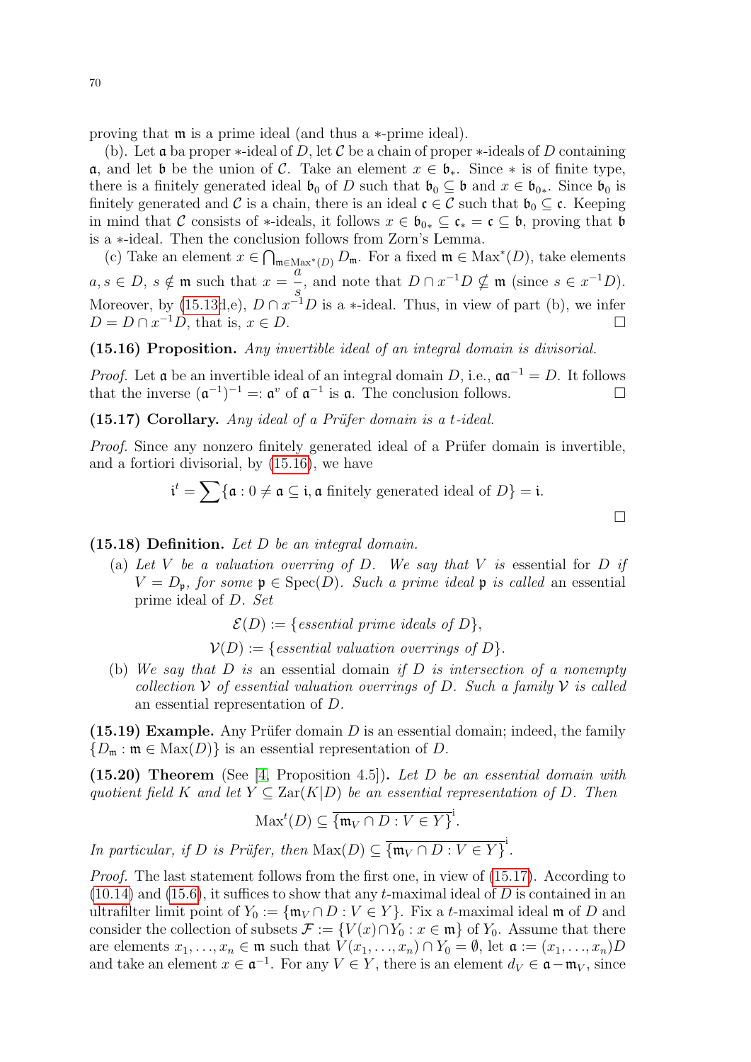proving that $\mathfrak{m}$ is a prime ideal (and thus a $*$-prime ideal).

(b). Let $\mathfrak{a}$ ba proper $*$-ideal of $D$, let $\mathcal{C}$ be a chain of proper $*$-ideals of $D$ containing $\mathfrak{a}$, and let $\mathfrak{b}$ be the union of $\mathcal{C}$. Take an element $x \in \mathfrak{b}_*$. Since $*$ is of finite type, there is a finitely generated ideal $\mathfrak{b}_0$ of $D$ such that $\mathfrak{b}_0 \subseteq \mathfrak{b}$ and $x \in \mathfrak{b}_{0*}$. Since $\mathfrak{b}_0$ is finitely generated and $\mathcal{C}$ is a chain, there is an ideal $\mathfrak{c} \in \mathcal{C}$ such that $\mathfrak{b}_0 \subseteq \mathfrak{c}$. Keeping in mind that $\mathcal{C}$ consists of $*$-ideals, it follows $x \in \mathfrak{b}_{0*} \subseteq \mathfrak{c}_* = \mathfrak{c} \subseteq \mathfrak{b}$, proving that $\mathfrak{b}$ is a $*$-ideal. Then the conclusion follows from Zorn's Lemma.

(c) Take an element $x \in \bigcap_{\mathfrak{m} \in \mathrm{Max}^*(D)} D_\mathfrak{m}$. For a fixed $\mathfrak{m} \in \mathrm{Max}^*(D)$, take elements $a, s \in D$, $s \notin \mathfrak{m}$ such that $x = \dfrac{a}{s}$, and note that $D \cap x^{-1}D \nsubseteq \mathfrak{m}$ (since $s \in x^{-1}D$). Moreover, by (15.13d,e), $D \cap x^{-1}D$ is a $*$-ideal. Thus, in view of part (b), we infer $D = D \cap x^{-1}D$, that is, $x \in D$. $\square$

**(15.16) Proposition.** *Any invertible ideal of an integral domain is divisorial.*

*Proof.* Let $\mathfrak{a}$ be an invertible ideal of an integral domain $D$, i.e., $\mathfrak{a}\mathfrak{a}^{-1} = D$. It follows that the inverse $(\mathfrak{a}^{-1})^{-1} =: \mathfrak{a}^v$ of $\mathfrak{a}^{-1}$ is $\mathfrak{a}$. The conclusion follows. $\square$

**(15.17) Corollary.** *Any ideal of a Prüfer domain is a $t$-ideal.*

*Proof.* Since any nonzero finitely generated ideal of a Prüfer domain is invertible, and a fortiori divisorial, by (15.16), we have

$$\mathfrak{i}^t = \sum \{\mathfrak{a} : 0 \neq \mathfrak{a} \subseteq \mathfrak{i}, \mathfrak{a} \text{ finitely generated ideal of } D\} = \mathfrak{i}.$$

$\square$

**(15.18) Definition.** *Let $D$ be an integral domain.*

(a) *Let $V$ be a valuation overring of $D$. We say that $V$ is* essential *for $D$ if $V = D_\mathfrak{p}$, for some $\mathfrak{p} \in \mathrm{Spec}(D)$. Such a prime ideal $\mathfrak{p}$ is called* an essential prime ideal *of $D$. Set*

$$\mathcal{E}(D) := \{\textit{essential prime ideals of } D\},$$

$$\mathcal{V}(D) := \{\textit{essential valuation overrings of } D\}.$$

(b) *We say that $D$ is* an essential domain *if $D$ is intersection of a nonempty collection $\mathcal{V}$ of essential valuation overrings of $D$. Such a family $\mathcal{V}$ is called* an essential representation *of $D$.*

**(15.19) Example.** Any Prüfer domain $D$ is an essential domain; indeed, the family $\{D_\mathfrak{m} : \mathfrak{m} \in \mathrm{Max}(D)\}$ is an essential representation of $D$.

**(15.20) Theorem** (See [4, Proposition 4.5])**.** *Let $D$ be an essential domain with quotient field $K$ and let $Y \subseteq \mathrm{Zar}(K|D)$ be an essential representation of $D$. Then*

$$\mathrm{Max}^t(D) \subseteq \overline{\{\mathfrak{m}_V \cap D : V \in Y\}}^{\mathrm{i}}.$$

*In particular, if $D$ is Prüfer, then* $\mathrm{Max}(D) \subseteq \overline{\{\mathfrak{m}_V \cap D : V \in Y\}}^{\mathrm{i}}$.

*Proof.* The last statement follows from the first one, in view of (15.17). According to (10.14) and (15.6), it suffices to show that any $t$-maximal ideal of $D$ is contained in an ultrafilter limit point of $Y_0 := \{\mathfrak{m}_V \cap D : V \in Y\}$. Fix a $t$-maximal ideal $\mathfrak{m}$ of $D$ and consider the collection of subsets $\mathcal{F} := \{V(x) \cap Y_0 : x \in \mathfrak{m}\}$ of $Y_0$. Assume that there are elements $x_1, \ldots, x_n \in \mathfrak{m}$ such that $V(x_1, \ldots, x_n) \cap Y_0 = \emptyset$, let $\mathfrak{a} := (x_1, \ldots, x_n)D$ and take an element $x \in \mathfrak{a}^{-1}$. For any $V \in Y$, there is an element $d_V \in \mathfrak{a} - \mathfrak{m}_V$, since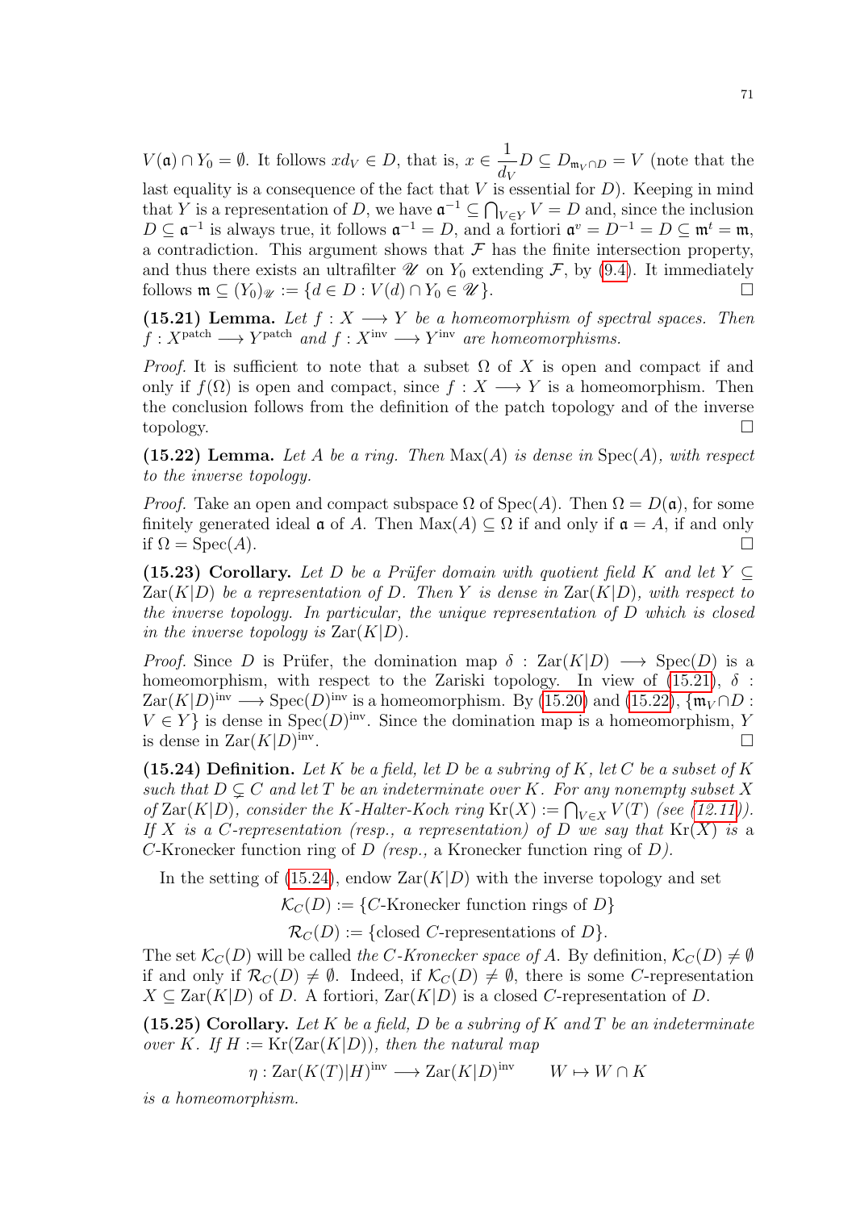$V(\mathfrak{a}) \cap Y_0 = \emptyset$. It follows $xd_V \in D$, that is, $x \in \dfrac{1}{d_V} D \subseteq D_{\mathfrak{m}_V \cap D} = V$ (note that the last equality is a consequence of the fact that $V$ is essential for $D$). Keeping in mind that $Y$ is a representation of $D$, we have $\mathfrak{a}^{-1} \subseteq \bigcap_{V \in Y} V = D$ and, since the inclusion $D \subseteq \mathfrak{a}^{-1}$ is always true, it follows $\mathfrak{a}^{-1} = D$, and a fortiori $\mathfrak{a}^v = D^{-1} = D \subseteq \mathfrak{m}^t = \mathfrak{m}$, a contradiction. This argument shows that $\mathcal{F}$ has the finite intersection property, and thus there exists an ultrafilter $\mathscr{U}$ on $Y_0$ extending $\mathcal{F}$, by (9.4). It immediately follows $\mathfrak{m} \subseteq (Y_0)_{\mathscr{U}} := \{d \in D : V(d) \cap Y_0 \in \mathscr{U}\}$. □

**(15.21) Lemma.** *Let $f : X \longrightarrow Y$ be a homeomorphism of spectral spaces. Then $f : X^{\text{patch}} \longrightarrow Y^{\text{patch}}$ and $f : X^{\text{inv}} \longrightarrow Y^{\text{inv}}$ are homeomorphisms.*

*Proof.* It is sufficient to note that a subset $\Omega$ of $X$ is open and compact if and only if $f(\Omega)$ is open and compact, since $f : X \longrightarrow Y$ is a homeomorphism. Then the conclusion follows from the definition of the patch topology and of the inverse topology. □

**(15.22) Lemma.** *Let $A$ be a ring. Then $\text{Max}(A)$ is dense in $\text{Spec}(A)$, with respect to the inverse topology.*

*Proof.* Take an open and compact subspace $\Omega$ of $\text{Spec}(A)$. Then $\Omega = D(\mathfrak{a})$, for some finitely generated ideal $\mathfrak{a}$ of $A$. Then $\text{Max}(A) \subseteq \Omega$ if and only if $\mathfrak{a} = A$, if and only if $\Omega = \text{Spec}(A)$. □

**(15.23) Corollary.** *Let $D$ be a Prüfer domain with quotient field $K$ and let $Y \subseteq \text{Zar}(K|D)$ be a representation of $D$. Then $Y$ is dense in $\text{Zar}(K|D)$, with respect to the inverse topology. In particular, the unique representation of $D$ which is closed in the inverse topology is $\text{Zar}(K|D)$.*

*Proof.* Since $D$ is Prüfer, the domination map $\delta : \text{Zar}(K|D) \longrightarrow \text{Spec}(D)$ is a homeomorphism, with respect to the Zariski topology. In view of (15.21), $\delta : \text{Zar}(K|D)^{\text{inv}} \longrightarrow \text{Spec}(D)^{\text{inv}}$ is a homeomorphism. By (15.20) and (15.22), $\{\mathfrak{m}_V \cap D : V \in Y\}$ is dense in $\text{Spec}(D)^{\text{inv}}$. Since the domination map is a homeomorphism, $Y$ is dense in $\text{Zar}(K|D)^{\text{inv}}$. □

**(15.24) Definition.** *Let $K$ be a field, let $D$ be a subring of $K$, let $C$ be a subset of $K$ such that $D \subsetneq C$ and let $T$ be an indeterminate over $K$. For any nonempty subset $X$ of $\text{Zar}(K|D)$, consider the $K$-Halter-Koch ring $\text{Kr}(X) := \bigcap_{V \in X} V(T)$ (see (12.11)). If $X$ is a $C$-representation (resp., a representation) of $D$ we say that $\text{Kr}(X)$ is a* $C$-Kronecker function ring of $D$ *(resp.,* a Kronecker function ring of $D$*).*

In the setting of (15.24), endow $\text{Zar}(K|D)$ with the inverse topology and set

$$\mathcal{K}_C(D) := \{C\text{-Kronecker function rings of } D\}$$

$$\mathcal{R}_C(D) := \{\text{closed } C\text{-representations of } D\}.$$

The set $\mathcal{K}_C(D)$ will be called *the $C$-Kronecker space of $A$*. By definition, $\mathcal{K}_C(D) \neq \emptyset$ if and only if $\mathcal{R}_C(D) \neq \emptyset$. Indeed, if $\mathcal{K}_C(D) \neq \emptyset$, there is some $C$-representation $X \subseteq \text{Zar}(K|D)$ of $D$. A fortiori, $\text{Zar}(K|D)$ is a closed $C$-representation of $D$.

**(15.25) Corollary.** *Let $K$ be a field, $D$ be a subring of $K$ and $T$ be an indeterminate over $K$. If $H := \text{Kr}(\text{Zar}(K|D))$, then the natural map*

$$\eta : \text{Zar}(K(T)|H)^{\text{inv}} \longrightarrow \text{Zar}(K|D)^{\text{inv}} \qquad W \mapsto W \cap K$$

*is a homeomorphism.*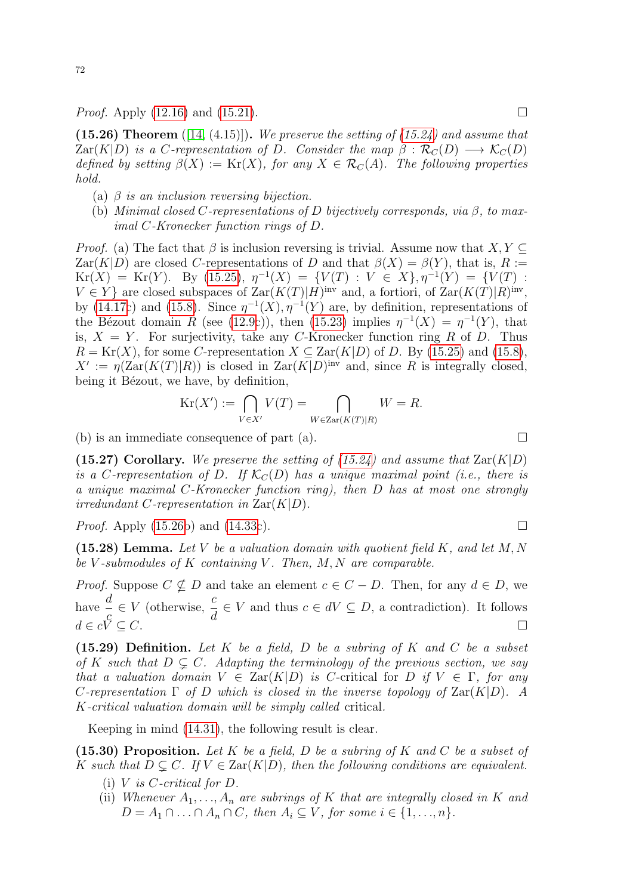*Proof.* Apply (12.16) and (15.21). ☐

**(15.26) Theorem** ([14, (4.15)]). *We preserve the setting of (15.24) and assume that* $\mathrm{Zar}(K|D)$ *is a* $C$*-representation of* $D$*. Consider the map* $\beta : \mathcal{R}_C(D) \longrightarrow \mathcal{K}_C(D)$ *defined by setting* $\beta(X) := \mathrm{Kr}(X)$*, for any* $X \in \mathcal{R}_C(A)$*. The following properties hold.*

(a) *$\beta$ is an inclusion reversing bijection.*

(b) *Minimal closed $C$-representations of $D$ bijectively corresponds, via $\beta$, to maximal $C$-Kronecker function rings of $D$.*

*Proof.* (a) The fact that $\beta$ is inclusion reversing is trivial. Assume now that $X, Y \subseteq \mathrm{Zar}(K|D)$ are closed $C$-representations of $D$ and that $\beta(X) = \beta(Y)$, that is, $R := \mathrm{Kr}(X) = \mathrm{Kr}(Y)$. By (15.25), $\eta^{-1}(X) = \{V(T) : V \in X\}, \eta^{-1}(Y) = \{V(T) : V \in Y\}$ are closed subspaces of $\mathrm{Zar}(K(T)|H)^{\mathrm{inv}}$ and, a fortiori, of $\mathrm{Zar}(K(T)|R)^{\mathrm{inv}}$, by (14.17c) and (15.8). Since $\eta^{-1}(X), \eta^{-1}(Y)$ are, by definition, representations of the Bézout domain $R$ (see (12.9c)), then (15.23) implies $\eta^{-1}(X) = \eta^{-1}(Y)$, that is, $X = Y$. For surjectivity, take any $C$-Kronecker function ring $R$ of $D$. Thus $R = \mathrm{Kr}(X)$, for some $C$-representation $X \subseteq \mathrm{Zar}(K|D)$ of $D$. By (15.25) and (15.8), $X' := \eta(\mathrm{Zar}(K(T)|R))$ is closed in $\mathrm{Zar}(K|D)^{\mathrm{inv}}$ and, since $R$ is integrally closed, being it Bézout, we have, by definition,

$$\mathrm{Kr}(X') := \bigcap_{V \in X'} V(T) = \bigcap_{W \in \mathrm{Zar}(K(T)|R)} W = R.$$

(b) is an immediate consequence of part (a). ☐

**(15.27) Corollary.** *We preserve the setting of (15.24) and assume that* $\mathrm{Zar}(K|D)$ *is a* $C$*-representation of* $D$*. If* $\mathcal{K}_C(D)$ *has a unique maximal point (i.e., there is a unique maximal* $C$*-Kronecker function ring), then* $D$ *has at most one strongly irredundant* $C$*-representation in* $\mathrm{Zar}(K|D)$*.*

*Proof.* Apply (15.26b) and (14.33c). ☐

**(15.28) Lemma.** *Let* $V$ *be a valuation domain with quotient field* $K$*, and let* $M, N$ *be* $V$*-submodules of* $K$ *containing* $V$*. Then,* $M, N$ *are comparable.*

*Proof.* Suppose $C \nsubseteq D$ and take an element $c \in C - D$. Then, for any $d \in D$, we have $\dfrac{d}{c} \in V$ (otherwise, $\dfrac{c}{d} \in V$ and thus $c \in dV \subseteq D$, a contradiction). It follows $d \in cV \subseteq C$. ☐

**(15.29) Definition.** *Let* $K$ *be a field,* $D$ *be a subring of* $K$ *and* $C$ *be a subset of* $K$ *such that* $D \subsetneq C$*. Adapting the terminology of the previous section, we say that a valuation domain* $V \in \mathrm{Zar}(K|D)$ *is* $C$-critical for $D$ *if* $V \in \Gamma$*, for any* $C$*-representation* $\Gamma$ *of* $D$ *which is closed in the inverse topology of* $\mathrm{Zar}(K|D)$*. A* $K$*-critical valuation domain will be simply called* critical*.*

Keeping in mind (14.31), the following result is clear.

**(15.30) Proposition.** *Let* $K$ *be a field,* $D$ *be a subring of* $K$ *and* $C$ *be a subset of* $K$ *such that* $D \subsetneq C$*. If* $V \in \mathrm{Zar}(K|D)$*, then the following conditions are equivalent.*

(i) *$V$ is $C$-critical for $D$.*

(ii) *Whenever $A_1, \ldots, A_n$ are subrings of $K$ that are integrally closed in $K$ and $D = A_1 \cap \ldots \cap A_n \cap C$, then $A_i \subseteq V$, for some $i \in \{1, \ldots, n\}$.*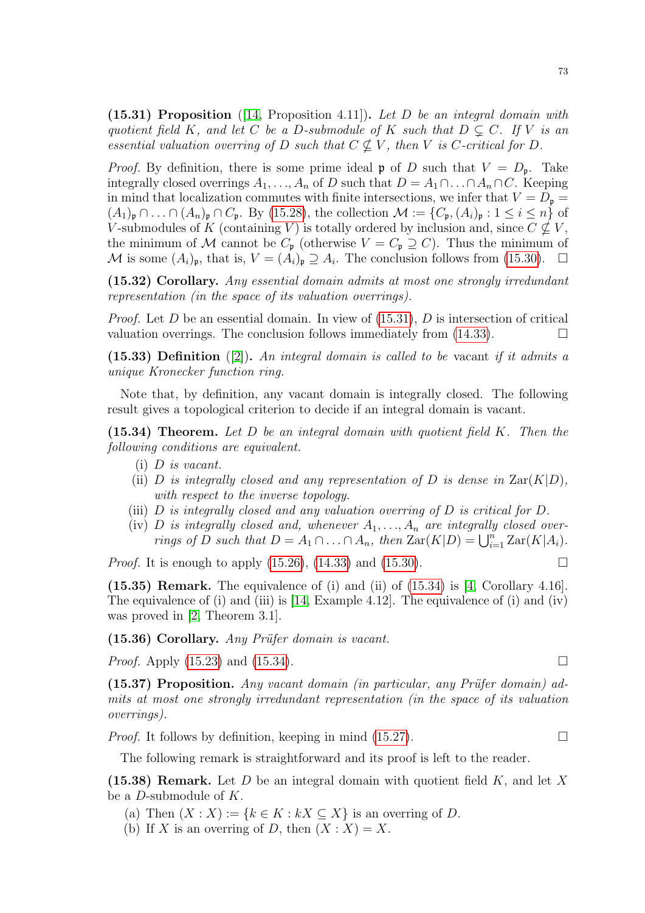**(15.31) Proposition** ([14, Proposition 4.11])**.** *Let $D$ be an integral domain with quotient field $K$, and let $C$ be a $D$-submodule of $K$ such that $D \subsetneq C$. If $V$ is an essential valuation overring of $D$ such that $C \nsubseteq V$, then $V$ is $C$-critical for $D$.*

*Proof.* By definition, there is some prime ideal $\mathfrak{p}$ of $D$ such that $V = D_{\mathfrak{p}}$. Take integrally closed overrings $A_1, \ldots, A_n$ of $D$ such that $D = A_1 \cap \ldots \cap A_n \cap C$. Keeping in mind that localization commutes with finite intersections, we infer that $V = D_{\mathfrak{p}} = (A_1)_{\mathfrak{p}} \cap \ldots \cap (A_n)_{\mathfrak{p}} \cap C_{\mathfrak{p}}$. By (15.28), the collection $\mathcal{M} := \{C_{\mathfrak{p}}, (A_i)_{\mathfrak{p}} : 1 \leq i \leq n\}$ of $V$-submodules of $K$ (containing $V$) is totally ordered by inclusion and, since $C \nsubseteq V$, the minimum of $\mathcal{M}$ cannot be $C_{\mathfrak{p}}$ (otherwise $V = C_{\mathfrak{p}} \supseteq C$). Thus the minimum of $\mathcal{M}$ is some $(A_i)_{\mathfrak{p}}$, that is, $V = (A_i)_{\mathfrak{p}} \supseteq A_i$. The conclusion follows from (15.30). $\square$

**(15.32) Corollary.** *Any essential domain admits at most one strongly irredundant representation (in the space of its valuation overrings).*

*Proof.* Let $D$ be an essential domain. In view of (15.31), $D$ is intersection of critical valuation overrings. The conclusion follows immediately from (14.33). $\square$

**(15.33) Definition** ([2])**.** *An integral domain is called to be* vacant *if it admits a unique Kronecker function ring.*

Note that, by definition, any vacant domain is integrally closed. The following result gives a topological criterion to decide if an integral domain is vacant.

**(15.34) Theorem.** *Let $D$ be an integral domain with quotient field $K$. Then the following conditions are equivalent.*

(i) *$D$ is vacant.*

(ii) *$D$ is integrally closed and any representation of $D$ is dense in $\mathrm{Zar}(K|D)$, with respect to the inverse topology.*

(iii) *$D$ is integrally closed and any valuation overring of $D$ is critical for $D$.*

(iv) *$D$ is integrally closed and, whenever $A_1, \ldots, A_n$ are integrally closed overrings of $D$ such that $D = A_1 \cap \ldots \cap A_n$, then $\mathrm{Zar}(K|D) = \bigcup_{i=1}^{n} \mathrm{Zar}(K|A_i)$.*

*Proof.* It is enough to apply (15.26), (14.33) and (15.30). $\square$

**(15.35) Remark.** The equivalence of (i) and (ii) of (15.34) is [4, Corollary 4.16]. The equivalence of (i) and (iii) is [14, Example 4.12]. The equivalence of (i) and (iv) was proved in [2, Theorem 3.1].

**(15.36) Corollary.** *Any Prüfer domain is vacant.*

*Proof.* Apply (15.23) and (15.34). $\square$

**(15.37) Proposition.** *Any vacant domain (in particular, any Prüfer domain) admits at most one strongly irredundant representation (in the space of its valuation overrings).*

*Proof.* It follows by definition, keeping in mind (15.27). $\square$

The following remark is straightforward and its proof is left to the reader.

**(15.38) Remark.** Let $D$ be an integral domain with quotient field $K$, and let $X$ be a $D$-submodule of $K$.

(a) Then $(X : X) := \{k \in K : kX \subseteq X\}$ is an overring of $D$.

(b) If $X$ is an overring of $D$, then $(X : X) = X$.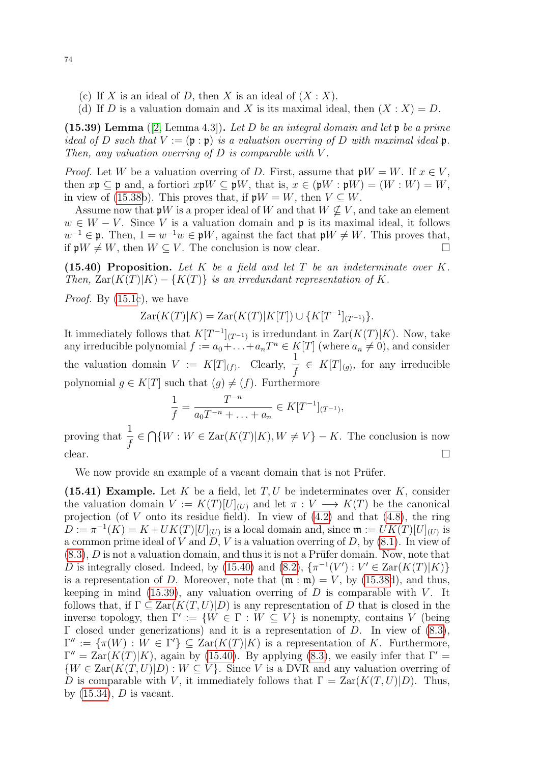(c) If $X$ is an ideal of $D$, then $X$ is an ideal of $(X : X)$.
(d) If $D$ is a valuation domain and $X$ is its maximal ideal, then $(X : X) = D$.

**(15.39) Lemma** ([2, Lemma 4.3]). *Let $D$ be an integral domain and let $\mathfrak{p}$ be a prime ideal of $D$ such that $V := (\mathfrak{p} : \mathfrak{p})$ is a valuation overring of $D$ with maximal ideal $\mathfrak{p}$. Then, any valuation overring of $D$ is comparable with $V$.*

*Proof.* Let $W$ be a valuation overring of $D$. First, assume that $\mathfrak{p}W = W$. If $x \in V$, then $x\mathfrak{p} \subseteq \mathfrak{p}$ and, a fortiori $x\mathfrak{p}W \subseteq \mathfrak{p}W$, that is, $x \in (\mathfrak{p}W : \mathfrak{p}W) = (W : W) = W$, in view of (15.38b). This proves that, if $\mathfrak{p}W = W$, then $V \subseteq W$.

Assume now that $\mathfrak{p}W$ is a proper ideal of $W$ and that $W \nsubseteq V$, and take an element $w \in W - V$. Since $V$ is a valuation domain and $\mathfrak{p}$ is its maximal ideal, it follows $w^{-1} \in \mathfrak{p}$. Then, $1 = w^{-1}w \in \mathfrak{p}W$, against the fact that $\mathfrak{p}W \neq W$. This proves that, if $\mathfrak{p}W \neq W$, then $W \subseteq V$. The conclusion is now clear. □

**(15.40) Proposition.** *Let $K$ be a field and let $T$ be an indeterminate over $K$. Then, $\mathrm{Zar}(K(T)|K) - \{K(T)\}$ is an irredundant representation of $K$.*

*Proof.* By (15.1c), we have

$$\mathrm{Zar}(K(T)|K) = \mathrm{Zar}(K(T)|K[T]) \cup \{K[T^{-1}]_{(T^{-1})}\}.$$

It immediately follows that $K[T^{-1}]_{(T^{-1})}$ is irredundant in $\mathrm{Zar}(K(T)|K)$. Now, take any irreducible polynomial $f := a_0 + \ldots + a_nT^n \in K[T]$ (where $a_n \neq 0$), and consider the valuation domain $V := K[T]_{(f)}$. Clearly, $\dfrac{1}{f} \in K[T]_{(g)}$, for any irreducible polynomial $g \in K[T]$ such that $(g) \neq (f)$. Furthermore

$$\frac{1}{f} = \frac{T^{-n}}{a_0T^{-n} + \ldots + a_n} \in K[T^{-1}]_{(T^{-1})},$$

proving that $\dfrac{1}{f} \in \bigcap\{W : W \in \mathrm{Zar}(K(T)|K), W \neq V\} - K$. The conclusion is now clear. □

We now provide an example of a vacant domain that is not Prüfer.

**(15.41) Example.** Let $K$ be a field, let $T, U$ be indeterminates over $K$, consider the valuation domain $V := K(T)[U]_{(U)}$ and let $\pi : V \longrightarrow K(T)$ be the canonical projection (of $V$ onto its residue field). In view of (4.2) and that (4.8), the ring $D := \pi^{-1}(K) = K + UK(T)[U]_{(U)}$ is a local domain and, since $\mathfrak{m} := UK(T)[U]_{(U)}$ is a common prime ideal of $V$ and $D$, $V$ is a valuation overring of $D$, by (8.1). In view of (8.3), $D$ is not a valuation domain, and thus it is not a Prüfer domain. Now, note that $D$ is integrally closed. Indeed, by (15.40) and (8.2), $\{\pi^{-1}(V') : V' \in \mathrm{Zar}(K(T)|K)\}$ is a representation of $D$. Moreover, note that $(\mathfrak{m} : \mathfrak{m}) = V$, by (15.38d), and thus, keeping in mind (15.39), any valuation overring of $D$ is comparable with $V$. It follows that, if $\Gamma \subseteq \mathrm{Zar}(K(T,U)|D)$ is any representation of $D$ that is closed in the inverse topology, then $\Gamma' := \{W \in \Gamma : W \subseteq V\}$ is nonempty, contains $V$ (being $\Gamma$ closed under generizations) and it is a representation of $D$. In view of (8.3), $\Gamma'' := \{\pi(W) : W \in \Gamma'\} \subseteq \mathrm{Zar}(K(T)|K)$ is a representation of $K$. Furthermore, $\Gamma'' = \mathrm{Zar}(K(T)|K)$, again by (15.40). By applying (8.3), we easily infer that $\Gamma' = \{W \in \mathrm{Zar}(K(T,U)|D) : W \subseteq V\}$. Since $V$ is a DVR and any valuation overring of $D$ is comparable with $V$, it immediately follows that $\Gamma = \mathrm{Zar}(K(T,U)|D)$. Thus, by (15.34), $D$ is vacant.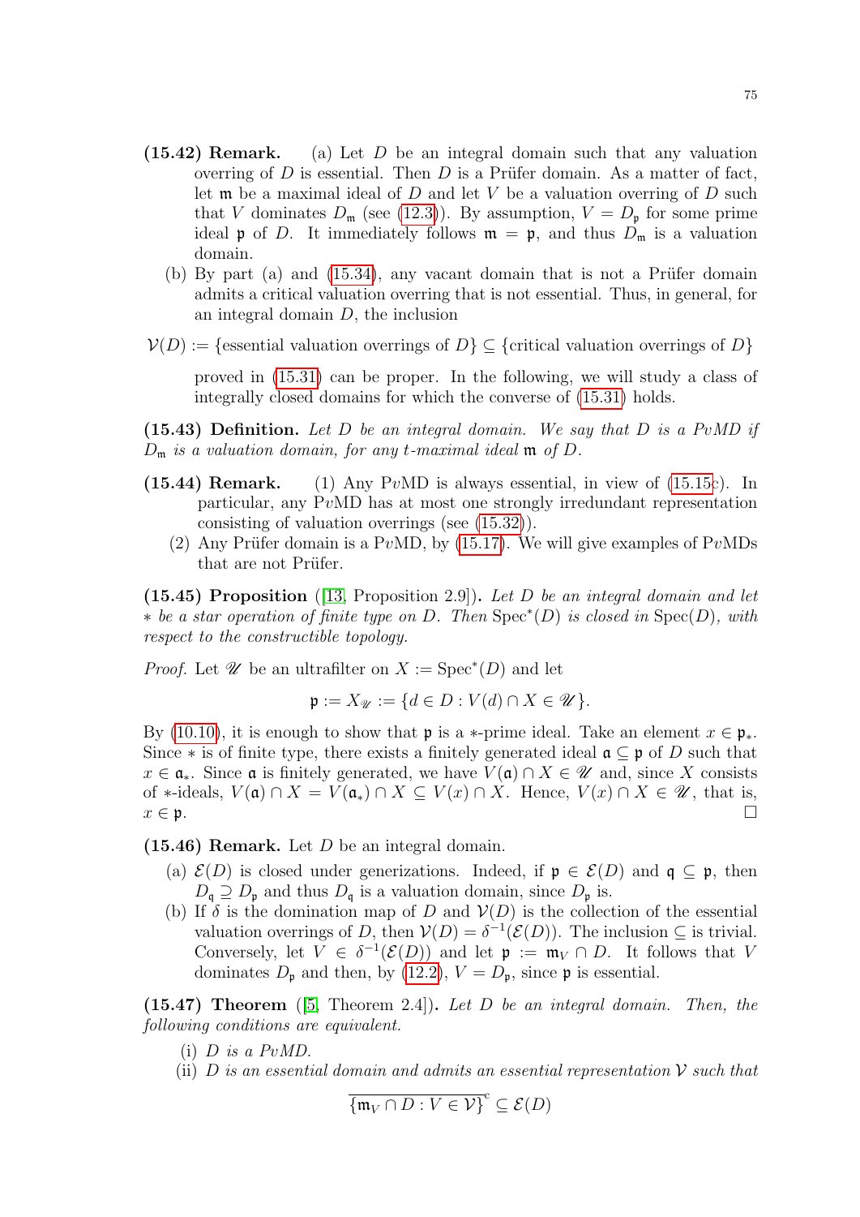**(15.42) Remark.** (a) Let $D$ be an integral domain such that any valuation overring of $D$ is essential. Then $D$ is a Prüfer domain. As a matter of fact, let $\mathfrak{m}$ be a maximal ideal of $D$ and let $V$ be a valuation overring of $D$ such that $V$ dominates $D_{\mathfrak{m}}$ (see (12.3)). By assumption, $V = D_{\mathfrak{p}}$ for some prime ideal $\mathfrak{p}$ of $D$. It immediately follows $\mathfrak{m} = \mathfrak{p}$, and thus $D_{\mathfrak{m}}$ is a valuation domain.

(b) By part (a) and (15.34), any vacant domain that is not a Prüfer domain admits a critical valuation overring that is not essential. Thus, in general, for an integral domain $D$, the inclusion

$$\mathcal{V}(D) := \{\text{essential valuation overrings of } D\} \subseteq \{\text{critical valuation overrings of } D\}$$

proved in (15.31) can be proper. In the following, we will study a class of integrally closed domains for which the converse of (15.31) holds.

**(15.43) Definition.** *Let $D$ be an integral domain. We say that $D$ is a P$v$MD if $D_{\mathfrak{m}}$ is a valuation domain, for any $t$-maximal ideal $\mathfrak{m}$ of $D$.*

**(15.44) Remark.** (1) Any P$v$MD is always essential, in view of (15.15c). In particular, any P$v$MD has at most one strongly irredundant representation consisting of valuation overrings (see (15.32)).

(2) Any Prüfer domain is a P$v$MD, by (15.17). We will give examples of P$v$MDs that are not Prüfer.

**(15.45) Proposition** ([13, Proposition 2.9])**.** *Let $D$ be an integral domain and let $*$ be a star operation of finite type on $D$. Then $\mathrm{Spec}^*(D)$ is closed in $\mathrm{Spec}(D)$, with respect to the constructible topology.*

*Proof.* Let $\mathscr{U}$ be an ultrafilter on $X := \mathrm{Spec}^*(D)$ and let

$$\mathfrak{p} := X_{\mathscr{U}} := \{d \in D : V(d) \cap X \in \mathscr{U}\}.$$

By (10.10), it is enough to show that $\mathfrak{p}$ is a $*$-prime ideal. Take an element $x \in \mathfrak{p}_*$. Since $*$ is of finite type, there exists a finitely generated ideal $\mathfrak{a} \subseteq \mathfrak{p}$ of $D$ such that $x \in \mathfrak{a}_*$. Since $\mathfrak{a}$ is finitely generated, we have $V(\mathfrak{a}) \cap X \in \mathscr{U}$ and, since $X$ consists of $*$-ideals, $V(\mathfrak{a}) \cap X = V(\mathfrak{a}_*) \cap X \subseteq V(x) \cap X$. Hence, $V(x) \cap X \in \mathscr{U}$, that is, $x \in \mathfrak{p}$. □

**(15.46) Remark.** Let $D$ be an integral domain.

(a) $\mathcal{E}(D)$ is closed under generizations. Indeed, if $\mathfrak{p} \in \mathcal{E}(D)$ and $\mathfrak{q} \subseteq \mathfrak{p}$, then $D_{\mathfrak{q}} \supseteq D_{\mathfrak{p}}$ and thus $D_{\mathfrak{q}}$ is a valuation domain, since $D_{\mathfrak{p}}$ is.

(b) If $\delta$ is the domination map of $D$ and $\mathcal{V}(D)$ is the collection of the essential valuation overrings of $D$, then $\mathcal{V}(D) = \delta^{-1}(\mathcal{E}(D))$. The inclusion $\subseteq$ is trivial. Conversely, let $V \in \delta^{-1}(\mathcal{E}(D))$ and let $\mathfrak{p} := \mathfrak{m}_V \cap D$. It follows that $V$ dominates $D_{\mathfrak{p}}$ and then, by (12.2), $V = D_{\mathfrak{p}}$, since $\mathfrak{p}$ is essential.

**(15.47) Theorem** ([5, Theorem 2.4])**.** *Let $D$ be an integral domain. Then, the following conditions are equivalent.*

(i) *$D$ is a P$v$MD.*

(ii) *$D$ is an essential domain and admits an essential representation $\mathcal{V}$ such that*

$$\overline{\{\mathfrak{m}_V \cap D : V \in \mathcal{V}\}}^{\mathrm{c}} \subseteq \mathcal{E}(D)$$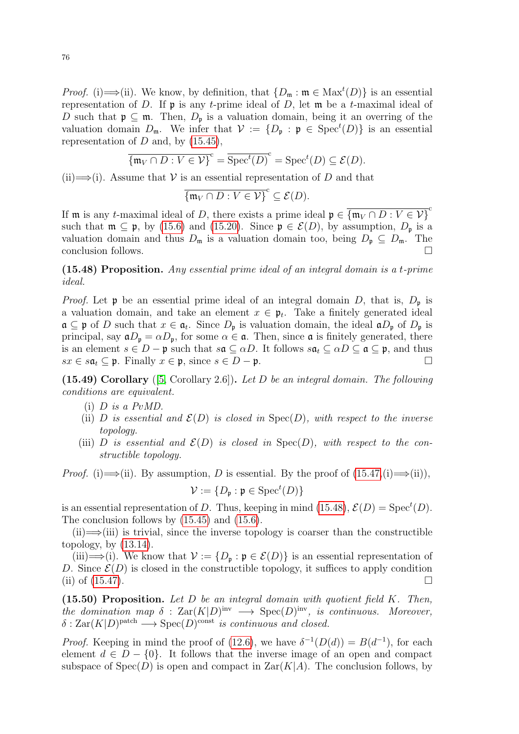*Proof.* (i)$\Longrightarrow$(ii). We know, by definition, that $\{D_{\mathfrak{m}} : \mathfrak{m} \in \mathrm{Max}^t(D)\}$ is an essential representation of $D$. If $\mathfrak{p}$ is any $t$-prime ideal of $D$, let $\mathfrak{m}$ be a $t$-maximal ideal of $D$ such that $\mathfrak{p} \subseteq \mathfrak{m}$. Then, $D_{\mathfrak{p}}$ is a valuation domain, being it an overring of the valuation domain $D_{\mathfrak{m}}$. We infer that $\mathcal{V} := \{D_{\mathfrak{p}} : \mathfrak{p} \in \mathrm{Spec}^t(D)\}$ is an essential representation of $D$ and, by (15.45),

$$\overline{\{\mathfrak{m}_V \cap D : V \in \mathcal{V}\}}^{\mathrm{c}} = \overline{\mathrm{Spec}^t(D)}^{\mathrm{c}} = \mathrm{Spec}^t(D) \subseteq \mathcal{E}(D).$$

(ii)$\Longrightarrow$(i). Assume that $\mathcal{V}$ is an essential representation of $D$ and that

$$\overline{\{\mathfrak{m}_V \cap D : V \in \mathcal{V}\}}^{\mathrm{c}} \subseteq \mathcal{E}(D).$$

If $\mathfrak{m}$ is any $t$-maximal ideal of $D$, there exists a prime ideal $\mathfrak{p} \in \overline{\{\mathfrak{m}_V \cap D : V \in \mathcal{V}\}}^{\mathrm{c}}$ such that $\mathfrak{m} \subseteq \mathfrak{p}$, by (15.6) and (15.20). Since $\mathfrak{p} \in \mathcal{E}(D)$, by assumption, $D_{\mathfrak{p}}$ is a valuation domain and thus $D_{\mathfrak{m}}$ is a valuation domain too, being $D_{\mathfrak{p}} \subseteq D_{\mathfrak{m}}$. The conclusion follows. $\square$

**(15.48) Proposition.** *Any essential prime ideal of an integral domain is a $t$-prime ideal.*

*Proof.* Let $\mathfrak{p}$ be an essential prime ideal of an integral domain $D$, that is, $D_{\mathfrak{p}}$ is a valuation domain, and take an element $x \in \mathfrak{p}_t$. Take a finitely generated ideal $\mathfrak{a} \subseteq \mathfrak{p}$ of $D$ such that $x \in \mathfrak{a}_t$. Since $D_{\mathfrak{p}}$ is valuation domain, the ideal $\mathfrak{a}D_{\mathfrak{p}}$ of $D_{\mathfrak{p}}$ is principal, say $\mathfrak{a}D_{\mathfrak{p}} = \alpha D_{\mathfrak{p}}$, for some $\alpha \in \mathfrak{a}$. Then, since $\mathfrak{a}$ is finitely generated, there is an element $s \in D - \mathfrak{p}$ such that $s\mathfrak{a} \subseteq \alpha D$. It follows $s\mathfrak{a}_t \subseteq \alpha D \subseteq \mathfrak{a} \subseteq \mathfrak{p}$, and thus $sx \in s\mathfrak{a}_t \subseteq \mathfrak{p}$. Finally $x \in \mathfrak{p}$, since $s \in D - \mathfrak{p}$. $\square$

**(15.49) Corollary** ([5, Corollary 2.6])**.** *Let $D$ be an integral domain. The following conditions are equivalent.*

(i) *$D$ is a PvMD.*
(ii) *$D$ is essential and $\mathcal{E}(D)$ is closed in $\mathrm{Spec}(D)$, with respect to the inverse topology.*
(iii) *$D$ is essential and $\mathcal{E}(D)$ is closed in $\mathrm{Spec}(D)$, with respect to the constructible topology.*

*Proof.* (i)$\Longrightarrow$(ii). By assumption, $D$ is essential. By the proof of (15.47,(i)$\Longrightarrow$(ii)),

$$\mathcal{V} := \{D_{\mathfrak{p}} : \mathfrak{p} \in \mathrm{Spec}^t(D)\}$$

is an essential representation of $D$. Thus, keeping in mind (15.48), $\mathcal{E}(D) = \mathrm{Spec}^t(D)$. The conclusion follows by (15.45) and (15.6).

(ii)$\Longrightarrow$(iii) is trivial, since the inverse topology is coarser than the constructible topology, by (13.14).

(iii)$\Longrightarrow$(i). We know that $\mathcal{V} := \{D_{\mathfrak{p}} : \mathfrak{p} \in \mathcal{E}(D)\}$ is an essential representation of $D$. Since $\mathcal{E}(D)$ is closed in the constructible topology, it suffices to apply condition (ii) of (15.47). $\square$

**(15.50) Proposition.** *Let $D$ be an integral domain with quotient field $K$. Then, the domination map $\delta : \mathrm{Zar}(K|D)^{\mathrm{inv}} \longrightarrow \mathrm{Spec}(D)^{\mathrm{inv}}$, is continuous. Moreover, $\delta : \mathrm{Zar}(K|D)^{\mathrm{patch}} \longrightarrow \mathrm{Spec}(D)^{\mathrm{const}}$ is continuous and closed.*

*Proof.* Keeping in mind the proof of (12.6), we have $\delta^{-1}(D(d)) = B(d^{-1})$, for each element $d \in D - \{0\}$. It follows that the inverse image of an open and compact subspace of $\mathrm{Spec}(D)$ is open and compact in $\mathrm{Zar}(K|A)$. The conclusion follows, by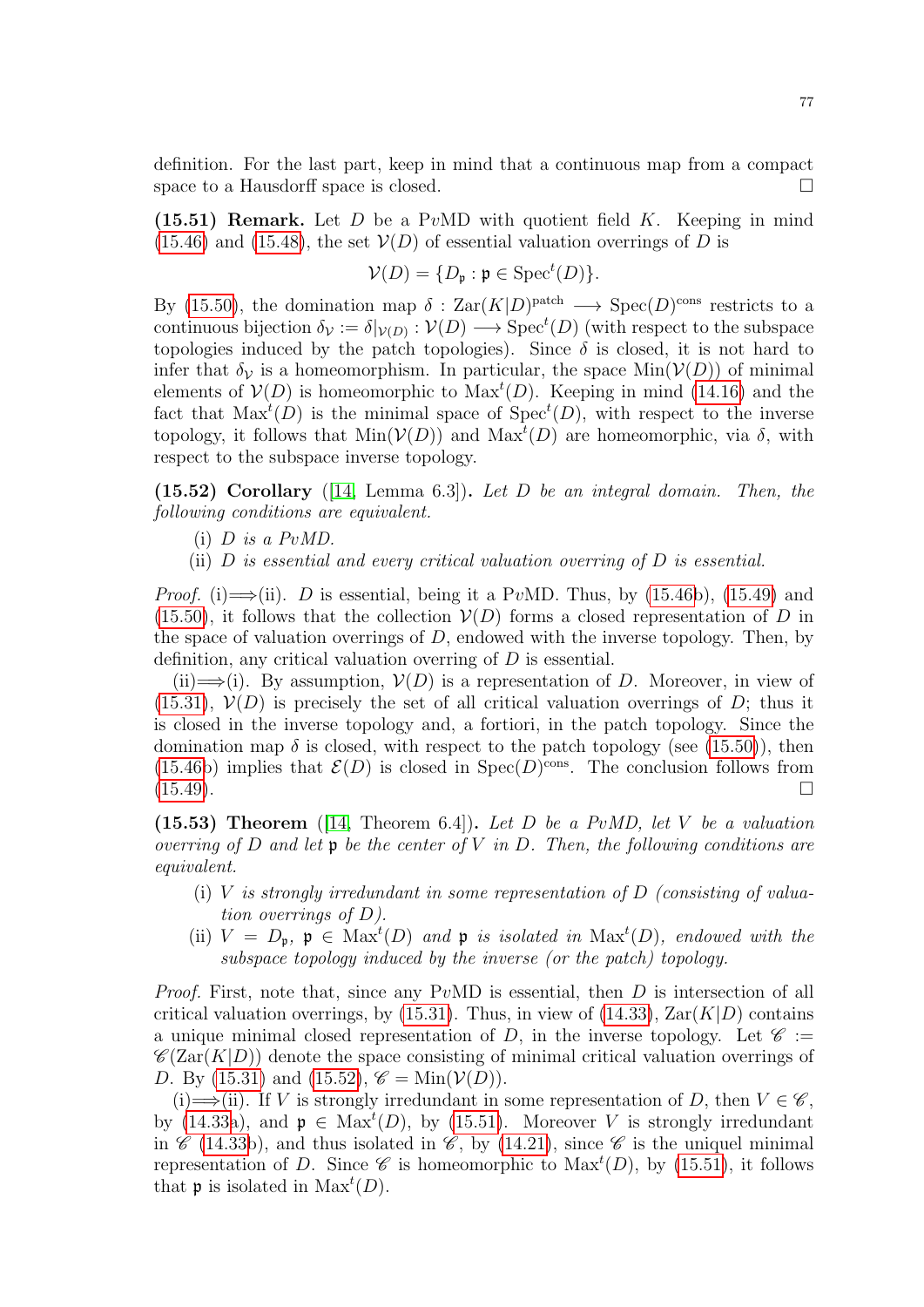definition. For the last part, keep in mind that a continuous map from a compact space to a Hausdorff space is closed. □

**(15.51) Remark.** Let $D$ be a P$v$MD with quotient field $K$. Keeping in mind (15.46) and (15.48), the set $\mathcal{V}(D)$ of essential valuation overrings of $D$ is

$$\mathcal{V}(D) = \{D_{\mathfrak{p}} : \mathfrak{p} \in \mathrm{Spec}^t(D)\}.$$

By (15.50), the domination map $\delta : \mathrm{Zar}(K|D)^{\mathrm{patch}} \longrightarrow \mathrm{Spec}(D)^{\mathrm{cons}}$ restricts to a continuous bijection $\delta_{\mathcal{V}} := \delta|_{\mathcal{V}(D)} : \mathcal{V}(D) \longrightarrow \mathrm{Spec}^t(D)$ (with respect to the subspace topologies induced by the patch topologies). Since $\delta$ is closed, it is not hard to infer that $\delta_{\mathcal{V}}$ is a homeomorphism. In particular, the space $\mathrm{Min}(\mathcal{V}(D))$ of minimal elements of $\mathcal{V}(D)$ is homeomorphic to $\mathrm{Max}^t(D)$. Keeping in mind (14.16) and the fact that $\mathrm{Max}^t(D)$ is the minimal space of $\mathrm{Spec}^t(D)$, with respect to the inverse topology, it follows that $\mathrm{Min}(\mathcal{V}(D))$ and $\mathrm{Max}^t(D)$ are homeomorphic, via $\delta$, with respect to the subspace inverse topology.

**(15.52) Corollary** ([14, Lemma 6.3])**.** *Let $D$ be an integral domain. Then, the following conditions are equivalent.*

(i) *$D$ is a P$v$MD.*

(ii) *$D$ is essential and every critical valuation overring of $D$ is essential.*

*Proof.* (i)$\Longrightarrow$(ii). $D$ is essential, being it a P$v$MD. Thus, by (15.46b), (15.49) and (15.50), it follows that the collection $\mathcal{V}(D)$ forms a closed representation of $D$ in the space of valuation overrings of $D$, endowed with the inverse topology. Then, by definition, any critical valuation overring of $D$ is essential.

(ii)$\Longrightarrow$(i). By assumption, $\mathcal{V}(D)$ is a representation of $D$. Moreover, in view of (15.31), $\mathcal{V}(D)$ is precisely the set of all critical valuation overrings of $D$; thus it is closed in the inverse topology and, a fortiori, in the patch topology. Since the domination map $\delta$ is closed, with respect to the patch topology (see (15.50)), then (15.46b) implies that $\mathcal{E}(D)$ is closed in $\mathrm{Spec}(D)^{\mathrm{cons}}$. The conclusion follows from (15.49). □

**(15.53) Theorem** ([14, Theorem 6.4])**.** *Let $D$ be a P$v$MD, let $V$ be a valuation overring of $D$ and let $\mathfrak{p}$ be the center of $V$ in $D$. Then, the following conditions are equivalent.*

(i) *$V$ is strongly irredundant in some representation of $D$ (consisting of valuation overrings of $D$).*

(ii) *$V = D_{\mathfrak{p}}$, $\mathfrak{p} \in \mathrm{Max}^t(D)$ and $\mathfrak{p}$ is isolated in $\mathrm{Max}^t(D)$, endowed with the subspace topology induced by the inverse (or the patch) topology.*

*Proof.* First, note that, since any P$v$MD is essential, then $D$ is intersection of all critical valuation overrings, by (15.31). Thus, in view of (14.33), $\mathrm{Zar}(K|D)$ contains a unique minimal closed representation of $D$, in the inverse topology. Let $\mathscr{C} := \mathscr{C}(\mathrm{Zar}(K|D))$ denote the space consisting of minimal critical valuation overrings of $D$. By (15.31) and (15.52), $\mathscr{C} = \mathrm{Min}(\mathcal{V}(D))$.

(i)$\Longrightarrow$(ii). If $V$ is strongly irredundant in some representation of $D$, then $V \in \mathscr{C}$, by (14.33a), and $\mathfrak{p} \in \mathrm{Max}^t(D)$, by (15.51). Moreover $V$ is strongly irredundant in $\mathscr{C}$ (14.33b), and thus isolated in $\mathscr{C}$, by (14.21), since $\mathscr{C}$ is the uniquel minimal representation of $D$. Since $\mathscr{C}$ is homeomorphic to $\mathrm{Max}^t(D)$, by (15.51), it follows that $\mathfrak{p}$ is isolated in $\mathrm{Max}^t(D)$.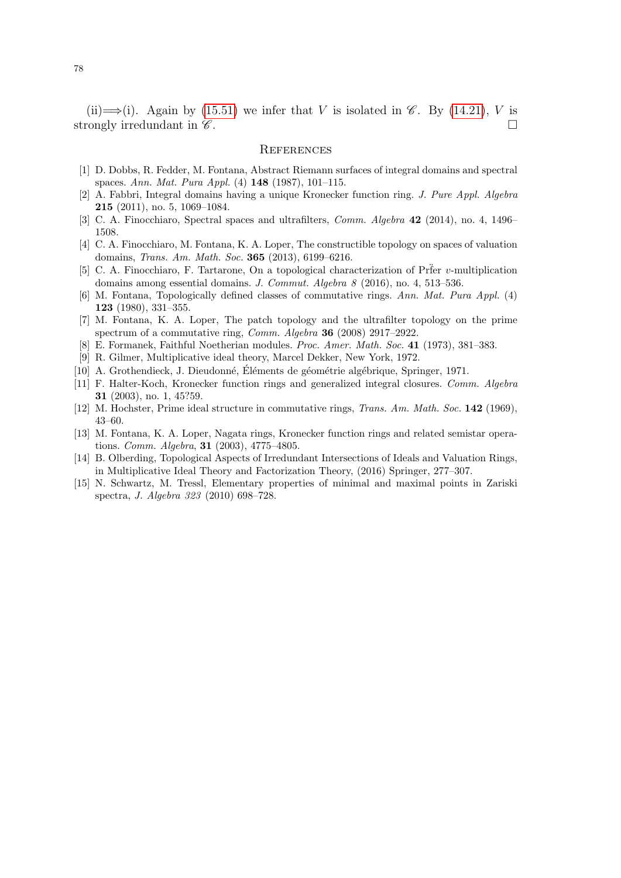(ii)$\Longrightarrow$(i). Again by (15.51) we infer that $V$ is isolated in $\mathscr{C}$. By (14.21), $V$ is strongly irredundant in $\mathscr{C}$. $\square$

## References

[1] D. Dobbs, R. Fedder, M. Fontana, Abstract Riemann surfaces of integral domains and spectral spaces. *Ann. Mat. Pura Appl.* (4) **148** (1987), 101–115.

[2] A. Fabbri, Integral domains having a unique Kronecker function ring. *J. Pure Appl. Algebra* **215** (2011), no. 5, 1069–1084.

[3] C. A. Finocchiaro, Spectral spaces and ultrafilters, *Comm. Algebra* **42** (2014), no. 4, 1496–1508.

[4] C. A. Finocchiaro, M. Fontana, K. A. Loper, The constructible topology on spaces of valuation domains, *Trans. Am. Math. Soc.* **365** (2013), 6199–6216.

[5] C. A. Finocchiaro, F. Tartarone, On a topological characterization of Prΐer $v$-multiplication domains among essential domains. *J. Commut. Algebra 8* (2016), no. 4, 513–536.

[6] M. Fontana, Topologically defined classes of commutative rings. *Ann. Mat. Pura Appl.* (4) **123** (1980), 331–355.

[7] M. Fontana, K. A. Loper, The patch topology and the ultrafilter topology on the prime spectrum of a commutative ring, *Comm. Algebra* **36** (2008) 2917–2922.

[8] E. Formanek, Faithful Noetherian modules. *Proc. Amer. Math. Soc.* **41** (1973), 381–383.

[9] R. Gilmer, Multiplicative ideal theory, Marcel Dekker, New York, 1972.

[10] A. Grothendieck, J. Dieudonné, Éléments de géométrie algébrique, Springer, 1971.

[11] F. Halter-Koch, Kronecker function rings and generalized integral closures. *Comm. Algebra* **31** (2003), no. 1, 45?59.

[12] M. Hochster, Prime ideal structure in commutative rings, *Trans. Am. Math. Soc.* **142** (1969), 43–60.

[13] M. Fontana, K. A. Loper, Nagata rings, Kronecker function rings and related semistar operations. *Comm. Algebra*, **31** (2003), 4775–4805.

[14] B. Olberding, Topological Aspects of Irredundant Intersections of Ideals and Valuation Rings, in Multiplicative Ideal Theory and Factorization Theory, (2016) Springer, 277–307.

[15] N. Schwartz, M. Tressl, Elementary properties of minimal and maximal points in Zariski spectra, *J. Algebra 323* (2010) 698–728.